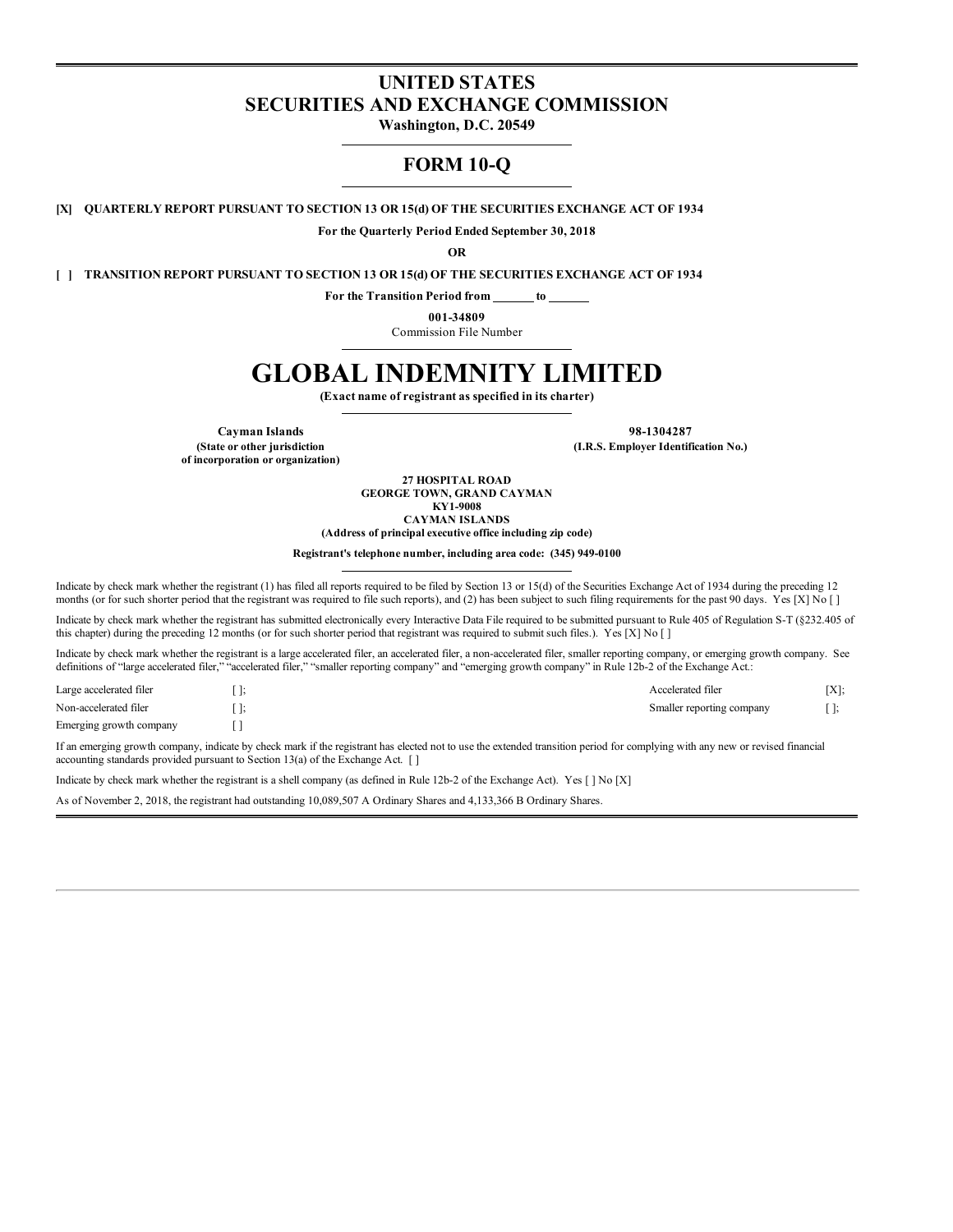# UNITED STATES
# SECURITIES AND EXCHANGE COMMISSION

**Washington, D.C. 20549**

## FORM 10-Q

**[X] QUARTERLY REPORT PURSUANT TO SECTION 13 OR 15(d) OF THE SECURITIES EXCHANGE ACT OF 1934**

**For the Quarterly Period Ended September 30, 2018**

**OR**

**[ ] TRANSITION REPORT PURSUANT TO SECTION 13 OR 15(d) OF THE SECURITIES EXCHANGE ACT OF 1934**

**For the Transition Period from \_\_\_\_\_\_ to \_\_\_\_\_\_**

**001-34809**
Commission File Number

# GLOBAL INDEMNITY LIMITED

**(Exact name of registrant as specified in its charter)**

| **Cayman Islands** | **98-1304287** |
|---|---|
| **(State or other jurisdiction of incorporation or organization)** | **(I.R.S. Employer Identification No.)** |

**27 HOSPITAL ROAD**
**GEORGE TOWN, GRAND CAYMAN**
**KY1-9008**
**CAYMAN ISLANDS**
**(Address of principal executive office including zip code)**

**Registrant's telephone number, including area code: (345) 949-0100**

Indicate by check mark whether the registrant (1) has filed all reports required to be filed by Section 13 or 15(d) of the Securities Exchange Act of 1934 during the preceding 12 months (or for such shorter period that the registrant was required to file such reports), and (2) has been subject to such filing requirements for the past 90 days. Yes [X] No [ ]

Indicate by check mark whether the registrant has submitted electronically every Interactive Data File required to be submitted pursuant to Rule 405 of Regulation S-T (§232.405 of this chapter) during the preceding 12 months (or for such shorter period that registrant was required to submit such files.). Yes [X] No [ ]

Indicate by check mark whether the registrant is a large accelerated filer, an accelerated filer, a non-accelerated filer, smaller reporting company, or emerging growth company. See definitions of "large accelerated filer," "accelerated filer," "smaller reporting company" and "emerging growth company" in Rule 12b-2 of the Exchange Act.:

| | | | |
|---|---|---|---|
| Large accelerated filer | [ ]; | Accelerated filer | [X]; |
| Non-accelerated filer | [ ]; | Smaller reporting company | [ ]; |
| Emerging growth company | [ ] | | |

If an emerging growth company, indicate by check mark if the registrant has elected not to use the extended transition period for complying with any new or revised financial accounting standards provided pursuant to Section 13(a) of the Exchange Act. [ ]

Indicate by check mark whether the registrant is a shell company (as defined in Rule 12b-2 of the Exchange Act). Yes [ ] No [X]

As of November 2, 2018, the registrant had outstanding 10,089,507 A Ordinary Shares and 4,133,366 B Ordinary Shares.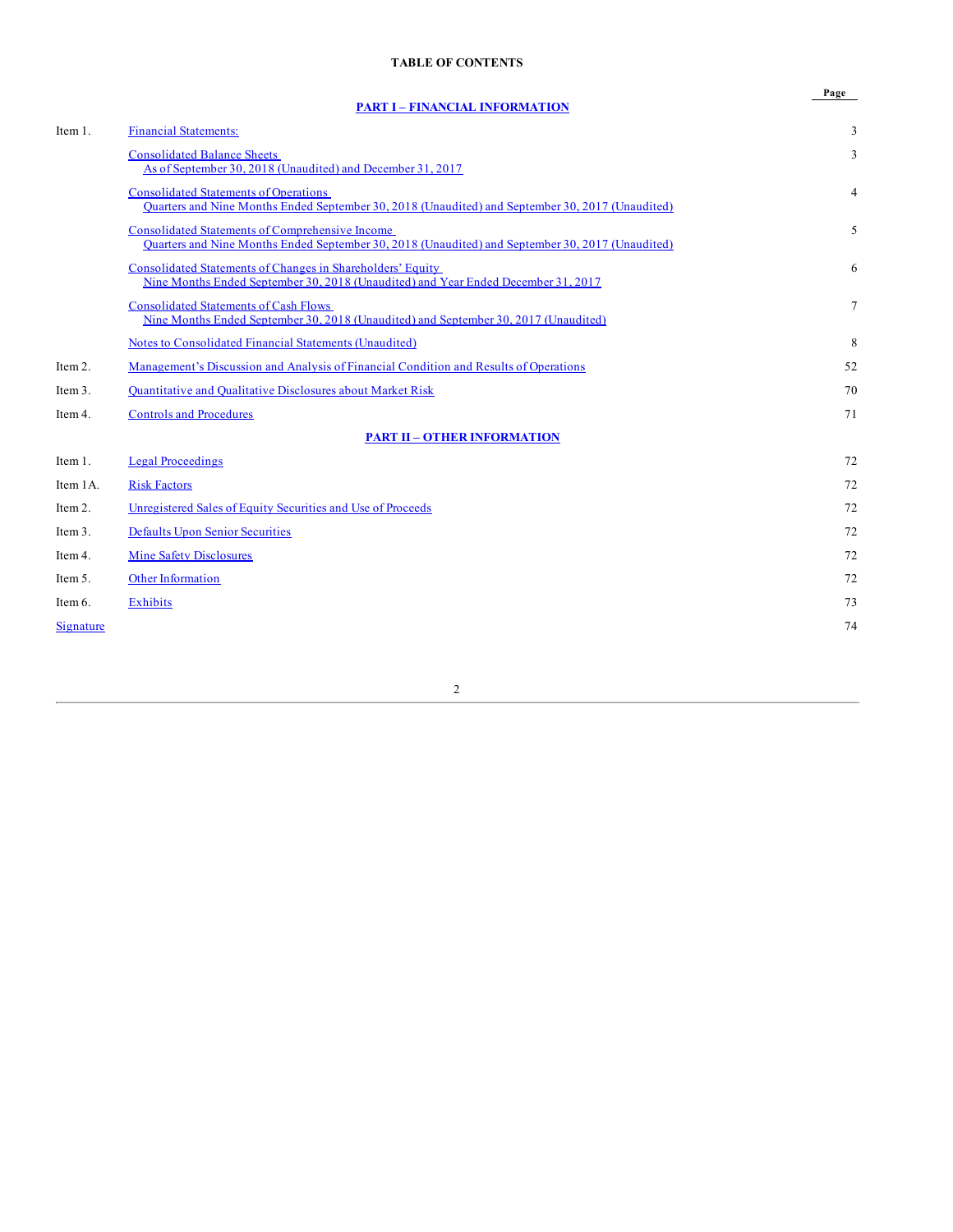## TABLE OF CONTENTS

| | | Page |
|---|---|---|
| | **PART I – FINANCIAL INFORMATION** | |
| Item 1. | Financial Statements: | 3 |
| | Consolidated Balance Sheets As of September 30, 2018 (Unaudited) and December 31, 2017 | 3 |
| | Consolidated Statements of Operations Quarters and Nine Months Ended September 30, 2018 (Unaudited) and September 30, 2017 (Unaudited) | 4 |
| | Consolidated Statements of Comprehensive Income Quarters and Nine Months Ended September 30, 2018 (Unaudited) and September 30, 2017 (Unaudited) | 5 |
| | Consolidated Statements of Changes in Shareholders' Equity Nine Months Ended September 30, 2018 (Unaudited) and Year Ended December 31, 2017 | 6 |
| | Consolidated Statements of Cash Flows Nine Months Ended September 30, 2018 (Unaudited) and September 30, 2017 (Unaudited) | 7 |
| | Notes to Consolidated Financial Statements (Unaudited) | 8 |
| Item 2. | Management's Discussion and Analysis of Financial Condition and Results of Operations | 52 |
| Item 3. | Quantitative and Qualitative Disclosures about Market Risk | 70 |
| Item 4. | Controls and Procedures | 71 |
| | **PART II – OTHER INFORMATION** | |
| Item 1. | Legal Proceedings | 72 |
| Item 1A. | Risk Factors | 72 |
| Item 2. | Unregistered Sales of Equity Securities and Use of Proceeds | 72 |
| Item 3. | Defaults Upon Senior Securities | 72 |
| Item 4. | Mine Safety Disclosures | 72 |
| Item 5. | Other Information | 72 |
| Item 6. | Exhibits | 73 |
| Signature | | 74 |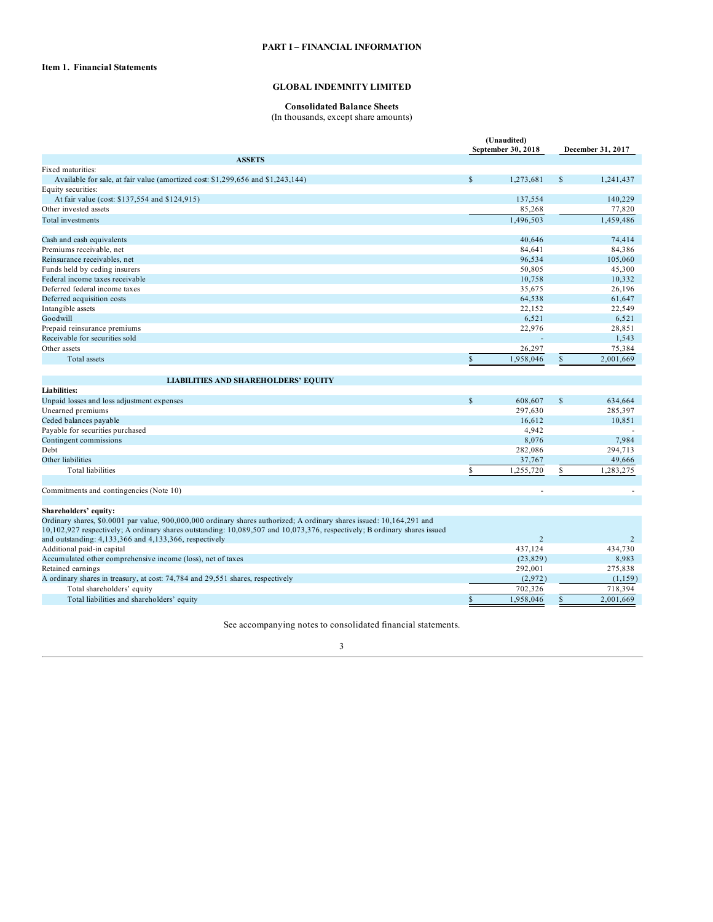# PART I – FINANCIAL INFORMATION

## Item 1. Financial Statements

### GLOBAL INDEMNITY LIMITED

**Consolidated Balance Sheets**
(In thousands, except share amounts)

| | (Unaudited) September 30, 2018 | December 31, 2017 |
|---|---|---|
| **ASSETS** | | |
| Fixed maturities: | | |
| Available for sale, at fair value (amortized cost: $1,299,656 and $1,243,144) | $ 1,273,681 | $ 1,241,437 |
| Equity securities: | | |
| At fair value (cost: $137,554 and $124,915) | 137,554 | 140,229 |
| Other invested assets | 85,268 | 77,820 |
| Total investments | 1,496,503 | 1,459,486 |
| | | |
| Cash and cash equivalents | 40,646 | 74,414 |
| Premiums receivable, net | 84,641 | 84,386 |
| Reinsurance receivables, net | 96,534 | 105,060 |
| Funds held by ceding insurers | 50,805 | 45,300 |
| Federal income taxes receivable | 10,758 | 10,332 |
| Deferred federal income taxes | 35,675 | 26,196 |
| Deferred acquisition costs | 64,538 | 61,647 |
| Intangible assets | 22,152 | 22,549 |
| Goodwill | 6,521 | 6,521 |
| Prepaid reinsurance premiums | 22,976 | 28,851 |
| Receivable for securities sold | - | 1,543 |
| Other assets | 26,297 | 75,384 |
| Total assets | $ 1,958,046 | $ 2,001,669 |
| | | |
| **LIABILITIES AND SHAREHOLDERS' EQUITY** | | |
| **Liabilities:** | | |
| Unpaid losses and loss adjustment expenses | $ 608,607 | $ 634,664 |
| Unearned premiums | 297,630 | 285,397 |
| Ceded balances payable | 16,612 | 10,851 |
| Payable for securities purchased | 4,942 | - |
| Contingent commissions | 8,076 | 7,984 |
| Debt | 282,086 | 294,713 |
| Other liabilities | 37,767 | 49,666 |
| Total liabilities | $ 1,255,720 | $ 1,283,275 |
| | | |
| Commitments and contingencies (Note 10) | - | - |
| | | |
| **Shareholders' equity:** | | |
| Ordinary shares, $0.0001 par value, 900,000,000 ordinary shares authorized; A ordinary shares issued: 10,164,291 and 10,102,927 respectively; A ordinary shares outstanding: 10,089,507 and 10,073,376, respectively; B ordinary shares issued and outstanding: 4,133,366 and 4,133,366, respectively | 2 | 2 |
| Additional paid-in capital | 437,124 | 434,730 |
| Accumulated other comprehensive income (loss), net of taxes | (23,829) | 8,983 |
| Retained earnings | 292,001 | 275,838 |
| A ordinary shares in treasury, at cost: 74,784 and 29,551 shares, respectively | (2,972) | (1,159) |
| Total shareholders' equity | 702,326 | 718,394 |
| Total liabilities and shareholders' equity | $ 1,958,046 | $ 2,001,669 |

See accompanying notes to consolidated financial statements.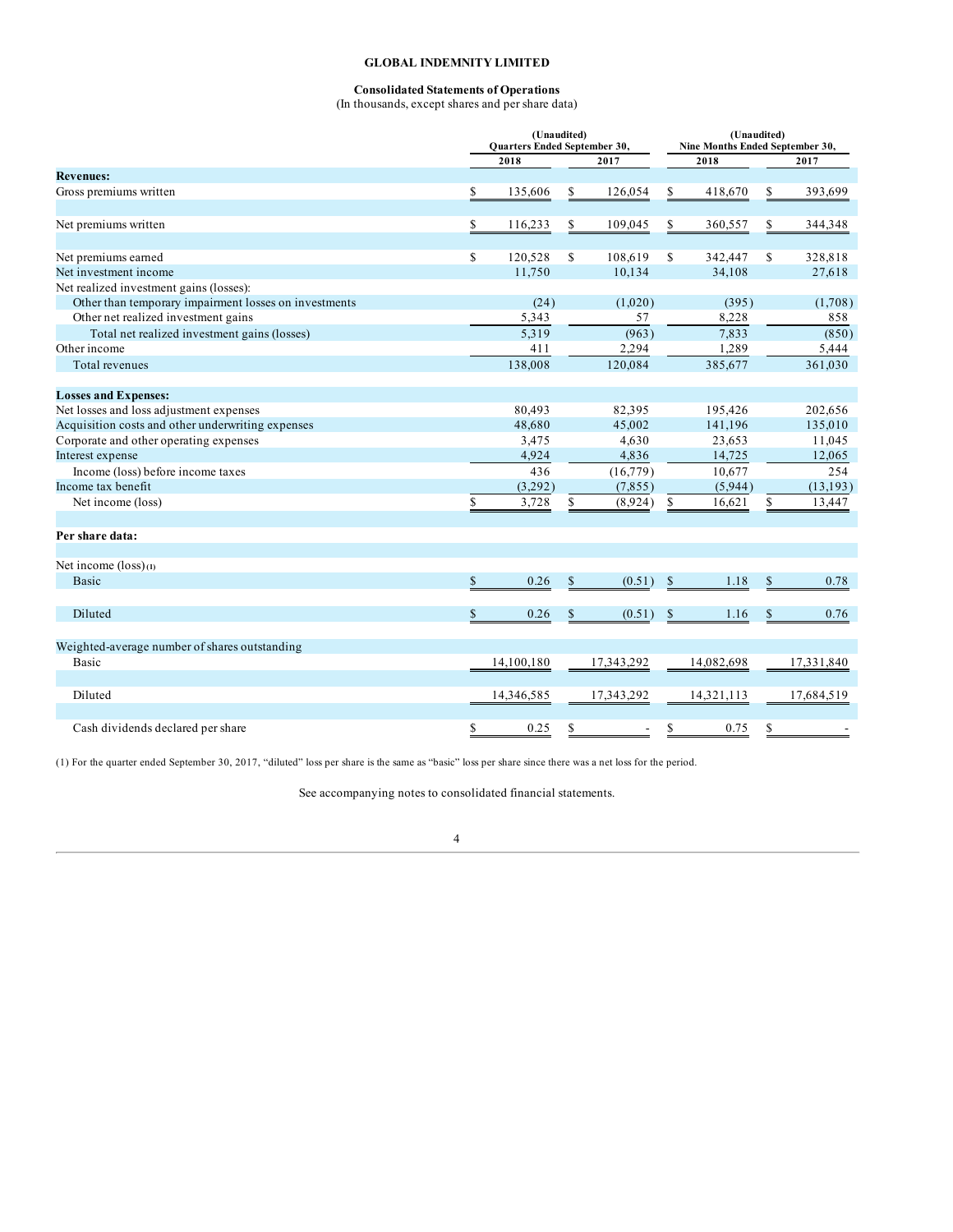**GLOBAL INDEMNITY LIMITED**

**Consolidated Statements of Operations**
(In thousands, except shares and per share data)

| | (Unaudited) Quarters Ended September 30, | | (Unaudited) Nine Months Ended September 30, | |
|---|---|---|---|---|
| | 2018 | 2017 | 2018 | 2017 |
| **Revenues:** | | | | |
| Gross premiums written | $ 135,606 | $ 126,054 | $ 418,670 | $ 393,699 |
| Net premiums written | $ 116,233 | $ 109,045 | $ 360,557 | $ 344,348 |
| Net premiums earned | $ 120,528 | $ 108,619 | $ 342,447 | $ 328,818 |
| Net investment income | 11,750 | 10,134 | 34,108 | 27,618 |
| Net realized investment gains (losses): | | | | |
| Other than temporary impairment losses on investments | (24) | (1,020) | (395) | (1,708) |
| Other net realized investment gains | 5,343 | 57 | 8,228 | 858 |
| Total net realized investment gains (losses) | 5,319 | (963) | 7,833 | (850) |
| Other income | 411 | 2,294 | 1,289 | 5,444 |
| Total revenues | 138,008 | 120,084 | 385,677 | 361,030 |
| **Losses and Expenses:** | | | | |
| Net losses and loss adjustment expenses | 80,493 | 82,395 | 195,426 | 202,656 |
| Acquisition costs and other underwriting expenses | 48,680 | 45,002 | 141,196 | 135,010 |
| Corporate and other operating expenses | 3,475 | 4,630 | 23,653 | 11,045 |
| Interest expense | 4,924 | 4,836 | 14,725 | 12,065 |
| Income (loss) before income taxes | 436 | (16,779) | 10,677 | 254 |
| Income tax benefit | (3,292) | (7,855) | (5,944) | (13,193) |
| Net income (loss) | $ 3,728 | $ (8,924) | $ 16,621 | $ 13,447 |
| **Per share data:** | | | | |
| Net income (loss) (1) | | | | |
| Basic | $ 0.26 | $ (0.51) | $ 1.18 | $ 0.78 |
| Diluted | $ 0.26 | $ (0.51) | $ 1.16 | $ 0.76 |
| Weighted-average number of shares outstanding | | | | |
| Basic | 14,100,180 | 17,343,292 | 14,082,698 | 17,331,840 |
| Diluted | 14,346,585 | 17,343,292 | 14,321,113 | 17,684,519 |
| Cash dividends declared per share | $ 0.25 | $ - | $ 0.75 | $ - |

(1) For the quarter ended September 30, 2017, "diluted" loss per share is the same as "basic" loss per share since there was a net loss for the period.

See accompanying notes to consolidated financial statements.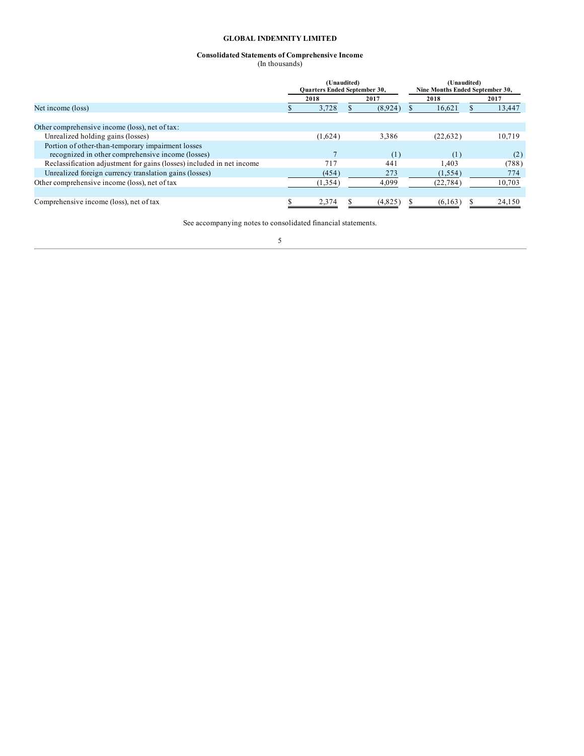**GLOBAL INDEMNITY LIMITED**

**Consolidated Statements of Comprehensive Income**
(In thousands)

| | (Unaudited) Quarters Ended September 30, | | (Unaudited) Nine Months Ended September 30, | |
|---|---|---|---|---|
| | 2018 | 2017 | 2018 | 2017 |
| Net income (loss) | $ 3,728 | $ (8,924) | $ 16,621 | $ 13,447 |
| | | | | |
| Other comprehensive income (loss), net of tax: | | | | |
| Unrealized holding gains (losses) | (1,624) | 3,386 | (22,632) | 10,719 |
| Portion of other-than-temporary impairment losses recognized in other comprehensive income (losses) | 7 | (1) | (1) | (2) |
| Reclassification adjustment for gains (losses) included in net income | 717 | 441 | 1,403 | (788) |
| Unrealized foreign currency translation gains (losses) | (454) | 273 | (1,554) | 774 |
| Other comprehensive income (loss), net of tax | (1,354) | 4,099 | (22,784) | 10,703 |
| | | | | |
| Comprehensive income (loss), net of tax | $ 2,374 | $ (4,825) | $ (6,163) | $ 24,150 |

See accompanying notes to consolidated financial statements.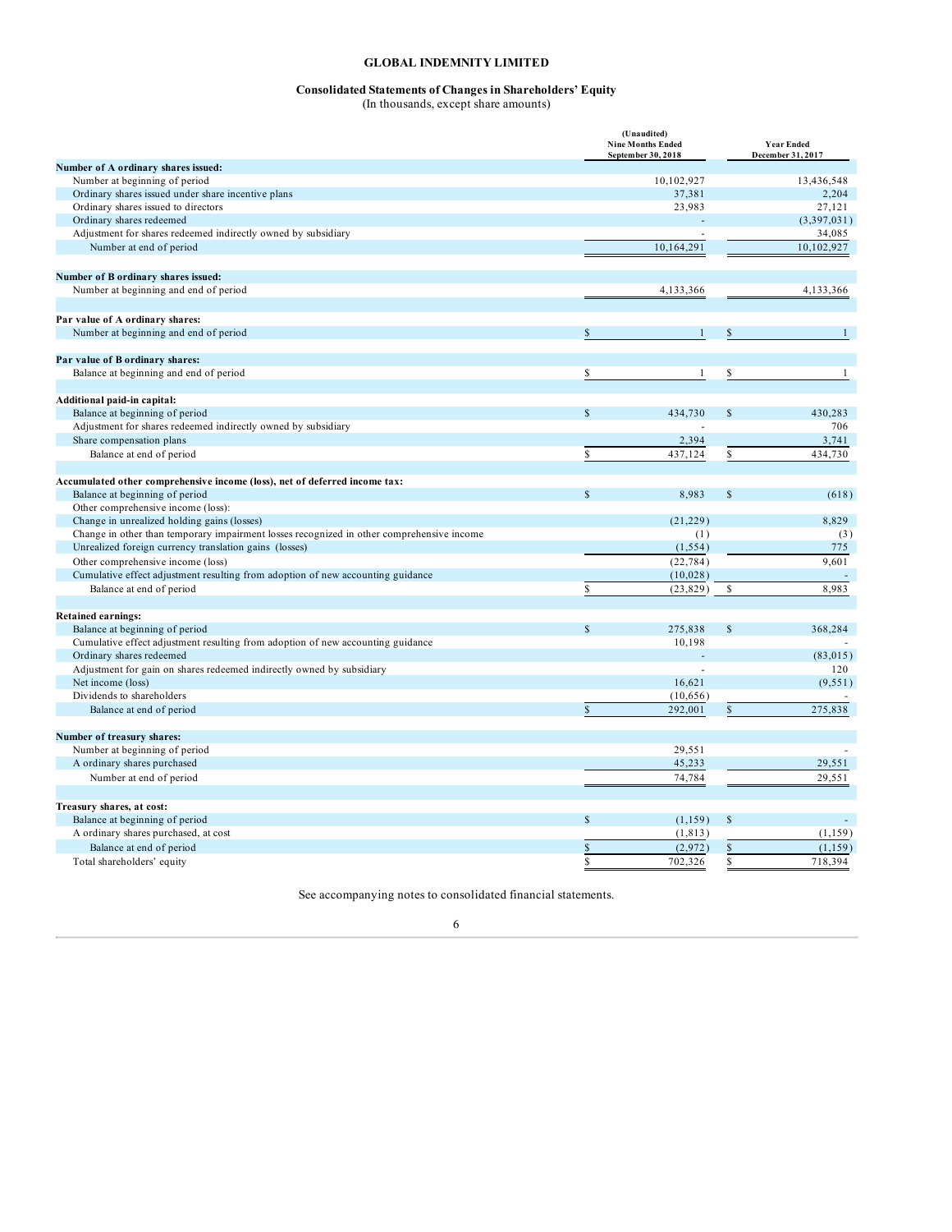# GLOBAL INDEMNITY LIMITED

## Consolidated Statements of Changes in Shareholders' Equity

(In thousands, except share amounts)

| | (Unaudited) Nine Months Ended September 30, 2018 | Year Ended December 31, 2017 |
|---|---|---|
| **Number of A ordinary shares issued:** | | |
| Number at beginning of period | 10,102,927 | 13,436,548 |
| Ordinary shares issued under share incentive plans | 37,381 | 2,204 |
| Ordinary shares issued to directors | 23,983 | 27,121 |
| Ordinary shares redeemed | - | (3,397,031) |
| Adjustment for shares redeemed indirectly owned by subsidiary | - | 34,085 |
| Number at end of period | 10,164,291 | 10,102,927 |
| | | |
| **Number of B ordinary shares issued:** | | |
| Number at beginning and end of period | 4,133,366 | 4,133,366 |
| | | |
| **Par value of A ordinary shares:** | | |
| Number at beginning and end of period | $ 1 | $ 1 |
| | | |
| **Par value of B ordinary shares:** | | |
| Balance at beginning and end of period | $ 1 | $ 1 |
| | | |
| **Additional paid-in capital:** | | |
| Balance at beginning of period | $ 434,730 | $ 430,283 |
| Adjustment for shares redeemed indirectly owned by subsidiary | - | 706 |
| Share compensation plans | 2,394 | 3,741 |
| Balance at end of period | $ 437,124 | $ 434,730 |
| | | |
| **Accumulated other comprehensive income (loss), net of deferred income tax:** | | |
| Balance at beginning of period | $ 8,983 | $ (618) |
| Other comprehensive income (loss): | | |
| Change in unrealized holding gains (losses) | (21,229) | 8,829 |
| Change in other than temporary impairment losses recognized in other comprehensive income | (1) | (3) |
| Unrealized foreign currency translation gains (losses) | (1,554) | 775 |
| Other comprehensive income (loss) | (22,784) | 9,601 |
| Cumulative effect adjustment resulting from adoption of new accounting guidance | (10,028) | - |
| Balance at end of period | $ (23,829) | $ 8,983 |
| | | |
| **Retained earnings:** | | |
| Balance at beginning of period | $ 275,838 | $ 368,284 |
| Cumulative effect adjustment resulting from adoption of new accounting guidance | 10,198 | - |
| Ordinary shares redeemed | - | (83,015) |
| Adjustment for gain on shares redeemed indirectly owned by subsidiary | - | 120 |
| Net income (loss) | 16,621 | (9,551) |
| Dividends to shareholders | (10,656) | - |
| Balance at end of period | $ 292,001 | $ 275,838 |
| | | |
| **Number of treasury shares:** | | |
| Number at beginning of period | 29,551 | - |
| A ordinary shares purchased | 45,233 | 29,551 |
| Number at end of period | 74,784 | 29,551 |
| | | |
| **Treasury shares, at cost:** | | |
| Balance at beginning of period | $ (1,159) | $ - |
| A ordinary shares purchased, at cost | (1,813) | (1,159) |
| Balance at end of period | $ (2,972) | $ (1,159) |
| Total shareholders' equity | $ 702,326 | $ 718,394 |

See accompanying notes to consolidated financial statements.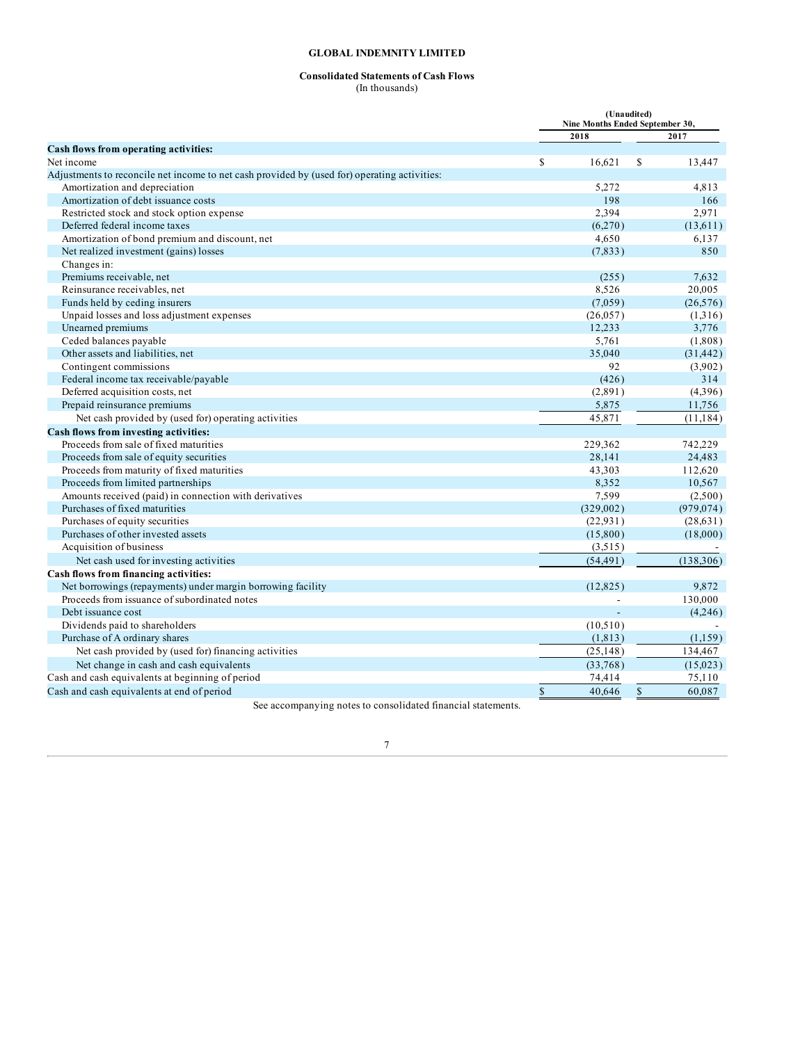**GLOBAL INDEMNITY LIMITED**

**Consolidated Statements of Cash Flows**
(In thousands)

| | (Unaudited) Nine Months Ended September 30, | |
|---|---|---|
| | 2018 | 2017 |
| **Cash flows from operating activities:** | | |
| Net income | $ 16,621 | $ 13,447 |
| Adjustments to reconcile net income to net cash provided by (used for) operating activities: | | |
| Amortization and depreciation | 5,272 | 4,813 |
| Amortization of debt issuance costs | 198 | 166 |
| Restricted stock and stock option expense | 2,394 | 2,971 |
| Deferred federal income taxes | (6,270) | (13,611) |
| Amortization of bond premium and discount, net | 4,650 | 6,137 |
| Net realized investment (gains) losses | (7,833) | 850 |
| Changes in: | | |
| Premiums receivable, net | (255) | 7,632 |
| Reinsurance receivables, net | 8,526 | 20,005 |
| Funds held by ceding insurers | (7,059) | (26,576) |
| Unpaid losses and loss adjustment expenses | (26,057) | (1,316) |
| Unearned premiums | 12,233 | 3,776 |
| Ceded balances payable | 5,761 | (1,808) |
| Other assets and liabilities, net | 35,040 | (31,442) |
| Contingent commissions | 92 | (3,902) |
| Federal income tax receivable/payable | (426) | 314 |
| Deferred acquisition costs, net | (2,891) | (4,396) |
| Prepaid reinsurance premiums | 5,875 | 11,756 |
| Net cash provided by (used for) operating activities | 45,871 | (11,184) |
| **Cash flows from investing activities:** | | |
| Proceeds from sale of fixed maturities | 229,362 | 742,229 |
| Proceeds from sale of equity securities | 28,141 | 24,483 |
| Proceeds from maturity of fixed maturities | 43,303 | 112,620 |
| Proceeds from limited partnerships | 8,352 | 10,567 |
| Amounts received (paid) in connection with derivatives | 7,599 | (2,500) |
| Purchases of fixed maturities | (329,002) | (979,074) |
| Purchases of equity securities | (22,931) | (28,631) |
| Purchases of other invested assets | (15,800) | (18,000) |
| Acquisition of business | (3,515) | - |
| Net cash used for investing activities | (54,491) | (138,306) |
| **Cash flows from financing activities:** | | |
| Net borrowings (repayments) under margin borrowing facility | (12,825) | 9,872 |
| Proceeds from issuance of subordinated notes | - | 130,000 |
| Debt issuance cost | - | (4,246) |
| Dividends paid to shareholders | (10,510) | - |
| Purchase of A ordinary shares | (1,813) | (1,159) |
| Net cash provided by (used for) financing activities | (25,148) | 134,467 |
| Net change in cash and cash equivalents | (33,768) | (15,023) |
| Cash and cash equivalents at beginning of period | 74,414 | 75,110 |
| Cash and cash equivalents at end of period | $ 40,646 | $ 60,087 |

See accompanying notes to consolidated financial statements.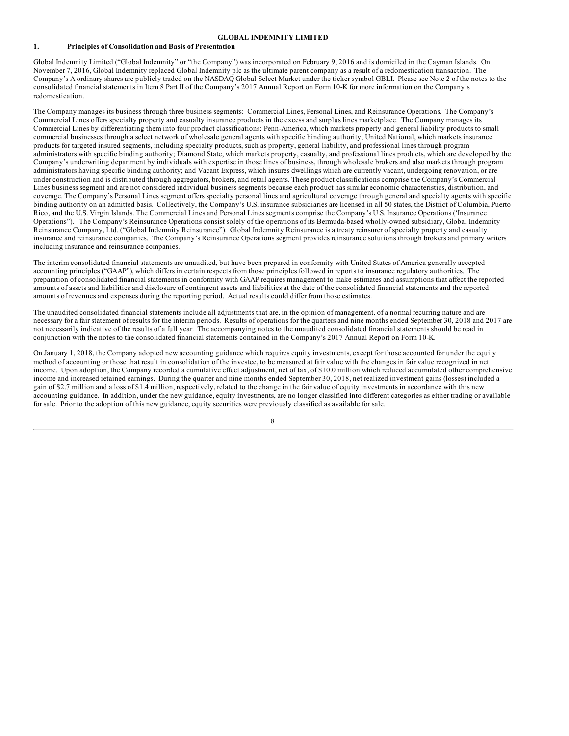# GLOBAL INDEMNITY LIMITED

## 1. Principles of Consolidation and Basis of Presentation

Global Indemnity Limited ("Global Indemnity" or "the Company") was incorporated on February 9, 2016 and is domiciled in the Cayman Islands. On November 7, 2016, Global Indemnity replaced Global Indemnity plc as the ultimate parent company as a result of a redomestication transaction. The Company's A ordinary shares are publicly traded on the NASDAQ Global Select Market under the ticker symbol GBLI. Please see Note 2 of the notes to the consolidated financial statements in Item 8 Part II of the Company's 2017 Annual Report on Form 10-K for more information on the Company's redomestication.

The Company manages its business through three business segments: Commercial Lines, Personal Lines, and Reinsurance Operations. The Company's Commercial Lines offers specialty property and casualty insurance products in the excess and surplus lines marketplace. The Company manages its Commercial Lines by differentiating them into four product classifications: Penn-America, which markets property and general liability products to small commercial businesses through a select network of wholesale general agents with specific binding authority; United National, which markets insurance products for targeted insured segments, including specialty products, such as property, general liability, and professional lines through program administrators with specific binding authority; Diamond State, which markets property, casualty, and professional lines products, which are developed by the Company's underwriting department by individuals with expertise in those lines of business, through wholesale brokers and also markets through program administrators having specific binding authority; and Vacant Express, which insures dwellings which are currently vacant, undergoing renovation, or are under construction and is distributed through aggregators, brokers, and retail agents. These product classifications comprise the Company's Commercial Lines business segment and are not considered individual business segments because each product has similar economic characteristics, distribution, and coverage. The Company's Personal Lines segment offers specialty personal lines and agricultural coverage through general and specialty agents with specific binding authority on an admitted basis. Collectively, the Company's U.S. insurance subsidiaries are licensed in all 50 states, the District of Columbia, Puerto Rico, and the U.S. Virgin Islands. The Commercial Lines and Personal Lines segments comprise the Company's U.S. Insurance Operations ('Insurance Operations"). The Company's Reinsurance Operations consist solely of the operations of its Bermuda-based wholly-owned subsidiary, Global Indemnity Reinsurance Company, Ltd. ("Global Indemnity Reinsurance"). Global Indemnity Reinsurance is a treaty reinsurer of specialty property and casualty insurance and reinsurance companies. The Company's Reinsurance Operations segment provides reinsurance solutions through brokers and primary writers including insurance and reinsurance companies.

The interim consolidated financial statements are unaudited, but have been prepared in conformity with United States of America generally accepted accounting principles ("GAAP"), which differs in certain respects from those principles followed in reports to insurance regulatory authorities. The preparation of consolidated financial statements in conformity with GAAP requires management to make estimates and assumptions that affect the reported amounts of assets and liabilities and disclosure of contingent assets and liabilities at the date of the consolidated financial statements and the reported amounts of revenues and expenses during the reporting period. Actual results could differ from those estimates.

The unaudited consolidated financial statements include all adjustments that are, in the opinion of management, of a normal recurring nature and are necessary for a fair statement of results for the interim periods. Results of operations for the quarters and nine months ended September 30, 2018 and 2017 are not necessarily indicative of the results of a full year. The accompanying notes to the unaudited consolidated financial statements should be read in conjunction with the notes to the consolidated financial statements contained in the Company's 2017 Annual Report on Form 10-K.

On January 1, 2018, the Company adopted new accounting guidance which requires equity investments, except for those accounted for under the equity method of accounting or those that result in consolidation of the investee, to be measured at fair value with the changes in fair value recognized in net income. Upon adoption, the Company recorded a cumulative effect adjustment, net of tax, of $10.0 million which reduced accumulated other comprehensive income and increased retained earnings. During the quarter and nine months ended September 30, 2018, net realized investment gains (losses) included a gain of $2.7 million and a loss of $1.4 million, respectively, related to the change in the fair value of equity investments in accordance with this new accounting guidance. In addition, under the new guidance, equity investments, are no longer classified into different categories as either trading or available for sale. Prior to the adoption of this new guidance, equity securities were previously classified as available for sale.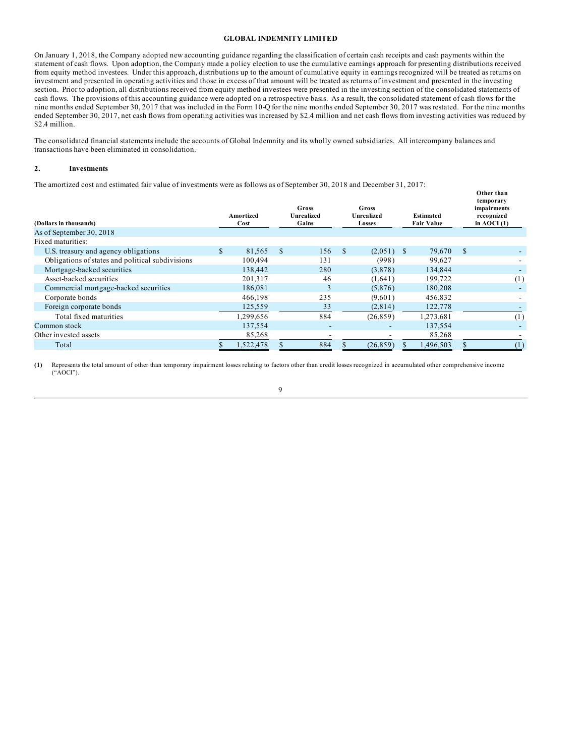On January 1, 2018, the Company adopted new accounting guidance regarding the classification of certain cash receipts and cash payments within the statement of cash flows. Upon adoption, the Company made a policy election to use the cumulative earnings approach for presenting distributions received from equity method investees. Under this approach, distributions up to the amount of cumulative equity in earnings recognized will be treated as returns on investment and presented in operating activities and those in excess of that amount will be treated as returns of investment and presented in the investing section. Prior to adoption, all distributions received from equity method investees were presented in the investing section of the consolidated statements of cash flows. The provisions of this accounting guidance were adopted on a retrospective basis. As a result, the consolidated statement of cash flows for the nine months ended September 30, 2017 that was included in the Form 10-Q for the nine months ended September 30, 2017 was restated. For the nine months ended September 30, 2017, net cash flows from operating activities was increased by $2.4 million and net cash flows from investing activities was reduced by $2.4 million.

The consolidated financial statements include the accounts of Global Indemnity and its wholly owned subsidiaries. All intercompany balances and transactions have been eliminated in consolidation.

## 2. Investments

The amortized cost and estimated fair value of investments were as follows as of September 30, 2018 and December 31, 2017:

| (Dollars in thousands) | Amortized Cost | Gross Unrealized Gains | Gross Unrealized Losses | Estimated Fair Value | Other than temporary impairments recognized in AOCI (1) |
|---|---|---|---|---|---|
| As of September 30, 2018 | | | | | |
| Fixed maturities: | | | | | |
| U.S. treasury and agency obligations | $ 81,565 | $ 156 | $ (2,051) | $ 79,670 | $ - |
| Obligations of states and political subdivisions | 100,494 | 131 | (998) | 99,627 | - |
| Mortgage-backed securities | 138,442 | 280 | (3,878) | 134,844 | - |
| Asset-backed securities | 201,317 | 46 | (1,641) | 199,722 | (1) |
| Commercial mortgage-backed securities | 186,081 | 3 | (5,876) | 180,208 | - |
| Corporate bonds | 466,198 | 235 | (9,601) | 456,832 | - |
| Foreign corporate bonds | 125,559 | 33 | (2,814) | 122,778 | - |
| Total fixed maturities | 1,299,656 | 884 | (26,859) | 1,273,681 | (1) |
| Common stock | 137,554 | - | - | 137,554 | - |
| Other invested assets | 85,268 | - | - | 85,268 | - |
| Total | $ 1,522,478 | $ 884 | $ (26,859) | $ 1,496,503 | $ (1) |

**(1)** Represents the total amount of other than temporary impairment losses relating to factors other than credit losses recognized in accumulated other comprehensive income ("AOCI").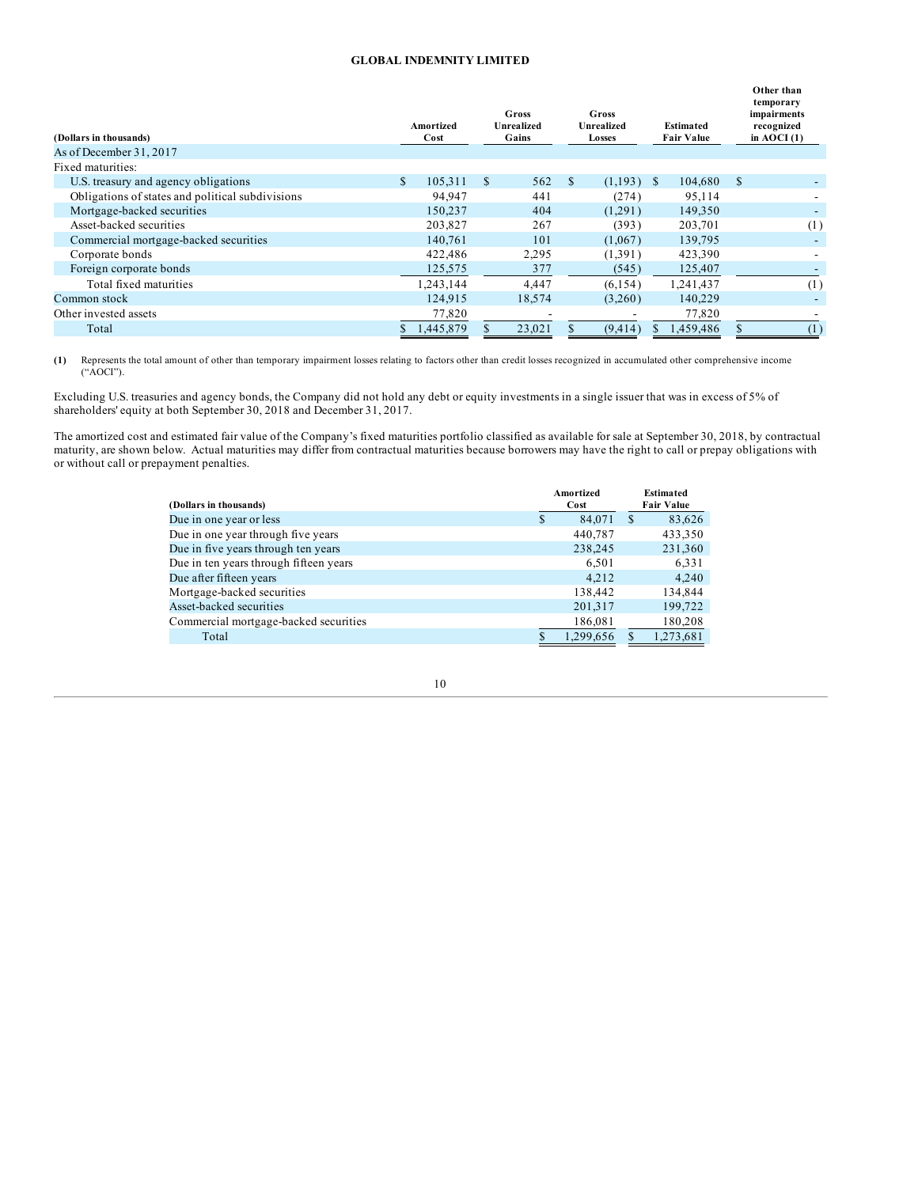**GLOBAL INDEMNITY LIMITED**

| (Dollars in thousands) | Amortized Cost | Gross Unrealized Gains | Gross Unrealized Losses | Estimated Fair Value | Other than temporary impairments recognized in AOCI (1) |
|---|---|---|---|---|---|
| As of December 31, 2017 | | | | | |
| Fixed maturities: | | | | | |
| U.S. treasury and agency obligations | $ 105,311 | $ 562 | $ (1,193) | $ 104,680 | $ - |
| Obligations of states and political subdivisions | 94,947 | 441 | (274) | 95,114 | - |
| Mortgage-backed securities | 150,237 | 404 | (1,291) | 149,350 | - |
| Asset-backed securities | 203,827 | 267 | (393) | 203,701 | (1) |
| Commercial mortgage-backed securities | 140,761 | 101 | (1,067) | 139,795 | - |
| Corporate bonds | 422,486 | 2,295 | (1,391) | 423,390 | - |
| Foreign corporate bonds | 125,575 | 377 | (545) | 125,407 | - |
| Total fixed maturities | 1,243,144 | 4,447 | (6,154) | 1,241,437 | (1) |
| Common stock | 124,915 | 18,574 | (3,260) | 140,229 | - |
| Other invested assets | 77,820 | - | - | 77,820 | - |
| Total | $ 1,445,879 | $ 23,021 | $ (9,414) | $ 1,459,486 | $ (1) |

**(1)** Represents the total amount of other than temporary impairment losses relating to factors other than credit losses recognized in accumulated other comprehensive income ("AOCI").

Excluding U.S. treasuries and agency bonds, the Company did not hold any debt or equity investments in a single issuer that was in excess of 5% of shareholders' equity at both September 30, 2018 and December 31, 2017.

The amortized cost and estimated fair value of the Company's fixed maturities portfolio classified as available for sale at September 30, 2018, by contractual maturity, are shown below. Actual maturities may differ from contractual maturities because borrowers may have the right to call or prepay obligations with or without call or prepayment penalties.

| (Dollars in thousands) | Amortized Cost | Estimated Fair Value |
|---|---|---|
| Due in one year or less | $ 84,071 | $ 83,626 |
| Due in one year through five years | 440,787 | 433,350 |
| Due in five years through ten years | 238,245 | 231,360 |
| Due in ten years through fifteen years | 6,501 | 6,331 |
| Due after fifteen years | 4,212 | 4,240 |
| Mortgage-backed securities | 138,442 | 134,844 |
| Asset-backed securities | 201,317 | 199,722 |
| Commercial mortgage-backed securities | 186,081 | 180,208 |
| Total | $ 1,299,656 | $ 1,273,681 |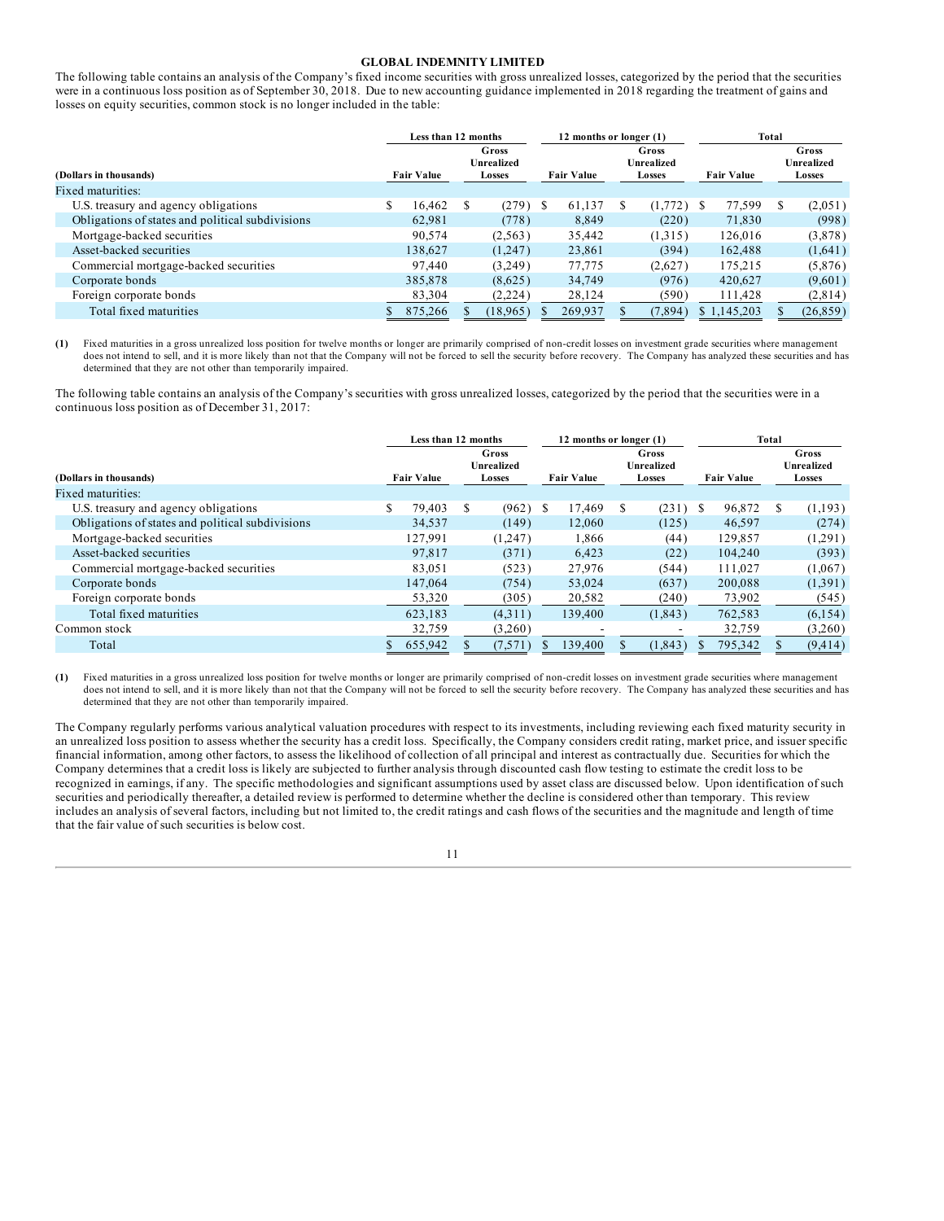**GLOBAL INDEMNITY LIMITED**

The following table contains an analysis of the Company's fixed income securities with gross unrealized losses, categorized by the period that the securities were in a continuous loss position as of September 30, 2018. Due to new accounting guidance implemented in 2018 regarding the treatment of gains and losses on equity securities, common stock is no longer included in the table:

| | Less than 12 months | | 12 months or longer (1) | | Total | |
|---|---|---|---|---|---|---|
| (Dollars in thousands) | Fair Value | Gross Unrealized Losses | Fair Value | Gross Unrealized Losses | Fair Value | Gross Unrealized Losses |
| Fixed maturities: | | | | | | |
| U.S. treasury and agency obligations | $ 16,462 | $ (279) | $ 61,137 | $ (1,772) | $ 77,599 | $ (2,051) |
| Obligations of states and political subdivisions | 62,981 | (778) | 8,849 | (220) | 71,830 | (998) |
| Mortgage-backed securities | 90,574 | (2,563) | 35,442 | (1,315) | 126,016 | (3,878) |
| Asset-backed securities | 138,627 | (1,247) | 23,861 | (394) | 162,488 | (1,641) |
| Commercial mortgage-backed securities | 97,440 | (3,249) | 77,775 | (2,627) | 175,215 | (5,876) |
| Corporate bonds | 385,878 | (8,625) | 34,749 | (976) | 420,627 | (9,601) |
| Foreign corporate bonds | 83,304 | (2,224) | 28,124 | (590) | 111,428 | (2,814) |
| Total fixed maturities | $ 875,266 | $ (18,965) | $ 269,937 | $ (7,894) | $ 1,145,203 | $ (26,859) |

**(1)** Fixed maturities in a gross unrealized loss position for twelve months or longer are primarily comprised of non-credit losses on investment grade securities where management does not intend to sell, and it is more likely than not that the Company will not be forced to sell the security before recovery. The Company has analyzed these securities and has determined that they are not other than temporarily impaired.

The following table contains an analysis of the Company's securities with gross unrealized losses, categorized by the period that the securities were in a continuous loss position as of December 31, 2017:

| | Less than 12 months | | 12 months or longer (1) | | Total | |
|---|---|---|---|---|---|---|
| (Dollars in thousands) | Fair Value | Gross Unrealized Losses | Fair Value | Gross Unrealized Losses | Fair Value | Gross Unrealized Losses |
| Fixed maturities: | | | | | | |
| U.S. treasury and agency obligations | $ 79,403 | $ (962) | $ 17,469 | $ (231) | $ 96,872 | $ (1,193) |
| Obligations of states and political subdivisions | 34,537 | (149) | 12,060 | (125) | 46,597 | (274) |
| Mortgage-backed securities | 127,991 | (1,247) | 1,866 | (44) | 129,857 | (1,291) |
| Asset-backed securities | 97,817 | (371) | 6,423 | (22) | 104,240 | (393) |
| Commercial mortgage-backed securities | 83,051 | (523) | 27,976 | (544) | 111,027 | (1,067) |
| Corporate bonds | 147,064 | (754) | 53,024 | (637) | 200,088 | (1,391) |
| Foreign corporate bonds | 53,320 | (305) | 20,582 | (240) | 73,902 | (545) |
| Total fixed maturities | 623,183 | (4,311) | 139,400 | (1,843) | 762,583 | (6,154) |
| Common stock | 32,759 | (3,260) | - | - | 32,759 | (3,260) |
| Total | $ 655,942 | $ (7,571) | $ 139,400 | $ (1,843) | $ 795,342 | $ (9,414) |

**(1)** Fixed maturities in a gross unrealized loss position for twelve months or longer are primarily comprised of non-credit losses on investment grade securities where management does not intend to sell, and it is more likely than not that the Company will not be forced to sell the security before recovery. The Company has analyzed these securities and has determined that they are not other than temporarily impaired.

The Company regularly performs various analytical valuation procedures with respect to its investments, including reviewing each fixed maturity security in an unrealized loss position to assess whether the security has a credit loss. Specifically, the Company considers credit rating, market price, and issuer specific financial information, among other factors, to assess the likelihood of collection of all principal and interest as contractually due. Securities for which the Company determines that a credit loss is likely are subjected to further analysis through discounted cash flow testing to estimate the credit loss to be recognized in earnings, if any. The specific methodologies and significant assumptions used by asset class are discussed below. Upon identification of such securities and periodically thereafter, a detailed review is performed to determine whether the decline is considered other than temporary. This review includes an analysis of several factors, including but not limited to, the credit ratings and cash flows of the securities and the magnitude and length of time that the fair value of such securities is below cost.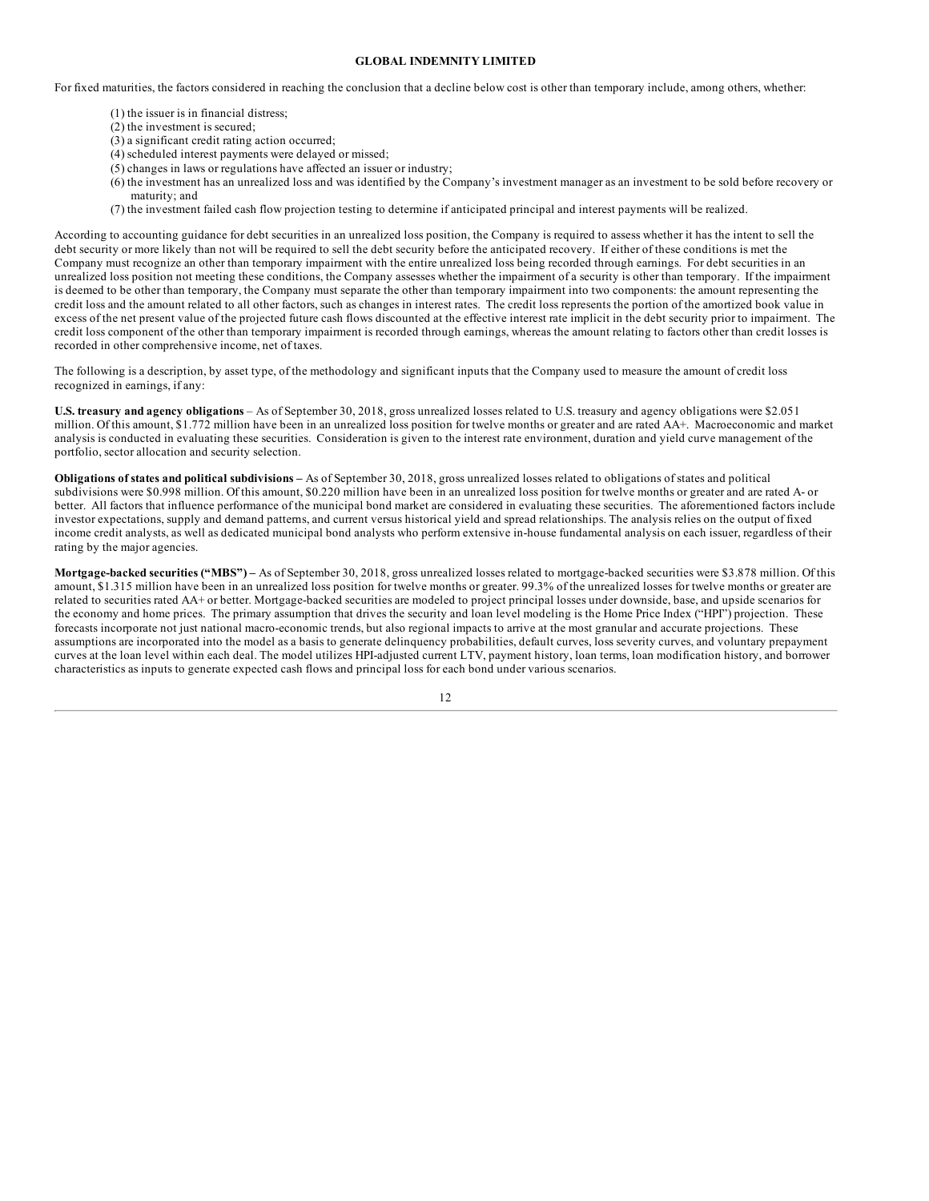For fixed maturities, the factors considered in reaching the conclusion that a decline below cost is other than temporary include, among others, whether:

(1) the issuer is in financial distress;
(2) the investment is secured;
(3) a significant credit rating action occurred;
(4) scheduled interest payments were delayed or missed;
(5) changes in laws or regulations have affected an issuer or industry;
(6) the investment has an unrealized loss and was identified by the Company's investment manager as an investment to be sold before recovery or maturity; and
(7) the investment failed cash flow projection testing to determine if anticipated principal and interest payments will be realized.

According to accounting guidance for debt securities in an unrealized loss position, the Company is required to assess whether it has the intent to sell the debt security or more likely than not will be required to sell the debt security before the anticipated recovery. If either of these conditions is met the Company must recognize an other than temporary impairment with the entire unrealized loss being recorded through earnings. For debt securities in an unrealized loss position not meeting these conditions, the Company assesses whether the impairment of a security is other than temporary. If the impairment is deemed to be other than temporary, the Company must separate the other than temporary impairment into two components: the amount representing the credit loss and the amount related to all other factors, such as changes in interest rates. The credit loss represents the portion of the amortized book value in excess of the net present value of the projected future cash flows discounted at the effective interest rate implicit in the debt security prior to impairment. The credit loss component of the other than temporary impairment is recorded through earnings, whereas the amount relating to factors other than credit losses is recorded in other comprehensive income, net of taxes.

The following is a description, by asset type, of the methodology and significant inputs that the Company used to measure the amount of credit loss recognized in earnings, if any:

**U.S. treasury and agency obligations** – As of September 30, 2018, gross unrealized losses related to U.S. treasury and agency obligations were $2.051 million. Of this amount, $1.772 million have been in an unrealized loss position for twelve months or greater and are rated AA+. Macroeconomic and market analysis is conducted in evaluating these securities. Consideration is given to the interest rate environment, duration and yield curve management of the portfolio, sector allocation and security selection.

**Obligations of states and political subdivisions** – As of September 30, 2018, gross unrealized losses related to obligations of states and political subdivisions were $0.998 million. Of this amount, $0.220 million have been in an unrealized loss position for twelve months or greater and are rated A- or better. All factors that influence performance of the municipal bond market are considered in evaluating these securities. The aforementioned factors include investor expectations, supply and demand patterns, and current versus historical yield and spread relationships. The analysis relies on the output of fixed income credit analysts, as well as dedicated municipal bond analysts who perform extensive in-house fundamental analysis on each issuer, regardless of their rating by the major agencies.

**Mortgage-backed securities ("MBS")** – As of September 30, 2018, gross unrealized losses related to mortgage-backed securities were $3.878 million. Of this amount, $1.315 million have been in an unrealized loss position for twelve months or greater. 99.3% of the unrealized losses for twelve months or greater are related to securities rated AA+ or better. Mortgage-backed securities are modeled to project principal losses under downside, base, and upside scenarios for the economy and home prices. The primary assumption that drives the security and loan level modeling is the Home Price Index ("HPI") projection. These forecasts incorporate not just national macro-economic trends, but also regional impacts to arrive at the most granular and accurate projections. These assumptions are incorporated into the model as a basis to generate delinquency probabilities, default curves, loss severity curves, and voluntary prepayment curves at the loan level within each deal. The model utilizes HPI-adjusted current LTV, payment history, loan terms, loan modification history, and borrower characteristics as inputs to generate expected cash flows and principal loss for each bond under various scenarios.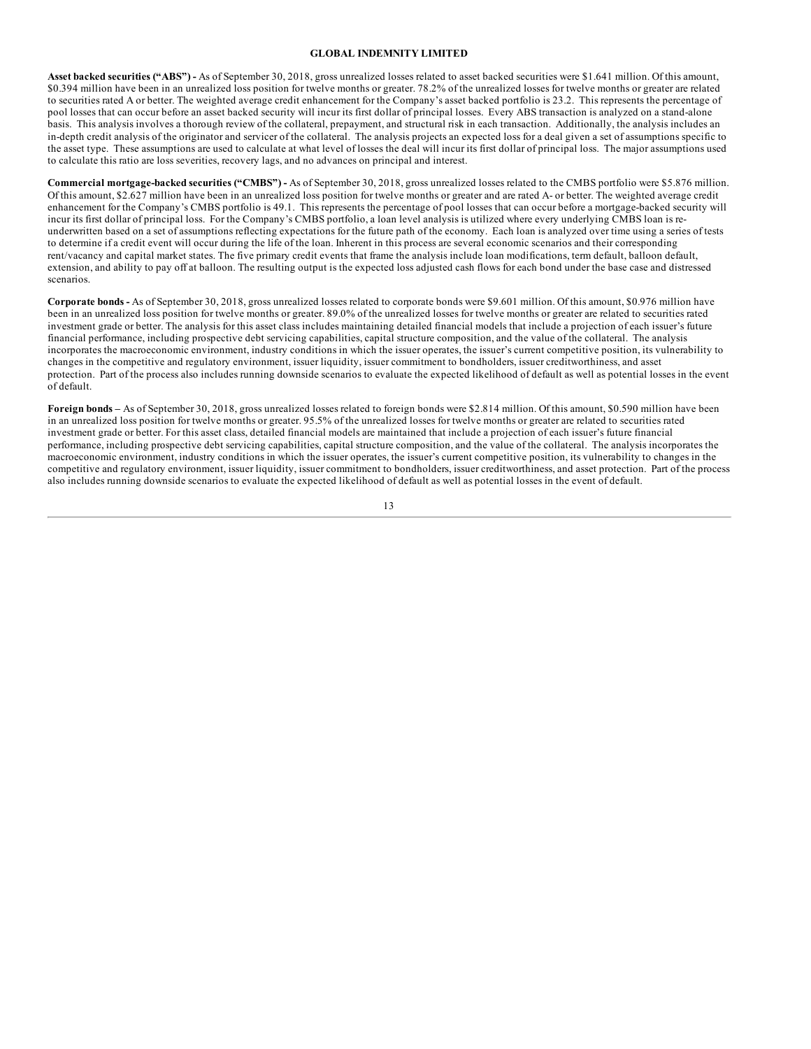**Asset backed securities ("ABS") -** As of September 30, 2018, gross unrealized losses related to asset backed securities were $1.641 million. Of this amount, $0.394 million have been in an unrealized loss position for twelve months or greater. 78.2% of the unrealized losses for twelve months or greater are related to securities rated A or better. The weighted average credit enhancement for the Company's asset backed portfolio is 23.2. This represents the percentage of pool losses that can occur before an asset backed security will incur its first dollar of principal losses. Every ABS transaction is analyzed on a stand-alone basis. This analysis involves a thorough review of the collateral, prepayment, and structural risk in each transaction. Additionally, the analysis includes an in-depth credit analysis of the originator and servicer of the collateral. The analysis projects an expected loss for a deal given a set of assumptions specific to the asset type. These assumptions are used to calculate at what level of losses the deal will incur its first dollar of principal loss. The major assumptions used to calculate this ratio are loss severities, recovery lags, and no advances on principal and interest.

**Commercial mortgage-backed securities ("CMBS") -** As of September 30, 2018, gross unrealized losses related to the CMBS portfolio were $5.876 million. Of this amount, $2.627 million have been in an unrealized loss position for twelve months or greater and are rated A- or better. The weighted average credit enhancement for the Company's CMBS portfolio is 49.1. This represents the percentage of pool losses that can occur before a mortgage-backed security will incur its first dollar of principal loss. For the Company's CMBS portfolio, a loan level analysis is utilized where every underlying CMBS loan is re-underwritten based on a set of assumptions reflecting expectations for the future path of the economy. Each loan is analyzed over time using a series of tests to determine if a credit event will occur during the life of the loan. Inherent in this process are several economic scenarios and their corresponding rent/vacancy and capital market states. The five primary credit events that frame the analysis include loan modifications, term default, balloon default, extension, and ability to pay off at balloon. The resulting output is the expected loss adjusted cash flows for each bond under the base case and distressed scenarios.

**Corporate bonds -** As of September 30, 2018, gross unrealized losses related to corporate bonds were $9.601 million. Of this amount, $0.976 million have been in an unrealized loss position for twelve months or greater. 89.0% of the unrealized losses for twelve months or greater are related to securities rated investment grade or better. The analysis for this asset class includes maintaining detailed financial models that include a projection of each issuer's future financial performance, including prospective debt servicing capabilities, capital structure composition, and the value of the collateral. The analysis incorporates the macroeconomic environment, industry conditions in which the issuer operates, the issuer's current competitive position, its vulnerability to changes in the competitive and regulatory environment, issuer liquidity, issuer commitment to bondholders, issuer creditworthiness, and asset protection. Part of the process also includes running downside scenarios to evaluate the expected likelihood of default as well as potential losses in the event of default.

**Foreign bonds –** As of September 30, 2018, gross unrealized losses related to foreign bonds were $2.814 million. Of this amount, $0.590 million have been in an unrealized loss position for twelve months or greater. 95.5% of the unrealized losses for twelve months or greater are related to securities rated investment grade or better. For this asset class, detailed financial models are maintained that include a projection of each issuer's future financial performance, including prospective debt servicing capabilities, capital structure composition, and the value of the collateral. The analysis incorporates the macroeconomic environment, industry conditions in which the issuer operates, the issuer's current competitive position, its vulnerability to changes in the competitive and regulatory environment, issuer liquidity, issuer commitment to bondholders, issuer creditworthiness, and asset protection. Part of the process also includes running downside scenarios to evaluate the expected likelihood of default as well as potential losses in the event of default.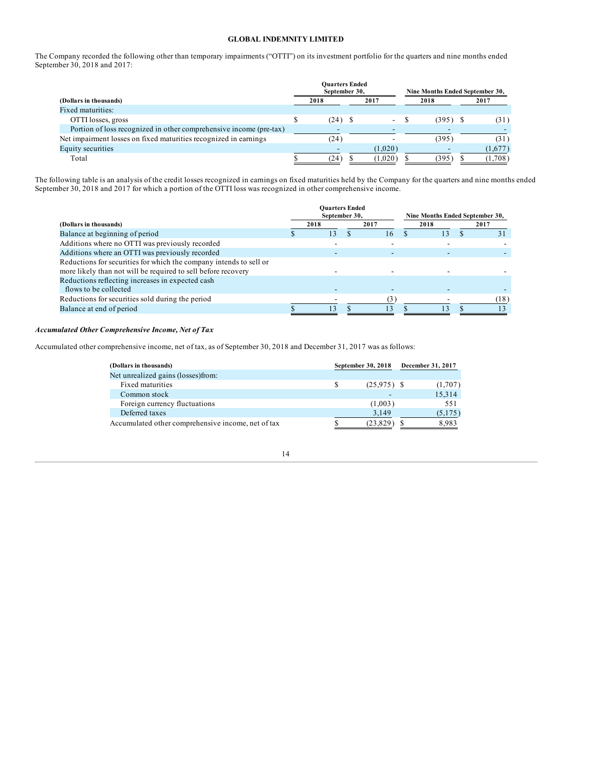The Company recorded the following other than temporary impairments ("OTTI") on its investment portfolio for the quarters and nine months ended September 30, 2018 and 2017:

| (Dollars in thousands) | Quarters Ended September 30, | | Nine Months Ended September 30, | |
|---|---|---|---|---|
| | 2018 | 2017 | 2018 | 2017 |
| Fixed maturities: | | | | |
| OTTI losses, gross | $ (24) | $ - | $ (395) | $ (31) |
| Portion of loss recognized in other comprehensive income (pre-tax) | - | - | - | - |
| Net impairment losses on fixed maturities recognized in earnings | (24) | - | (395) | (31) |
| Equity securities | - | (1,020) | - | (1,677) |
| Total | $ (24) | $ (1,020) | $ (395) | $ (1,708) |

The following table is an analysis of the credit losses recognized in earnings on fixed maturities held by the Company for the quarters and nine months ended September 30, 2018 and 2017 for which a portion of the OTTI loss was recognized in other comprehensive income.

| (Dollars in thousands) | Quarters Ended September 30, | | Nine Months Ended September 30, | |
|---|---|---|---|---|
| | 2018 | 2017 | 2018 | 2017 |
| Balance at beginning of period | $ 13 | $ 16 | $ 13 | $ 31 |
| Additions where no OTTI was previously recorded | - | - | - | - |
| Additions where an OTTI was previously recorded | - | - | - | - |
| Reductions for securities for which the company intends to sell or more likely than not will be required to sell before recovery | - | - | - | - |
| Reductions reflecting increases in expected cash flows to be collected | - | - | - | - |
| Reductions for securities sold during the period | - | (3) | - | (18) |
| Balance at end of period | $ 13 | $ 13 | $ 13 | $ 13 |

### *Accumulated Other Comprehensive Income, Net of Tax*

Accumulated other comprehensive income, net of tax, as of September 30, 2018 and December 31, 2017 was as follows:

| (Dollars in thousands) | September 30, 2018 | December 31, 2017 |
|---|---|---|
| Net unrealized gains (losses)from: | | |
| Fixed maturities | $ (25,975) | $ (1,707) |
| Common stock | - | 15,314 |
| Foreign currency fluctuations | (1,003) | 551 |
| Deferred taxes | 3,149 | (5,175) |
| Accumulated other comprehensive income, net of tax | $ (23,829) | $ 8,983 |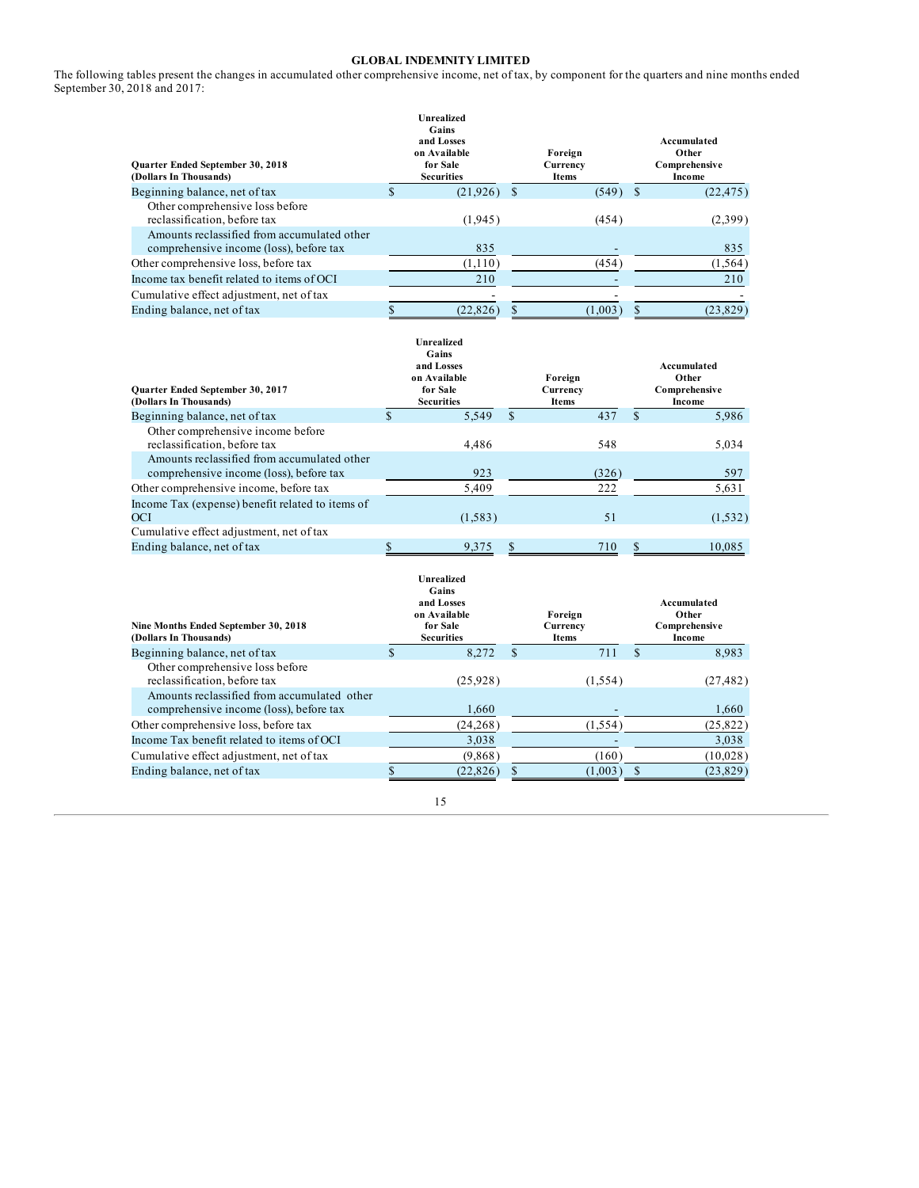**GLOBAL INDEMNITY LIMITED**

The following tables present the changes in accumulated other comprehensive income, net of tax, by component for the quarters and nine months ended September 30, 2018 and 2017:

| Quarter Ended September 30, 2018 (Dollars In Thousands) | Unrealized Gains and Losses on Available for Sale Securities | Foreign Currency Items | Accumulated Other Comprehensive Income |
|---|---|---|---|
| Beginning balance, net of tax | $ (21,926) | $ (549) | $ (22,475) |
| Other comprehensive loss before reclassification, before tax | (1,945) | (454) | (2,399) |
| Amounts reclassified from accumulated other comprehensive income (loss), before tax | 835 | - | 835 |
| Other comprehensive loss, before tax | (1,110) | (454) | (1,564) |
| Income tax benefit related to items of OCI | 210 | - | 210 |
| Cumulative effect adjustment, net of tax | - | - | - |
| Ending balance, net of tax | $ (22,826) | $ (1,003) | $ (23,829) |

| Quarter Ended September 30, 2017 (Dollars In Thousands) | Unrealized Gains and Losses on Available for Sale Securities | Foreign Currency Items | Accumulated Other Comprehensive Income |
|---|---|---|---|
| Beginning balance, net of tax | $ 5,549 | $ 437 | $ 5,986 |
| Other comprehensive income before reclassification, before tax | 4,486 | 548 | 5,034 |
| Amounts reclassified from accumulated other comprehensive income (loss), before tax | 923 | (326) | 597 |
| Other comprehensive income, before tax | 5,409 | 222 | 5,631 |
| Income Tax (expense) benefit related to items of OCI | (1,583) | 51 | (1,532) |
| Cumulative effect adjustment, net of tax | | | |
| Ending balance, net of tax | $ 9,375 | $ 710 | $ 10,085 |

| Nine Months Ended September 30, 2018 (Dollars In Thousands) | Unrealized Gains and Losses on Available for Sale Securities | Foreign Currency Items | Accumulated Other Comprehensive Income |
|---|---|---|---|
| Beginning balance, net of tax | $ 8,272 | $ 711 | $ 8,983 |
| Other comprehensive loss before reclassification, before tax | (25,928) | (1,554) | (27,482) |
| Amounts reclassified from accumulated other comprehensive income (loss), before tax | 1,660 | - | 1,660 |
| Other comprehensive loss, before tax | (24,268) | (1,554) | (25,822) |
| Income Tax benefit related to items of OCI | 3,038 | - | 3,038 |
| Cumulative effect adjustment, net of tax | (9,868) | (160) | (10,028) |
| Ending balance, net of tax | $ (22,826) | $ (1,003) | $ (23,829) |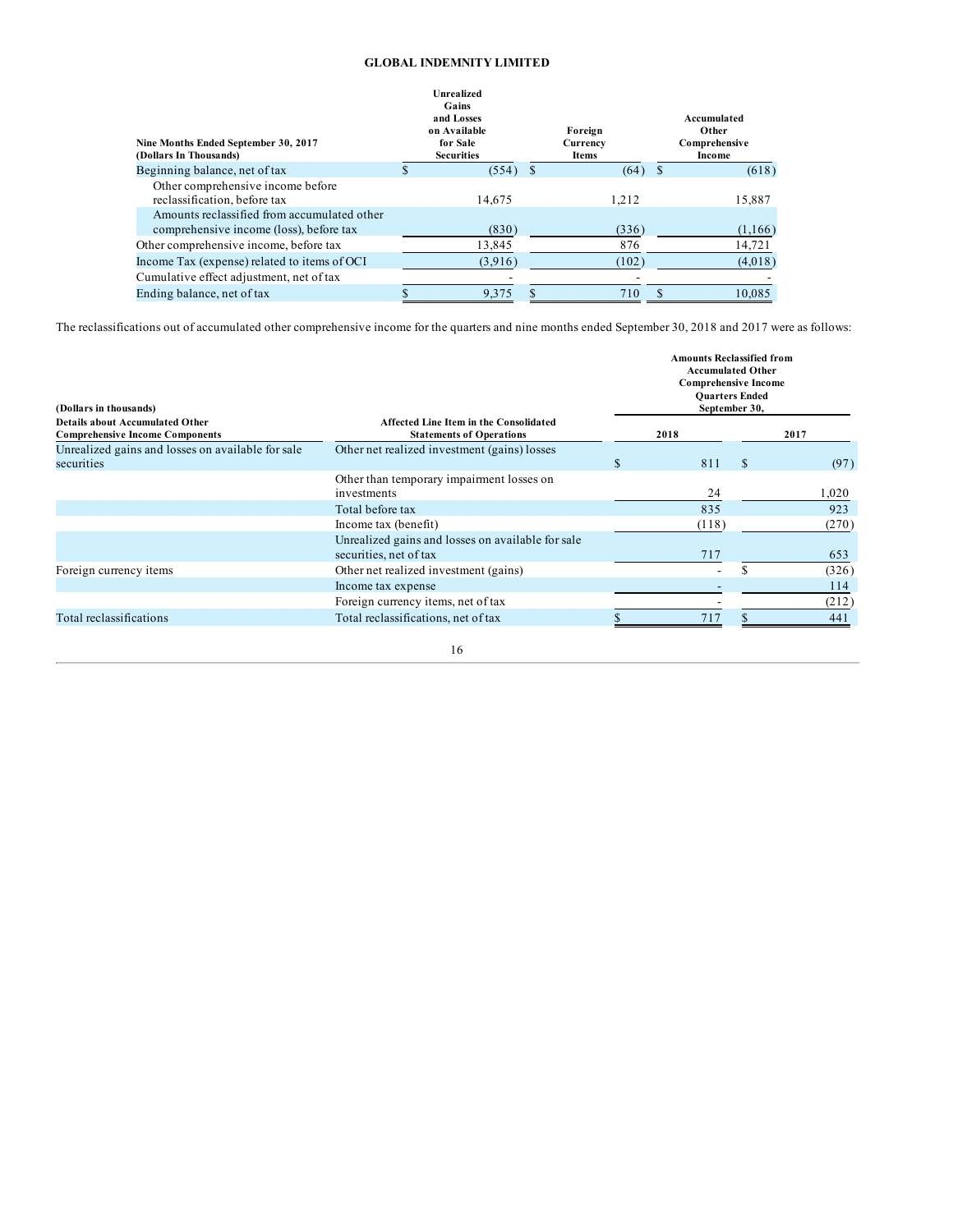**GLOBAL INDEMNITY LIMITED**

| Nine Months Ended September 30, 2017 (Dollars In Thousands) | Unrealized Gains and Losses on Available for Sale Securities | Foreign Currency Items | Accumulated Other Comprehensive Income |
|---|---|---|---|
| Beginning balance, net of tax | $ (554) | $ (64) | $ (618) |
| Other comprehensive income before reclassification, before tax | 14,675 | 1,212 | 15,887 |
| Amounts reclassified from accumulated other comprehensive income (loss), before tax | (830) | (336) | (1,166) |
| Other comprehensive income, before tax | 13,845 | 876 | 14,721 |
| Income Tax (expense) related to items of OCI | (3,916) | (102) | (4,018) |
| Cumulative effect adjustment, net of tax | - | - | - |
| Ending balance, net of tax | $ 9,375 | $ 710 | $ 10,085 |

The reclassifications out of accumulated other comprehensive income for the quarters and nine months ended September 30, 2018 and 2017 were as follows:

| (Dollars in thousands) Details about Accumulated Other Comprehensive Income Components | Affected Line Item in the Consolidated Statements of Operations | Amounts Reclassified from Accumulated Other Comprehensive Income Quarters Ended September 30, 2018 | 2017 |
|---|---|---|---|
| Unrealized gains and losses on available for sale securities | Other net realized investment (gains) losses | $ 811 | $ (97) |
| | Other than temporary impairment losses on investments | 24 | 1,020 |
| | Total before tax | 835 | 923 |
| | Income tax (benefit) | (118) | (270) |
| | Unrealized gains and losses on available for sale securities, net of tax | 717 | 653 |
| Foreign currency items | Other net realized investment (gains) | - | $ (326) |
| | Income tax expense | - | 114 |
| | Foreign currency items, net of tax | - | (212) |
| Total reclassifications | Total reclassifications, net of tax | $ 717 | $ 441 |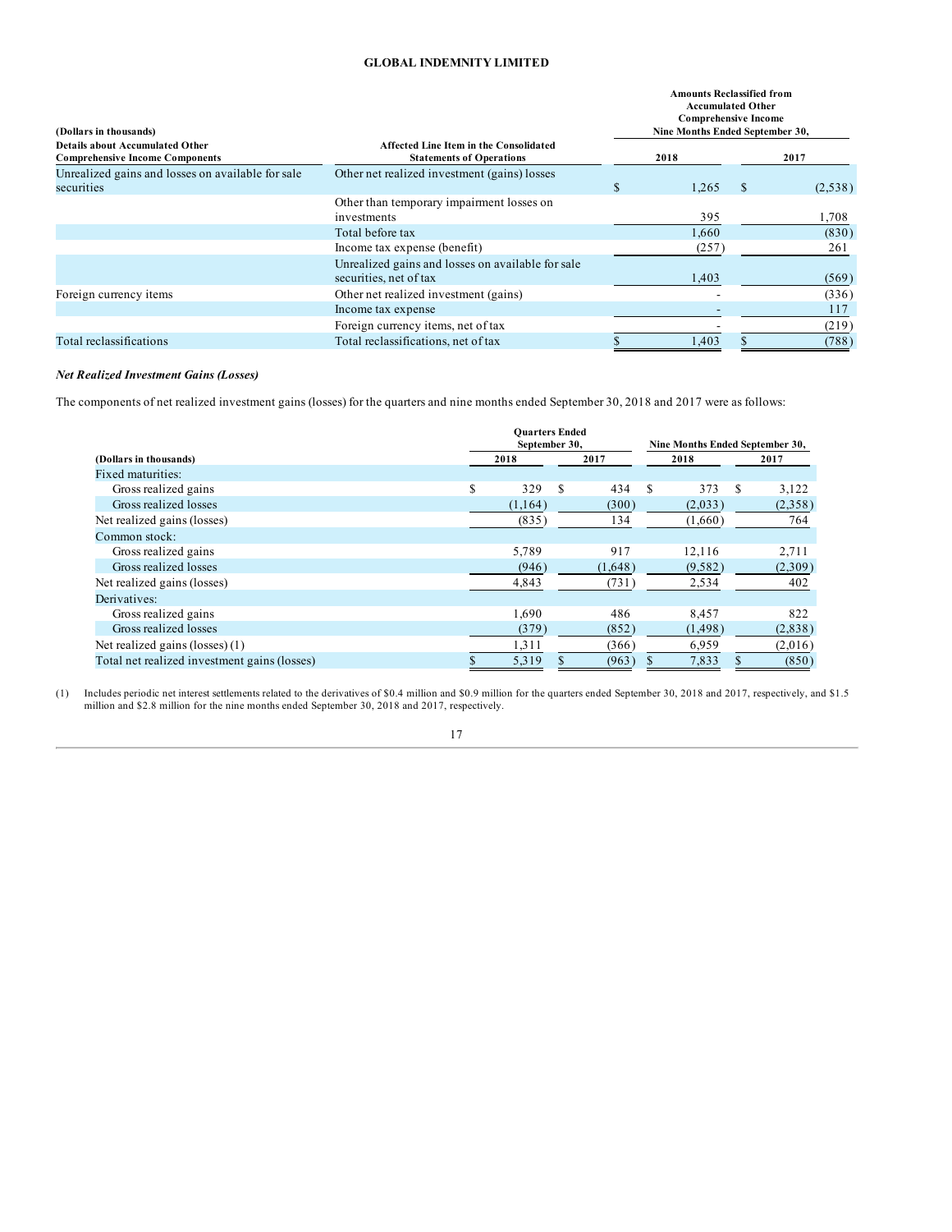**GLOBAL INDEMNITY LIMITED**

| (Dollars in thousands) | | Amounts Reclassified from Accumulated Other Comprehensive Income Nine Months Ended September 30, | |
|---|---|---|---|
| **Details about Accumulated Other Comprehensive Income Components** | **Affected Line Item in the Consolidated Statements of Operations** | **2018** | **2017** |
| Unrealized gains and losses on available for sale securities | Other net realized investment (gains) losses | $ 1,265 | $ (2,538) |
| | Other than temporary impairment losses on investments | 395 | 1,708 |
| | Total before tax | 1,660 | (830) |
| | Income tax expense (benefit) | (257) | 261 |
| | Unrealized gains and losses on available for sale securities, net of tax | 1,403 | (569) |
| Foreign currency items | Other net realized investment (gains) | - | (336) |
| | Income tax expense | - | 117 |
| | Foreign currency items, net of tax | - | (219) |
| Total reclassifications | Total reclassifications, net of tax | $ 1,403 | $ (788) |

***Net Realized Investment Gains (Losses)***

The components of net realized investment gains (losses) for the quarters and nine months ended September 30, 2018 and 2017 were as follows:

| | Quarters Ended September 30, | | Nine Months Ended September 30, | |
|---|---|---|---|---|
| **(Dollars in thousands)** | **2018** | **2017** | **2018** | **2017** |
| Fixed maturities: | | | | |
| Gross realized gains | $ 329 | $ 434 | $ 373 | $ 3,122 |
| Gross realized losses | (1,164) | (300) | (2,033) | (2,358) |
| Net realized gains (losses) | (835) | 134 | (1,660) | 764 |
| Common stock: | | | | |
| Gross realized gains | 5,789 | 917 | 12,116 | 2,711 |
| Gross realized losses | (946) | (1,648) | (9,582) | (2,309) |
| Net realized gains (losses) | 4,843 | (731) | 2,534 | 402 |
| Derivatives: | | | | |
| Gross realized gains | 1,690 | 486 | 8,457 | 822 |
| Gross realized losses | (379) | (852) | (1,498) | (2,838) |
| Net realized gains (losses) (1) | 1,311 | (366) | 6,959 | (2,016) |
| Total net realized investment gains (losses) | $ 5,319 | $ (963) | $ 7,833 | $ (850) |

(1) Includes periodic net interest settlements related to the derivatives of $0.4 million and $0.9 million for the quarters ended September 30, 2018 and 2017, respectively, and $1.5 million and $2.8 million for the nine months ended September 30, 2018 and 2017, respectively.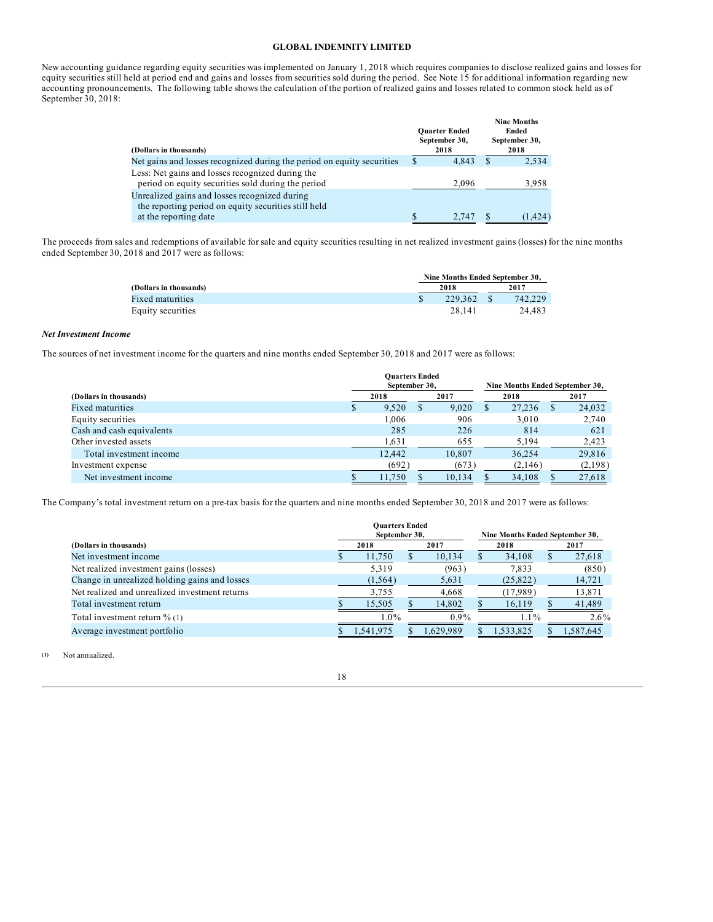New accounting guidance regarding equity securities was implemented on January 1, 2018 which requires companies to disclose realized gains and losses for equity securities still held at period end and gains and losses from securities sold during the period. See Note 15 for additional information regarding new accounting pronouncements. The following table shows the calculation of the portion of realized gains and losses related to common stock held as of September 30, 2018:

| (Dollars in thousands) | Quarter Ended September 30, 2018 | Nine Months Ended September 30, 2018 |
|---|---|---|
| Net gains and losses recognized during the period on equity securities | $ 4,843 | $ 2,534 |
| Less: Net gains and losses recognized during the period on equity securities sold during the period | 2,096 | 3,958 |
| Unrealized gains and losses recognized during the reporting period on equity securities still held at the reporting date | $ 2,747 | $ (1,424) |

The proceeds from sales and redemptions of available for sale and equity securities resulting in net realized investment gains (losses) for the nine months ended September 30, 2018 and 2017 were as follows:

| (Dollars in thousands) | Nine Months Ended September 30, 2018 | 2017 |
|---|---|---|
| Fixed maturities | $ 229,362 | $ 742,229 |
| Equity securities | 28,141 | 24,483 |

***Net Investment Income***

The sources of net investment income for the quarters and nine months ended September 30, 2018 and 2017 were as follows:

| | Quarters Ended September 30, | | Nine Months Ended September 30, | |
|---|---|---|---|---|
| (Dollars in thousands) | 2018 | 2017 | 2018 | 2017 |
| Fixed maturities | $ 9,520 | $ 9,020 | $ 27,236 | $ 24,032 |
| Equity securities | 1,006 | 906 | 3,010 | 2,740 |
| Cash and cash equivalents | 285 | 226 | 814 | 621 |
| Other invested assets | 1,631 | 655 | 5,194 | 2,423 |
| Total investment income | 12,442 | 10,807 | 36,254 | 29,816 |
| Investment expense | (692) | (673) | (2,146) | (2,198) |
| Net investment income | $ 11,750 | $ 10,134 | $ 34,108 | $ 27,618 |

The Company's total investment return on a pre-tax basis for the quarters and nine months ended September 30, 2018 and 2017 were as follows:

| | Quarters Ended September 30, | | Nine Months Ended September 30, | |
|---|---|---|---|---|
| (Dollars in thousands) | 2018 | 2017 | 2018 | 2017 |
| Net investment income | $ 11,750 | $ 10,134 | $ 34,108 | $ 27,618 |
| Net realized investment gains (losses) | 5,319 | (963) | 7,833 | (850) |
| Change in unrealized holding gains and losses | (1,564) | 5,631 | (25,822) | 14,721 |
| Net realized and unrealized investment returns | 3,755 | 4,668 | (17,989) | 13,871 |
| Total investment return | $ 15,505 | $ 14,802 | $ 16,119 | $ 41,489 |
| Total investment return % (1) | 1.0% | 0.9% | 1.1% | 2.6% |
| Average investment portfolio | $ 1,541,975 | $ 1,629,989 | $ 1,533,825 | $ 1,587,645 |

(1) Not annualized.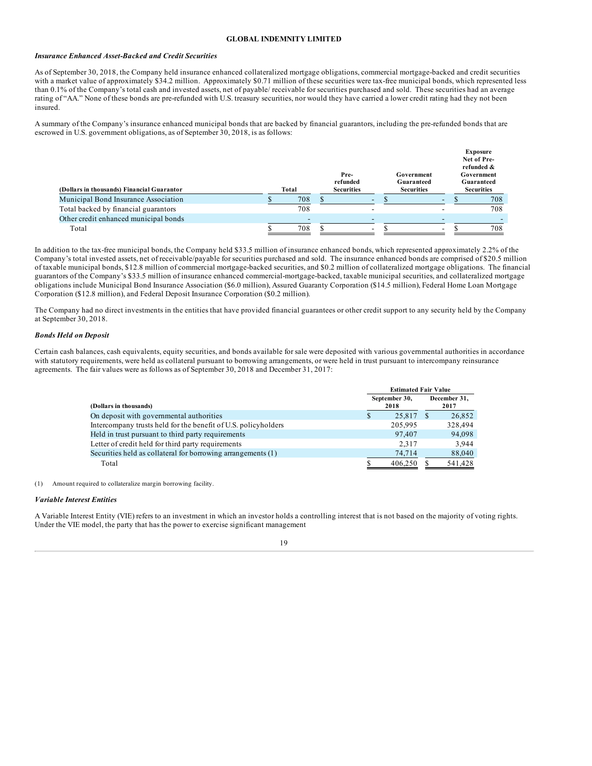*Insurance Enhanced Asset-Backed and Credit Securities*

As of September 30, 2018, the Company held insurance enhanced collateralized mortgage obligations, commercial mortgage-backed and credit securities with a market value of approximately $34.2 million. Approximately $0.71 million of these securities were tax-free municipal bonds, which represented less than 0.1% of the Company's total cash and invested assets, net of payable/ receivable for securities purchased and sold. These securities had an average rating of "AA." None of these bonds are pre-refunded with U.S. treasury securities, nor would they have carried a lower credit rating had they not been insured.

A summary of the Company's insurance enhanced municipal bonds that are backed by financial guarantors, including the pre-refunded bonds that are escrowed in U.S. government obligations, as of September 30, 2018, is as follows:

| (Dollars in thousands) Financial Guarantor | Total | Pre-refunded Securities | Government Guaranteed Securities | Exposure Net of Pre-refunded & Government Guaranteed Securities |
|---|---|---|---|---|
| Municipal Bond Insurance Association | $ 708 | $ - | $ - | $ 708 |
| Total backed by financial guarantors | 708 | - | - | 708 |
| Other credit enhanced municipal bonds | - | - | - | - |
| Total | $ 708 | $ - | $ - | $ 708 |

In addition to the tax-free municipal bonds, the Company held $33.5 million of insurance enhanced bonds, which represented approximately 2.2% of the Company's total invested assets, net of receivable/payable for securities purchased and sold. The insurance enhanced bonds are comprised of $20.5 million of taxable municipal bonds, $12.8 million of commercial mortgage-backed securities, and $0.2 million of collateralized mortgage obligations. The financial guarantors of the Company's $33.5 million of insurance enhanced commercial-mortgage-backed, taxable municipal securities, and collateralized mortgage obligations include Municipal Bond Insurance Association ($6.0 million), Assured Guaranty Corporation ($14.5 million), Federal Home Loan Mortgage Corporation ($12.8 million), and Federal Deposit Insurance Corporation ($0.2 million).

The Company had no direct investments in the entities that have provided financial guarantees or other credit support to any security held by the Company at September 30, 2018.

*Bonds Held on Deposit*

Certain cash balances, cash equivalents, equity securities, and bonds available for sale were deposited with various governmental authorities in accordance with statutory requirements, were held as collateral pursuant to borrowing arrangements, or were held in trust pursuant to intercompany reinsurance agreements. The fair values were as follows as of September 30, 2018 and December 31, 2017:

| | Estimated Fair Value | |
|---|---|---|
| (Dollars in thousands) | September 30, 2018 | December 31, 2017 |
| On deposit with governmental authorities | $ 25,817 | $ 26,852 |
| Intercompany trusts held for the benefit of U.S. policyholders | 205,995 | 328,494 |
| Held in trust pursuant to third party requirements | 97,407 | 94,098 |
| Letter of credit held for third party requirements | 2,317 | 3,944 |
| Securities held as collateral for borrowing arrangements (1) | 74,714 | 88,040 |
| Total | $ 406,250 | $ 541,428 |

(1) Amount required to collateralize margin borrowing facility.

*Variable Interest Entities*

A Variable Interest Entity (VIE) refers to an investment in which an investor holds a controlling interest that is not based on the majority of voting rights. Under the VIE model, the party that has the power to exercise significant management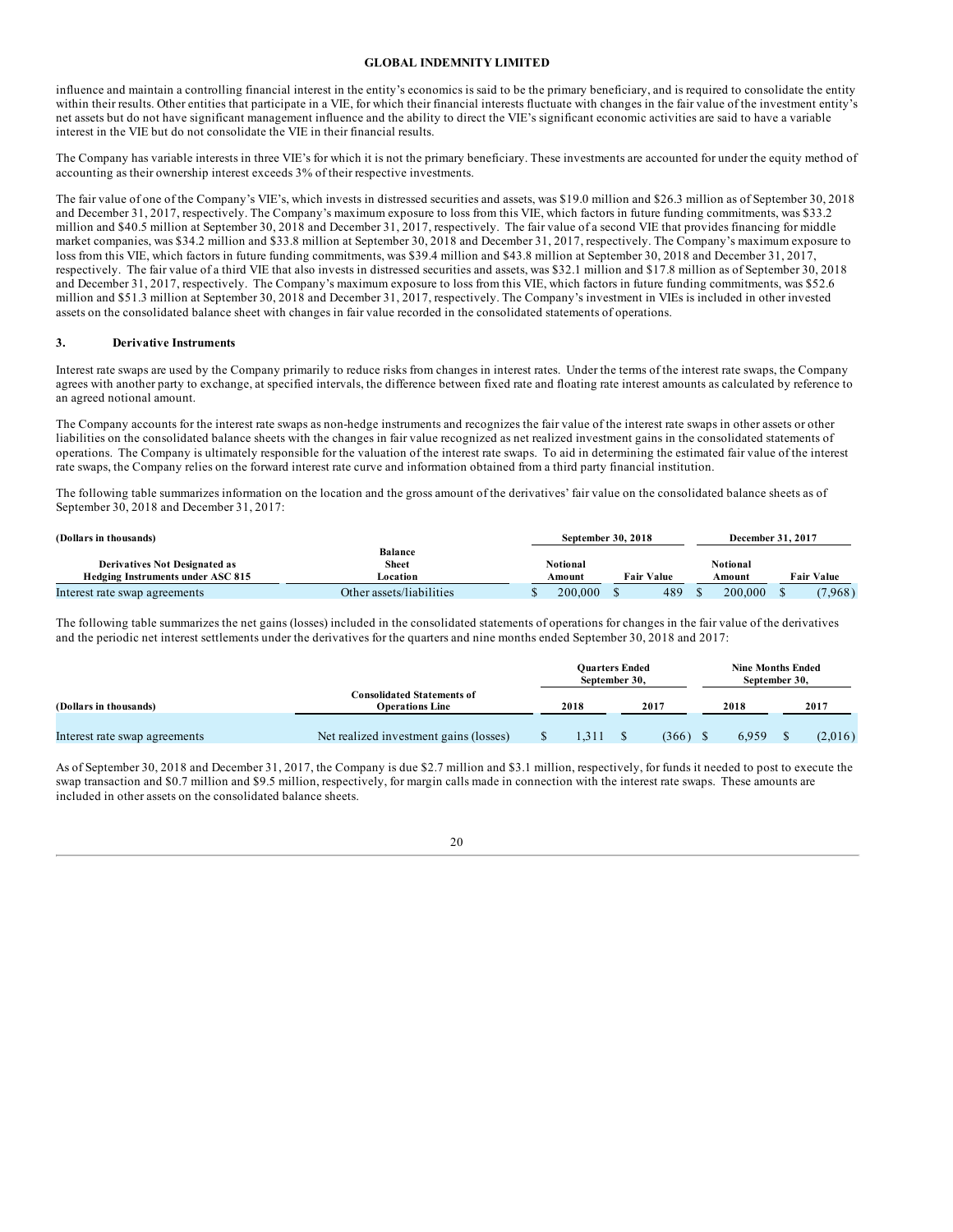influence and maintain a controlling financial interest in the entity's economics is said to be the primary beneficiary, and is required to consolidate the entity within their results. Other entities that participate in a VIE, for which their financial interests fluctuate with changes in the fair value of the investment entity's net assets but do not have significant management influence and the ability to direct the VIE's significant economic activities are said to have a variable interest in the VIE but do not consolidate the VIE in their financial results.

The Company has variable interests in three VIE's for which it is not the primary beneficiary. These investments are accounted for under the equity method of accounting as their ownership interest exceeds 3% of their respective investments.

The fair value of one of the Company's VIE's, which invests in distressed securities and assets, was $19.0 million and $26.3 million as of September 30, 2018 and December 31, 2017, respectively. The Company's maximum exposure to loss from this VIE, which factors in future funding commitments, was $33.2 million and $40.5 million at September 30, 2018 and December 31, 2017, respectively. The fair value of a second VIE that provides financing for middle market companies, was $34.2 million and $33.8 million at September 30, 2018 and December 31, 2017, respectively. The Company's maximum exposure to loss from this VIE, which factors in future funding commitments, was $39.4 million and $43.8 million at September 30, 2018 and December 31, 2017, respectively. The fair value of a third VIE that also invests in distressed securities and assets, was $32.1 million and $17.8 million as of September 30, 2018 and December 31, 2017, respectively. The Company's maximum exposure to loss from this VIE, which factors in future funding commitments, was $52.6 million and $51.3 million at September 30, 2018 and December 31, 2017, respectively. The Company's investment in VIEs is included in other invested assets on the consolidated balance sheet with changes in fair value recorded in the consolidated statements of operations.

## 3. Derivative Instruments

Interest rate swaps are used by the Company primarily to reduce risks from changes in interest rates. Under the terms of the interest rate swaps, the Company agrees with another party to exchange, at specified intervals, the difference between fixed rate and floating rate interest amounts as calculated by reference to an agreed notional amount.

The Company accounts for the interest rate swaps as non-hedge instruments and recognizes the fair value of the interest rate swaps in other assets or other liabilities on the consolidated balance sheets with the changes in fair value recognized as net realized investment gains in the consolidated statements of operations. The Company is ultimately responsible for the valuation of the interest rate swaps. To aid in determining the estimated fair value of the interest rate swaps, the Company relies on the forward interest rate curve and information obtained from a third party financial institution.

The following table summarizes information on the location and the gross amount of the derivatives' fair value on the consolidated balance sheets as of September 30, 2018 and December 31, 2017:

| (Dollars in thousands) | | September 30, 2018 | | December 31, 2017 | |
|---|---|---|---|---|---|
| Derivatives Not Designated as Hedging Instruments under ASC 815 | Balance Sheet Location | Notional Amount | Fair Value | Notional Amount | Fair Value |
| Interest rate swap agreements | Other assets/liabilities | $ 200,000 | $ 489 | $ 200,000 | $ (7,968) |

The following table summarizes the net gains (losses) included in the consolidated statements of operations for changes in the fair value of the derivatives and the periodic net interest settlements under the derivatives for the quarters and nine months ended September 30, 2018 and 2017:

| | | Quarters Ended September 30, | | Nine Months Ended September 30, | |
|---|---|---|---|---|---|
| (Dollars in thousands) | Consolidated Statements of Operations Line | 2018 | 2017 | 2018 | 2017 |
| Interest rate swap agreements | Net realized investment gains (losses) | $ 1,311 | $ (366) | $ 6,959 | $ (2,016) |

As of September 30, 2018 and December 31, 2017, the Company is due $2.7 million and $3.1 million, respectively, for funds it needed to post to execute the swap transaction and $0.7 million and $9.5 million, respectively, for margin calls made in connection with the interest rate swaps. These amounts are included in other assets on the consolidated balance sheets.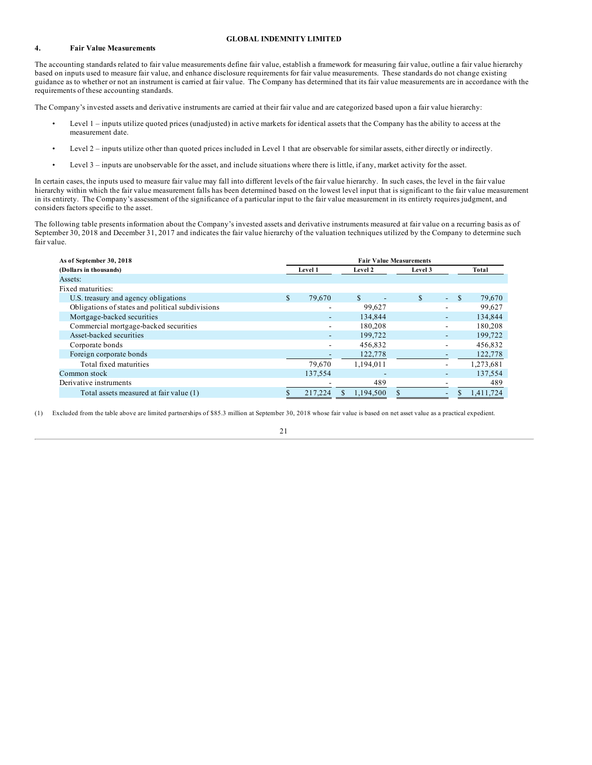## 4. Fair Value Measurements

The accounting standards related to fair value measurements define fair value, establish a framework for measuring fair value, outline a fair value hierarchy based on inputs used to measure fair value, and enhance disclosure requirements for fair value measurements. These standards do not change existing guidance as to whether or not an instrument is carried at fair value. The Company has determined that its fair value measurements are in accordance with the requirements of these accounting standards.

The Company's invested assets and derivative instruments are carried at their fair value and are categorized based upon a fair value hierarchy:

- Level 1 – inputs utilize quoted prices (unadjusted) in active markets for identical assets that the Company has the ability to access at the measurement date.
- Level 2 – inputs utilize other than quoted prices included in Level 1 that are observable for similar assets, either directly or indirectly.
- Level 3 – inputs are unobservable for the asset, and include situations where there is little, if any, market activity for the asset.

In certain cases, the inputs used to measure fair value may fall into different levels of the fair value hierarchy. In such cases, the level in the fair value hierarchy within which the fair value measurement falls has been determined based on the lowest level input that is significant to the fair value measurement in its entirety. The Company's assessment of the significance of a particular input to the fair value measurement in its entirety requires judgment, and considers factors specific to the asset.

The following table presents information about the Company's invested assets and derivative instruments measured at fair value on a recurring basis as of September 30, 2018 and December 31, 2017 and indicates the fair value hierarchy of the valuation techniques utilized by the Company to determine such fair value.

| **As of September 30, 2018** | **Fair Value Measurements** | | | |
|---|---|---|---|---|
| **(Dollars in thousands)** | **Level 1** | **Level 2** | **Level 3** | **Total** |
| Assets: | | | | |
| Fixed maturities: | | | | |
| U.S. treasury and agency obligations | $ 79,670 | $ - | $ - | $ 79,670 |
| Obligations of states and political subdivisions | - | 99,627 | - | 99,627 |
| Mortgage-backed securities | - | 134,844 | - | 134,844 |
| Commercial mortgage-backed securities | - | 180,208 | - | 180,208 |
| Asset-backed securities | - | 199,722 | - | 199,722 |
| Corporate bonds | - | 456,832 | - | 456,832 |
| Foreign corporate bonds | - | 122,778 | - | 122,778 |
| Total fixed maturities | 79,670 | 1,194,011 | - | 1,273,681 |
| Common stock | 137,554 | - | - | 137,554 |
| Derivative instruments | - | 489 | - | 489 |
| Total assets measured at fair value (1) | $ 217,224 | $ 1,194,500 | $ - | $ 1,411,724 |

(1) Excluded from the table above are limited partnerships of $85.3 million at September 30, 2018 whose fair value is based on net asset value as a practical expedient.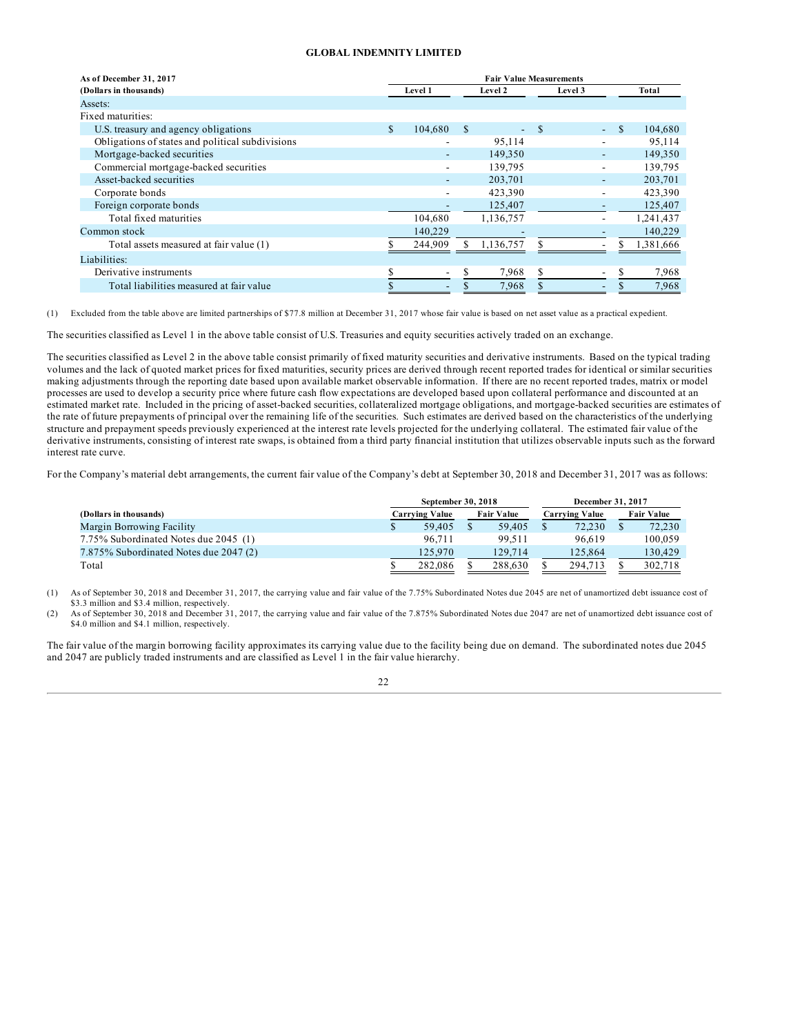**GLOBAL INDEMNITY LIMITED**

| As of December 31, 2017 (Dollars in thousands) | Fair Value Measurements | | | |
|---|---|---|---|---|
| | Level 1 | Level 2 | Level 3 | Total |
| Assets: | | | | |
| Fixed maturities: | | | | |
| U.S. treasury and agency obligations | $ 104,680 | $ - | $ - | $ 104,680 |
| Obligations of states and political subdivisions | - | 95,114 | - | 95,114 |
| Mortgage-backed securities | - | 149,350 | - | 149,350 |
| Commercial mortgage-backed securities | - | 139,795 | - | 139,795 |
| Asset-backed securities | - | 203,701 | - | 203,701 |
| Corporate bonds | - | 423,390 | - | 423,390 |
| Foreign corporate bonds | - | 125,407 | - | 125,407 |
| Total fixed maturities | 104,680 | 1,136,757 | - | 1,241,437 |
| Common stock | 140,229 | - | - | 140,229 |
| Total assets measured at fair value (1) | $ 244,909 | $ 1,136,757 | $ - | $ 1,381,666 |
| Liabilities: | | | | |
| Derivative instruments | $ - | $ 7,968 | $ - | $ 7,968 |
| Total liabilities measured at fair value | $ - | $ 7,968 | $ - | $ 7,968 |

(1) Excluded from the table above are limited partnerships of $77.8 million at December 31, 2017 whose fair value is based on net asset value as a practical expedient.

The securities classified as Level 1 in the above table consist of U.S. Treasuries and equity securities actively traded on an exchange.

The securities classified as Level 2 in the above table consist primarily of fixed maturity securities and derivative instruments. Based on the typical trading volumes and the lack of quoted market prices for fixed maturities, security prices are derived through recent reported trades for identical or similar securities making adjustments through the reporting date based upon available market observable information. If there are no recent reported trades, matrix or model processes are used to develop a security price where future cash flow expectations are developed based upon collateral performance and discounted at an estimated market rate. Included in the pricing of asset-backed securities, collateralized mortgage obligations, and mortgage-backed securities are estimates of the rate of future prepayments of principal over the remaining life of the securities. Such estimates are derived based on the characteristics of the underlying structure and prepayment speeds previously experienced at the interest rate levels projected for the underlying collateral. The estimated fair value of the derivative instruments, consisting of interest rate swaps, is obtained from a third party financial institution that utilizes observable inputs such as the forward interest rate curve.

For the Company's material debt arrangements, the current fair value of the Company's debt at September 30, 2018 and December 31, 2017 was as follows:

| (Dollars in thousands) | September 30, 2018 | | December 31, 2017 | |
|---|---|---|---|---|
| | Carrying Value | Fair Value | Carrying Value | Fair Value |
| Margin Borrowing Facility | $ 59,405 | $ 59,405 | $ 72,230 | $ 72,230 |
| 7.75% Subordinated Notes due 2045 (1) | 96,711 | 99,511 | 96,619 | 100,059 |
| 7.875% Subordinated Notes due 2047 (2) | 125,970 | 129,714 | 125,864 | 130,429 |
| Total | $ 282,086 | $ 288,630 | $ 294,713 | $ 302,718 |

(1) As of September 30, 2018 and December 31, 2017, the carrying value and fair value of the 7.75% Subordinated Notes due 2045 are net of unamortized debt issuance cost of $3.3 million and $3.4 million, respectively.

(2) As of September 30, 2018 and December 31, 2017, the carrying value and fair value of the 7.875% Subordinated Notes due 2047 are net of unamortized debt issuance cost of $4.0 million and $4.1 million, respectively.

The fair value of the margin borrowing facility approximates its carrying value due to the facility being due on demand. The subordinated notes due 2045 and 2047 are publicly traded instruments and are classified as Level 1 in the fair value hierarchy.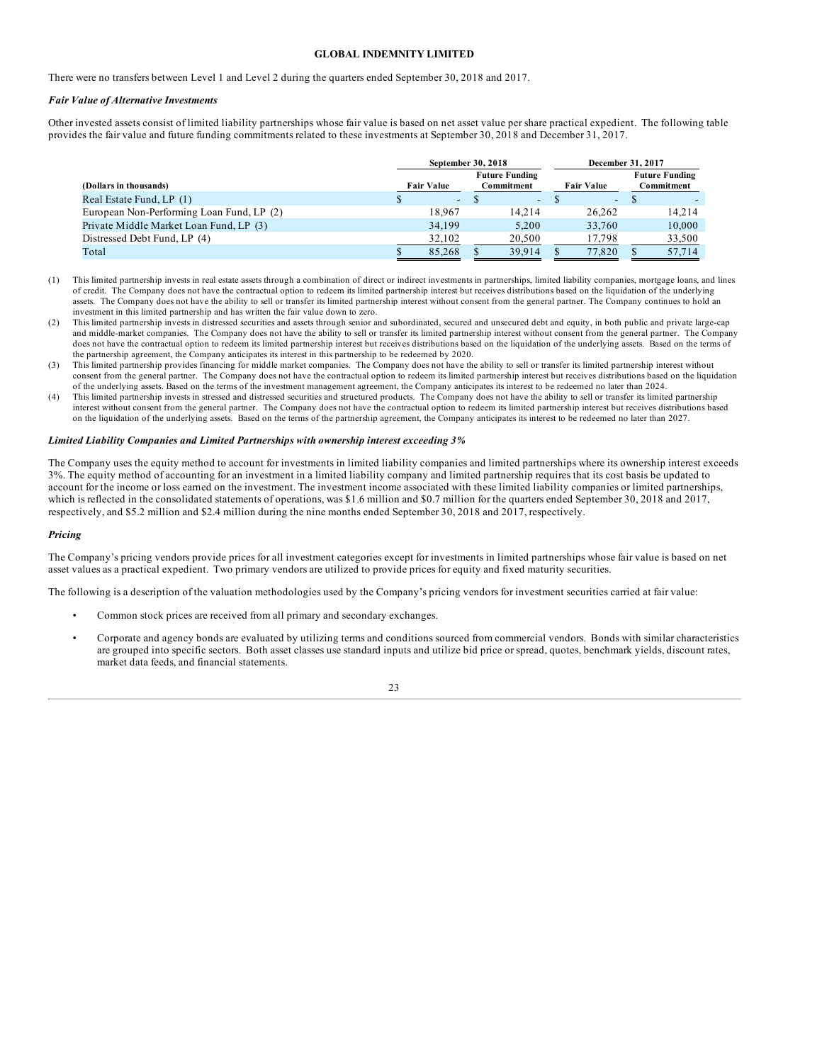There were no transfers between Level 1 and Level 2 during the quarters ended September 30, 2018 and 2017.

***Fair Value of Alternative Investments***

Other invested assets consist of limited liability partnerships whose fair value is based on net asset value per share practical expedient. The following table provides the fair value and future funding commitments related to these investments at September 30, 2018 and December 31, 2017.

| | September 30, 2018 | | December 31, 2017 | |
|---|---|---|---|---|
| **(Dollars in thousands)** | **Fair Value** | **Future Funding Commitment** | **Fair Value** | **Future Funding Commitment** |
| Real Estate Fund, LP (1) | $ - | $ - | $ - | $ - |
| European Non-Performing Loan Fund, LP (2) | 18,967 | 14,214 | 26,262 | 14,214 |
| Private Middle Market Loan Fund, LP (3) | 34,199 | 5,200 | 33,760 | 10,000 |
| Distressed Debt Fund, LP (4) | 32,102 | 20,500 | 17,798 | 33,500 |
| Total | $ 85,268 | $ 39,914 | $ 77,820 | $ 57,714 |

(1) This limited partnership invests in real estate assets through a combination of direct or indirect investments in partnerships, limited liability companies, mortgage loans, and lines of credit. The Company does not have the contractual option to redeem its limited partnership interest but receives distributions based on the liquidation of the underlying assets. The Company does not have the ability to sell or transfer its limited partnership interest without consent from the general partner. The Company continues to hold an investment in this limited partnership and has written the fair value down to zero.

(2) This limited partnership invests in distressed securities and assets through senior and subordinated, secured and unsecured debt and equity, in both public and private large-cap and middle-market companies. The Company does not have the ability to sell or transfer its limited partnership interest without consent from the general partner. The Company does not have the contractual option to redeem its limited partnership interest but receives distributions based on the liquidation of the underlying assets. Based on the terms of the partnership agreement, the Company anticipates its interest in this partnership to be redeemed by 2020.

(3) This limited partnership provides financing for middle market companies. The Company does not have the ability to sell or transfer its limited partnership interest without consent from the general partner. The Company does not have the contractual option to redeem its limited partnership interest but receives distributions based on the liquidation of the underlying assets. Based on the terms of the investment management agreement, the Company anticipates its interest to be redeemed no later than 2024.

(4) This limited partnership invests in stressed and distressed securities and structured products. The Company does not have the ability to sell or transfer its limited partnership interest without consent from the general partner. The Company does not have the contractual option to redeem its limited partnership interest but receives distributions based on the liquidation of the underlying assets. Based on the terms of the partnership agreement, the Company anticipates its interest to be redeemed no later than 2027.

***Limited Liability Companies and Limited Partnerships with ownership interest exceeding 3%***

The Company uses the equity method to account for investments in limited liability companies and limited partnerships where its ownership interest exceeds 3%. The equity method of accounting for an investment in a limited liability company and limited partnership requires that its cost basis be updated to account for the income or loss earned on the investment. The investment income associated with these limited liability companies or limited partnerships, which is reflected in the consolidated statements of operations, was $1.6 million and $0.7 million for the quarters ended September 30, 2018 and 2017, respectively, and $5.2 million and $2.4 million during the nine months ended September 30, 2018 and 2017, respectively.

***Pricing***

The Company's pricing vendors provide prices for all investment categories except for investments in limited partnerships whose fair value is based on net asset values as a practical expedient. Two primary vendors are utilized to provide prices for equity and fixed maturity securities.

The following is a description of the valuation methodologies used by the Company's pricing vendors for investment securities carried at fair value:

- Common stock prices are received from all primary and secondary exchanges.
- Corporate and agency bonds are evaluated by utilizing terms and conditions sourced from commercial vendors. Bonds with similar characteristics are grouped into specific sectors. Both asset classes use standard inputs and utilize bid price or spread, quotes, benchmark yields, discount rates, market data feeds, and financial statements.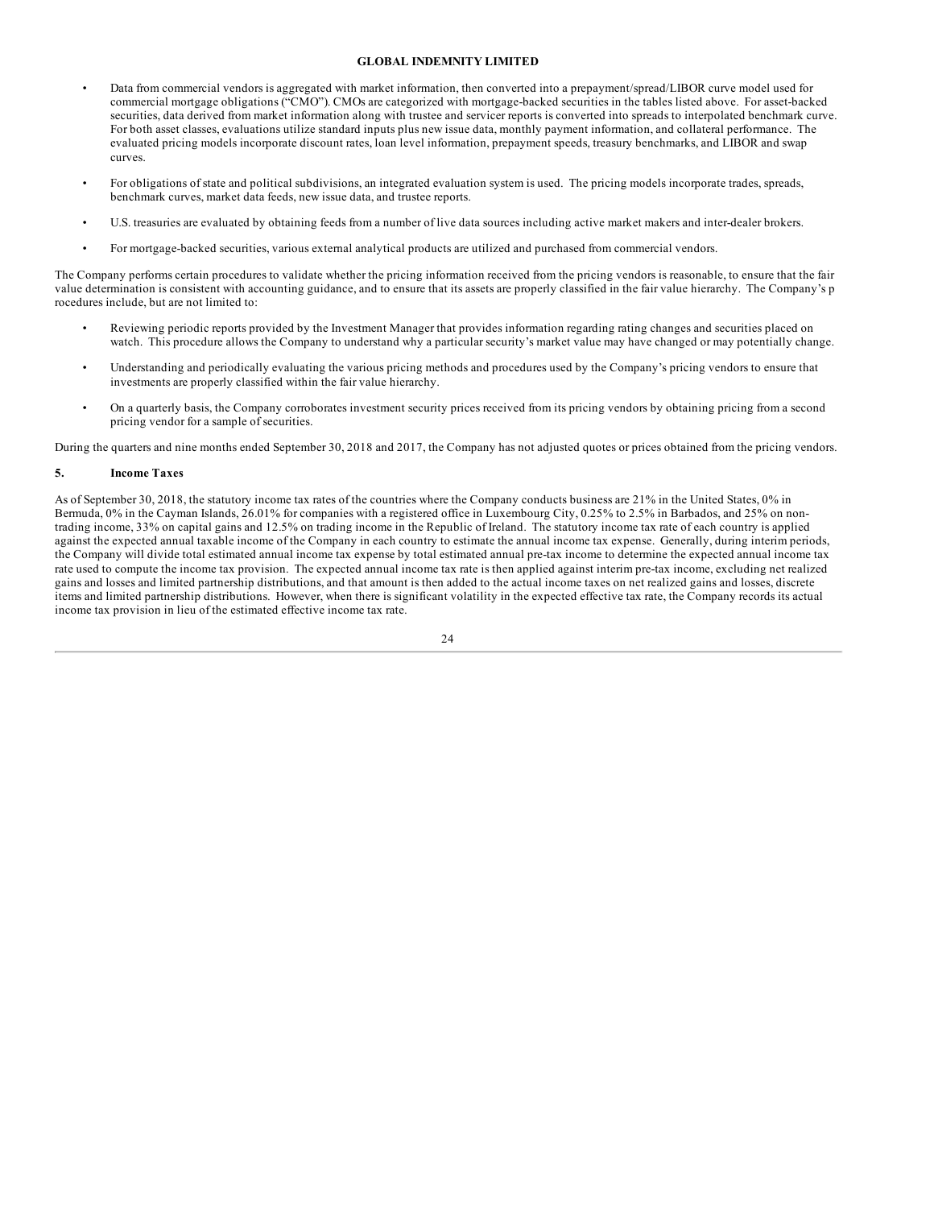- Data from commercial vendors is aggregated with market information, then converted into a prepayment/spread/LIBOR curve model used for commercial mortgage obligations ("CMO"). CMOs are categorized with mortgage-backed securities in the tables listed above. For asset-backed securities, data derived from market information along with trustee and servicer reports is converted into spreads to interpolated benchmark curve. For both asset classes, evaluations utilize standard inputs plus new issue data, monthly payment information, and collateral performance. The evaluated pricing models incorporate discount rates, loan level information, prepayment speeds, treasury benchmarks, and LIBOR and swap curves.
- For obligations of state and political subdivisions, an integrated evaluation system is used. The pricing models incorporate trades, spreads, benchmark curves, market data feeds, new issue data, and trustee reports.
- U.S. treasuries are evaluated by obtaining feeds from a number of live data sources including active market makers and inter-dealer brokers.
- For mortgage-backed securities, various external analytical products are utilized and purchased from commercial vendors.

The Company performs certain procedures to validate whether the pricing information received from the pricing vendors is reasonable, to ensure that the fair value determination is consistent with accounting guidance, and to ensure that its assets are properly classified in the fair value hierarchy. The Company's procedures include, but are not limited to:

- Reviewing periodic reports provided by the Investment Manager that provides information regarding rating changes and securities placed on watch. This procedure allows the Company to understand why a particular security's market value may have changed or may potentially change.
- Understanding and periodically evaluating the various pricing methods and procedures used by the Company's pricing vendors to ensure that investments are properly classified within the fair value hierarchy.
- On a quarterly basis, the Company corroborates investment security prices received from its pricing vendors by obtaining pricing from a second pricing vendor for a sample of securities.

During the quarters and nine months ended September 30, 2018 and 2017, the Company has not adjusted quotes or prices obtained from the pricing vendors.

## 5. Income Taxes

As of September 30, 2018, the statutory income tax rates of the countries where the Company conducts business are 21% in the United States, 0% in Bermuda, 0% in the Cayman Islands, 26.01% for companies with a registered office in Luxembourg City, 0.25% to 2.5% in Barbados, and 25% on non-trading income, 33% on capital gains and 12.5% on trading income in the Republic of Ireland. The statutory income tax rate of each country is applied against the expected annual taxable income of the Company in each country to estimate the annual income tax expense. Generally, during interim periods, the Company will divide total estimated annual income tax expense by total estimated annual pre-tax income to determine the expected annual income tax rate used to compute the income tax provision. The expected annual income tax rate is then applied against interim pre-tax income, excluding net realized gains and losses and limited partnership distributions, and that amount is then added to the actual income taxes on net realized gains and losses, discrete items and limited partnership distributions. However, when there is significant volatility in the expected effective tax rate, the Company records its actual income tax provision in lieu of the estimated effective income tax rate.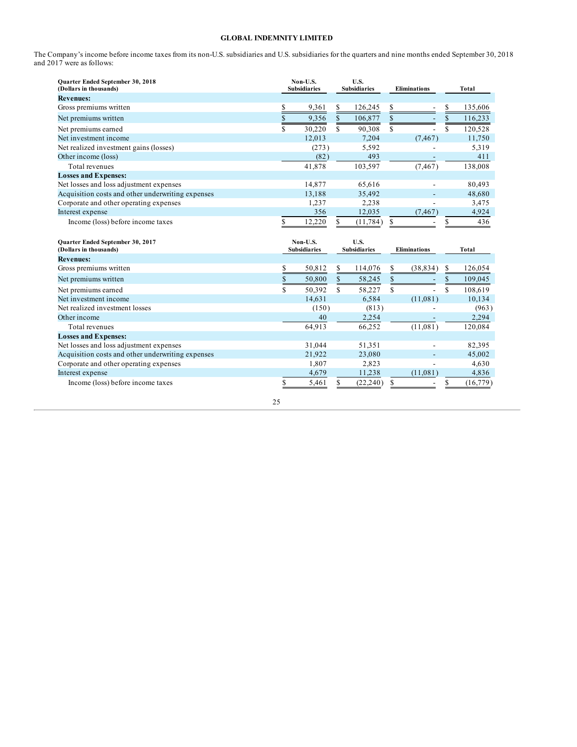# GLOBAL INDEMNITY LIMITED

The Company's income before income taxes from its non-U.S. subsidiaries and U.S. subsidiaries for the quarters and nine months ended September 30, 2018 and 2017 were as follows:

| Quarter Ended September 30, 2018 (Dollars in thousands) | Non-U.S. Subsidiaries | U.S. Subsidiaries | Eliminations | Total |
|---|---|---|---|---|
| **Revenues:** | | | | |
| Gross premiums written | $ 9,361 | $ 126,245 | $ - | $ 135,606 |
| Net premiums written | $ 9,356 | $ 106,877 | $ - | $ 116,233 |
| Net premiums earned | $ 30,220 | $ 90,308 | $ - | $ 120,528 |
| Net investment income | 12,013 | 7,204 | (7,467) | 11,750 |
| Net realized investment gains (losses) | (273) | 5,592 | - | 5,319 |
| Other income (loss) | (82) | 493 | - | 411 |
| Total revenues | 41,878 | 103,597 | (7,467) | 138,008 |
| **Losses and Expenses:** | | | | |
| Net losses and loss adjustment expenses | 14,877 | 65,616 | - | 80,493 |
| Acquisition costs and other underwriting expenses | 13,188 | 35,492 | - | 48,680 |
| Corporate and other operating expenses | 1,237 | 2,238 | - | 3,475 |
| Interest expense | 356 | 12,035 | (7,467) | 4,924 |
| Income (loss) before income taxes | $ 12,220 | $ (11,784) | $ - | $ 436 |

| Quarter Ended September 30, 2017 (Dollars in thousands) | Non-U.S. Subsidiaries | U.S. Subsidiaries | Eliminations | Total |
|---|---|---|---|---|
| **Revenues:** | | | | |
| Gross premiums written | $ 50,812 | $ 114,076 | $ (38,834) | $ 126,054 |
| Net premiums written | $ 50,800 | $ 58,245 | $ - | $ 109,045 |
| Net premiums earned | $ 50,392 | $ 58,227 | $ - | $ 108,619 |
| Net investment income | 14,631 | 6,584 | (11,081) | 10,134 |
| Net realized investment losses | (150) | (813) | - | (963) |
| Other income | 40 | 2,254 | - | 2,294 |
| Total revenues | 64,913 | 66,252 | (11,081) | 120,084 |
| **Losses and Expenses:** | | | | |
| Net losses and loss adjustment expenses | 31,044 | 51,351 | - | 82,395 |
| Acquisition costs and other underwriting expenses | 21,922 | 23,080 | - | 45,002 |
| Corporate and other operating expenses | 1,807 | 2,823 | - | 4,630 |
| Interest expense | 4,679 | 11,238 | (11,081) | 4,836 |
| Income (loss) before income taxes | $ 5,461 | $ (22,240) | $ - | $ (16,779) |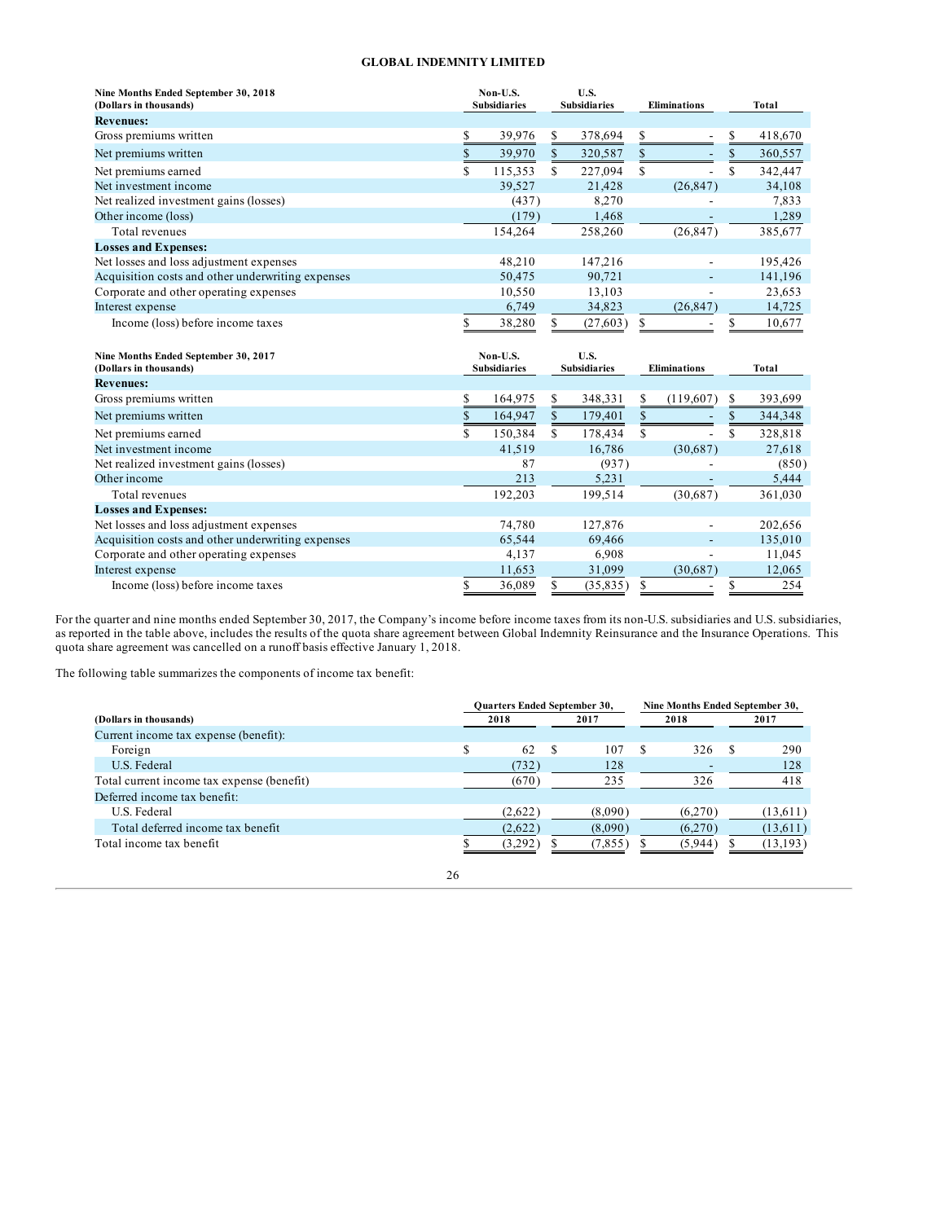**GLOBAL INDEMNITY LIMITED**

| Nine Months Ended September 30, 2018 (Dollars in thousands) | Non-U.S. Subsidiaries | U.S. Subsidiaries | Eliminations | Total |
|---|---|---|---|---|
| **Revenues:** | | | | |
| Gross premiums written | $ 39,976 | $ 378,694 | $ - | $ 418,670 |
| Net premiums written | $ 39,970 | $ 320,587 | $ - | $ 360,557 |
| Net premiums earned | $ 115,353 | $ 227,094 | $ - | $ 342,447 |
| Net investment income | 39,527 | 21,428 | (26,847) | 34,108 |
| Net realized investment gains (losses) | (437) | 8,270 | - | 7,833 |
| Other income (loss) | (179) | 1,468 | - | 1,289 |
| Total revenues | 154,264 | 258,260 | (26,847) | 385,677 |
| **Losses and Expenses:** | | | | |
| Net losses and loss adjustment expenses | 48,210 | 147,216 | - | 195,426 |
| Acquisition costs and other underwriting expenses | 50,475 | 90,721 | - | 141,196 |
| Corporate and other operating expenses | 10,550 | 13,103 | - | 23,653 |
| Interest expense | 6,749 | 34,823 | (26,847) | 14,725 |
| Income (loss) before income taxes | $ 38,280 | $ (27,603) | $ - | $ 10,677 |

| Nine Months Ended September 30, 2017 (Dollars in thousands) | Non-U.S. Subsidiaries | U.S. Subsidiaries | Eliminations | Total |
|---|---|---|---|---|
| **Revenues:** | | | | |
| Gross premiums written | $ 164,975 | $ 348,331 | $ (119,607) | $ 393,699 |
| Net premiums written | $ 164,947 | $ 179,401 | $ - | $ 344,348 |
| Net premiums earned | $ 150,384 | $ 178,434 | $ - | $ 328,818 |
| Net investment income | 41,519 | 16,786 | (30,687) | 27,618 |
| Net realized investment gains (losses) | 87 | (937) | - | (850) |
| Other income | 213 | 5,231 | - | 5,444 |
| Total revenues | 192,203 | 199,514 | (30,687) | 361,030 |
| **Losses and Expenses:** | | | | |
| Net losses and loss adjustment expenses | 74,780 | 127,876 | - | 202,656 |
| Acquisition costs and other underwriting expenses | 65,544 | 69,466 | - | 135,010 |
| Corporate and other operating expenses | 4,137 | 6,908 | - | 11,045 |
| Interest expense | 11,653 | 31,099 | (30,687) | 12,065 |
| Income (loss) before income taxes | $ 36,089 | $ (35,835) | $ - | $ 254 |

For the quarter and nine months ended September 30, 2017, the Company's income before income taxes from its non-U.S. subsidiaries and U.S. subsidiaries, as reported in the table above, includes the results of the quota share agreement between Global Indemnity Reinsurance and the Insurance Operations. This quota share agreement was cancelled on a runoff basis effective January 1, 2018.

The following table summarizes the components of income tax benefit:

| (Dollars in thousands) | Quarters Ended September 30, 2018 | Quarters Ended September 30, 2017 | Nine Months Ended September 30, 2018 | Nine Months Ended September 30, 2017 |
|---|---|---|---|---|
| Current income tax expense (benefit): | | | | |
| Foreign | $ 62 | $ 107 | $ 326 | $ 290 |
| U.S. Federal | (732) | 128 | - | 128 |
| Total current income tax expense (benefit) | (670) | 235 | 326 | 418 |
| Deferred income tax benefit: | | | | |
| U.S. Federal | (2,622) | (8,090) | (6,270) | (13,611) |
| Total deferred income tax benefit | (2,622) | (8,090) | (6,270) | (13,611) |
| Total income tax benefit | $ (3,292) | $ (7,855) | $ (5,944) | $ (13,193) |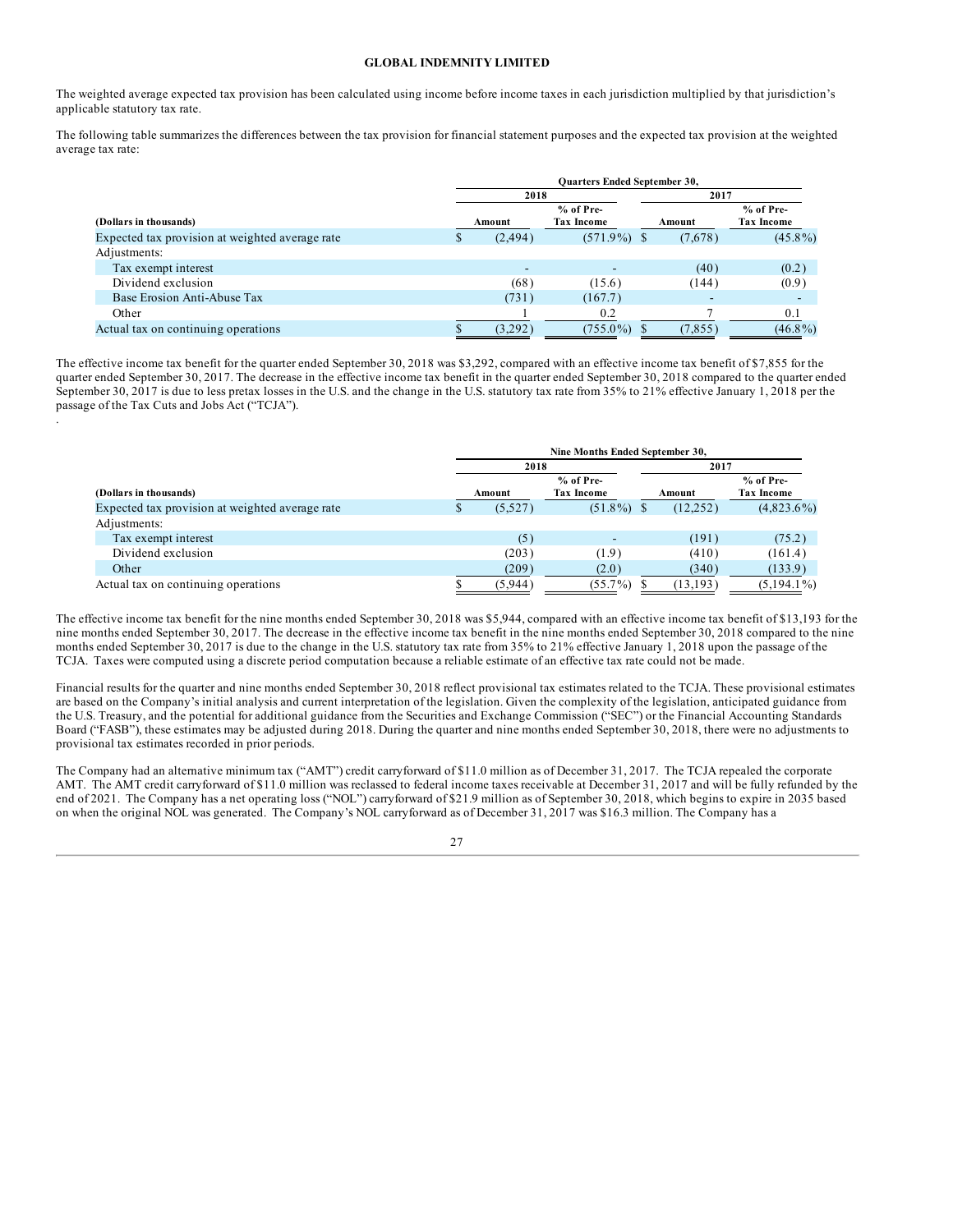The weighted average expected tax provision has been calculated using income before income taxes in each jurisdiction multiplied by that jurisdiction's applicable statutory tax rate.

The following table summarizes the differences between the tax provision for financial statement purposes and the expected tax provision at the weighted average tax rate:

| | Quarters Ended September 30, | | | |
|---|---|---|---|---|
| | 2018 | | 2017 | |
| (Dollars in thousands) | Amount | % of Pre-Tax Income | Amount | % of Pre-Tax Income |
| Expected tax provision at weighted average rate | $ (2,494) | (571.9%) | $ (7,678) | (45.8%) |
| Adjustments: | | | | |
| Tax exempt interest | - | - | (40) | (0.2) |
| Dividend exclusion | (68) | (15.6) | (144) | (0.9) |
| Base Erosion Anti-Abuse Tax | (731) | (167.7) | - | - |
| Other | 1 | 0.2 | 7 | 0.1 |
| Actual tax on continuing operations | $ (3,292) | (755.0%) | $ (7,855) | (46.8%) |

The effective income tax benefit for the quarter ended September 30, 2018 was $3,292, compared with an effective income tax benefit of $7,855 for the quarter ended September 30, 2017. The decrease in the effective income tax benefit in the quarter ended September 30, 2018 compared to the quarter ended September 30, 2017 is due to less pretax losses in the U.S. and the change in the U.S. statutory tax rate from 35% to 21% effective January 1, 2018 per the passage of the Tax Cuts and Jobs Act ("TCJA").

.

| | Nine Months Ended September 30, | | | |
|---|---|---|---|---|
| | 2018 | | 2017 | |
| (Dollars in thousands) | Amount | % of Pre-Tax Income | Amount | % of Pre-Tax Income |
| Expected tax provision at weighted average rate | $ (5,527) | (51.8%) | $ (12,252) | (4,823.6%) |
| Adjustments: | | | | |
| Tax exempt interest | (5) | - | (191) | (75.2) |
| Dividend exclusion | (203) | (1.9) | (410) | (161.4) |
| Other | (209) | (2.0) | (340) | (133.9) |
| Actual tax on continuing operations | $ (5,944) | (55.7%) | $ (13,193) | (5,194.1%) |

The effective income tax benefit for the nine months ended September 30, 2018 was $5,944, compared with an effective income tax benefit of $13,193 for the nine months ended September 30, 2017. The decrease in the effective income tax benefit in the nine months ended September 30, 2018 compared to the nine months ended September 30, 2017 is due to the change in the U.S. statutory tax rate from 35% to 21% effective January 1, 2018 upon the passage of the TCJA. Taxes were computed using a discrete period computation because a reliable estimate of an effective tax rate could not be made.

Financial results for the quarter and nine months ended September 30, 2018 reflect provisional tax estimates related to the TCJA. These provisional estimates are based on the Company's initial analysis and current interpretation of the legislation. Given the complexity of the legislation, anticipated guidance from the U.S. Treasury, and the potential for additional guidance from the Securities and Exchange Commission ("SEC") or the Financial Accounting Standards Board ("FASB"), these estimates may be adjusted during 2018. During the quarter and nine months ended September 30, 2018, there were no adjustments to provisional tax estimates recorded in prior periods.

The Company had an alternative minimum tax ("AMT") credit carryforward of $11.0 million as of December 31, 2017. The TCJA repealed the corporate AMT. The AMT credit carryforward of $11.0 million was reclassed to federal income taxes receivable at December 31, 2017 and will be fully refunded by the end of 2021. The Company has a net operating loss ("NOL") carryforward of $21.9 million as of September 30, 2018, which begins to expire in 2035 based on when the original NOL was generated. The Company's NOL carryforward as of December 31, 2017 was $16.3 million. The Company has a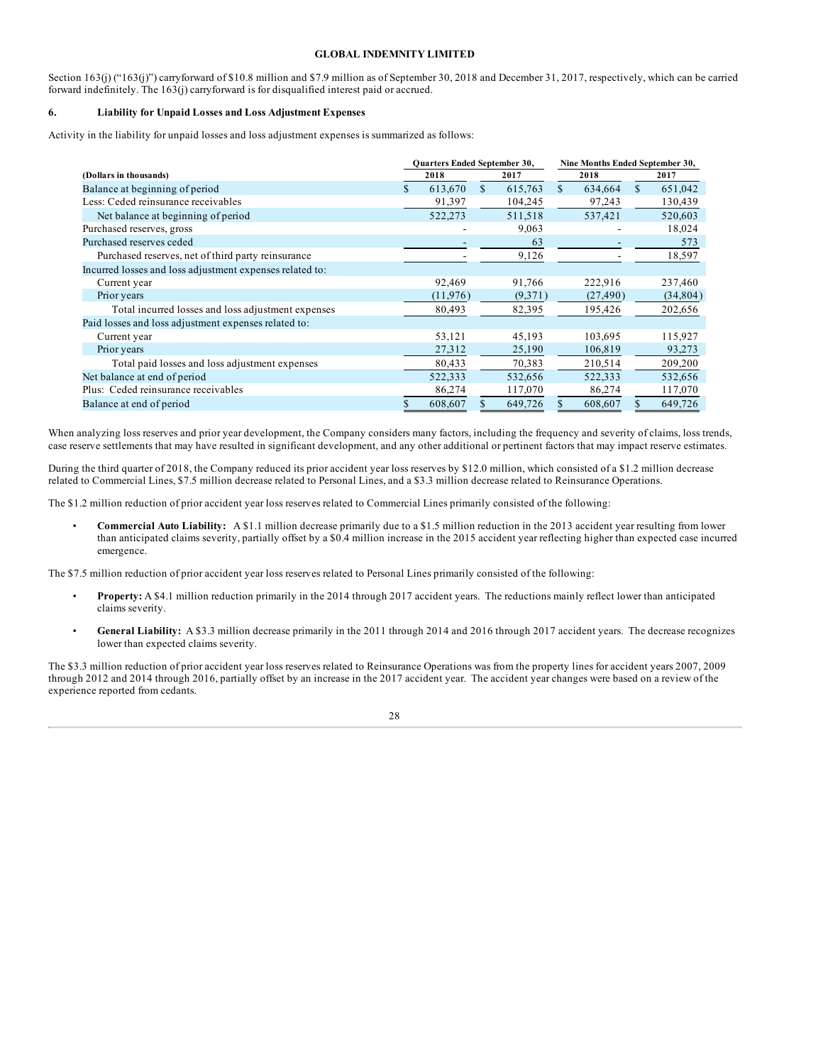Section 163(j) ("163(j)") carryforward of $10.8 million and $7.9 million as of September 30, 2018 and December 31, 2017, respectively, which can be carried forward indefinitely. The 163(j) carryforward is for disqualified interest paid or accrued.

### 6. Liability for Unpaid Losses and Loss Adjustment Expenses

Activity in the liability for unpaid losses and loss adjustment expenses is summarized as follows:

| (Dollars in thousands) | Quarters Ended September 30, 2018 | Quarters Ended September 30, 2017 | Nine Months Ended September 30, 2018 | Nine Months Ended September 30, 2017 |
|---|---|---|---|---|
| Balance at beginning of period | $ 613,670 | $ 615,763 | $ 634,664 | $ 651,042 |
| Less: Ceded reinsurance receivables | 91,397 | 104,245 | 97,243 | 130,439 |
| Net balance at beginning of period | 522,273 | 511,518 | 537,421 | 520,603 |
| Purchased reserves, gross | - | 9,063 | - | 18,024 |
| Purchased reserves ceded | - | 63 | - | 573 |
| Purchased reserves, net of third party reinsurance | - | 9,126 | - | 18,597 |
| Incurred losses and loss adjustment expenses related to: | | | | |
| Current year | 92,469 | 91,766 | 222,916 | 237,460 |
| Prior years | (11,976) | (9,371) | (27,490) | (34,804) |
| Total incurred losses and loss adjustment expenses | 80,493 | 82,395 | 195,426 | 202,656 |
| Paid losses and loss adjustment expenses related to: | | | | |
| Current year | 53,121 | 45,193 | 103,695 | 115,927 |
| Prior years | 27,312 | 25,190 | 106,819 | 93,273 |
| Total paid losses and loss adjustment expenses | 80,433 | 70,383 | 210,514 | 209,200 |
| Net balance at end of period | 522,333 | 532,656 | 522,333 | 532,656 |
| Plus: Ceded reinsurance receivables | 86,274 | 117,070 | 86,274 | 117,070 |
| Balance at end of period | $ 608,607 | $ 649,726 | $ 608,607 | $ 649,726 |

When analyzing loss reserves and prior year development, the Company considers many factors, including the frequency and severity of claims, loss trends, case reserve settlements that may have resulted in significant development, and any other additional or pertinent factors that may impact reserve estimates.

During the third quarter of 2018, the Company reduced its prior accident year loss reserves by $12.0 million, which consisted of a $1.2 million decrease related to Commercial Lines, $7.5 million decrease related to Personal Lines, and a $3.3 million decrease related to Reinsurance Operations.

The $1.2 million reduction of prior accident year loss reserves related to Commercial Lines primarily consisted of the following:

- **Commercial Auto Liability:** A $1.1 million decrease primarily due to a $1.5 million reduction in the 2013 accident year resulting from lower than anticipated claims severity, partially offset by a $0.4 million increase in the 2015 accident year reflecting higher than expected case incurred emergence.

The $7.5 million reduction of prior accident year loss reserves related to Personal Lines primarily consisted of the following:

- **Property:** A $4.1 million reduction primarily in the 2014 through 2017 accident years. The reductions mainly reflect lower than anticipated claims severity.

- **General Liability:** A $3.3 million decrease primarily in the 2011 through 2014 and 2016 through 2017 accident years. The decrease recognizes lower than expected claims severity.

The $3.3 million reduction of prior accident year loss reserves related to Reinsurance Operations was from the property lines for accident years 2007, 2009 through 2012 and 2014 through 2016, partially offset by an increase in the 2017 accident year. The accident year changes were based on a review of the experience reported from cedants.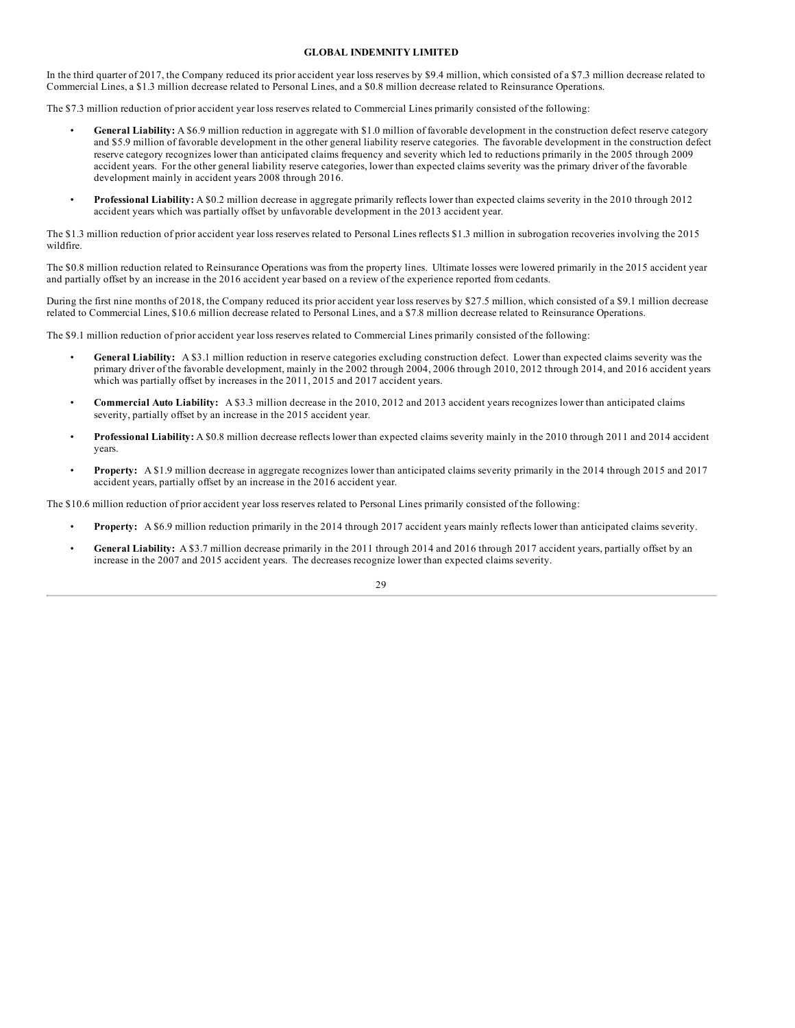In the third quarter of 2017, the Company reduced its prior accident year loss reserves by $9.4 million, which consisted of a $7.3 million decrease related to Commercial Lines, a $1.3 million decrease related to Personal Lines, and a $0.8 million decrease related to Reinsurance Operations.

The $7.3 million reduction of prior accident year loss reserves related to Commercial Lines primarily consisted of the following:

- **General Liability:** A $6.9 million reduction in aggregate with $1.0 million of favorable development in the construction defect reserve category and $5.9 million of favorable development in the other general liability reserve categories. The favorable development in the construction defect reserve category recognizes lower than anticipated claims frequency and severity which led to reductions primarily in the 2005 through 2009 accident years. For the other general liability reserve categories, lower than expected claims severity was the primary driver of the favorable development mainly in accident years 2008 through 2016.
- **Professional Liability:** A $0.2 million decrease in aggregate primarily reflects lower than expected claims severity in the 2010 through 2012 accident years which was partially offset by unfavorable development in the 2013 accident year.

The $1.3 million reduction of prior accident year loss reserves related to Personal Lines reflects $1.3 million in subrogation recoveries involving the 2015 wildfire.

The $0.8 million reduction related to Reinsurance Operations was from the property lines. Ultimate losses were lowered primarily in the 2015 accident year and partially offset by an increase in the 2016 accident year based on a review of the experience reported from cedants.

During the first nine months of 2018, the Company reduced its prior accident year loss reserves by $27.5 million, which consisted of a $9.1 million decrease related to Commercial Lines, $10.6 million decrease related to Personal Lines, and a $7.8 million decrease related to Reinsurance Operations.

The $9.1 million reduction of prior accident year loss reserves related to Commercial Lines primarily consisted of the following:

- **General Liability:** A $3.1 million reduction in reserve categories excluding construction defect. Lower than expected claims severity was the primary driver of the favorable development, mainly in the 2002 through 2004, 2006 through 2010, 2012 through 2014, and 2016 accident years which was partially offset by increases in the 2011, 2015 and 2017 accident years.
- **Commercial Auto Liability:** A $3.3 million decrease in the 2010, 2012 and 2013 accident years recognizes lower than anticipated claims severity, partially offset by an increase in the 2015 accident year.
- **Professional Liability:** A $0.8 million decrease reflects lower than expected claims severity mainly in the 2010 through 2011 and 2014 accident years.
- **Property:** A $1.9 million decrease in aggregate recognizes lower than anticipated claims severity primarily in the 2014 through 2015 and 2017 accident years, partially offset by an increase in the 2016 accident year.

The $10.6 million reduction of prior accident year loss reserves related to Personal Lines primarily consisted of the following:

- **Property:** A $6.9 million reduction primarily in the 2014 through 2017 accident years mainly reflects lower than anticipated claims severity.
- **General Liability:** A $3.7 million decrease primarily in the 2011 through 2014 and 2016 through 2017 accident years, partially offset by an increase in the 2007 and 2015 accident years. The decreases recognize lower than expected claims severity.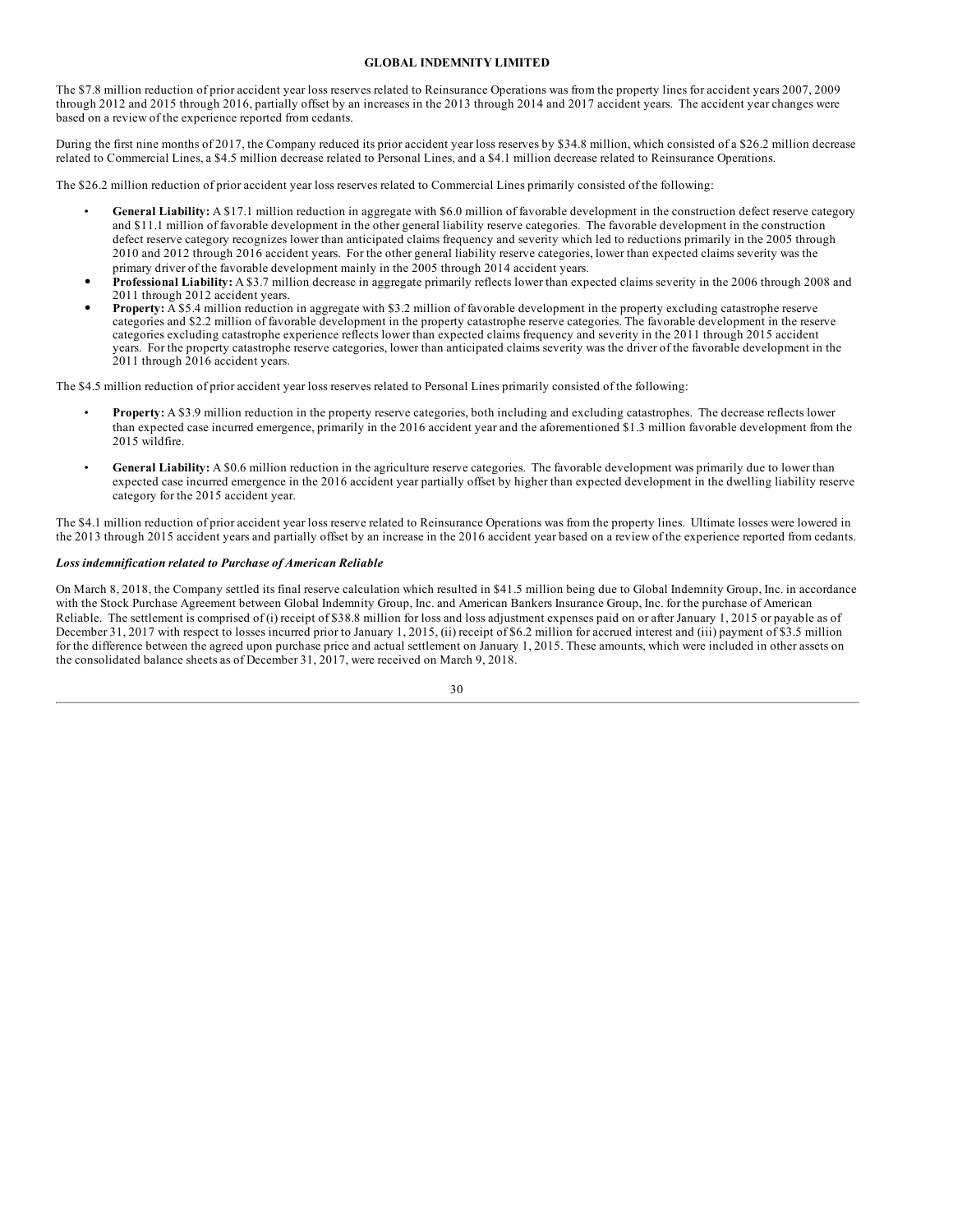The $7.8 million reduction of prior accident year loss reserves related to Reinsurance Operations was from the property lines for accident years 2007, 2009 through 2012 and 2015 through 2016, partially offset by an increases in the 2013 through 2014 and 2017 accident years. The accident year changes were based on a review of the experience reported from cedants.

During the first nine months of 2017, the Company reduced its prior accident year loss reserves by $34.8 million, which consisted of a $26.2 million decrease related to Commercial Lines, a $4.5 million decrease related to Personal Lines, and a $4.1 million decrease related to Reinsurance Operations.

The $26.2 million reduction of prior accident year loss reserves related to Commercial Lines primarily consisted of the following:

- **General Liability:** A $17.1 million reduction in aggregate with $6.0 million of favorable development in the construction defect reserve category and $11.1 million of favorable development in the other general liability reserve categories. The favorable development in the construction defect reserve category recognizes lower than anticipated claims frequency and severity which led to reductions primarily in the 2005 through 2010 and 2012 through 2016 accident years. For the other general liability reserve categories, lower than expected claims severity was the primary driver of the favorable development mainly in the 2005 through 2014 accident years.
- **Professional Liability:** A $3.7 million decrease in aggregate primarily reflects lower than expected claims severity in the 2006 through 2008 and 2011 through 2012 accident years.
- **Property:** A $5.4 million reduction in aggregate with $3.2 million of favorable development in the property excluding catastrophe reserve categories and $2.2 million of favorable development in the property catastrophe reserve categories. The favorable development in the reserve categories excluding catastrophe experience reflects lower than expected claims frequency and severity in the 2011 through 2015 accident years. For the property catastrophe reserve categories, lower than anticipated claims severity was the driver of the favorable development in the 2011 through 2016 accident years.

The $4.5 million reduction of prior accident year loss reserves related to Personal Lines primarily consisted of the following:

- **Property:** A $3.9 million reduction in the property reserve categories, both including and excluding catastrophes. The decrease reflects lower than expected case incurred emergence, primarily in the 2016 accident year and the aforementioned $1.3 million favorable development from the 2015 wildfire.
- **General Liability:** A $0.6 million reduction in the agriculture reserve categories. The favorable development was primarily due to lower than expected case incurred emergence in the 2016 accident year partially offset by higher than expected development in the dwelling liability reserve category for the 2015 accident year.

The $4.1 million reduction of prior accident year loss reserve related to Reinsurance Operations was from the property lines. Ultimate losses were lowered in the 2013 through 2015 accident years and partially offset by an increase in the 2016 accident year based on a review of the experience reported from cedants.

***Loss indemnification related to Purchase of American Reliable***

On March 8, 2018, the Company settled its final reserve calculation which resulted in $41.5 million being due to Global Indemnity Group, Inc. in accordance with the Stock Purchase Agreement between Global Indemnity Group, Inc. and American Bankers Insurance Group, Inc. for the purchase of American Reliable. The settlement is comprised of (i) receipt of $38.8 million for loss and loss adjustment expenses paid on or after January 1, 2015 or payable as of December 31, 2017 with respect to losses incurred prior to January 1, 2015, (ii) receipt of $6.2 million for accrued interest and (iii) payment of $3.5 million for the difference between the agreed upon purchase price and actual settlement on January 1, 2015. These amounts, which were included in other assets on the consolidated balance sheets as of December 31, 2017, were received on March 9, 2018.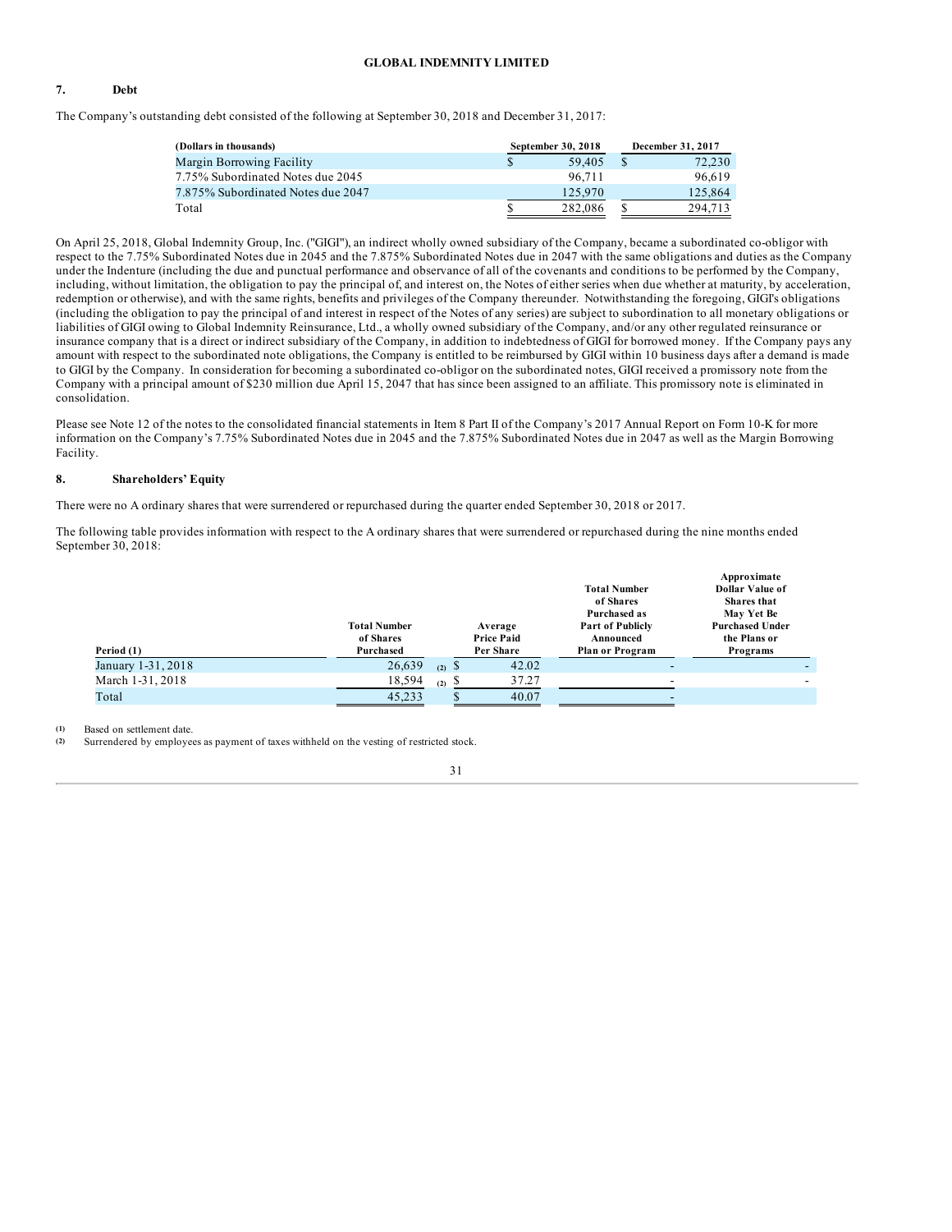GLOBAL INDEMNITY LIMITED

## 7. Debt

The Company's outstanding debt consisted of the following at September 30, 2018 and December 31, 2017:

| (Dollars in thousands) | September 30, 2018 | December 31, 2017 |
|---|---|---|
| Margin Borrowing Facility | $ 59,405 | $ 72,230 |
| 7.75% Subordinated Notes due 2045 | 96,711 | 96,619 |
| 7.875% Subordinated Notes due 2047 | 125,970 | 125,864 |
| Total | $ 282,086 | $ 294,713 |

On April 25, 2018, Global Indemnity Group, Inc. ("GIGI"), an indirect wholly owned subsidiary of the Company, became a subordinated co-obligor with respect to the 7.75% Subordinated Notes due in 2045 and the 7.875% Subordinated Notes due in 2047 with the same obligations and duties as the Company under the Indenture (including the due and punctual performance and observance of all of the covenants and conditions to be performed by the Company, including, without limitation, the obligation to pay the principal of, and interest on, the Notes of either series when due whether at maturity, by acceleration, redemption or otherwise), and with the same rights, benefits and privileges of the Company thereunder. Notwithstanding the foregoing, GIGI's obligations (including the obligation to pay the principal of and interest in respect of the Notes of any series) are subject to subordination to all monetary obligations or liabilities of GIGI owing to Global Indemnity Reinsurance, Ltd., a wholly owned subsidiary of the Company, and/or any other regulated reinsurance or insurance company that is a direct or indirect subsidiary of the Company, in addition to indebtedness of GIGI for borrowed money. If the Company pays any amount with respect to the subordinated note obligations, the Company is entitled to be reimbursed by GIGI within 10 business days after a demand is made to GIGI by the Company. In consideration for becoming a subordinated co-obligor on the subordinated notes, GIGI received a promissory note from the Company with a principal amount of $230 million due April 15, 2047 that has since been assigned to an affiliate. This promissory note is eliminated in consolidation.

Please see Note 12 of the notes to the consolidated financial statements in Item 8 Part II of the Company's 2017 Annual Report on Form 10-K for more information on the Company's 7.75% Subordinated Notes due in 2045 and the 7.875% Subordinated Notes due in 2047 as well as the Margin Borrowing Facility.

## 8. Shareholders' Equity

There were no A ordinary shares that were surrendered or repurchased during the quarter ended September 30, 2018 or 2017.

The following table provides information with respect to the A ordinary shares that were surrendered or repurchased during the nine months ended September 30, 2018:

| Period (1) | Total Number of Shares Purchased | Average Price Paid Per Share | Total Number of Shares Purchased as Part of Publicly Announced Plan or Program | Approximate Dollar Value of Shares that May Yet Be Purchased Under the Plans or Programs |
|---|---|---|---|---|
| January 1-31, 2018 | 26,639 (2) | $ 42.02 | - | - |
| March 1-31, 2018 | 18,594 (2) | $ 37.27 | - | - |
| Total | 45,233 | $ 40.07 | - | |

(1) Based on settlement date.
(2) Surrendered by employees as payment of taxes withheld on the vesting of restricted stock.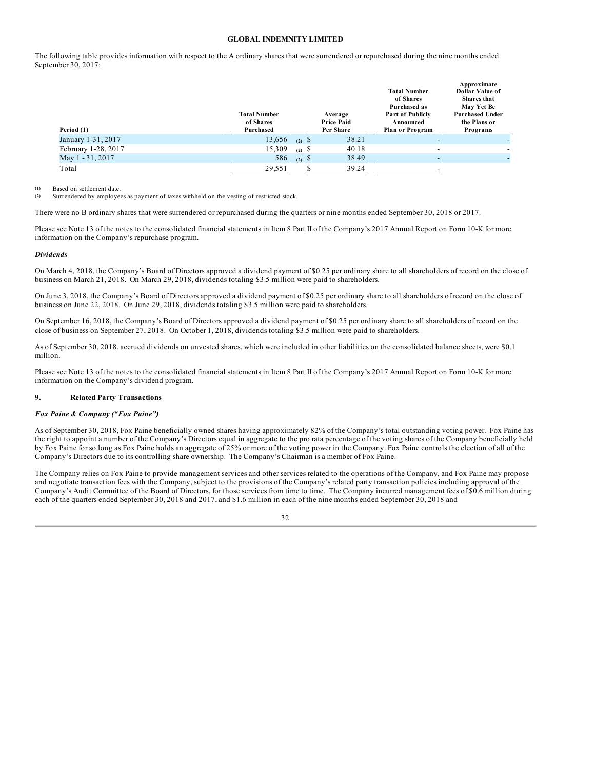The following table provides information with respect to the A ordinary shares that were surrendered or repurchased during the nine months ended September 30, 2017:

| Period (1) | Total Number of Shares Purchased | Average Price Paid Per Share | Total Number of Shares Purchased as Part of Publicly Announced Plan or Program | Approximate Dollar Value of Shares that May Yet Be Purchased Under the Plans or Programs |
|---|---|---|---|---|
| January 1-31, 2017 | 13,656 (2) | $ 38.21 | - | - |
| February 1-28, 2017 | 15,309 (2) | $ 40.18 | - | - |
| May 1 - 31, 2017 | 586 (2) | $ 38.49 | - | - |
| Total | 29,551 | $ 39.24 | - | |

(1) Based on settlement date.
(2) Surrendered by employees as payment of taxes withheld on the vesting of restricted stock.

There were no B ordinary shares that were surrendered or repurchased during the quarters or nine months ended September 30, 2018 or 2017.

Please see Note 13 of the notes to the consolidated financial statements in Item 8 Part II of the Company's 2017 Annual Report on Form 10-K for more information on the Company's repurchase program.

*Dividends*

On March 4, 2018, the Company's Board of Directors approved a dividend payment of $0.25 per ordinary share to all shareholders of record on the close of business on March 21, 2018. On March 29, 2018, dividends totaling $3.5 million were paid to shareholders.

On June 3, 2018, the Company's Board of Directors approved a dividend payment of $0.25 per ordinary share to all shareholders of record on the close of business on June 22, 2018. On June 29, 2018, dividends totaling $3.5 million were paid to shareholders.

On September 16, 2018, the Company's Board of Directors approved a dividend payment of $0.25 per ordinary share to all shareholders of record on the close of business on September 27, 2018. On October 1, 2018, dividends totaling $3.5 million were paid to shareholders.

As of September 30, 2018, accrued dividends on unvested shares, which were included in other liabilities on the consolidated balance sheets, were $0.1 million.

Please see Note 13 of the notes to the consolidated financial statements in Item 8 Part II of the Company's 2017 Annual Report on Form 10-K for more information on the Company's dividend program.

## 9. Related Party Transactions

*Fox Paine & Company ("Fox Paine")*

As of September 30, 2018, Fox Paine beneficially owned shares having approximately 82% of the Company's total outstanding voting power. Fox Paine has the right to appoint a number of the Company's Directors equal in aggregate to the pro rata percentage of the voting shares of the Company beneficially held by Fox Paine for so long as Fox Paine holds an aggregate of 25% or more of the voting power in the Company. Fox Paine controls the election of all of the Company's Directors due to its controlling share ownership. The Company's Chairman is a member of Fox Paine.

The Company relies on Fox Paine to provide management services and other services related to the operations of the Company, and Fox Paine may propose and negotiate transaction fees with the Company, subject to the provisions of the Company's related party transaction policies including approval of the Company's Audit Committee of the Board of Directors, for those services from time to time. The Company incurred management fees of $0.6 million during each of the quarters ended September 30, 2018 and 2017, and $1.6 million in each of the nine months ended September 30, 2018 and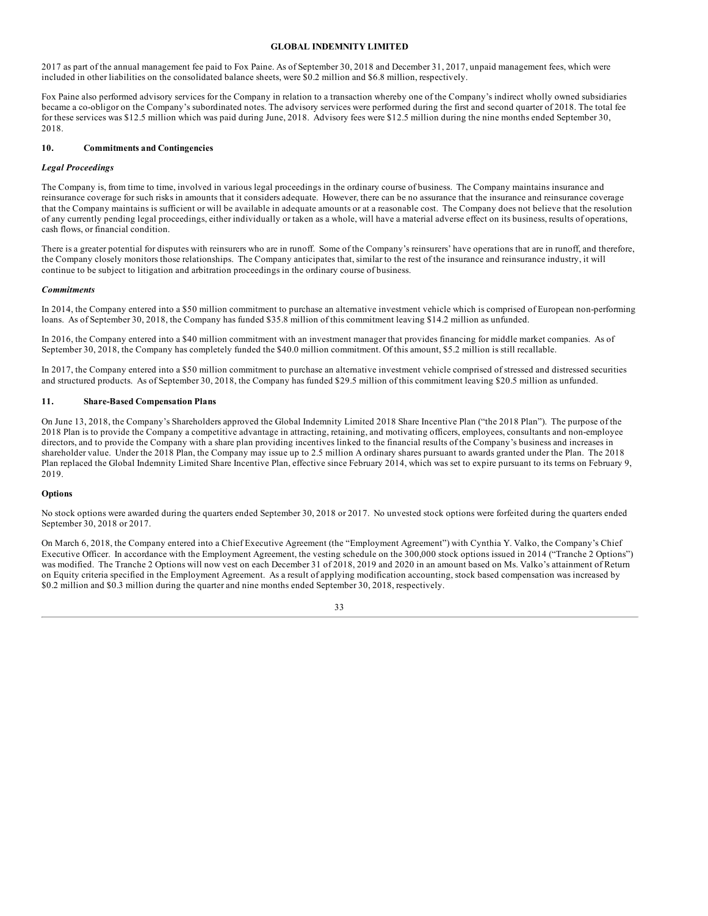2017 as part of the annual management fee paid to Fox Paine. As of September 30, 2018 and December 31, 2017, unpaid management fees, which were included in other liabilities on the consolidated balance sheets, were $0.2 million and $6.8 million, respectively.

Fox Paine also performed advisory services for the Company in relation to a transaction whereby one of the Company's indirect wholly owned subsidiaries became a co-obligor on the Company's subordinated notes. The advisory services were performed during the first and second quarter of 2018. The total fee for these services was $12.5 million which was paid during June, 2018. Advisory fees were $12.5 million during the nine months ended September 30, 2018.

## 10. Commitments and Contingencies

### *Legal Proceedings*

The Company is, from time to time, involved in various legal proceedings in the ordinary course of business. The Company maintains insurance and reinsurance coverage for such risks in amounts that it considers adequate. However, there can be no assurance that the insurance and reinsurance coverage that the Company maintains is sufficient or will be available in adequate amounts or at a reasonable cost. The Company does not believe that the resolution of any currently pending legal proceedings, either individually or taken as a whole, will have a material adverse effect on its business, results of operations, cash flows, or financial condition.

There is a greater potential for disputes with reinsurers who are in runoff. Some of the Company's reinsurers' have operations that are in runoff, and therefore, the Company closely monitors those relationships. The Company anticipates that, similar to the rest of the insurance and reinsurance industry, it will continue to be subject to litigation and arbitration proceedings in the ordinary course of business.

### *Commitments*

In 2014, the Company entered into a $50 million commitment to purchase an alternative investment vehicle which is comprised of European non-performing loans. As of September 30, 2018, the Company has funded $35.8 million of this commitment leaving $14.2 million as unfunded.

In 2016, the Company entered into a $40 million commitment with an investment manager that provides financing for middle market companies. As of September 30, 2018, the Company has completely funded the $40.0 million commitment. Of this amount, $5.2 million is still recallable.

In 2017, the Company entered into a $50 million commitment to purchase an alternative investment vehicle comprised of stressed and distressed securities and structured products. As of September 30, 2018, the Company has funded $29.5 million of this commitment leaving $20.5 million as unfunded.

## 11. Share-Based Compensation Plans

On June 13, 2018, the Company's Shareholders approved the Global Indemnity Limited 2018 Share Incentive Plan ("the 2018 Plan"). The purpose of the 2018 Plan is to provide the Company a competitive advantage in attracting, retaining, and motivating officers, employees, consultants and non-employee directors, and to provide the Company with a share plan providing incentives linked to the financial results of the Company's business and increases in shareholder value. Under the 2018 Plan, the Company may issue up to 2.5 million A ordinary shares pursuant to awards granted under the Plan. The 2018 Plan replaced the Global Indemnity Limited Share Incentive Plan, effective since February 2014, which was set to expire pursuant to its terms on February 9, 2019.

### Options

No stock options were awarded during the quarters ended September 30, 2018 or 2017. No unvested stock options were forfeited during the quarters ended September 30, 2018 or 2017.

On March 6, 2018, the Company entered into a Chief Executive Agreement (the "Employment Agreement") with Cynthia Y. Valko, the Company's Chief Executive Officer. In accordance with the Employment Agreement, the vesting schedule on the 300,000 stock options issued in 2014 ("Tranche 2 Options") was modified. The Tranche 2 Options will now vest on each December 31 of 2018, 2019 and 2020 in an amount based on Ms. Valko's attainment of Return on Equity criteria specified in the Employment Agreement. As a result of applying modification accounting, stock based compensation was increased by $0.2 million and $0.3 million during the quarter and nine months ended September 30, 2018, respectively.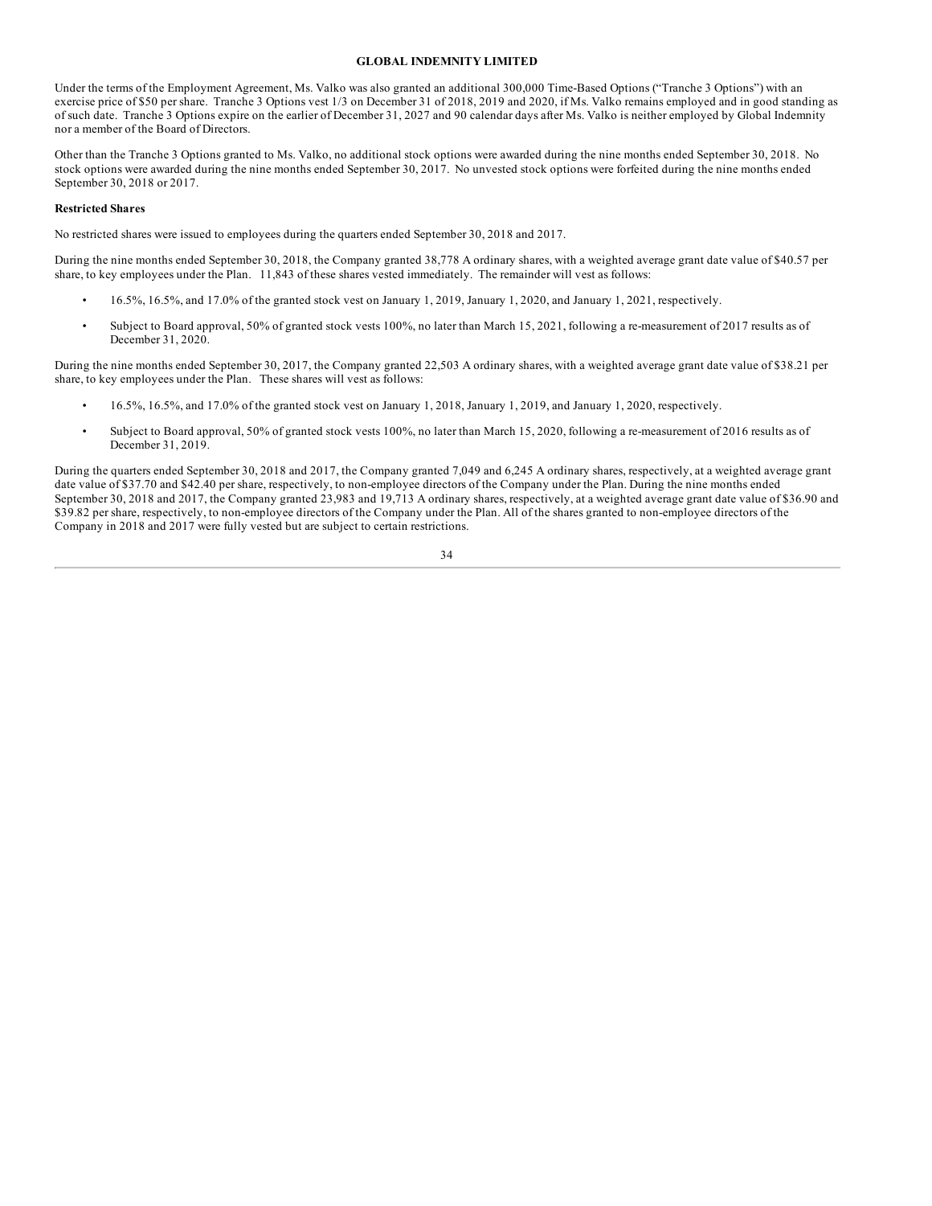Under the terms of the Employment Agreement, Ms. Valko was also granted an additional 300,000 Time-Based Options ("Tranche 3 Options") with an exercise price of $50 per share. Tranche 3 Options vest 1/3 on December 31 of 2018, 2019 and 2020, if Ms. Valko remains employed and in good standing as of such date. Tranche 3 Options expire on the earlier of December 31, 2027 and 90 calendar days after Ms. Valko is neither employed by Global Indemnity nor a member of the Board of Directors.

Other than the Tranche 3 Options granted to Ms. Valko, no additional stock options were awarded during the nine months ended September 30, 2018. No stock options were awarded during the nine months ended September 30, 2017. No unvested stock options were forfeited during the nine months ended September 30, 2018 or 2017.

**Restricted Shares**

No restricted shares were issued to employees during the quarters ended September 30, 2018 and 2017.

During the nine months ended September 30, 2018, the Company granted 38,778 A ordinary shares, with a weighted average grant date value of $40.57 per share, to key employees under the Plan. 11,843 of these shares vested immediately. The remainder will vest as follows:

- 16.5%, 16.5%, and 17.0% of the granted stock vest on January 1, 2019, January 1, 2020, and January 1, 2021, respectively.
- Subject to Board approval, 50% of granted stock vests 100%, no later than March 15, 2021, following a re-measurement of 2017 results as of December 31, 2020.

During the nine months ended September 30, 2017, the Company granted 22,503 A ordinary shares, with a weighted average grant date value of $38.21 per share, to key employees under the Plan. These shares will vest as follows:

- 16.5%, 16.5%, and 17.0% of the granted stock vest on January 1, 2018, January 1, 2019, and January 1, 2020, respectively.
- Subject to Board approval, 50% of granted stock vests 100%, no later than March 15, 2020, following a re-measurement of 2016 results as of December 31, 2019.

During the quarters ended September 30, 2018 and 2017, the Company granted 7,049 and 6,245 A ordinary shares, respectively, at a weighted average grant date value of $37.70 and $42.40 per share, respectively, to non-employee directors of the Company under the Plan. During the nine months ended September 30, 2018 and 2017, the Company granted 23,983 and 19,713 A ordinary shares, respectively, at a weighted average grant date value of $36.90 and $39.82 per share, respectively, to non-employee directors of the Company under the Plan. All of the shares granted to non-employee directors of the Company in 2018 and 2017 were fully vested but are subject to certain restrictions.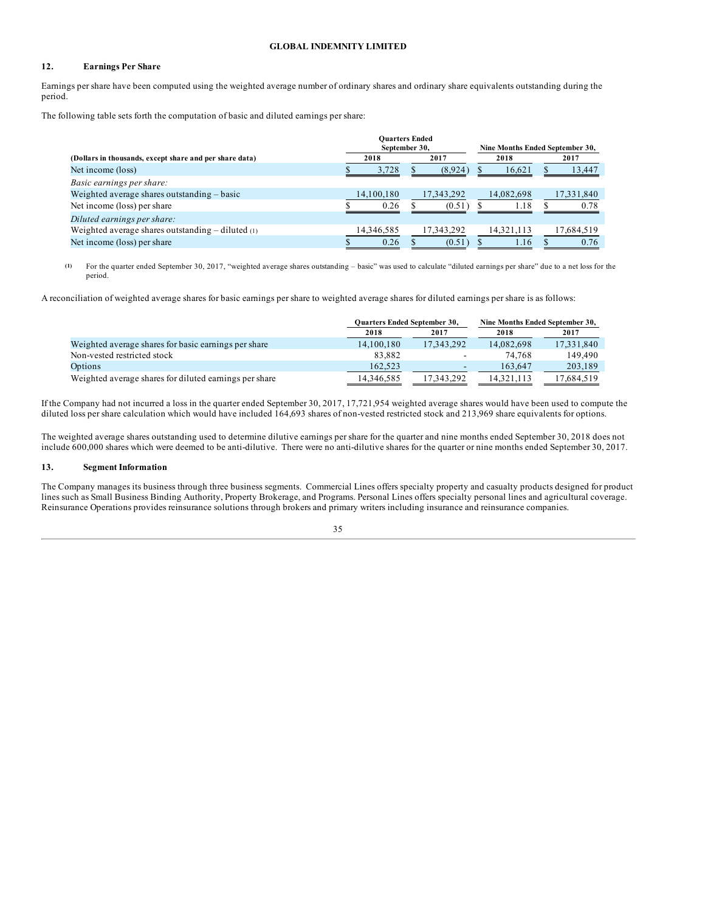**GLOBAL INDEMNITY LIMITED**

## 12. Earnings Per Share

Earnings per share have been computed using the weighted average number of ordinary shares and ordinary share equivalents outstanding during the period.

The following table sets forth the computation of basic and diluted earnings per share:

| (Dollars in thousands, except share and per share data) | Quarters Ended September 30, 2018 | Quarters Ended September 30, 2017 | Nine Months Ended September 30, 2018 | Nine Months Ended September 30, 2017 |
|---|---|---|---|---|
| Net income (loss) | $ 3,728 | $ (8,924) | $ 16,621 | $ 13,447 |
| *Basic earnings per share:* | | | | |
| Weighted average shares outstanding – basic | 14,100,180 | 17,343,292 | 14,082,698 | 17,331,840 |
| Net income (loss) per share | $ 0.26 | $ (0.51) | $ 1.18 | $ 0.78 |
| *Diluted earnings per share:* | | | | |
| Weighted average shares outstanding – diluted (1) | 14,346,585 | 17,343,292 | 14,321,113 | 17,684,519 |
| Net income (loss) per share | $ 0.26 | $ (0.51) | $ 1.16 | $ 0.76 |

(1) For the quarter ended September 30, 2017, "weighted average shares outstanding – basic" was used to calculate "diluted earnings per share" due to a net loss for the period.

A reconciliation of weighted average shares for basic earnings per share to weighted average shares for diluted earnings per share is as follows:

| | Quarters Ended September 30, 2018 | Quarters Ended September 30, 2017 | Nine Months Ended September 30, 2018 | Nine Months Ended September 30, 2017 |
|---|---|---|---|---|
| Weighted average shares for basic earnings per share | 14,100,180 | 17,343,292 | 14,082,698 | 17,331,840 |
| Non-vested restricted stock | 83,882 | - | 74,768 | 149,490 |
| Options | 162,523 | - | 163,647 | 203,189 |
| Weighted average shares for diluted earnings per share | 14,346,585 | 17,343,292 | 14,321,113 | 17,684,519 |

If the Company had not incurred a loss in the quarter ended September 30, 2017, 17,721,954 weighted average shares would have been used to compute the diluted loss per share calculation which would have included 164,693 shares of non-vested restricted stock and 213,969 share equivalents for options.

The weighted average shares outstanding used to determine dilutive earnings per share for the quarter and nine months ended September 30, 2018 does not include 600,000 shares which were deemed to be anti-dilutive. There were no anti-dilutive shares for the quarter or nine months ended September 30, 2017.

## 13. Segment Information

The Company manages its business through three business segments. Commercial Lines offers specialty property and casualty products designed for product lines such as Small Business Binding Authority, Property Brokerage, and Programs. Personal Lines offers specialty personal lines and agricultural coverage. Reinsurance Operations provides reinsurance solutions through brokers and primary writers including insurance and reinsurance companies.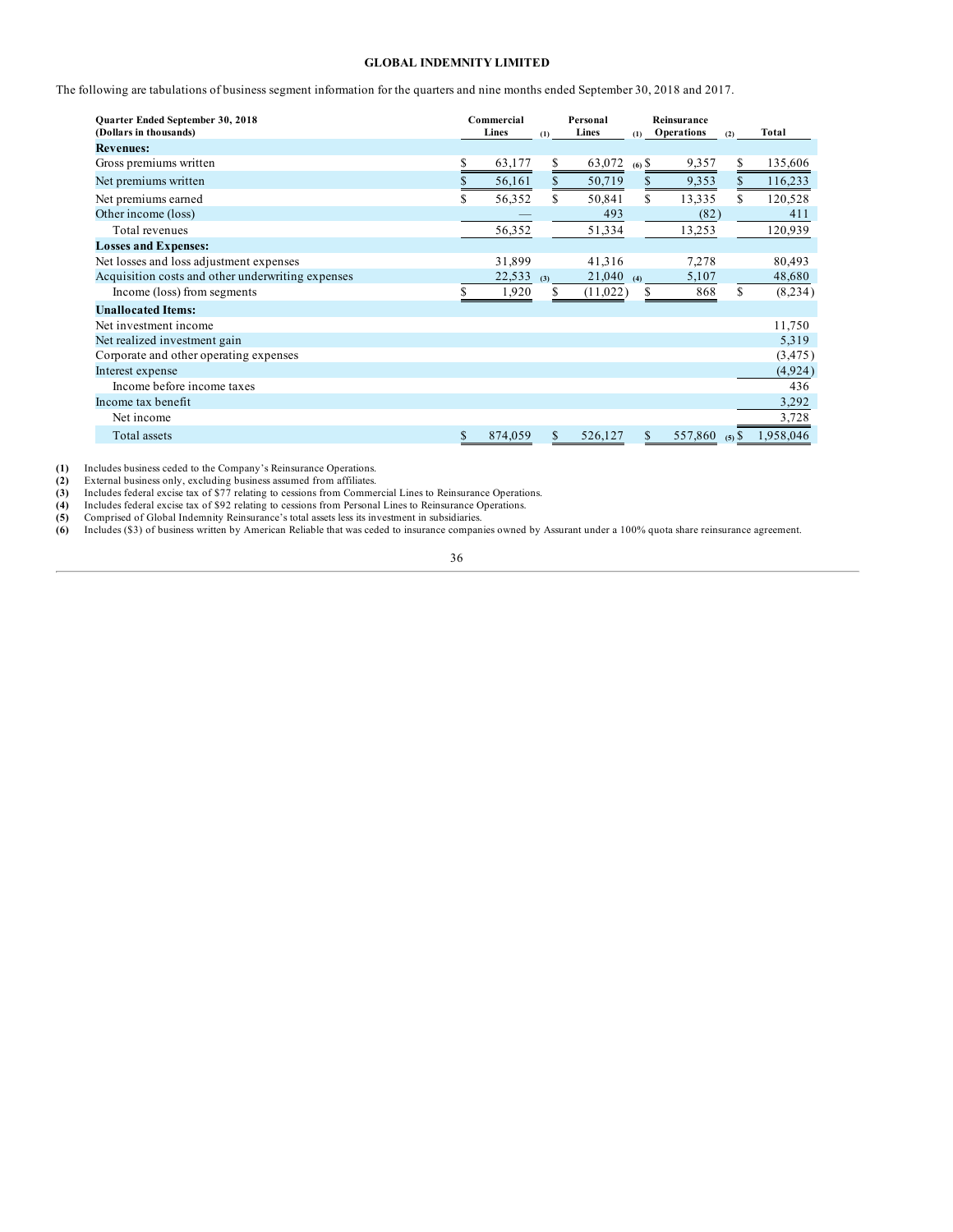**GLOBAL INDEMNITY LIMITED**

The following are tabulations of business segment information for the quarters and nine months ended September 30, 2018 and 2017.

| Quarter Ended September 30, 2018 (Dollars in thousands) | Commercial Lines (1) | Personal Lines (1) | Reinsurance Operations (2) | Total |
|---|---|---|---|---|
| **Revenues:** | | | | |
| Gross premiums written | $ 63,177 | $ 63,072 (6) | $ 9,357 | $ 135,606 |
| Net premiums written | $ 56,161 | $ 50,719 | $ 9,353 | $ 116,233 |
| Net premiums earned | $ 56,352 | $ 50,841 | $ 13,335 | $ 120,528 |
| Other income (loss) | — | 493 | (82) | 411 |
| Total revenues | 56,352 | 51,334 | 13,253 | 120,939 |
| **Losses and Expenses:** | | | | |
| Net losses and loss adjustment expenses | 31,899 | 41,316 | 7,278 | 80,493 |
| Acquisition costs and other underwriting expenses | 22,533 (3) | 21,040 (4) | 5,107 | 48,680 |
| Income (loss) from segments | $ 1,920 | $ (11,022) | $ 868 | $ (8,234) |
| **Unallocated Items:** | | | | |
| Net investment income | | | | 11,750 |
| Net realized investment gain | | | | 5,319 |
| Corporate and other operating expenses | | | | (3,475) |
| Interest expense | | | | (4,924) |
| Income before income taxes | | | | 436 |
| Income tax benefit | | | | 3,292 |
| Net income | | | | 3,728 |
| Total assets | $ 874,059 | $ 526,127 | $ 557,860 (5) | $ 1,958,046 |

**(1)** Includes business ceded to the Company's Reinsurance Operations.
**(2)** External business only, excluding business assumed from affiliates.
**(3)** Includes federal excise tax of $77 relating to cessions from Commercial Lines to Reinsurance Operations.
**(4)** Includes federal excise tax of $92 relating to cessions from Personal Lines to Reinsurance Operations.
**(5)** Comprised of Global Indemnity Reinsurance's total assets less its investment in subsidiaries.
**(6)** Includes ($3) of business written by American Reliable that was ceded to insurance companies owned by Assurant under a 100% quota share reinsurance agreement.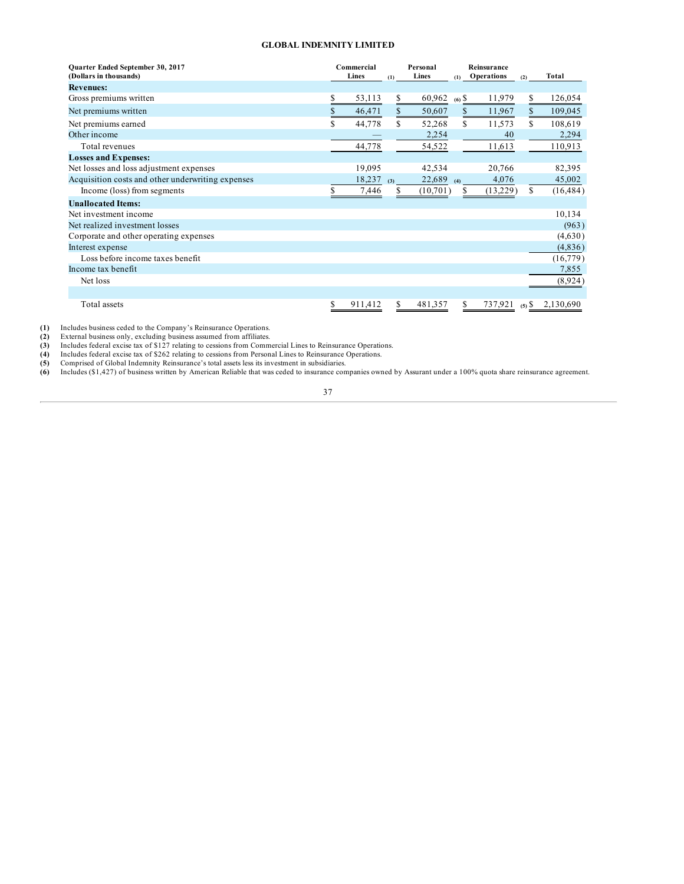**GLOBAL INDEMNITY LIMITED**

| Quarter Ended September 30, 2017 (Dollars in thousands) | Commercial Lines (1) | Personal Lines (1) | Reinsurance Operations (2) | Total |
|---|---|---|---|---|
| **Revenues:** | | | | |
| Gross premiums written | $ 53,113 | $ 60,962 (6) | $ 11,979 | $ 126,054 |
| Net premiums written | $ 46,471 | $ 50,607 | $ 11,967 | $ 109,045 |
| Net premiums earned | $ 44,778 | $ 52,268 | $ 11,573 | $ 108,619 |
| Other income | — | 2,254 | 40 | 2,294 |
| Total revenues | 44,778 | 54,522 | 11,613 | 110,913 |
| **Losses and Expenses:** | | | | |
| Net losses and loss adjustment expenses | 19,095 | 42,534 | 20,766 | 82,395 |
| Acquisition costs and other underwriting expenses | 18,237 (3) | 22,689 (4) | 4,076 | 45,002 |
| Income (loss) from segments | $ 7,446 | $ (10,701) | $ (13,229) | $ (16,484) |
| **Unallocated Items:** | | | | |
| Net investment income | | | | 10,134 |
| Net realized investment losses | | | | (963) |
| Corporate and other operating expenses | | | | (4,630) |
| Interest expense | | | | (4,836) |
| Loss before income taxes benefit | | | | (16,779) |
| Income tax benefit | | | | 7,855 |
| Net loss | | | | (8,924) |
| | | | | |
| Total assets | $ 911,412 | $ 481,357 | $ 737,921 (5) | $ 2,130,690 |

**(1)** Includes business ceded to the Company's Reinsurance Operations.
**(2)** External business only, excluding business assumed from affiliates.
**(3)** Includes federal excise tax of $127 relating to cessions from Commercial Lines to Reinsurance Operations.
**(4)** Includes federal excise tax of $262 relating to cessions from Personal Lines to Reinsurance Operations.
**(5)** Comprised of Global Indemnity Reinsurance's total assets less its investment in subsidiaries.
**(6)** Includes ($1,427) of business written by American Reliable that was ceded to insurance companies owned by Assurant under a 100% quota share reinsurance agreement.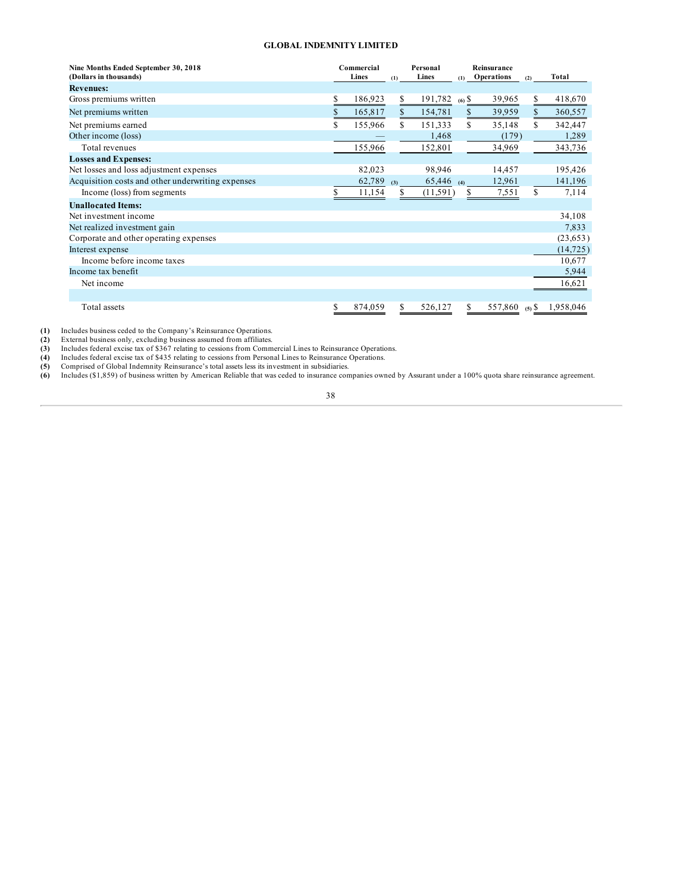**GLOBAL INDEMNITY LIMITED**

| Nine Months Ended September 30, 2018 (Dollars in thousands) | Commercial Lines [1] | Personal Lines [1] | Reinsurance Operations [2] | Total |
|---|---|---|---|---|
| **Revenues:** | | | | |
| Gross premiums written | $ 186,923 | $ 191,782 [6] | $ 39,965 | $ 418,670 |
| Net premiums written | $ 165,817 | $ 154,781 | $ 39,959 | $ 360,557 |
| Net premiums earned | $ 155,966 | $ 151,333 | $ 35,148 | $ 342,447 |
| Other income (loss) | — | 1,468 | (179) | 1,289 |
| Total revenues | 155,966 | 152,801 | 34,969 | 343,736 |
| **Losses and Expenses:** | | | | |
| Net losses and loss adjustment expenses | 82,023 | 98,946 | 14,457 | 195,426 |
| Acquisition costs and other underwriting expenses | 62,789 [3] | 65,446 [4] | 12,961 | 141,196 |
| Income (loss) from segments | $ 11,154 | $ (11,591) | $ 7,551 | $ 7,114 |
| **Unallocated Items:** | | | | |
| Net investment income | | | | 34,108 |
| Net realized investment gain | | | | 7,833 |
| Corporate and other operating expenses | | | | (23,653) |
| Interest expense | | | | (14,725) |
| Income before income taxes | | | | 10,677 |
| Income tax benefit | | | | 5,944 |
| Net income | | | | 16,621 |
| | | | | |
| Total assets | $ 874,059 | $ 526,127 | $ 557,860 [5] | $ 1,958,046 |

**(1)** Includes business ceded to the Company's Reinsurance Operations.
**(2)** External business only, excluding business assumed from affiliates.
**(3)** Includes federal excise tax of $367 relating to cessions from Commercial Lines to Reinsurance Operations.
**(4)** Includes federal excise tax of $435 relating to cessions from Personal Lines to Reinsurance Operations.
**(5)** Comprised of Global Indemnity Reinsurance's total assets less its investment in subsidiaries.
**(6)** Includes ($1,859) of business written by American Reliable that was ceded to insurance companies owned by Assurant under a 100% quota share reinsurance agreement.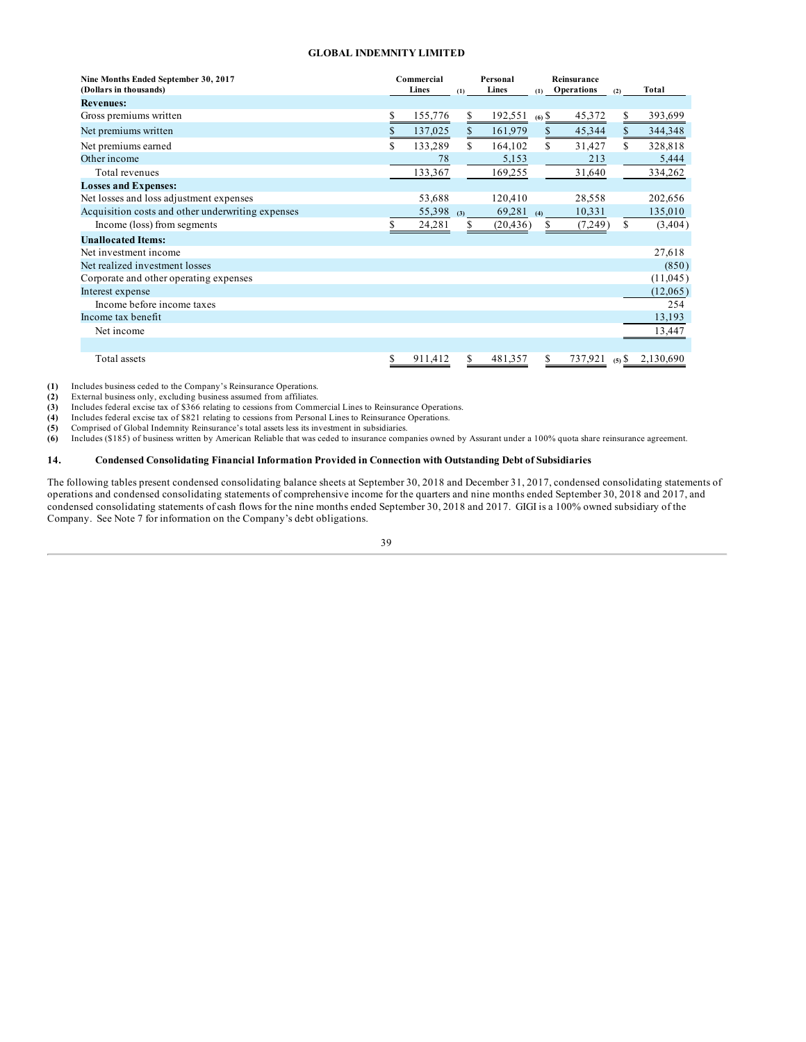| Nine Months Ended September 30, 2017 (Dollars in thousands) | Commercial Lines (1) | Personal Lines (1) | Reinsurance Operations (2) | Total |
|---|---|---|---|---|
| **Revenues:** | | | | |
| Gross premiums written | $ 155,776 | $ 192,551 (6) | $ 45,372 | $ 393,699 |
| Net premiums written | $ 137,025 | $ 161,979 | $ 45,344 | $ 344,348 |
| Net premiums earned | $ 133,289 | $ 164,102 | $ 31,427 | $ 328,818 |
| Other income | 78 | 5,153 | 213 | 5,444 |
| Total revenues | 133,367 | 169,255 | 31,640 | 334,262 |
| **Losses and Expenses:** | | | | |
| Net losses and loss adjustment expenses | 53,688 | 120,410 | 28,558 | 202,656 |
| Acquisition costs and other underwriting expenses | 55,398 (3) | 69,281 (4) | 10,331 | 135,010 |
| Income (loss) from segments | $ 24,281 | $ (20,436) | $ (7,249) | $ (3,404) |
| **Unallocated Items:** | | | | |
| Net investment income | | | | 27,618 |
| Net realized investment losses | | | | (850) |
| Corporate and other operating expenses | | | | (11,045) |
| Interest expense | | | | (12,065) |
| Income before income taxes | | | | 254 |
| Income tax benefit | | | | 13,193 |
| Net income | | | | 13,447 |
| | | | | |
| Total assets | $ 911,412 | $ 481,357 | $ 737,921 (5) | $ 2,130,690 |

**(1)** Includes business ceded to the Company's Reinsurance Operations.
**(2)** External business only, excluding business assumed from affiliates.
**(3)** Includes federal excise tax of $366 relating to cessions from Commercial Lines to Reinsurance Operations.
**(4)** Includes federal excise tax of $821 relating to cessions from Personal Lines to Reinsurance Operations.
**(5)** Comprised of Global Indemnity Reinsurance's total assets less its investment in subsidiaries.
**(6)** Includes ($185) of business written by American Reliable that was ceded to insurance companies owned by Assurant under a 100% quota share reinsurance agreement.

## 14. Condensed Consolidating Financial Information Provided in Connection with Outstanding Debt of Subsidiaries

The following tables present condensed consolidating balance sheets at September 30, 2018 and December 31, 2017, condensed consolidating statements of operations and condensed consolidating statements of comprehensive income for the quarters and nine months ended September 30, 2018 and 2017, and condensed consolidating statements of cash flows for the nine months ended September 30, 2018 and 2017. GIGI is a 100% owned subsidiary of the Company. See Note 7 for information on the Company's debt obligations.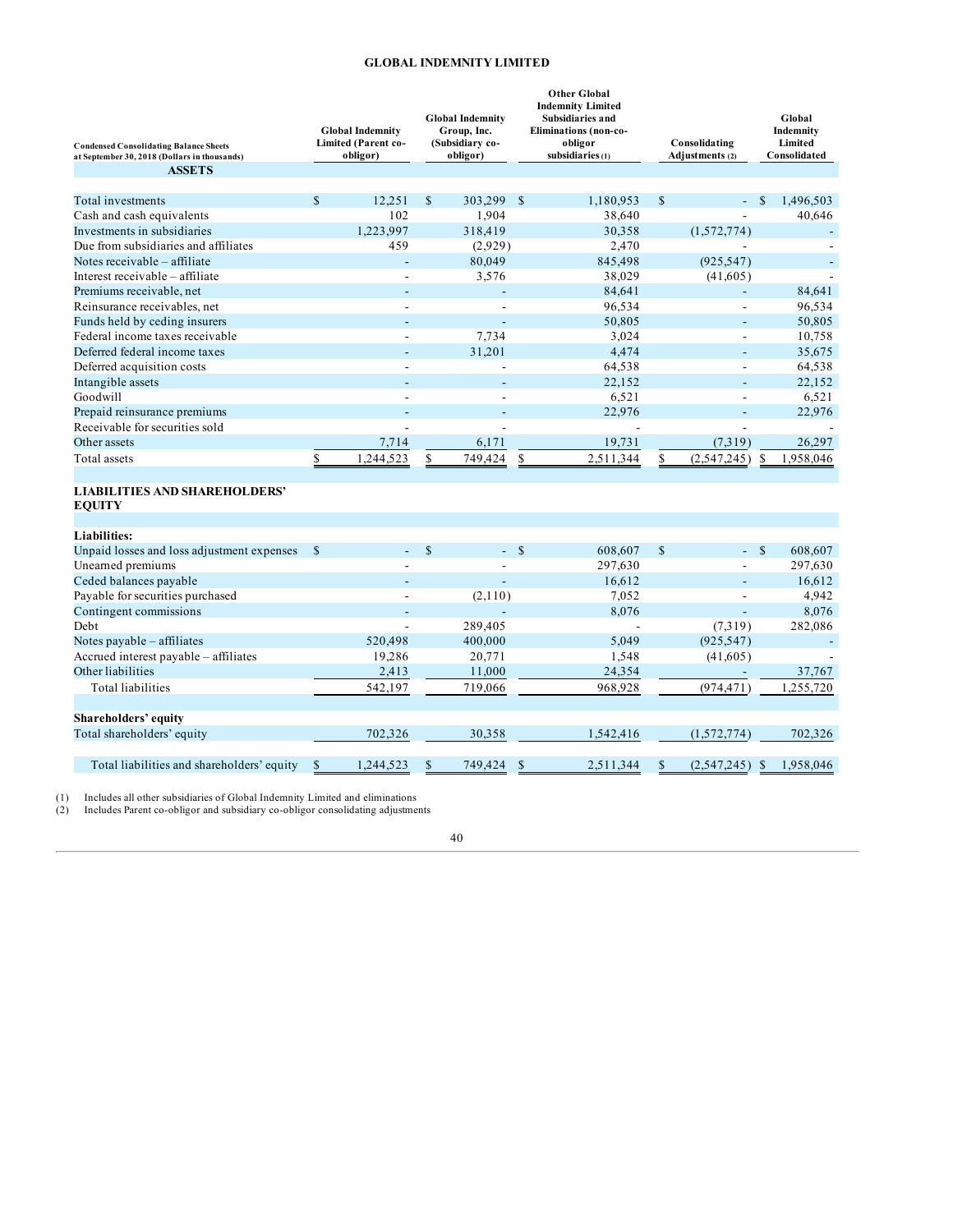**GLOBAL INDEMNITY LIMITED**

| Condensed Consolidating Balance Sheets at September 30, 2018 (Dollars in thousands) | Global Indemnity Limited (Parent co-obligor) | Global Indemnity Group, Inc. (Subsidiary co-obligor) | Other Global Indemnity Limited Subsidiaries and Eliminations (non-co-obligor subsidiaries (1) | Consolidating Adjustments (2) | Global Indemnity Limited Consolidated |
|---|---|---|---|---|---|
| **ASSETS** | | | | | |
| Total investments | $ 12,251 | $ 303,299 | $ 1,180,953 | $ - | $ 1,496,503 |
| Cash and cash equivalents | 102 | 1,904 | 38,640 | - | 40,646 |
| Investments in subsidiaries | 1,223,997 | 318,419 | 30,358 | (1,572,774) | - |
| Due from subsidiaries and affiliates | 459 | (2,929) | 2,470 | - | - |
| Notes receivable – affiliate | - | 80,049 | 845,498 | (925,547) | - |
| Interest receivable – affiliate | - | 3,576 | 38,029 | (41,605) | - |
| Premiums receivable, net | - | - | 84,641 | - | 84,641 |
| Reinsurance receivables, net | - | - | 96,534 | - | 96,534 |
| Funds held by ceding insurers | - | - | 50,805 | - | 50,805 |
| Federal income taxes receivable | - | 7,734 | 3,024 | - | 10,758 |
| Deferred federal income taxes | - | 31,201 | 4,474 | - | 35,675 |
| Deferred acquisition costs | - | - | 64,538 | - | 64,538 |
| Intangible assets | - | - | 22,152 | - | 22,152 |
| Goodwill | - | - | 6,521 | - | 6,521 |
| Prepaid reinsurance premiums | - | - | 22,976 | - | 22,976 |
| Receivable for securities sold | - | - | - | - | - |
| Other assets | 7,714 | 6,171 | 19,731 | (7,319) | 26,297 |
| Total assets | $ 1,244,523 | $ 749,424 | $ 2,511,344 | $ (2,547,245) | $ 1,958,046 |
| **LIABILITIES AND SHAREHOLDERS' EQUITY** | | | | | |
| **Liabilities:** | | | | | |
| Unpaid losses and loss adjustment expenses | $ - | $ - | $ 608,607 | $ - | $ 608,607 |
| Unearned premiums | - | - | 297,630 | - | 297,630 |
| Ceded balances payable | - | - | 16,612 | - | 16,612 |
| Payable for securities purchased | - | (2,110) | 7,052 | - | 4,942 |
| Contingent commissions | - | - | 8,076 | - | 8,076 |
| Debt | - | 289,405 | - | (7,319) | 282,086 |
| Notes payable – affiliates | 520,498 | 400,000 | 5,049 | (925,547) | - |
| Accrued interest payable – affiliates | 19,286 | 20,771 | 1,548 | (41,605) | - |
| Other liabilities | 2,413 | 11,000 | 24,354 | - | 37,767 |
| Total liabilities | 542,197 | 719,066 | 968,928 | (974,471) | 1,255,720 |
| **Shareholders' equity** | | | | | |
| Total shareholders' equity | 702,326 | 30,358 | 1,542,416 | (1,572,774) | 702,326 |
| Total liabilities and shareholders' equity | $ 1,244,523 | $ 749,424 | $ 2,511,344 | $ (2,547,245) | $ 1,958,046 |

(1) Includes all other subsidiaries of Global Indemnity Limited and eliminations
(2) Includes Parent co-obligor and subsidiary co-obligor consolidating adjustments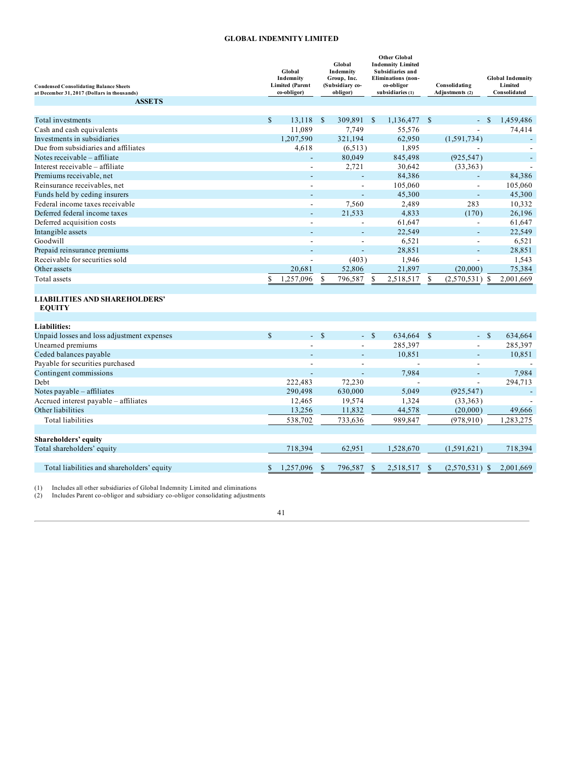## GLOBAL INDEMNITY LIMITED

| Condensed Consolidating Balance Sheets at December 31, 2017 (Dollars in thousands) | Global Indemnity Limited (Parent co-obligor) | Global Indemnity Group, Inc. (Subsidiary co-obligor) | Other Global Indemnity Limited Subsidiaries and Eliminations (non-co-obligor subsidiaries (1) | Consolidating Adjustments (2) | Global Indemnity Limited Consolidated |
|---|---|---|---|---|---|
| **ASSETS** | | | | | |
| Total investments | $ 13,118 | $ 309,891 | $ 1,136,477 | $ - | $ 1,459,486 |
| Cash and cash equivalents | 11,089 | 7,749 | 55,576 | - | 74,414 |
| Investments in subsidiaries | 1,207,590 | 321,194 | 62,950 | (1,591,734) | - |
| Due from subsidiaries and affiliates | 4,618 | (6,513) | 1,895 | - | - |
| Notes receivable – affiliate | - | 80,049 | 845,498 | (925,547) | - |
| Interest receivable – affiliate | - | 2,721 | 30,642 | (33,363) | - |
| Premiums receivable, net | - | - | 84,386 | - | 84,386 |
| Reinsurance receivables, net | - | - | 105,060 | - | 105,060 |
| Funds held by ceding insurers | - | - | 45,300 | - | 45,300 |
| Federal income taxes receivable | - | 7,560 | 2,489 | 283 | 10,332 |
| Deferred federal income taxes | - | 21,533 | 4,833 | (170) | 26,196 |
| Deferred acquisition costs | - | - | 61,647 | - | 61,647 |
| Intangible assets | - | - | 22,549 | - | 22,549 |
| Goodwill | - | - | 6,521 | - | 6,521 |
| Prepaid reinsurance premiums | - | - | 28,851 | - | 28,851 |
| Receivable for securities sold | - | (403) | 1,946 | - | 1,543 |
| Other assets | 20,681 | 52,806 | 21,897 | (20,000) | 75,384 |
| Total assets | $ 1,257,096 | $ 796,587 | $ 2,518,517 | $ (2,570,531) | $ 2,001,669 |
| **LIABILITIES AND SHAREHOLDERS' EQUITY** | | | | | |
| **Liabilities:** | | | | | |
| Unpaid losses and loss adjustment expenses | $ - | $ - | $ 634,664 | $ - | $ 634,664 |
| Unearned premiums | - | - | 285,397 | - | 285,397 |
| Ceded balances payable | - | - | 10,851 | - | 10,851 |
| Payable for securities purchased | - | - | - | - | - |
| Contingent commissions | - | - | 7,984 | - | 7,984 |
| Debt | 222,483 | 72,230 | - | - | 294,713 |
| Notes payable – affiliates | 290,498 | 630,000 | 5,049 | (925,547) | - |
| Accrued interest payable – affiliates | 12,465 | 19,574 | 1,324 | (33,363) | - |
| Other liabilities | 13,256 | 11,832 | 44,578 | (20,000) | 49,666 |
| Total liabilities | 538,702 | 733,636 | 989,847 | (978,910) | 1,283,275 |
| **Shareholders' equity** | | | | | |
| Total shareholders' equity | 718,394 | 62,951 | 1,528,670 | (1,591,621) | 718,394 |
| Total liabilities and shareholders' equity | $ 1,257,096 | $ 796,587 | $ 2,518,517 | $ (2,570,531) | $ 2,001,669 |

(1) Includes all other subsidiaries of Global Indemnity Limited and eliminations
(2) Includes Parent co-obligor and subsidiary co-obligor consolidating adjustments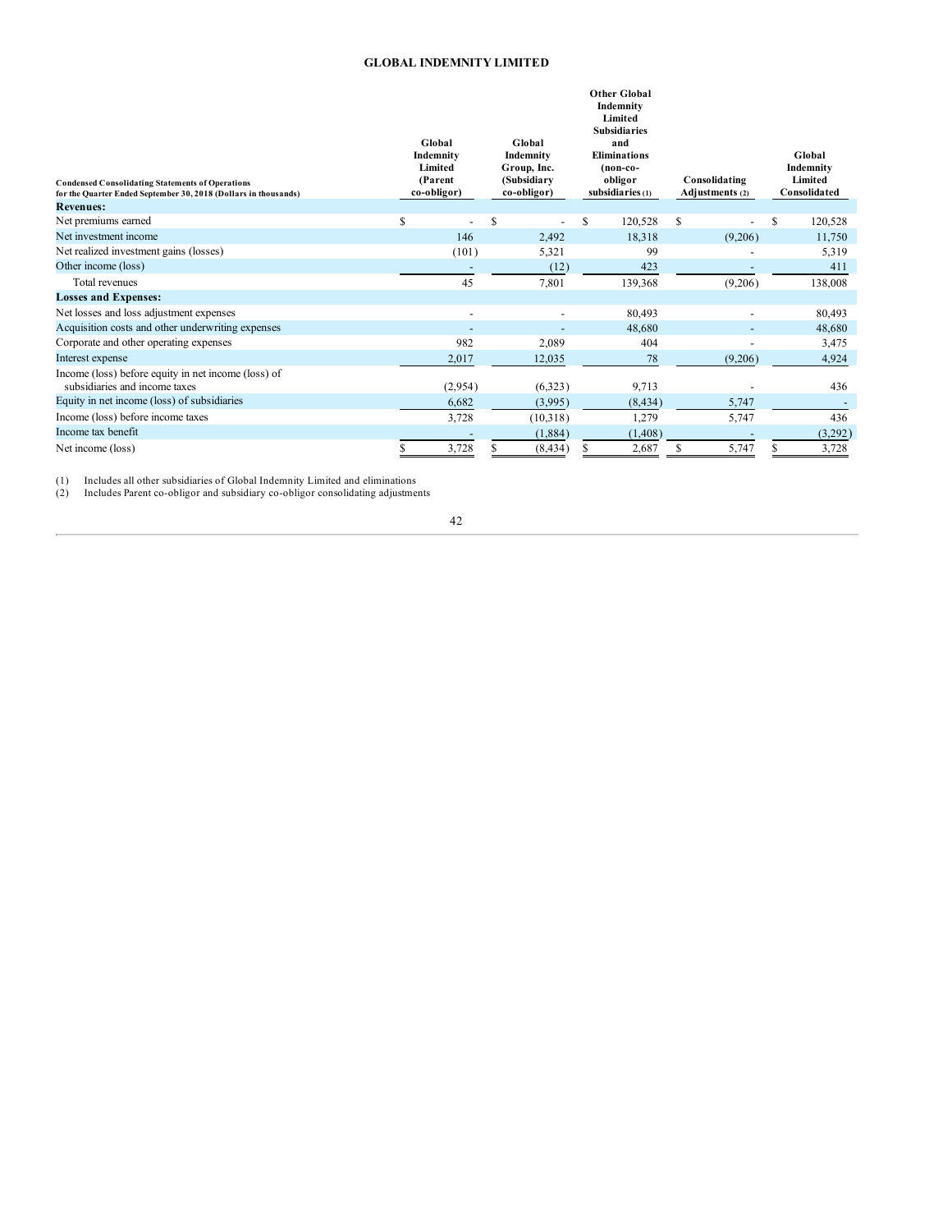**GLOBAL INDEMNITY LIMITED**

| Condensed Consolidating Statements of Operations for the Quarter Ended September 30, 2018 (Dollars in thousands) | Global Indemnity Limited (Parent co-obligor) | Global Indemnity Group, Inc. (Subsidiary co-obligor) | Other Global Indemnity Limited Subsidiaries and Eliminations (non-co-obligor subsidiaries (1) | Consolidating Adjustments (2) | Global Indemnity Limited Consolidated |
|---|---|---|---|---|---|
| **Revenues:** | | | | | |
| Net premiums earned | $ - | $ - | $ 120,528 | $ - | $ 120,528 |
| Net investment income | 146 | 2,492 | 18,318 | (9,206) | 11,750 |
| Net realized investment gains (losses) | (101) | 5,321 | 99 | - | 5,319 |
| Other income (loss) | - | (12) | 423 | - | 411 |
| Total revenues | 45 | 7,801 | 139,368 | (9,206) | 138,008 |
| **Losses and Expenses:** | | | | | |
| Net losses and loss adjustment expenses | - | - | 80,493 | - | 80,493 |
| Acquisition costs and other underwriting expenses | - | - | 48,680 | - | 48,680 |
| Corporate and other operating expenses | 982 | 2,089 | 404 | - | 3,475 |
| Interest expense | 2,017 | 12,035 | 78 | (9,206) | 4,924 |
| Income (loss) before equity in net income (loss) of subsidiaries and income taxes | (2,954) | (6,323) | 9,713 | - | 436 |
| Equity in net income (loss) of subsidiaries | 6,682 | (3,995) | (8,434) | 5,747 | - |
| Income (loss) before income taxes | 3,728 | (10,318) | 1,279 | 5,747 | 436 |
| Income tax benefit | - | (1,884) | (1,408) | - | (3,292) |
| Net income (loss) | $ 3,728 | $ (8,434) | $ 2,687 | $ 5,747 | $ 3,728 |

(1) Includes all other subsidiaries of Global Indemnity Limited and eliminations
(2) Includes Parent co-obligor and subsidiary co-obligor consolidating adjustments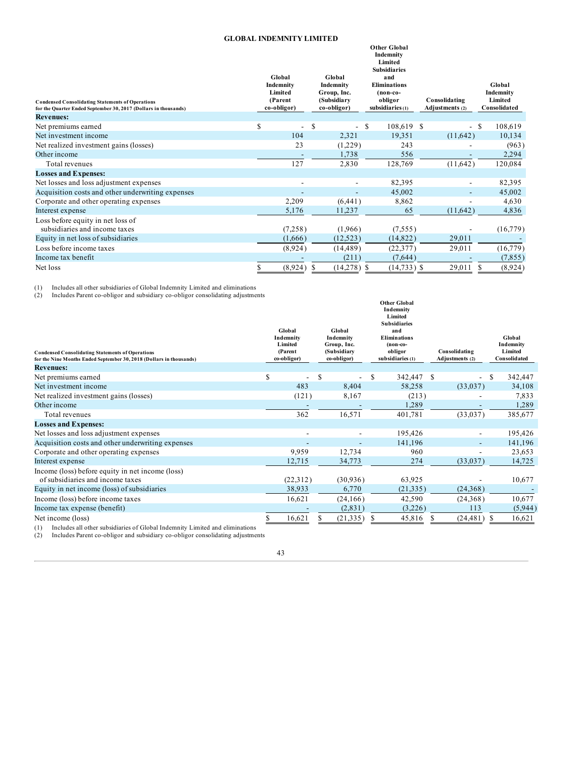**GLOBAL INDEMNITY LIMITED**

| Condensed Consolidating Statements of Operations for the Quarter Ended September 30, 2017 (Dollars in thousands) | Global Indemnity Limited (Parent co-obligor) | Global Indemnity Group, Inc. (Subsidiary co-obligor) | Other Global Indemnity Limited Subsidiaries and Eliminations (non-co-obligor subsidiaries (1) | Consolidating Adjustments (2) | Global Indemnity Limited Consolidated |
|---|---|---|---|---|---|
| **Revenues:** | | | | | |
| Net premiums earned | $ - | $ - | $ 108,619 | $ - | $ 108,619 |
| Net investment income | 104 | 2,321 | 19,351 | (11,642) | 10,134 |
| Net realized investment gains (losses) | 23 | (1,229) | 243 | - | (963) |
| Other income | - | 1,738 | 556 | - | 2,294 |
| Total revenues | 127 | 2,830 | 128,769 | (11,642) | 120,084 |
| **Losses and Expenses:** | | | | | |
| Net losses and loss adjustment expenses | - | - | 82,395 | - | 82,395 |
| Acquisition costs and other underwriting expenses | - | - | 45,002 | - | 45,002 |
| Corporate and other operating expenses | 2,209 | (6,441) | 8,862 | - | 4,630 |
| Interest expense | 5,176 | 11,237 | 65 | (11,642) | 4,836 |
| Loss before equity in net loss of subsidiaries and income taxes | (7,258) | (1,966) | (7,555) | - | (16,779) |
| Equity in net loss of subsidiaries | (1,666) | (12,523) | (14,822) | 29,011 | - |
| Loss before income taxes | (8,924) | (14,489) | (22,377) | 29,011 | (16,779) |
| Income tax benefit | - | (211) | (7,644) | - | (7,855) |
| Net loss | $ (8,924) | $ (14,278) | $ (14,733) | $ 29,011 | $ (8,924) |

(1) Includes all other subsidiaries of Global Indemnity Limited and eliminations
(2) Includes Parent co-obligor and subsidiary co-obligor consolidating adjustments

| Condensed Consolidating Statements of Operations for the Nine Months Ended September 30, 2018 (Dollars in thousands) | Global Indemnity Limited (Parent co-obligor) | Global Indemnity Group, Inc. (Subsidiary co-obligor) | Other Global Indemnity Limited Subsidiaries and Eliminations (non-co-obligor subsidiaries (1) | Consolidating Adjustments (2) | Global Indemnity Limited Consolidated |
|---|---|---|---|---|---|
| **Revenues:** | | | | | |
| Net premiums earned | $ - | $ - | $ 342,447 | $ - | $ 342,447 |
| Net investment income | 483 | 8,404 | 58,258 | (33,037) | 34,108 |
| Net realized investment gains (losses) | (121) | 8,167 | (213) | - | 7,833 |
| Other income | - | - | 1,289 | - | 1,289 |
| Total revenues | 362 | 16,571 | 401,781 | (33,037) | 385,677 |
| **Losses and Expenses:** | | | | | |
| Net losses and loss adjustment expenses | - | - | 195,426 | - | 195,426 |
| Acquisition costs and other underwriting expenses | - | - | 141,196 | - | 141,196 |
| Corporate and other operating expenses | 9,959 | 12,734 | 960 | - | 23,653 |
| Interest expense | 12,715 | 34,773 | 274 | (33,037) | 14,725 |
| Income (loss) before equity in net income (loss) of subsidiaries and income taxes | (22,312) | (30,936) | 63,925 | - | 10,677 |
| Equity in net income (loss) of subsidiaries | 38,933 | 6,770 | (21,335) | (24,368) | - |
| Income (loss) before income taxes | 16,621 | (24,166) | 42,590 | (24,368) | 10,677 |
| Income tax expense (benefit) | - | (2,831) | (3,226) | 113 | (5,944) |
| Net income (loss) | $ 16,621 | $ (21,335) | $ 45,816 | $ (24,481) | $ 16,621 |

(1) Includes all other subsidiaries of Global Indemnity Limited and eliminations
(2) Includes Parent co-obligor and subsidiary co-obligor consolidating adjustments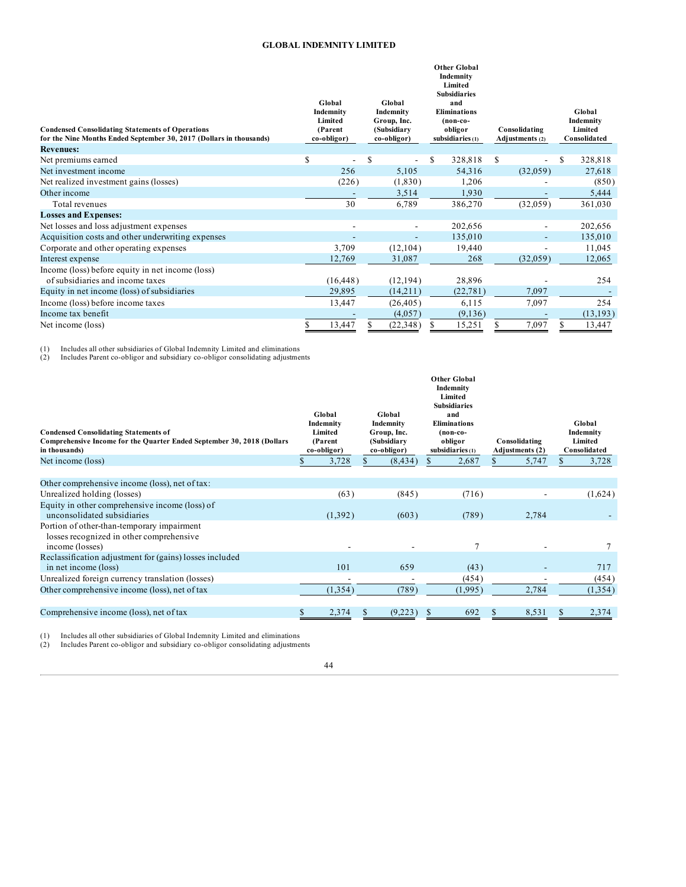**GLOBAL INDEMNITY LIMITED**

| Condensed Consolidating Statements of Operations for the Nine Months Ended September 30, 2017 (Dollars in thousands) | Global Indemnity Limited (Parent co-obligor) | Global Indemnity Group, Inc. (Subsidiary co-obligor) | Other Global Indemnity Limited Subsidiaries and Eliminations (non-co-obligor subsidiaries (1)) | Consolidating Adjustments (2) | Global Indemnity Limited Consolidated |
|---|---|---|---|---|---|
| **Revenues:** | | | | | |
| Net premiums earned | $ - | $ - | $ 328,818 | $ - | $ 328,818 |
| Net investment income | 256 | 5,105 | 54,316 | (32,059) | 27,618 |
| Net realized investment gains (losses) | (226) | (1,830) | 1,206 | - | (850) |
| Other income | - | 3,514 | 1,930 | - | 5,444 |
| Total revenues | 30 | 6,789 | 386,270 | (32,059) | 361,030 |
| **Losses and Expenses:** | | | | | |
| Net losses and loss adjustment expenses | - | - | 202,656 | - | 202,656 |
| Acquisition costs and other underwriting expenses | - | - | 135,010 | - | 135,010 |
| Corporate and other operating expenses | 3,709 | (12,104) | 19,440 | - | 11,045 |
| Interest expense | 12,769 | 31,087 | 268 | (32,059) | 12,065 |
| Income (loss) before equity in net income (loss) of subsidiaries and income taxes | (16,448) | (12,194) | 28,896 | - | 254 |
| Equity in net income (loss) of subsidiaries | 29,895 | (14,211) | (22,781) | 7,097 | - |
| Income (loss) before income taxes | 13,447 | (26,405) | 6,115 | 7,097 | 254 |
| Income tax benefit | - | (4,057) | (9,136) | - | (13,193) |
| Net income (loss) | $ 13,447 | $ (22,348) | $ 15,251 | $ 7,097 | $ 13,447 |

(1) Includes all other subsidiaries of Global Indemnity Limited and eliminations
(2) Includes Parent co-obligor and subsidiary co-obligor consolidating adjustments

| Condensed Consolidating Statements of Comprehensive Income for the Quarter Ended September 30, 2018 (Dollars in thousands) | Global Indemnity Limited (Parent co-obligor) | Global Indemnity Group, Inc. (Subsidiary co-obligor) | Other Global Indemnity Limited Subsidiaries and Eliminations (non-co-obligor subsidiaries (1)) | Consolidating Adjustments (2) | Global Indemnity Limited Consolidated |
|---|---|---|---|---|---|
| Net income (loss) | $ 3,728 | $ (8,434) | $ 2,687 | $ 5,747 | $ 3,728 |
| | | | | | |
| Other comprehensive income (loss), net of tax: | | | | | |
| Unrealized holding (losses) | (63) | (845) | (716) | - | (1,624) |
| Equity in other comprehensive income (loss) of unconsolidated subsidiaries | (1,392) | (603) | (789) | 2,784 | - |
| Portion of other-than-temporary impairment losses recognized in other comprehensive income (losses) | - | - | 7 | - | 7 |
| Reclassification adjustment for (gains) losses included in net income (loss) | 101 | 659 | (43) | - | 717 |
| Unrealized foreign currency translation (losses) | - | - | (454) | - | (454) |
| Other comprehensive income (loss), net of tax | (1,354) | (789) | (1,995) | 2,784 | (1,354) |
| | | | | | |
| Comprehensive income (loss), net of tax | $ 2,374 | $ (9,223) | $ 692 | $ 8,531 | $ 2,374 |

(1) Includes all other subsidiaries of Global Indemnity Limited and eliminations
(2) Includes Parent co-obligor and subsidiary co-obligor consolidating adjustments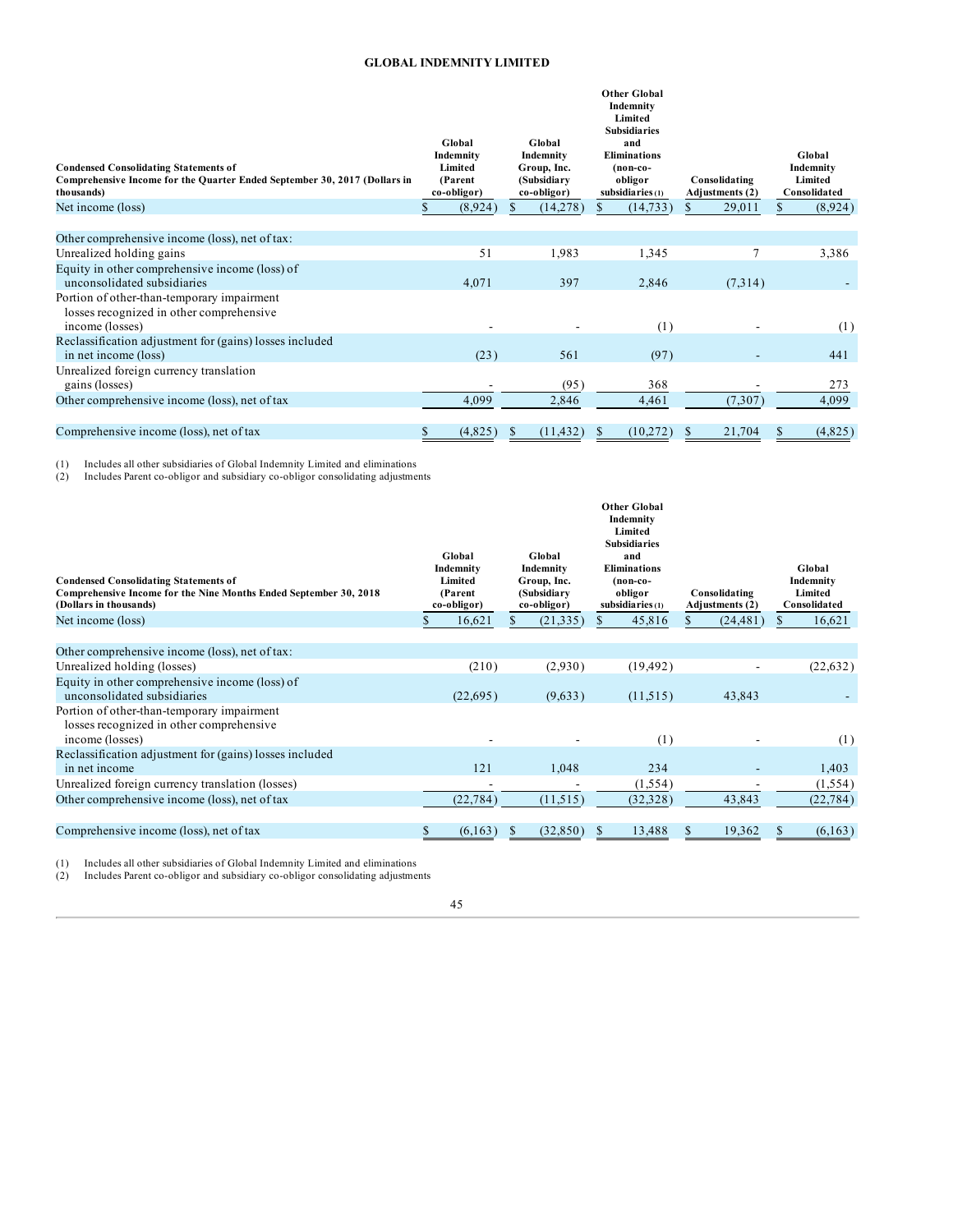**GLOBAL INDEMNITY LIMITED**

| Condensed Consolidating Statements of Comprehensive Income for the Quarter Ended September 30, 2017 (Dollars in thousands) | Global Indemnity Limited (Parent co-obligor) | Global Indemnity Group, Inc. (Subsidiary co-obligor) | Other Global Indemnity Limited Subsidiaries and Eliminations (non-co-obligor subsidiaries (1)) | Consolidating Adjustments (2) | Global Indemnity Limited Consolidated |
|---|---|---|---|---|---|
| Net income (loss) | $ (8,924) | $ (14,278) | $ (14,733) | $ 29,011 | $ (8,924) |
| Other comprehensive income (loss), net of tax: | | | | | |
| Unrealized holding gains | 51 | 1,983 | 1,345 | 7 | 3,386 |
| Equity in other comprehensive income (loss) of unconsolidated subsidiaries | 4,071 | 397 | 2,846 | (7,314) | - |
| Portion of other-than-temporary impairment losses recognized in other comprehensive income (losses) | - | - | (1) | - | (1) |
| Reclassification adjustment for (gains) losses included in net income (loss) | (23) | 561 | (97) | - | 441 |
| Unrealized foreign currency translation gains (losses) | - | (95) | 368 | - | 273 |
| Other comprehensive income (loss), net of tax | 4,099 | 2,846 | 4,461 | (7,307) | 4,099 |
| Comprehensive income (loss), net of tax | $ (4,825) | $ (11,432) | $ (10,272) | $ 21,704 | $ (4,825) |

(1) Includes all other subsidiaries of Global Indemnity Limited and eliminations
(2) Includes Parent co-obligor and subsidiary co-obligor consolidating adjustments

| Condensed Consolidating Statements of Comprehensive Income for the Nine Months Ended September 30, 2018 (Dollars in thousands) | Global Indemnity Limited (Parent co-obligor) | Global Indemnity Group, Inc. (Subsidiary co-obligor) | Other Global Indemnity Limited Subsidiaries and Eliminations (non-co-obligor subsidiaries (1)) | Consolidating Adjustments (2) | Global Indemnity Limited Consolidated |
|---|---|---|---|---|---|
| Net income (loss) | $ 16,621 | $ (21,335) | $ 45,816 | $ (24,481) | $ 16,621 |
| Other comprehensive income (loss), net of tax: | | | | | |
| Unrealized holding (losses) | (210) | (2,930) | (19,492) | - | (22,632) |
| Equity in other comprehensive income (loss) of unconsolidated subsidiaries | (22,695) | (9,633) | (11,515) | 43,843 | - |
| Portion of other-than-temporary impairment losses recognized in other comprehensive income (losses) | - | - | (1) | - | (1) |
| Reclassification adjustment for (gains) losses included in net income | 121 | 1,048 | 234 | - | 1,403 |
| Unrealized foreign currency translation (losses) | - | - | (1,554) | - | (1,554) |
| Other comprehensive income (loss), net of tax | (22,784) | (11,515) | (32,328) | 43,843 | (22,784) |
| Comprehensive income (loss), net of tax | $ (6,163) | $ (32,850) | $ 13,488 | $ 19,362 | $ (6,163) |

(1) Includes all other subsidiaries of Global Indemnity Limited and eliminations
(2) Includes Parent co-obligor and subsidiary co-obligor consolidating adjustments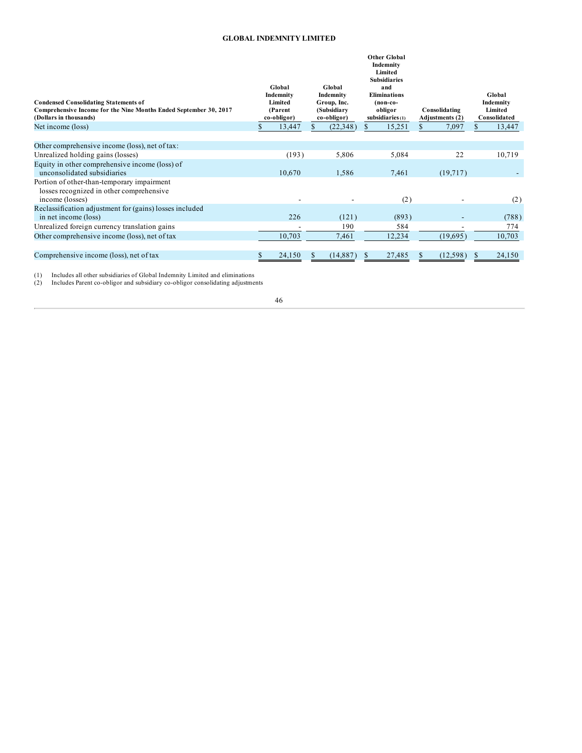**GLOBAL INDEMNITY LIMITED**

| Condensed Consolidating Statements of Comprehensive Income for the Nine Months Ended September 30, 2017 (Dollars in thousands) | Global Indemnity Limited (Parent co-obligor) | Global Indemnity Group, Inc. (Subsidiary co-obligor) | Other Global Indemnity Limited Subsidiaries and Eliminations (non-co-obligor subsidiaries (1) | Consolidating Adjustments (2) | Global Indemnity Limited Consolidated |
|---|---|---|---|---|---|
| Net income (loss) | $ 13,447 | $ (22,348) | $ 15,251 | $ 7,097 | $ 13,447 |
| | | | | | |
| Other comprehensive income (loss), net of tax: | | | | | |
| Unrealized holding gains (losses) | (193) | 5,806 | 5,084 | 22 | 10,719 |
| Equity in other comprehensive income (loss) of unconsolidated subsidiaries | 10,670 | 1,586 | 7,461 | (19,717) | - |
| Portion of other-than-temporary impairment losses recognized in other comprehensive income (losses) | - | - | (2) | - | (2) |
| Reclassification adjustment for (gains) losses included in net income (loss) | 226 | (121) | (893) | - | (788) |
| Unrealized foreign currency translation gains | - | 190 | 584 | - | 774 |
| Other comprehensive income (loss), net of tax | 10,703 | 7,461 | 12,234 | (19,695) | 10,703 |
| | | | | | |
| Comprehensive income (loss), net of tax | $ 24,150 | $ (14,887) | $ 27,485 | $ (12,598) | $ 24,150 |

(1) Includes all other subsidiaries of Global Indemnity Limited and eliminations
(2) Includes Parent co-obligor and subsidiary co-obligor consolidating adjustments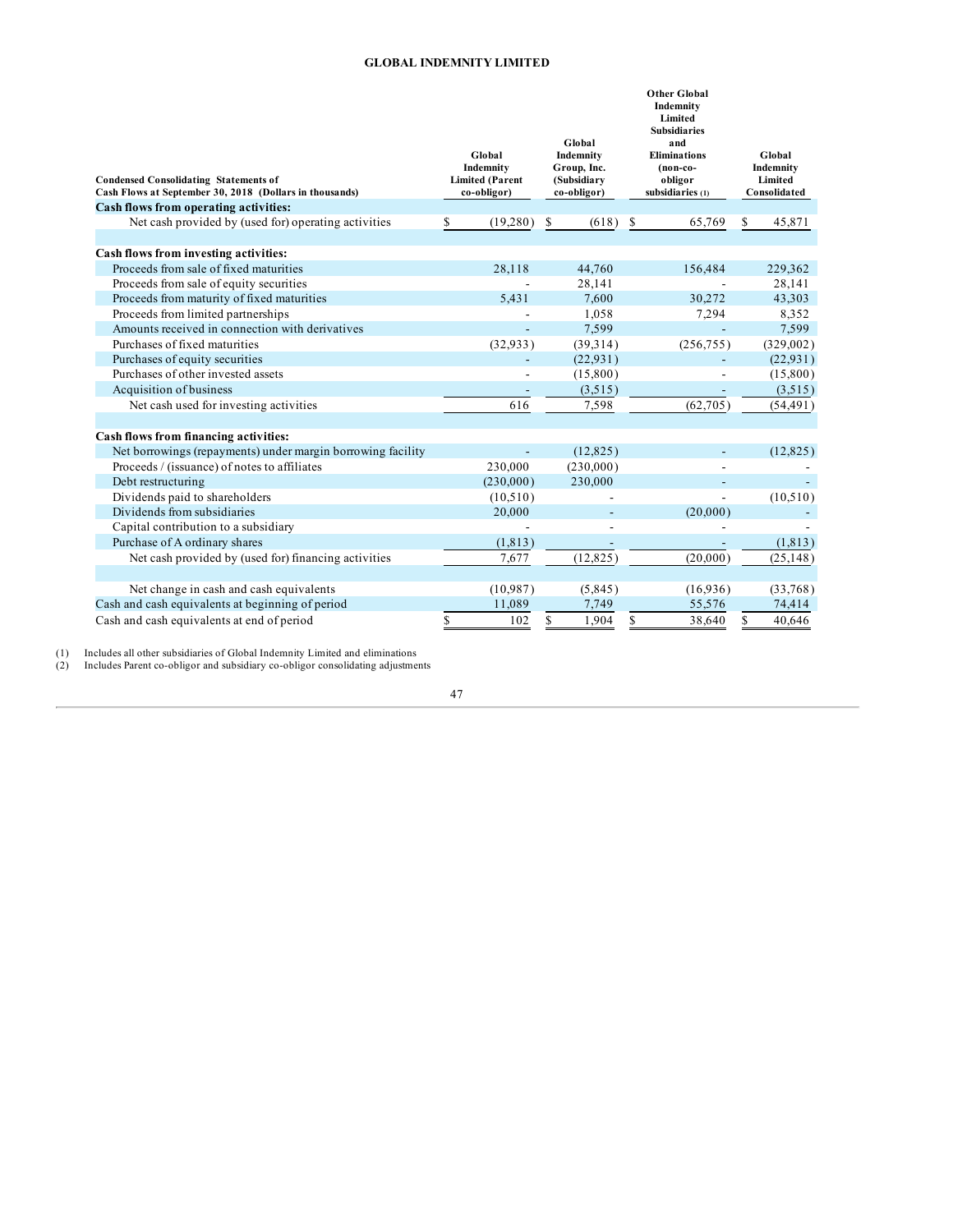**GLOBAL INDEMNITY LIMITED**

| Condensed Consolidating Statements of Cash Flows at September 30, 2018 (Dollars in thousands) | Global Indemnity Limited (Parent co-obligor) | Global Indemnity Group, Inc. (Subsidiary co-obligor) | Other Global Indemnity Limited Subsidiaries and Eliminations (non-co-obligor subsidiaries (1)) | Global Indemnity Limited Consolidated |
|---|---|---|---|---|
| **Cash flows from operating activities:** | | | | |
| Net cash provided by (used for) operating activities | $ (19,280) | $ (618) | $ 65,769 | $ 45,871 |
| | | | | |
| **Cash flows from investing activities:** | | | | |
| Proceeds from sale of fixed maturities | 28,118 | 44,760 | 156,484 | 229,362 |
| Proceeds from sale of equity securities | - | 28,141 | - | 28,141 |
| Proceeds from maturity of fixed maturities | 5,431 | 7,600 | 30,272 | 43,303 |
| Proceeds from limited partnerships | - | 1,058 | 7,294 | 8,352 |
| Amounts received in connection with derivatives | - | 7,599 | - | 7,599 |
| Purchases of fixed maturities | (32,933) | (39,314) | (256,755) | (329,002) |
| Purchases of equity securities | - | (22,931) | - | (22,931) |
| Purchases of other invested assets | - | (15,800) | - | (15,800) |
| Acquisition of business | - | (3,515) | - | (3,515) |
| Net cash used for investing activities | 616 | 7,598 | (62,705) | (54,491) |
| | | | | |
| **Cash flows from financing activities:** | | | | |
| Net borrowings (repayments) under margin borrowing facility | - | (12,825) | - | (12,825) |
| Proceeds / (issuance) of notes to affiliates | 230,000 | (230,000) | - | - |
| Debt restructuring | (230,000) | 230,000 | - | - |
| Dividends paid to shareholders | (10,510) | - | - | (10,510) |
| Dividends from subsidiaries | 20,000 | - | (20,000) | - |
| Capital contribution to a subsidiary | - | - | - | - |
| Purchase of A ordinary shares | (1,813) | - | - | (1,813) |
| Net cash provided by (used for) financing activities | 7,677 | (12,825) | (20,000) | (25,148) |
| | | | | |
| Net change in cash and cash equivalents | (10,987) | (5,845) | (16,936) | (33,768) |
| Cash and cash equivalents at beginning of period | 11,089 | 7,749 | 55,576 | 74,414 |
| Cash and cash equivalents at end of period | $ 102 | $ 1,904 | $ 38,640 | $ 40,646 |

(1) Includes all other subsidiaries of Global Indemnity Limited and eliminations

(2) Includes Parent co-obligor and subsidiary co-obligor consolidating adjustments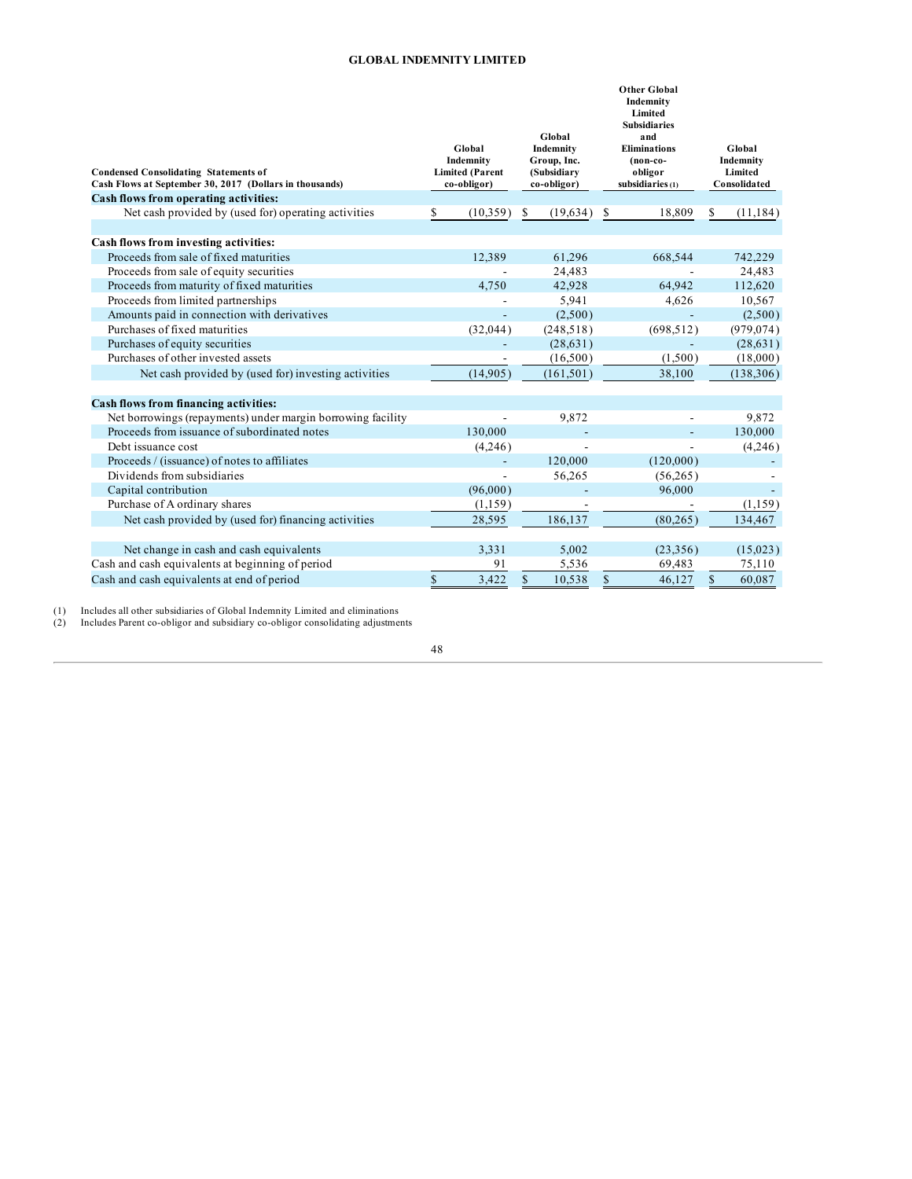**GLOBAL INDEMNITY LIMITED**

| Condensed Consolidating Statements of Cash Flows at September 30, 2017 (Dollars in thousands) | Global Indemnity Limited (Parent co-obligor) | Global Indemnity Group, Inc. (Subsidiary co-obligor) | Other Global Indemnity Limited Subsidiaries and Eliminations (non-co-obligor subsidiaries (1) | Global Indemnity Limited Consolidated |
|---|---|---|---|---|
| **Cash flows from operating activities:** | | | | |
| Net cash provided by (used for) operating activities | $ (10,359) | $ (19,634) | $ 18,809 | $ (11,184) |
| **Cash flows from investing activities:** | | | | |
| Proceeds from sale of fixed maturities | 12,389 | 61,296 | 668,544 | 742,229 |
| Proceeds from sale of equity securities | - | 24,483 | - | 24,483 |
| Proceeds from maturity of fixed maturities | 4,750 | 42,928 | 64,942 | 112,620 |
| Proceeds from limited partnerships | - | 5,941 | 4,626 | 10,567 |
| Amounts paid in connection with derivatives | - | (2,500) | - | (2,500) |
| Purchases of fixed maturities | (32,044) | (248,518) | (698,512) | (979,074) |
| Purchases of equity securities | - | (28,631) | - | (28,631) |
| Purchases of other invested assets | - | (16,500) | (1,500) | (18,000) |
| Net cash provided by (used for) investing activities | (14,905) | (161,501) | 38,100 | (138,306) |
| **Cash flows from financing activities:** | | | | |
| Net borrowings (repayments) under margin borrowing facility | - | 9,872 | - | 9,872 |
| Proceeds from issuance of subordinated notes | 130,000 | - | - | 130,000 |
| Debt issuance cost | (4,246) | - | - | (4,246) |
| Proceeds / (issuance) of notes to affiliates | - | 120,000 | (120,000) | - |
| Dividends from subsidiaries | - | 56,265 | (56,265) | - |
| Capital contribution | (96,000) | - | 96,000 | - |
| Purchase of A ordinary shares | (1,159) | - | - | (1,159) |
| Net cash provided by (used for) financing activities | 28,595 | 186,137 | (80,265) | 134,467 |
| Net change in cash and cash equivalents | 3,331 | 5,002 | (23,356) | (15,023) |
| Cash and cash equivalents at beginning of period | 91 | 5,536 | 69,483 | 75,110 |
| Cash and cash equivalents at end of period | $ 3,422 | $ 10,538 | $ 46,127 | $ 60,087 |

(1) Includes all other subsidiaries of Global Indemnity Limited and eliminations
(2) Includes Parent co-obligor and subsidiary co-obligor consolidating adjustments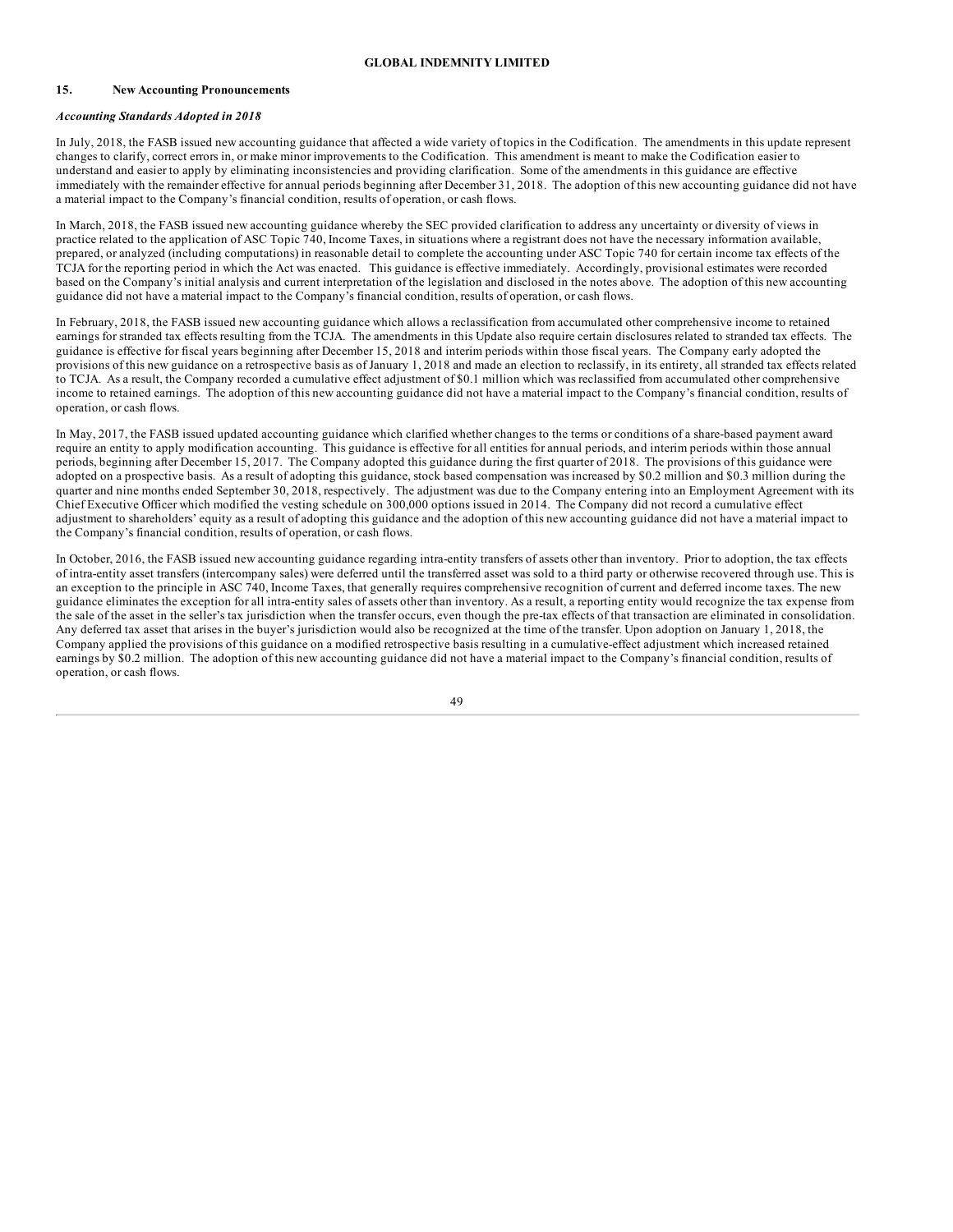## 15. New Accounting Pronouncements

### *Accounting Standards Adopted in 2018*

In July, 2018, the FASB issued new accounting guidance that affected a wide variety of topics in the Codification. The amendments in this update represent changes to clarify, correct errors in, or make minor improvements to the Codification. This amendment is meant to make the Codification easier to understand and easier to apply by eliminating inconsistencies and providing clarification. Some of the amendments in this guidance are effective immediately with the remainder effective for annual periods beginning after December 31, 2018. The adoption of this new accounting guidance did not have a material impact to the Company's financial condition, results of operation, or cash flows.

In March, 2018, the FASB issued new accounting guidance whereby the SEC provided clarification to address any uncertainty or diversity of views in practice related to the application of ASC Topic 740, Income Taxes, in situations where a registrant does not have the necessary information available, prepared, or analyzed (including computations) in reasonable detail to complete the accounting under ASC Topic 740 for certain income tax effects of the TCJA for the reporting period in which the Act was enacted. This guidance is effective immediately. Accordingly, provisional estimates were recorded based on the Company's initial analysis and current interpretation of the legislation and disclosed in the notes above. The adoption of this new accounting guidance did not have a material impact to the Company's financial condition, results of operation, or cash flows.

In February, 2018, the FASB issued new accounting guidance which allows a reclassification from accumulated other comprehensive income to retained earnings for stranded tax effects resulting from the TCJA. The amendments in this Update also require certain disclosures related to stranded tax effects. The guidance is effective for fiscal years beginning after December 15, 2018 and interim periods within those fiscal years. The Company early adopted the provisions of this new guidance on a retrospective basis as of January 1, 2018 and made an election to reclassify, in its entirety, all stranded tax effects related to TCJA. As a result, the Company recorded a cumulative effect adjustment of $0.1 million which was reclassified from accumulated other comprehensive income to retained earnings. The adoption of this new accounting guidance did not have a material impact to the Company's financial condition, results of operation, or cash flows.

In May, 2017, the FASB issued updated accounting guidance which clarified whether changes to the terms or conditions of a share-based payment award require an entity to apply modification accounting. This guidance is effective for all entities for annual periods, and interim periods within those annual periods, beginning after December 15, 2017. The Company adopted this guidance during the first quarter of 2018. The provisions of this guidance were adopted on a prospective basis. As a result of adopting this guidance, stock based compensation was increased by $0.2 million and $0.3 million during the quarter and nine months ended September 30, 2018, respectively. The adjustment was due to the Company entering into an Employment Agreement with its Chief Executive Officer which modified the vesting schedule on 300,000 options issued in 2014. The Company did not record a cumulative effect adjustment to shareholders' equity as a result of adopting this guidance and the adoption of this new accounting guidance did not have a material impact to the Company's financial condition, results of operation, or cash flows.

In October, 2016, the FASB issued new accounting guidance regarding intra-entity transfers of assets other than inventory. Prior to adoption, the tax effects of intra-entity asset transfers (intercompany sales) were deferred until the transferred asset was sold to a third party or otherwise recovered through use. This is an exception to the principle in ASC 740, Income Taxes, that generally requires comprehensive recognition of current and deferred income taxes. The new guidance eliminates the exception for all intra-entity sales of assets other than inventory. As a result, a reporting entity would recognize the tax expense from the sale of the asset in the seller's tax jurisdiction when the transfer occurs, even though the pre-tax effects of that transaction are eliminated in consolidation. Any deferred tax asset that arises in the buyer's jurisdiction would also be recognized at the time of the transfer. Upon adoption on January 1, 2018, the Company applied the provisions of this guidance on a modified retrospective basis resulting in a cumulative-effect adjustment which increased retained earnings by $0.2 million. The adoption of this new accounting guidance did not have a material impact to the Company's financial condition, results of operation, or cash flows.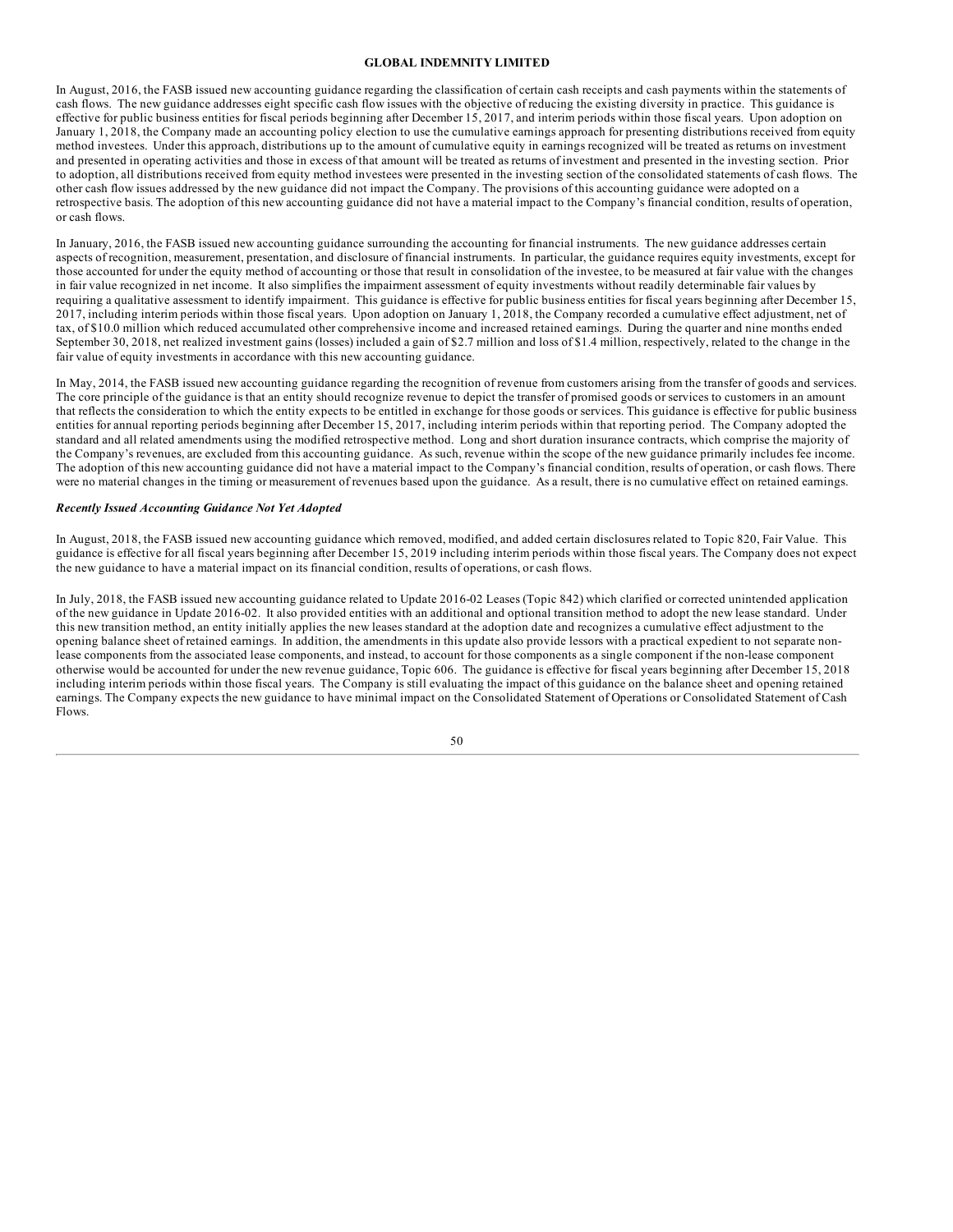In August, 2016, the FASB issued new accounting guidance regarding the classification of certain cash receipts and cash payments within the statements of cash flows. The new guidance addresses eight specific cash flow issues with the objective of reducing the existing diversity in practice. This guidance is effective for public business entities for fiscal periods beginning after December 15, 2017, and interim periods within those fiscal years. Upon adoption on January 1, 2018, the Company made an accounting policy election to use the cumulative earnings approach for presenting distributions received from equity method investees. Under this approach, distributions up to the amount of cumulative equity in earnings recognized will be treated as returns on investment and presented in operating activities and those in excess of that amount will be treated as returns of investment and presented in the investing section. Prior to adoption, all distributions received from equity method investees were presented in the investing section of the consolidated statements of cash flows. The other cash flow issues addressed by the new guidance did not impact the Company. The provisions of this accounting guidance were adopted on a retrospective basis. The adoption of this new accounting guidance did not have a material impact to the Company's financial condition, results of operation, or cash flows.

In January, 2016, the FASB issued new accounting guidance surrounding the accounting for financial instruments. The new guidance addresses certain aspects of recognition, measurement, presentation, and disclosure of financial instruments. In particular, the guidance requires equity investments, except for those accounted for under the equity method of accounting or those that result in consolidation of the investee, to be measured at fair value with the changes in fair value recognized in net income. It also simplifies the impairment assessment of equity investments without readily determinable fair values by requiring a qualitative assessment to identify impairment. This guidance is effective for public business entities for fiscal years beginning after December 15, 2017, including interim periods within those fiscal years. Upon adoption on January 1, 2018, the Company recorded a cumulative effect adjustment, net of tax, of $10.0 million which reduced accumulated other comprehensive income and increased retained earnings. During the quarter and nine months ended September 30, 2018, net realized investment gains (losses) included a gain of $2.7 million and loss of $1.4 million, respectively, related to the change in the fair value of equity investments in accordance with this new accounting guidance.

In May, 2014, the FASB issued new accounting guidance regarding the recognition of revenue from customers arising from the transfer of goods and services. The core principle of the guidance is that an entity should recognize revenue to depict the transfer of promised goods or services to customers in an amount that reflects the consideration to which the entity expects to be entitled in exchange for those goods or services. This guidance is effective for public business entities for annual reporting periods beginning after December 15, 2017, including interim periods within that reporting period. The Company adopted the standard and all related amendments using the modified retrospective method. Long and short duration insurance contracts, which comprise the majority of the Company's revenues, are excluded from this accounting guidance. As such, revenue within the scope of the new guidance primarily includes fee income. The adoption of this new accounting guidance did not have a material impact to the Company's financial condition, results of operation, or cash flows. There were no material changes in the timing or measurement of revenues based upon the guidance. As a result, there is no cumulative effect on retained earnings.

***Recently Issued Accounting Guidance Not Yet Adopted***

In August, 2018, the FASB issued new accounting guidance which removed, modified, and added certain disclosures related to Topic 820, Fair Value. This guidance is effective for all fiscal years beginning after December 15, 2019 including interim periods within those fiscal years. The Company does not expect the new guidance to have a material impact on its financial condition, results of operations, or cash flows.

In July, 2018, the FASB issued new accounting guidance related to Update 2016-02 Leases (Topic 842) which clarified or corrected unintended application of the new guidance in Update 2016-02. It also provided entities with an additional and optional transition method to adopt the new lease standard. Under this new transition method, an entity initially applies the new leases standard at the adoption date and recognizes a cumulative effect adjustment to the opening balance sheet of retained earnings. In addition, the amendments in this update also provide lessors with a practical expedient to not separate non-lease components from the associated lease components, and instead, to account for those components as a single component if the non-lease component otherwise would be accounted for under the new revenue guidance, Topic 606. The guidance is effective for fiscal years beginning after December 15, 2018 including interim periods within those fiscal years. The Company is still evaluating the impact of this guidance on the balance sheet and opening retained earnings. The Company expects the new guidance to have minimal impact on the Consolidated Statement of Operations or Consolidated Statement of Cash Flows.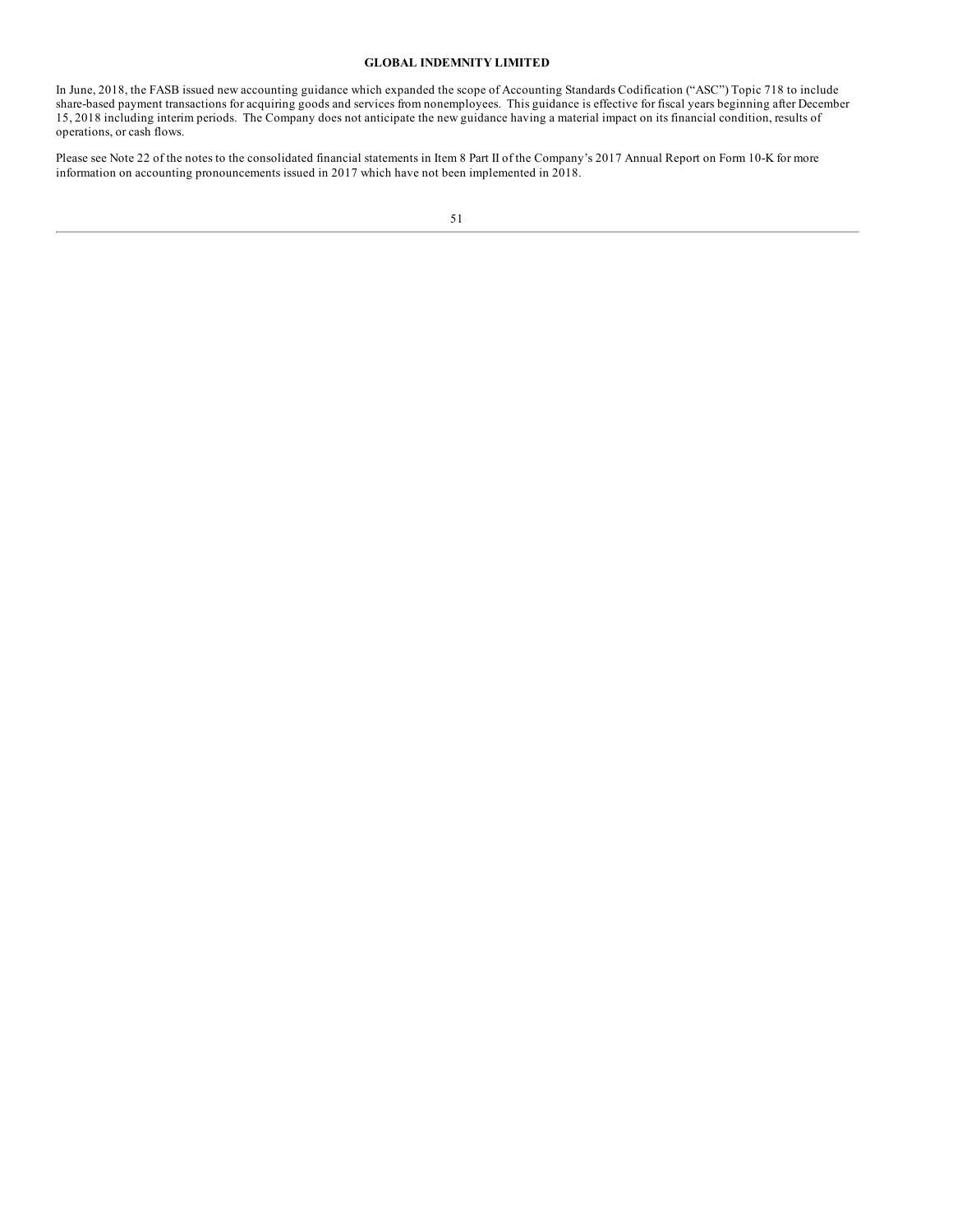In June, 2018, the FASB issued new accounting guidance which expanded the scope of Accounting Standards Codification ("ASC") Topic 718 to include share-based payment transactions for acquiring goods and services from nonemployees. This guidance is effective for fiscal years beginning after December 15, 2018 including interim periods. The Company does not anticipate the new guidance having a material impact on its financial condition, results of operations, or cash flows.

Please see Note 22 of the notes to the consolidated financial statements in Item 8 Part II of the Company's 2017 Annual Report on Form 10-K for more information on accounting pronouncements issued in 2017 which have not been implemented in 2018.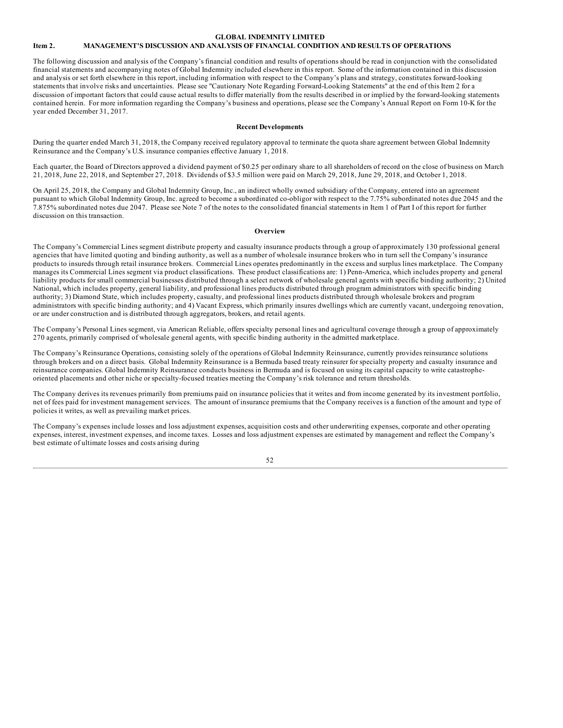**GLOBAL INDEMNITY LIMITED**

## Item 2. MANAGEMENT'S DISCUSSION AND ANALYSIS OF FINANCIAL CONDITION AND RESULTS OF OPERATIONS

The following discussion and analysis of the Company's financial condition and results of operations should be read in conjunction with the consolidated financial statements and accompanying notes of Global Indemnity included elsewhere in this report. Some of the information contained in this discussion and analysis or set forth elsewhere in this report, including information with respect to the Company's plans and strategy, constitutes forward-looking statements that involve risks and uncertainties. Please see "Cautionary Note Regarding Forward-Looking Statements" at the end of this Item 2 for a discussion of important factors that could cause actual results to differ materially from the results described in or implied by the forward-looking statements contained herein. For more information regarding the Company's business and operations, please see the Company's Annual Report on Form 10-K for the year ended December 31, 2017.

### Recent Developments

During the quarter ended March 31, 2018, the Company received regulatory approval to terminate the quota share agreement between Global Indemnity Reinsurance and the Company's U.S. insurance companies effective January 1, 2018.

Each quarter, the Board of Directors approved a dividend payment of $0.25 per ordinary share to all shareholders of record on the close of business on March 21, 2018, June 22, 2018, and September 27, 2018. Dividends of $3.5 million were paid on March 29, 2018, June 29, 2018, and October 1, 2018.

On April 25, 2018, the Company and Global Indemnity Group, Inc., an indirect wholly owned subsidiary of the Company, entered into an agreement pursuant to which Global Indemnity Group, Inc. agreed to become a subordinated co-obligor with respect to the 7.75% subordinated notes due 2045 and the 7.875% subordinated notes due 2047. Please see Note 7 of the notes to the consolidated financial statements in Item 1 of Part I of this report for further discussion on this transaction.

### Overview

The Company's Commercial Lines segment distribute property and casualty insurance products through a group of approximately 130 professional general agencies that have limited quoting and binding authority, as well as a number of wholesale insurance brokers who in turn sell the Company's insurance products to insureds through retail insurance brokers. Commercial Lines operates predominantly in the excess and surplus lines marketplace. The Company manages its Commercial Lines segment via product classifications. These product classifications are: 1) Penn-America, which includes property and general liability products for small commercial businesses distributed through a select network of wholesale general agents with specific binding authority; 2) United National, which includes property, general liability, and professional lines products distributed through program administrators with specific binding authority; 3) Diamond State, which includes property, casualty, and professional lines products distributed through wholesale brokers and program administrators with specific binding authority; and 4) Vacant Express, which primarily insures dwellings which are currently vacant, undergoing renovation, or are under construction and is distributed through aggregators, brokers, and retail agents.

The Company's Personal Lines segment, via American Reliable, offers specialty personal lines and agricultural coverage through a group of approximately 270 agents, primarily comprised of wholesale general agents, with specific binding authority in the admitted marketplace.

The Company's Reinsurance Operations, consisting solely of the operations of Global Indemnity Reinsurance, currently provides reinsurance solutions through brokers and on a direct basis. Global Indemnity Reinsurance is a Bermuda based treaty reinsurer for specialty property and casualty insurance and reinsurance companies. Global Indemnity Reinsurance conducts business in Bermuda and is focused on using its capital capacity to write catastrophe-oriented placements and other niche or specialty-focused treaties meeting the Company's risk tolerance and return thresholds.

The Company derives its revenues primarily from premiums paid on insurance policies that it writes and from income generated by its investment portfolio, net of fees paid for investment management services. The amount of insurance premiums that the Company receives is a function of the amount and type of policies it writes, as well as prevailing market prices.

The Company's expenses include losses and loss adjustment expenses, acquisition costs and other underwriting expenses, corporate and other operating expenses, interest, investment expenses, and income taxes. Losses and loss adjustment expenses are estimated by management and reflect the Company's best estimate of ultimate losses and costs arising during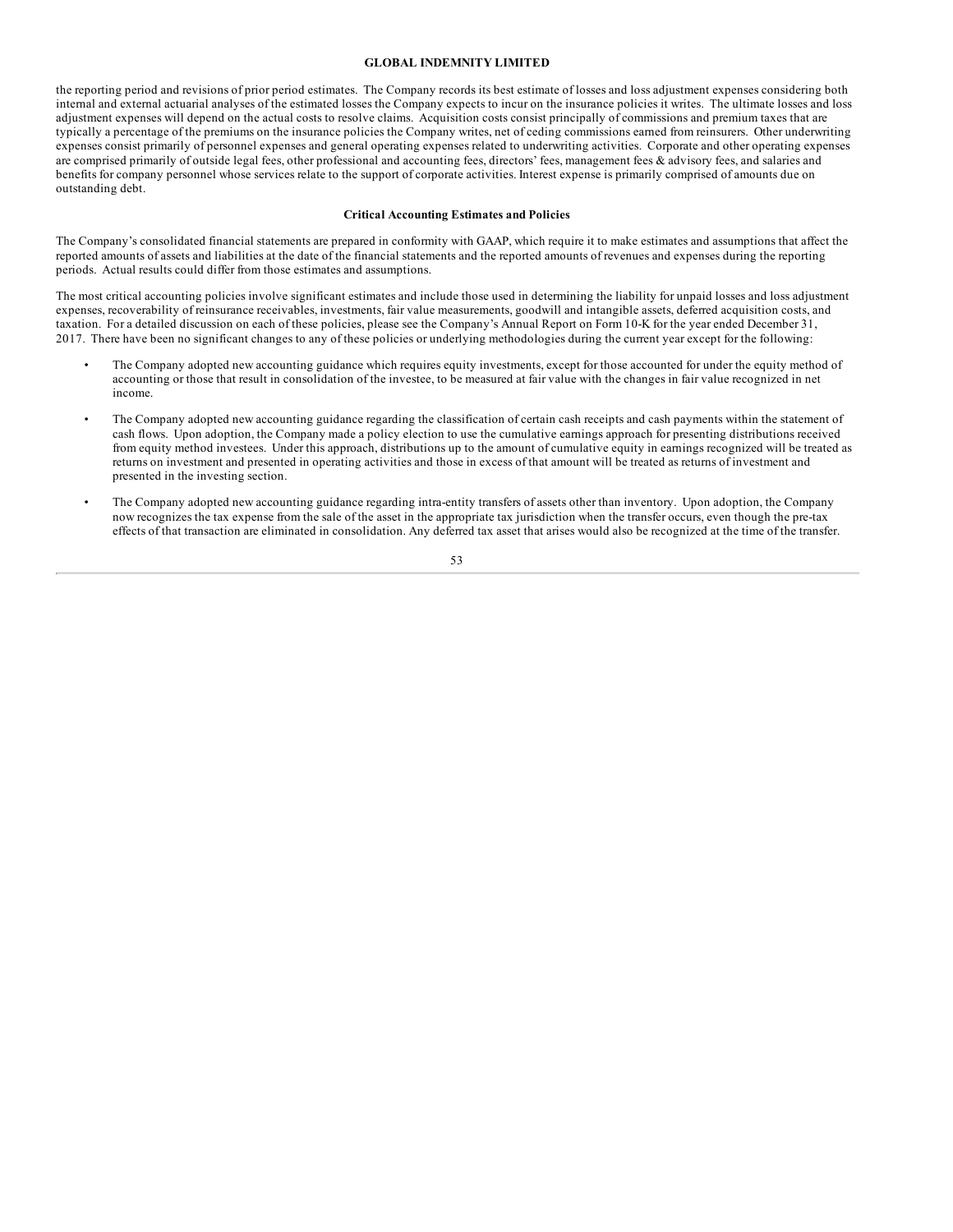the reporting period and revisions of prior period estimates. The Company records its best estimate of losses and loss adjustment expenses considering both internal and external actuarial analyses of the estimated losses the Company expects to incur on the insurance policies it writes. The ultimate losses and loss adjustment expenses will depend on the actual costs to resolve claims. Acquisition costs consist principally of commissions and premium taxes that are typically a percentage of the premiums on the insurance policies the Company writes, net of ceding commissions earned from reinsurers. Other underwriting expenses consist primarily of personnel expenses and general operating expenses related to underwriting activities. Corporate and other operating expenses are comprised primarily of outside legal fees, other professional and accounting fees, directors' fees, management fees & advisory fees, and salaries and benefits for company personnel whose services relate to the support of corporate activities. Interest expense is primarily comprised of amounts due on outstanding debt.

## Critical Accounting Estimates and Policies

The Company's consolidated financial statements are prepared in conformity with GAAP, which require it to make estimates and assumptions that affect the reported amounts of assets and liabilities at the date of the financial statements and the reported amounts of revenues and expenses during the reporting periods. Actual results could differ from those estimates and assumptions.

The most critical accounting policies involve significant estimates and include those used in determining the liability for unpaid losses and loss adjustment expenses, recoverability of reinsurance receivables, investments, fair value measurements, goodwill and intangible assets, deferred acquisition costs, and taxation. For a detailed discussion on each of these policies, please see the Company's Annual Report on Form 10-K for the year ended December 31, 2017. There have been no significant changes to any of these policies or underlying methodologies during the current year except for the following:

- The Company adopted new accounting guidance which requires equity investments, except for those accounted for under the equity method of accounting or those that result in consolidation of the investee, to be measured at fair value with the changes in fair value recognized in net income.
- The Company adopted new accounting guidance regarding the classification of certain cash receipts and cash payments within the statement of cash flows. Upon adoption, the Company made a policy election to use the cumulative earnings approach for presenting distributions received from equity method investees. Under this approach, distributions up to the amount of cumulative equity in earnings recognized will be treated as returns on investment and presented in operating activities and those in excess of that amount will be treated as returns of investment and presented in the investing section.
- The Company adopted new accounting guidance regarding intra-entity transfers of assets other than inventory. Upon adoption, the Company now recognizes the tax expense from the sale of the asset in the appropriate tax jurisdiction when the transfer occurs, even though the pre-tax effects of that transaction are eliminated in consolidation. Any deferred tax asset that arises would also be recognized at the time of the transfer.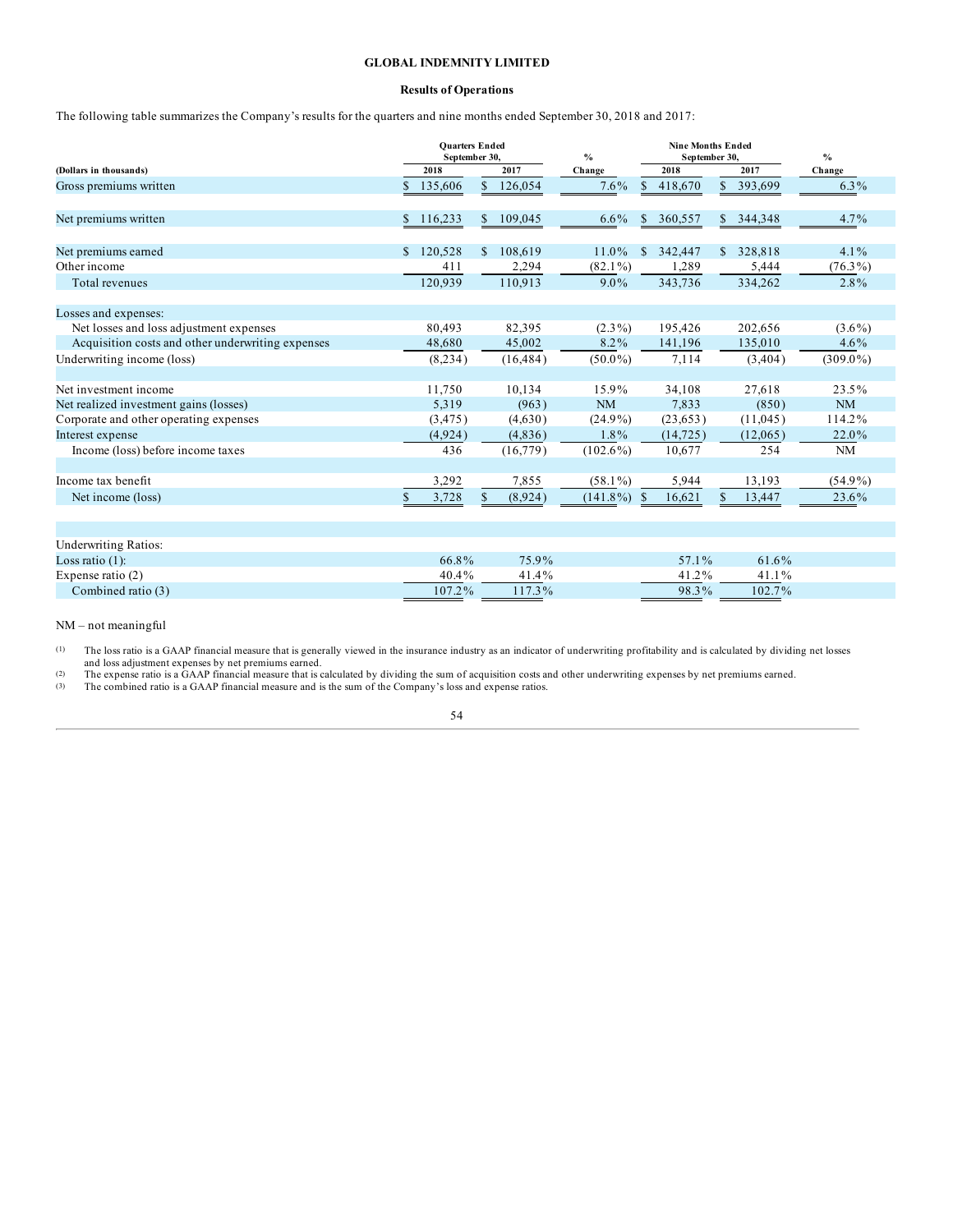**GLOBAL INDEMNITY LIMITED**

**Results of Operations**

The following table summarizes the Company's results for the quarters and nine months ended September 30, 2018 and 2017:

| (Dollars in thousands) | Quarters Ended September 30, 2018 | Quarters Ended September 30, 2017 | % Change | Nine Months Ended September 30, 2018 | Nine Months Ended September 30, 2017 | % Change |
|---|---|---|---|---|---|---|
| Gross premiums written | $ 135,606 | $ 126,054 | 7.6% | $ 418,670 | $ 393,699 | 6.3% |
| | | | | | | |
| Net premiums written | $ 116,233 | $ 109,045 | 6.6% | $ 360,557 | $ 344,348 | 4.7% |
| | | | | | | |
| Net premiums earned | $ 120,528 | $ 108,619 | 11.0% | $ 342,447 | $ 328,818 | 4.1% |
| Other income | 411 | 2,294 | (82.1%) | 1,289 | 5,444 | (76.3%) |
| Total revenues | 120,939 | 110,913 | 9.0% | 343,736 | 334,262 | 2.8% |
| | | | | | | |
| Losses and expenses: | | | | | | |
| Net losses and loss adjustment expenses | 80,493 | 82,395 | (2.3%) | 195,426 | 202,656 | (3.6%) |
| Acquisition costs and other underwriting expenses | 48,680 | 45,002 | 8.2% | 141,196 | 135,010 | 4.6% |
| Underwriting income (loss) | (8,234) | (16,484) | (50.0%) | 7,114 | (3,404) | (309.0%) |
| | | | | | | |
| Net investment income | 11,750 | 10,134 | 15.9% | 34,108 | 27,618 | 23.5% |
| Net realized investment gains (losses) | 5,319 | (963) | NM | 7,833 | (850) | NM |
| Corporate and other operating expenses | (3,475) | (4,630) | (24.9%) | (23,653) | (11,045) | 114.2% |
| Interest expense | (4,924) | (4,836) | 1.8% | (14,725) | (12,065) | 22.0% |
| Income (loss) before income taxes | 436 | (16,779) | (102.6%) | 10,677 | 254 | NM |
| | | | | | | |
| Income tax benefit | 3,292 | 7,855 | (58.1%) | 5,944 | 13,193 | (54.9%) |
| Net income (loss) | $ 3,728 | $ (8,924) | (141.8%) | $ 16,621 | $ 13,447 | 23.6% |
| | | | | | | |
| Underwriting Ratios: | | | | | | |
| Loss ratio (1): | 66.8% | 75.9% | | 57.1% | 61.6% | |
| Expense ratio (2) | 40.4% | 41.4% | | 41.2% | 41.1% | |
| Combined ratio (3) | 107.2% | 117.3% | | 98.3% | 102.7% | |

NM – not meaningful

(1) The loss ratio is a GAAP financial measure that is generally viewed in the insurance industry as an indicator of underwriting profitability and is calculated by dividing net losses and loss adjustment expenses by net premiums earned.

(2) The expense ratio is a GAAP financial measure that is calculated by dividing the sum of acquisition costs and other underwriting expenses by net premiums earned.

(3) The combined ratio is a GAAP financial measure and is the sum of the Company's loss and expense ratios.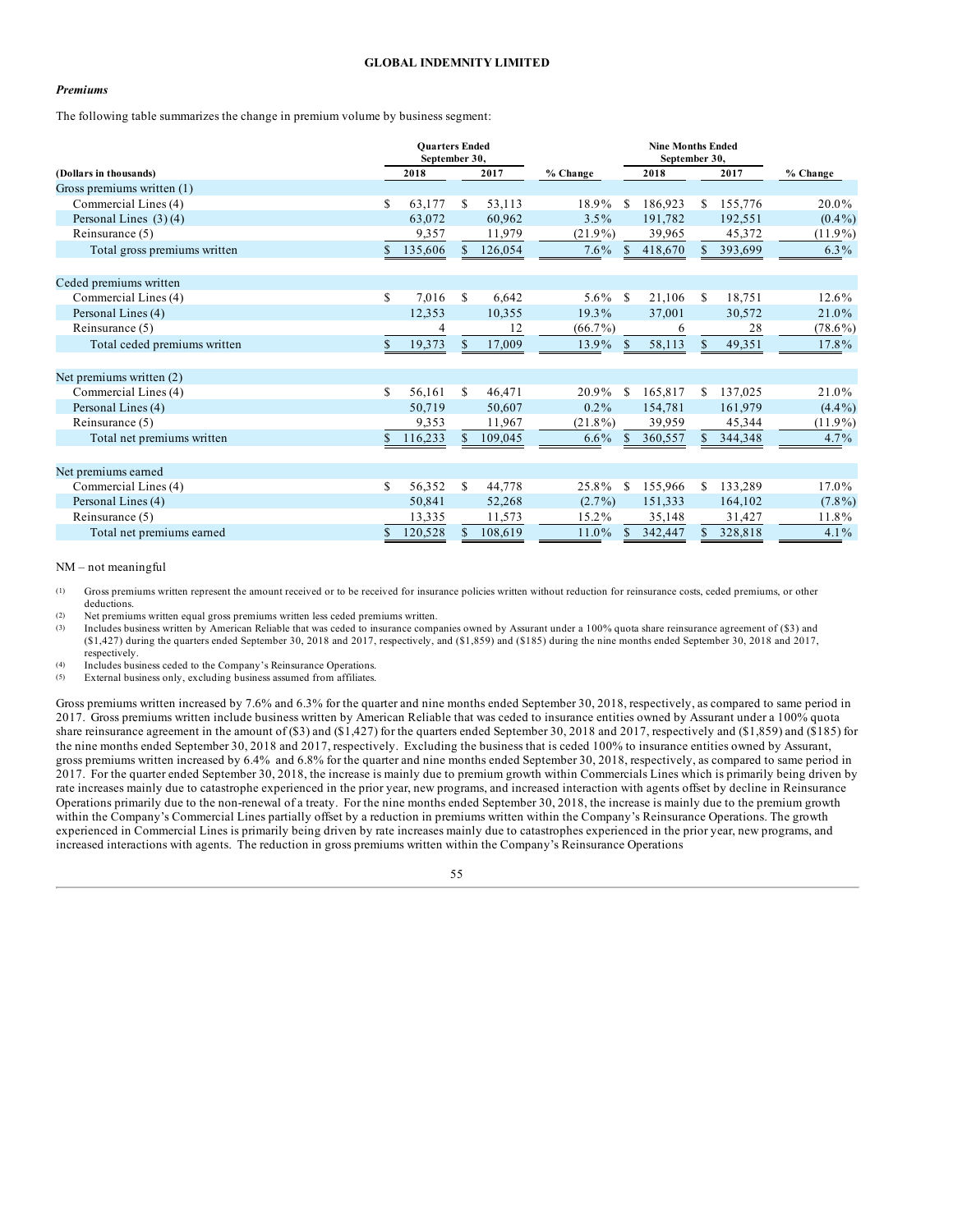### *Premiums*

The following table summarizes the change in premium volume by business segment:

| (Dollars in thousands) | Quarters Ended September 30, 2018 | Quarters Ended September 30, 2017 | % Change | Nine Months Ended September 30, 2018 | Nine Months Ended September 30, 2017 | % Change |
|---|---|---|---|---|---|---|
| Gross premiums written (1) | | | | | | |
| Commercial Lines (4) | $ 63,177 | $ 53,113 | 18.9% | $ 186,923 | $ 155,776 | 20.0% |
| Personal Lines (3) (4) | 63,072 | 60,962 | 3.5% | 191,782 | 192,551 | (0.4%) |
| Reinsurance (5) | 9,357 | 11,979 | (21.9%) | 39,965 | 45,372 | (11.9%) |
| Total gross premiums written | $ 135,606 | $ 126,054 | 7.6% | $ 418,670 | $ 393,699 | 6.3% |
| | | | | | | |
| Ceded premiums written | | | | | | |
| Commercial Lines (4) | $ 7,016 | $ 6,642 | 5.6% | $ 21,106 | $ 18,751 | 12.6% |
| Personal Lines (4) | 12,353 | 10,355 | 19.3% | 37,001 | 30,572 | 21.0% |
| Reinsurance (5) | 4 | 12 | (66.7%) | 6 | 28 | (78.6%) |
| Total ceded premiums written | $ 19,373 | $ 17,009 | 13.9% | $ 58,113 | $ 49,351 | 17.8% |
| | | | | | | |
| Net premiums written (2) | | | | | | |
| Commercial Lines (4) | $ 56,161 | $ 46,471 | 20.9% | $ 165,817 | $ 137,025 | 21.0% |
| Personal Lines (4) | 50,719 | 50,607 | 0.2% | 154,781 | 161,979 | (4.4%) |
| Reinsurance (5) | 9,353 | 11,967 | (21.8%) | 39,959 | 45,344 | (11.9%) |
| Total net premiums written | $ 116,233 | $ 109,045 | 6.6% | $ 360,557 | $ 344,348 | 4.7% |
| | | | | | | |
| Net premiums earned | | | | | | |
| Commercial Lines (4) | $ 56,352 | $ 44,778 | 25.8% | $ 155,966 | $ 133,289 | 17.0% |
| Personal Lines (4) | 50,841 | 52,268 | (2.7%) | 151,333 | 164,102 | (7.8%) |
| Reinsurance (5) | 13,335 | 11,573 | 15.2% | 35,148 | 31,427 | 11.8% |
| Total net premiums earned | $ 120,528 | $ 108,619 | 11.0% | $ 342,447 | $ 328,818 | 4.1% |

NM – not meaningful

(1) Gross premiums written represent the amount received or to be received for insurance policies written without reduction for reinsurance costs, ceded premiums, or other deductions.

(2) Net premiums written equal gross premiums written less ceded premiums written.

(3) Includes business written by American Reliable that was ceded to insurance companies owned by Assurant under a 100% quota share reinsurance agreement of ($3) and ($1,427) during the quarters ended September 30, 2018 and 2017, respectively, and ($1,859) and ($185) during the nine months ended September 30, 2018 and 2017, respectively.

(4) Includes business ceded to the Company's Reinsurance Operations.

(5) External business only, excluding business assumed from affiliates.

Gross premiums written increased by 7.6% and 6.3% for the quarter and nine months ended September 30, 2018, respectively, as compared to same period in 2017. Gross premiums written include business written by American Reliable that was ceded to insurance entities owned by Assurant under a 100% quota share reinsurance agreement in the amount of ($3) and ($1,427) for the quarters ended September 30, 2018 and 2017, respectively and ($1,859) and ($185) for the nine months ended September 30, 2018 and 2017, respectively. Excluding the business that is ceded 100% to insurance entities owned by Assurant, gross premiums written increased by 6.4% and 6.8% for the quarter and nine months ended September 30, 2018, respectively, as compared to same period in 2017. For the quarter ended September 30, 2018, the increase is mainly due to premium growth within Commercials Lines which is primarily being driven by rate increases mainly due to catastrophe experienced in the prior year, new programs, and increased interaction with agents offset by decline in Reinsurance Operations primarily due to the non-renewal of a treaty. For the nine months ended September 30, 2018, the increase is mainly due to the premium growth within the Company's Commercial Lines partially offset by a reduction in premiums written within the Company's Reinsurance Operations. The growth experienced in Commercial Lines is primarily being driven by rate increases mainly due to catastrophes experienced in the prior year, new programs, and increased interactions with agents. The reduction in gross premiums written within the Company's Reinsurance Operations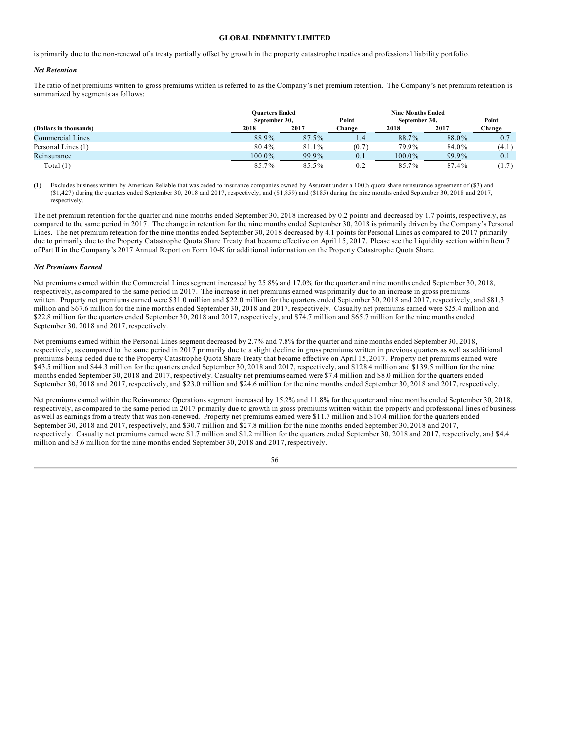is primarily due to the non-renewal of a treaty partially offset by growth in the property catastrophe treaties and professional liability portfolio.

***Net Retention***

The ratio of net premiums written to gross premiums written is referred to as the Company's net premium retention. The Company's net premium retention is summarized by segments as follows:

| | Quarters Ended September 30, | | Point | Nine Months Ended September 30, | | Point |
|---|---|---|---|---|---|---|
| **(Dollars in thousands)** | **2018** | **2017** | **Change** | **2018** | **2017** | **Change** |
| Commercial Lines | 88.9% | 87.5% | 1.4 | 88.7% | 88.0% | 0.7 |
| Personal Lines (1) | 80.4% | 81.1% | (0.7) | 79.9% | 84.0% | (4.1) |
| Reinsurance | 100.0% | 99.9% | 0.1 | 100.0% | 99.9% | 0.1 |
| Total (1) | 85.7% | 85.5% | 0.2 | 85.7% | 87.4% | (1.7) |

**(1)** Excludes business written by American Reliable that was ceded to insurance companies owned by Assurant under a 100% quota share reinsurance agreement of ($3) and ($1,427) during the quarters ended September 30, 2018 and 2017, respectively, and ($1,859) and ($185) during the nine months ended September 30, 2018 and 2017, respectively.

The net premium retention for the quarter and nine months ended September 30, 2018 increased by 0.2 points and decreased by 1.7 points, respectively, as compared to the same period in 2017. The change in retention for the nine months ended September 30, 2018 is primarily driven by the Company's Personal Lines. The net premium retention for the nine months ended September 30, 2018 decreased by 4.1 points for Personal Lines as compared to 2017 primarily due to primarily due to the Property Catastrophe Quota Share Treaty that became effective on April 15, 2017. Please see the Liquidity section within Item 7 of Part II in the Company's 2017 Annual Report on Form 10-K for additional information on the Property Catastrophe Quota Share.

***Net Premiums Earned***

Net premiums earned within the Commercial Lines segment increased by 25.8% and 17.0% for the quarter and nine months ended September 30, 2018, respectively, as compared to the same period in 2017. The increase in net premiums earned was primarily due to an increase in gross premiums written. Property net premiums earned were $31.0 million and $22.0 million for the quarters ended September 30, 2018 and 2017, respectively, and $81.3 million and $67.6 million for the nine months ended September 30, 2018 and 2017, respectively. Casualty net premiums earned were $25.4 million and $22.8 million for the quarters ended September 30, 2018 and 2017, respectively, and $74.7 million and $65.7 million for the nine months ended September 30, 2018 and 2017, respectively.

Net premiums earned within the Personal Lines segment decreased by 2.7% and 7.8% for the quarter and nine months ended September 30, 2018, respectively, as compared to the same period in 2017 primarily due to a slight decline in gross premiums written in previous quarters as well as additional premiums being ceded due to the Property Catastrophe Quota Share Treaty that became effective on April 15, 2017. Property net premiums earned were $43.5 million and $44.3 million for the quarters ended September 30, 2018 and 2017, respectively, and $128.4 million and $139.5 million for the nine months ended September 30, 2018 and 2017, respectively. Casualty net premiums earned were $7.4 million and $8.0 million for the quarters ended September 30, 2018 and 2017, respectively, and $23.0 million and $24.6 million for the nine months ended September 30, 2018 and 2017, respectively.

Net premiums earned within the Reinsurance Operations segment increased by 15.2% and 11.8% for the quarter and nine months ended September 30, 2018, respectively, as compared to the same period in 2017 primarily due to growth in gross premiums written within the property and professional lines of business as well as earnings from a treaty that was non-renewed. Property net premiums earned were $11.7 million and $10.4 million for the quarters ended September 30, 2018 and 2017, respectively, and $30.7 million and $27.8 million for the nine months ended September 30, 2018 and 2017, respectively. Casualty net premiums earned were $1.7 million and $1.2 million for the quarters ended September 30, 2018 and 2017, respectively, and $4.4 million and $3.6 million for the nine months ended September 30, 2018 and 2017, respectively.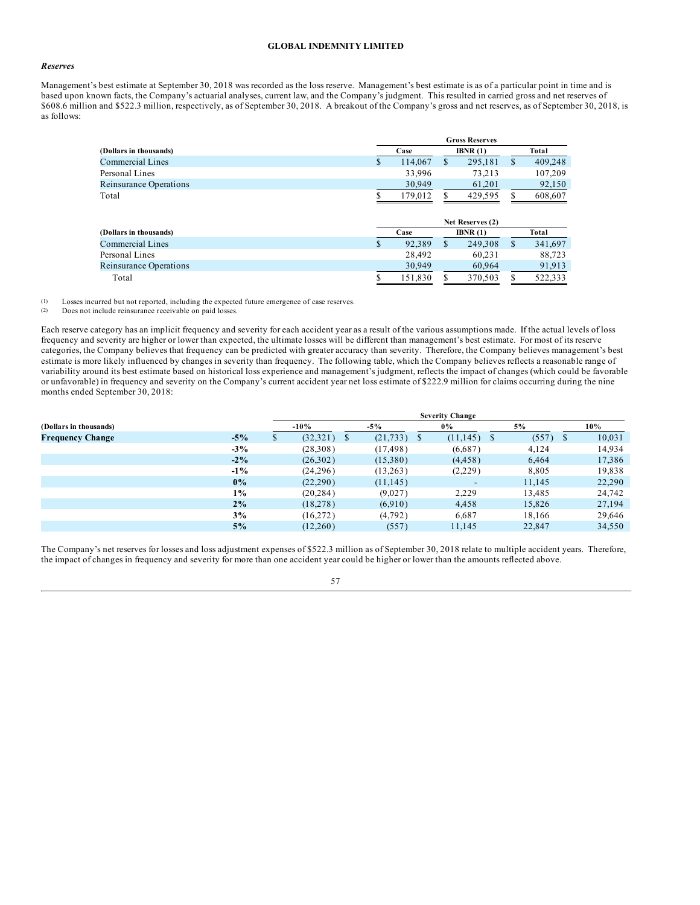### *Reserves*

Management's best estimate at September 30, 2018 was recorded as the loss reserve. Management's best estimate is as of a particular point in time and is based upon known facts, the Company's actuarial analyses, current law, and the Company's judgment. This resulted in carried gross and net reserves of $608.6 million and $522.3 million, respectively, as of September 30, 2018. A breakout of the Company's gross and net reserves, as of September 30, 2018, is as follows:

| | Gross Reserves | | |
|---|---|---|---|
| (Dollars in thousands) | Case | IBNR (1) | Total |
| Commercial Lines | $ 114,067 | $ 295,181 | $ 409,248 |
| Personal Lines | 33,996 | 73,213 | 107,209 |
| Reinsurance Operations | 30,949 | 61,201 | 92,150 |
| Total | $ 179,012 | $ 429,595 | $ 608,607 |

| | Net Reserves (2) | | |
|---|---|---|---|
| (Dollars in thousands) | Case | IBNR (1) | Total |
| Commercial Lines | $ 92,389 | $ 249,308 | $ 341,697 |
| Personal Lines | 28,492 | 60,231 | 88,723 |
| Reinsurance Operations | 30,949 | 60,964 | 91,913 |
| Total | $ 151,830 | $ 370,503 | $ 522,333 |

(1) Losses incurred but not reported, including the expected future emergence of case reserves.
(2) Does not include reinsurance receivable on paid losses.

Each reserve category has an implicit frequency and severity for each accident year as a result of the various assumptions made. If the actual levels of loss frequency and severity are higher or lower than expected, the ultimate losses will be different than management's best estimate. For most of its reserve categories, the Company believes that frequency can be predicted with greater accuracy than severity. Therefore, the Company believes management's best estimate is more likely influenced by changes in severity than frequency. The following table, which the Company believes reflects a reasonable range of variability around its best estimate based on historical loss experience and management's judgment, reflects the impact of changes (which could be favorable or unfavorable) in frequency and severity on the Company's current accident year net loss estimate of $222.9 million for claims occurring during the nine months ended September 30, 2018:

| | | Severity Change | | | | |
|---|---|---|---|---|---|---|
| (Dollars in thousands) | | -10% | -5% | 0% | 5% | 10% |
| **Frequency Change** | **-5%** | $ (32,321) | $ (21,733) | $ (11,145) | $ (557) | $ 10,031 |
| | **-3%** | (28,308) | (17,498) | (6,687) | 4,124 | 14,934 |
| | **-2%** | (26,302) | (15,380) | (4,458) | 6,464 | 17,386 |
| | **-1%** | (24,296) | (13,263) | (2,229) | 8,805 | 19,838 |
| | **0%** | (22,290) | (11,145) | - | 11,145 | 22,290 |
| | **1%** | (20,284) | (9,027) | 2,229 | 13,485 | 24,742 |
| | **2%** | (18,278) | (6,910) | 4,458 | 15,826 | 27,194 |
| | **3%** | (16,272) | (4,792) | 6,687 | 18,166 | 29,646 |
| | **5%** | (12,260) | (557) | 11,145 | 22,847 | 34,550 |

The Company's net reserves for losses and loss adjustment expenses of $522.3 million as of September 30, 2018 relate to multiple accident years. Therefore, the impact of changes in frequency and severity for more than one accident year could be higher or lower than the amounts reflected above.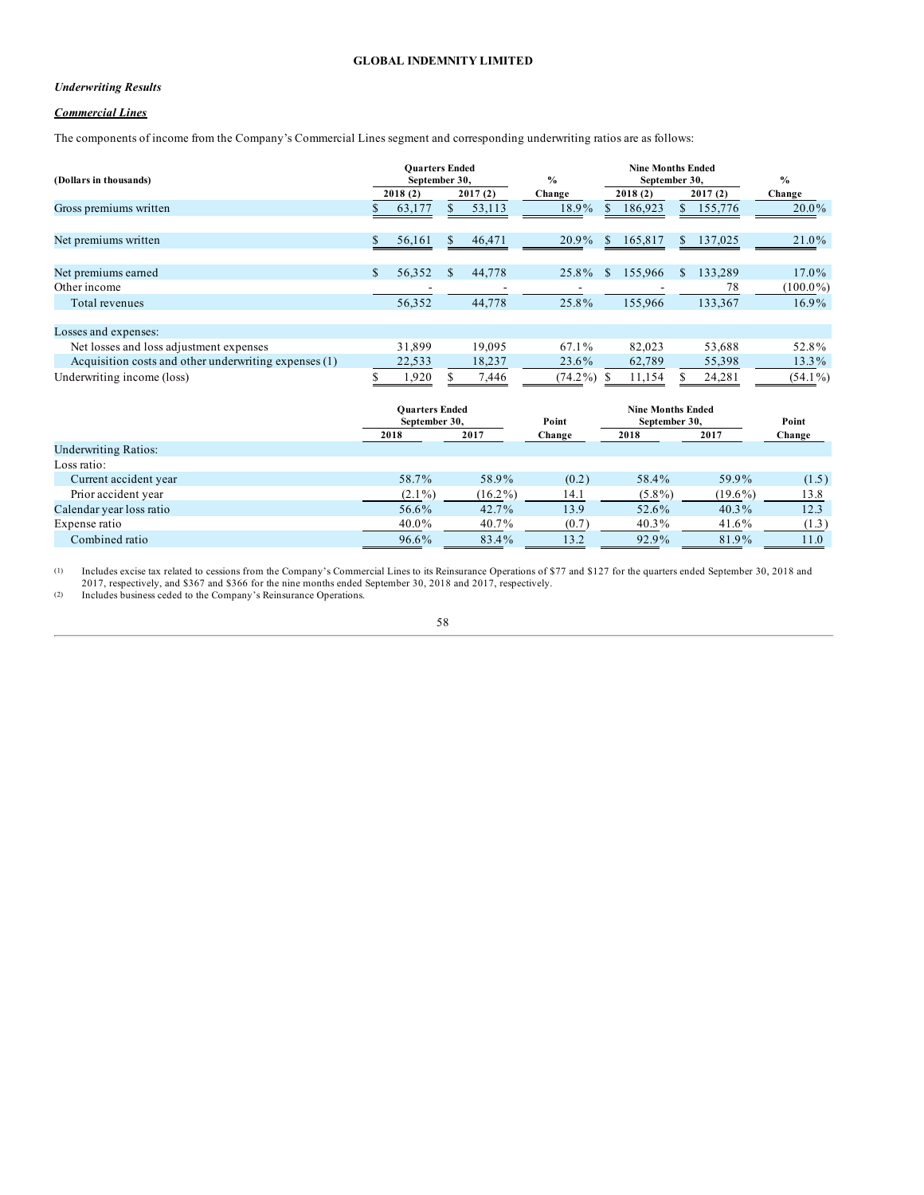**GLOBAL INDEMNITY LIMITED**

***Underwriting Results***

***Commercial Lines***

The components of income from the Company's Commercial Lines segment and corresponding underwriting ratios are as follows:

| (Dollars in thousands) | Quarters Ended September 30, | | % | Nine Months Ended September 30, | | % |
|---|---|---|---|---|---|---|
| | 2018 (2) | 2017 (2) | Change | 2018 (2) | 2017 (2) | Change |
| Gross premiums written | $ 63,177 | $ 53,113 | 18.9% | $ 186,923 | $ 155,776 | 20.0% |
| Net premiums written | $ 56,161 | $ 46,471 | 20.9% | $ 165,817 | $ 137,025 | 21.0% |
| Net premiums earned | $ 56,352 | $ 44,778 | 25.8% | $ 155,966 | $ 133,289 | 17.0% |
| Other income | - | - | - | - | 78 | (100.0%) |
| Total revenues | 56,352 | 44,778 | 25.8% | 155,966 | 133,367 | 16.9% |
| Losses and expenses: | | | | | | |
| Net losses and loss adjustment expenses | 31,899 | 19,095 | 67.1% | 82,023 | 53,688 | 52.8% |
| Acquisition costs and other underwriting expenses (1) | 22,533 | 18,237 | 23.6% | 62,789 | 55,398 | 13.3% |
| Underwriting income (loss) | $ 1,920 | $ 7,446 | (74.2%) | $ 11,154 | $ 24,281 | (54.1%) |

| | Quarters Ended September 30, | | Point | Nine Months Ended September 30, | | Point |
|---|---|---|---|---|---|---|
| | 2018 | 2017 | Change | 2018 | 2017 | Change |
| Underwriting Ratios: | | | | | | |
| Loss ratio: | | | | | | |
| Current accident year | 58.7% | 58.9% | (0.2) | 58.4% | 59.9% | (1.5) |
| Prior accident year | (2.1%) | (16.2%) | 14.1 | (5.8%) | (19.6%) | 13.8 |
| Calendar year loss ratio | 56.6% | 42.7% | 13.9 | 52.6% | 40.3% | 12.3 |
| Expense ratio | 40.0% | 40.7% | (0.7) | 40.3% | 41.6% | (1.3) |
| Combined ratio | 96.6% | 83.4% | 13.2 | 92.9% | 81.9% | 11.0 |

(1) Includes excise tax related to cessions from the Company's Commercial Lines to its Reinsurance Operations of $77 and $127 for the quarters ended September 30, 2018 and 2017, respectively, and $367 and $366 for the nine months ended September 30, 2018 and 2017, respectively.

(2) Includes business ceded to the Company's Reinsurance Operations.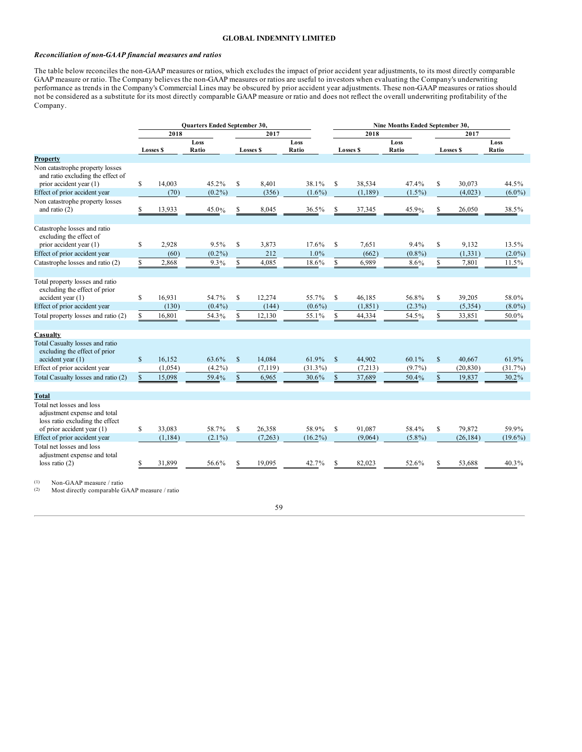**GLOBAL INDEMNITY LIMITED**

### *Reconciliation of non-GAAP financial measures and ratios*

The table below reconciles the non-GAAP measures or ratios, which excludes the impact of prior accident year adjustments, to its most directly comparable GAAP measure or ratio. The Company believes the non-GAAP measures or ratios are useful to investors when evaluating the Company's underwriting performance as trends in the Company's Commercial Lines may be obscured by prior accident year adjustments. These non-GAAP measures or ratios should not be considered as a substitute for its most directly comparable GAAP measure or ratio and does not reflect the overall underwriting profitability of the Company.

| | Quarters Ended September 30, | | | | Nine Months Ended September 30, | | | |
|---|---|---|---|---|---|---|---|---|
| | 2018 | | 2017 | | 2018 | | 2017 | |
| | Losses $ | Loss Ratio | Losses $ | Loss Ratio | Losses $ | Loss Ratio | Losses $ | Loss Ratio |
| **Property** | | | | | | | | |
| Non catastrophe property losses and ratio excluding the effect of prior accident year (1) | $ 14,003 | 45.2% | $ 8,401 | 38.1% | $ 38,534 | 47.4% | $ 30,073 | 44.5% |
| Effect of prior accident year | (70) | (0.2%) | (356) | (1.6%) | (1,189) | (1.5%) | (4,023) | (6.0%) |
| Non catastrophe property losses and ratio (2) | $ 13,933 | 45.0% | $ 8,045 | 36.5% | $ 37,345 | 45.9% | $ 26,050 | 38.5% |
| | | | | | | | | |
| Catastrophe losses and ratio excluding the effect of prior accident year (1) | $ 2,928 | 9.5% | $ 3,873 | 17.6% | $ 7,651 | 9.4% | $ 9,132 | 13.5% |
| Effect of prior accident year | (60) | (0.2%) | 212 | 1.0% | (662) | (0.8%) | (1,331) | (2.0%) |
| Catastrophe losses and ratio (2) | $ 2,868 | 9.3% | $ 4,085 | 18.6% | $ 6,989 | 8.6% | $ 7,801 | 11.5% |
| | | | | | | | | |
| Total property losses and ratio excluding the effect of prior accident year (1) | $ 16,931 | 54.7% | $ 12,274 | 55.7% | $ 46,185 | 56.8% | $ 39,205 | 58.0% |
| Effect of prior accident year | (130) | (0.4%) | (144) | (0.6%) | (1,851) | (2.3%) | (5,354) | (8.0%) |
| Total property losses and ratio (2) | $ 16,801 | 54.3% | $ 12,130 | 55.1% | $ 44,334 | 54.5% | $ 33,851 | 50.0% |
| | | | | | | | | |
| **Casualty** | | | | | | | | |
| Total Casualty losses and ratio excluding the effect of prior accident year (1) | $ 16,152 | 63.6% | $ 14,084 | 61.9% | $ 44,902 | 60.1% | $ 40,667 | 61.9% |
| Effect of prior accident year | (1,054) | (4.2%) | (7,119) | (31.3%) | (7,213) | (9.7%) | (20,830) | (31.7%) |
| Total Casualty losses and ratio (2) | $ 15,098 | 59.4% | $ 6,965 | 30.6% | $ 37,689 | 50.4% | $ 19,837 | 30.2% |
| | | | | | | | | |
| **Total** | | | | | | | | |
| Total net losses and loss adjustment expense and total loss ratio excluding the effect of prior accident year (1) | $ 33,083 | 58.7% | $ 26,358 | 58.9% | $ 91,087 | 58.4% | $ 79,872 | 59.9% |
| Effect of prior accident year | (1,184) | (2.1%) | (7,263) | (16.2%) | (9,064) | (5.8%) | (26,184) | (19.6%) |
| Total net losses and loss adjustment expense and total loss ratio (2) | $ 31,899 | 56.6% | $ 19,095 | 42.7% | $ 82,023 | 52.6% | $ 53,688 | 40.3% |

(1) Non-GAAP measure / ratio
(2) Most directly comparable GAAP measure / ratio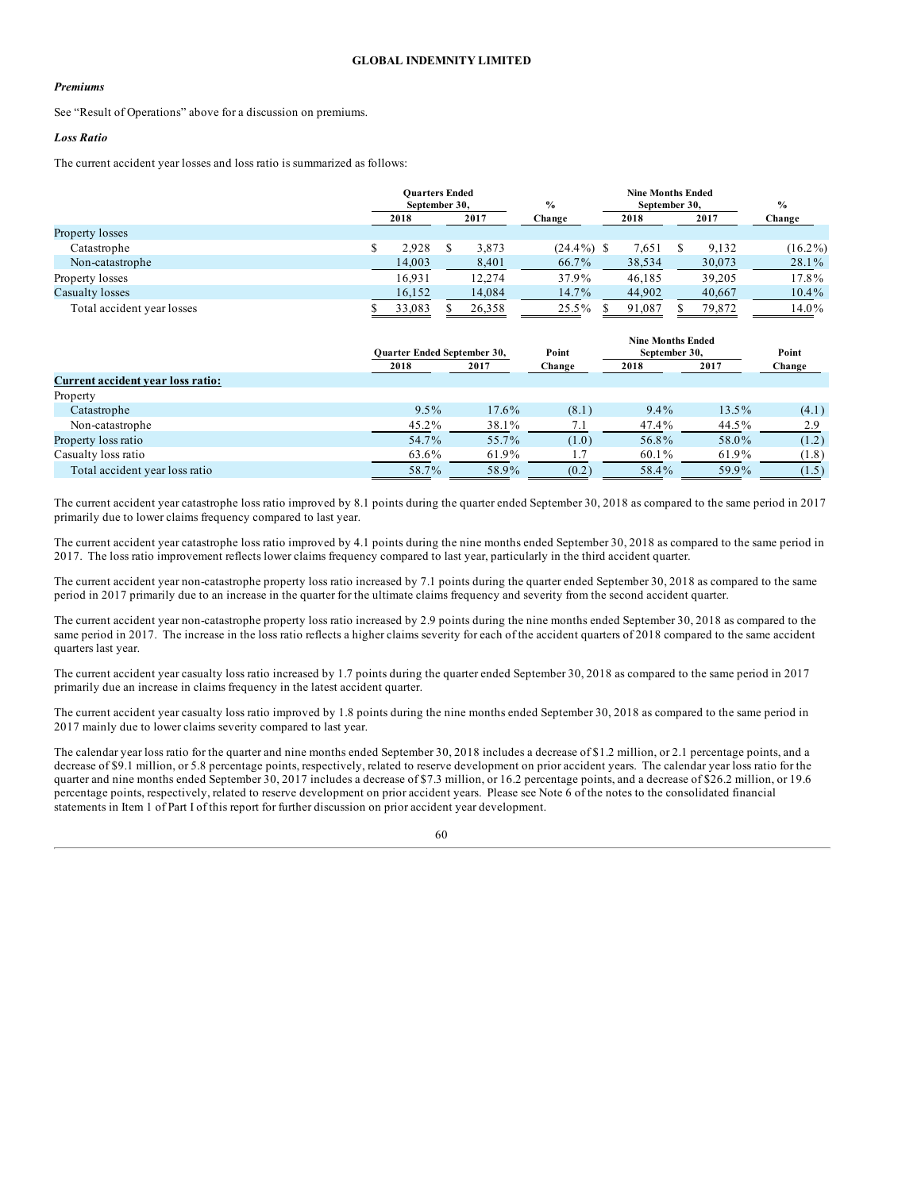*Premiums*

See "Result of Operations" above for a discussion on premiums.

*Loss Ratio*

The current accident year losses and loss ratio is summarized as follows:

| | Quarters Ended September 30, | | % | Nine Months Ended September 30, | | % |
|---|---|---|---|---|---|---|
| | 2018 | 2017 | Change | 2018 | 2017 | Change |
| Property losses | | | | | | |
| Catastrophe | $ 2,928 | $ 3,873 | (24.4%) | $ 7,651 | $ 9,132 | (16.2%) |
| Non-catastrophe | 14,003 | 8,401 | 66.7% | 38,534 | 30,073 | 28.1% |
| Property losses | 16,931 | 12,274 | 37.9% | 46,185 | 39,205 | 17.8% |
| Casualty losses | 16,152 | 14,084 | 14.7% | 44,902 | 40,667 | 10.4% |
| Total accident year losses | $ 33,083 | $ 26,358 | 25.5% | $ 91,087 | $ 79,872 | 14.0% |

| | Quarter Ended September 30, | | Point | Nine Months Ended September 30, | | Point |
|---|---|---|---|---|---|---|
| | 2018 | 2017 | Change | 2018 | 2017 | Change |
| **Current accident year loss ratio:** | | | | | | |
| Property | | | | | | |
| Catastrophe | 9.5% | 17.6% | (8.1) | 9.4% | 13.5% | (4.1) |
| Non-catastrophe | 45.2% | 38.1% | 7.1 | 47.4% | 44.5% | 2.9 |
| Property loss ratio | 54.7% | 55.7% | (1.0) | 56.8% | 58.0% | (1.2) |
| Casualty loss ratio | 63.6% | 61.9% | 1.7 | 60.1% | 61.9% | (1.8) |
| Total accident year loss ratio | 58.7% | 58.9% | (0.2) | 58.4% | 59.9% | (1.5) |

The current accident year catastrophe loss ratio improved by 8.1 points during the quarter ended September 30, 2018 as compared to the same period in 2017 primarily due to lower claims frequency compared to last year.

The current accident year catastrophe loss ratio improved by 4.1 points during the nine months ended September 30, 2018 as compared to the same period in 2017. The loss ratio improvement reflects lower claims frequency compared to last year, particularly in the third accident quarter.

The current accident year non-catastrophe property loss ratio increased by 7.1 points during the quarter ended September 30, 2018 as compared to the same period in 2017 primarily due to an increase in the quarter for the ultimate claims frequency and severity from the second accident quarter.

The current accident year non-catastrophe property loss ratio increased by 2.9 points during the nine months ended September 30, 2018 as compared to the same period in 2017. The increase in the loss ratio reflects a higher claims severity for each of the accident quarters of 2018 compared to the same accident quarters last year.

The current accident year casualty loss ratio increased by 1.7 points during the quarter ended September 30, 2018 as compared to the same period in 2017 primarily due an increase in claims frequency in the latest accident quarter.

The current accident year casualty loss ratio improved by 1.8 points during the nine months ended September 30, 2018 as compared to the same period in 2017 mainly due to lower claims severity compared to last year.

The calendar year loss ratio for the quarter and nine months ended September 30, 2018 includes a decrease of $1.2 million, or 2.1 percentage points, and a decrease of $9.1 million, or 5.8 percentage points, respectively, related to reserve development on prior accident years. The calendar year loss ratio for the quarter and nine months ended September 30, 2017 includes a decrease of $7.3 million, or 16.2 percentage points, and a decrease of $26.2 million, or 19.6 percentage points, respectively, related to reserve development on prior accident years. Please see Note 6 of the notes to the consolidated financial statements in Item 1 of Part I of this report for further discussion on prior accident year development.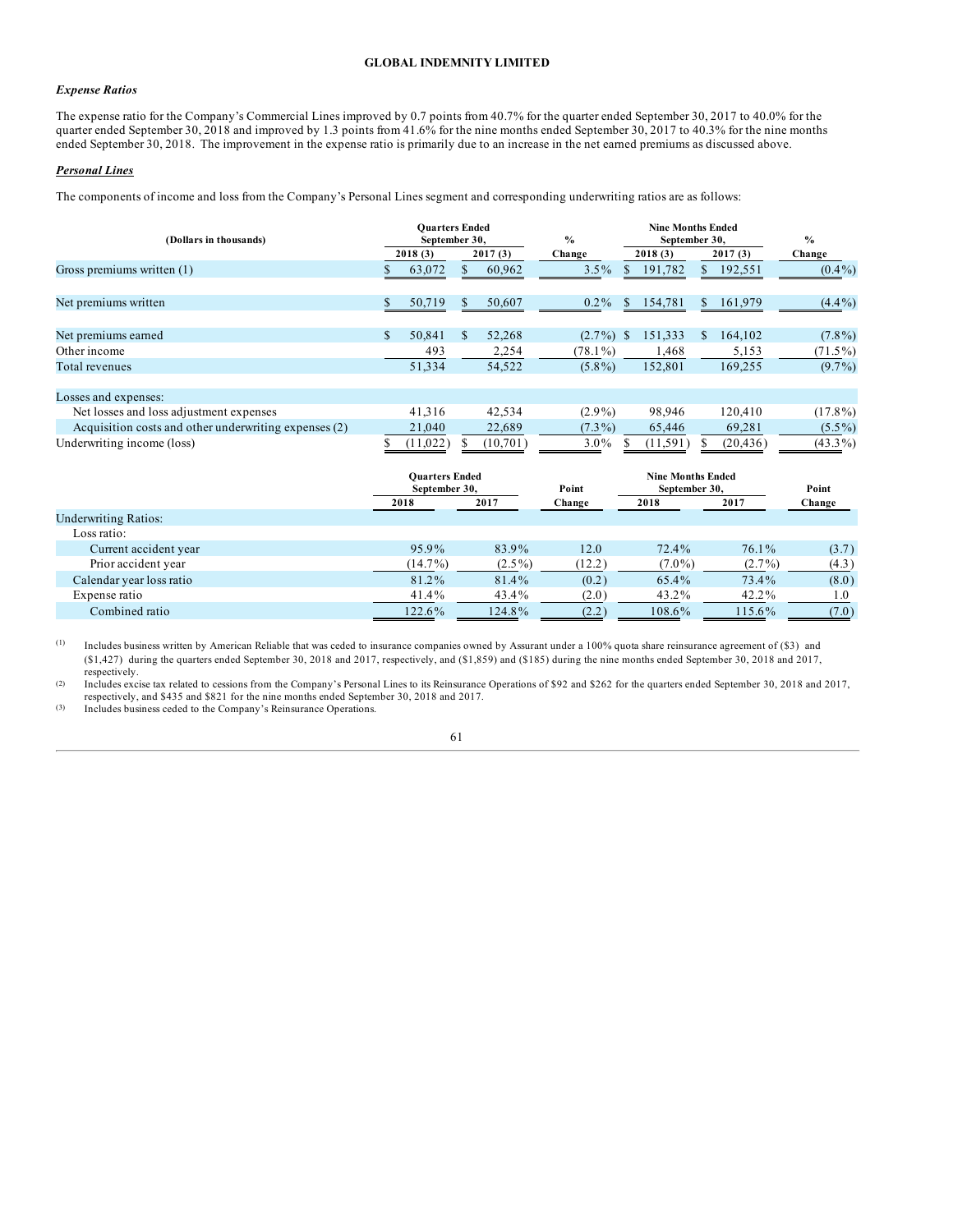*Expense Ratios*

The expense ratio for the Company's Commercial Lines improved by 0.7 points from 40.7% for the quarter ended September 30, 2017 to 40.0% for the quarter ended September 30, 2018 and improved by 1.3 points from 41.6% for the nine months ended September 30, 2017 to 40.3% for the nine months ended September 30, 2018. The improvement in the expense ratio is primarily due to an increase in the net earned premiums as discussed above.

***Personal Lines***

The components of income and loss from the Company's Personal Lines segment and corresponding underwriting ratios are as follows:

| (Dollars in thousands) | Quarters Ended September 30, 2018 (3) | Quarters Ended September 30, 2017 (3) | % Change | Nine Months Ended September 30, 2018 (3) | Nine Months Ended September 30, 2017 (3) | % Change |
|---|---|---|---|---|---|---|
| Gross premiums written (1) | $ 63,072 | $ 60,962 | 3.5% | $ 191,782 | $ 192,551 | (0.4%) |
| Net premiums written | $ 50,719 | $ 50,607 | 0.2% | $ 154,781 | $ 161,979 | (4.4%) |
| Net premiums earned | $ 50,841 | $ 52,268 | (2.7%) | $ 151,333 | $ 164,102 | (7.8%) |
| Other income | 493 | 2,254 | (78.1%) | 1,468 | 5,153 | (71.5%) |
| Total revenues | 51,334 | 54,522 | (5.8%) | 152,801 | 169,255 | (9.7%) |
| Losses and expenses: | | | | | | |
| Net losses and loss adjustment expenses | 41,316 | 42,534 | (2.9%) | 98,946 | 120,410 | (17.8%) |
| Acquisition costs and other underwriting expenses (2) | 21,040 | 22,689 | (7.3%) | 65,446 | 69,281 | (5.5%) |
| Underwriting income (loss) | $ (11,022) | $ (10,701) | 3.0% | $ (11,591) | $ (20,436) | (43.3%) |

| | Quarters Ended September 30, 2018 | Quarters Ended September 30, 2017 | Point Change | Nine Months Ended September 30, 2018 | Nine Months Ended September 30, 2017 | Point Change |
|---|---|---|---|---|---|---|
| Underwriting Ratios: | | | | | | |
| Loss ratio: | | | | | | |
| Current accident year | 95.9% | 83.9% | 12.0 | 72.4% | 76.1% | (3.7) |
| Prior accident year | (14.7%) | (2.5%) | (12.2) | (7.0%) | (2.7%) | (4.3) |
| Calendar year loss ratio | 81.2% | 81.4% | (0.2) | 65.4% | 73.4% | (8.0) |
| Expense ratio | 41.4% | 43.4% | (2.0) | 43.2% | 42.2% | 1.0 |
| Combined ratio | 122.6% | 124.8% | (2.2) | 108.6% | 115.6% | (7.0) |

(1) Includes business written by American Reliable that was ceded to insurance companies owned by Assurant under a 100% quota share reinsurance agreement of ($3) and ($1,427) during the quarters ended September 30, 2018 and 2017, respectively, and ($1,859) and ($185) during the nine months ended September 30, 2018 and 2017, respectively.

(2) Includes excise tax related to cessions from the Company's Personal Lines to its Reinsurance Operations of $92 and $262 for the quarters ended September 30, 2018 and 2017, respectively, and $435 and $821 for the nine months ended September 30, 2018 and 2017.

(3) Includes business ceded to the Company's Reinsurance Operations.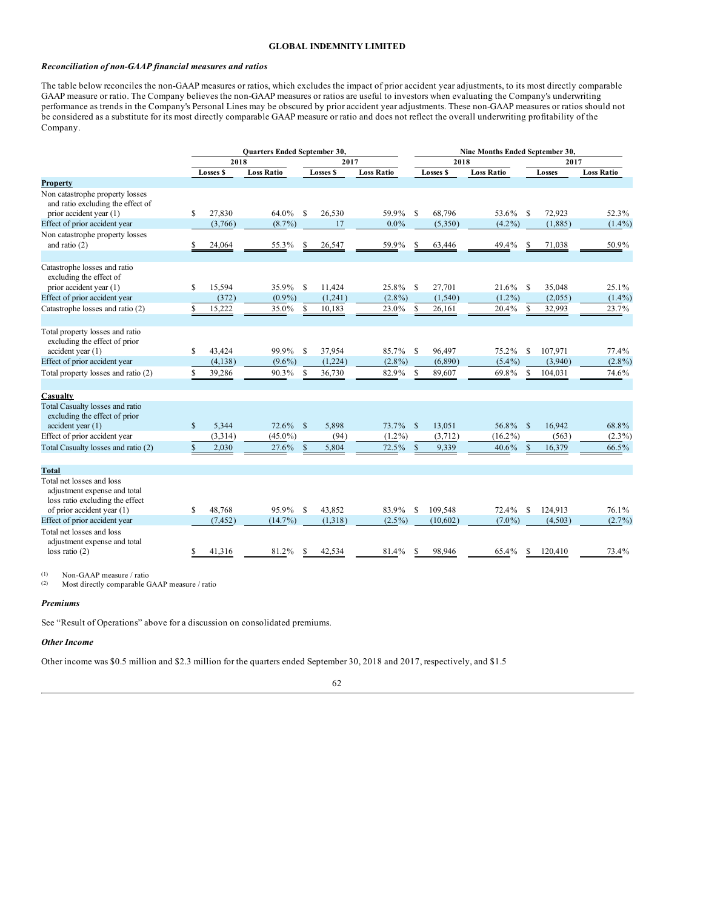## Reconciliation of non-GAAP financial measures and ratios

The table below reconciles the non-GAAP measures or ratios, which excludes the impact of prior accident year adjustments, to its most directly comparable GAAP measure or ratio. The Company believes the non-GAAP measures or ratios are useful to investors when evaluating the Company's underwriting performance as trends in the Company's Personal Lines may be obscured by prior accident year adjustments. These non-GAAP measures or ratios should not be considered as a substitute for its most directly comparable GAAP measure or ratio and does not reflect the overall underwriting profitability of the Company.

| | Quarters Ended September 30, | | | | Nine Months Ended September 30, | | | |
|---|---|---|---|---|---|---|---|---|
| | 2018 | | 2017 | | 2018 | | 2017 | |
| | Losses $ | Loss Ratio | Losses $ | Loss Ratio | Losses $ | Loss Ratio | Losses | Loss Ratio |
| **Property** | | | | | | | | |
| Non catastrophe property losses and ratio excluding the effect of prior accident year (1) | $ 27,830 | 64.0% | $ 26,530 | 59.9% | $ 68,796 | 53.6% | $ 72,923 | 52.3% |
| Effect of prior accident year | (3,766) | (8.7%) | 17 | 0.0% | (5,350) | (4.2%) | (1,885) | (1.4%) |
| Non catastrophe property losses and ratio (2) | $ 24,064 | 55.3% | $ 26,547 | 59.9% | $ 63,446 | 49.4% | $ 71,038 | 50.9% |
| | | | | | | | | |
| Catastrophe losses and ratio excluding the effect of prior accident year (1) | $ 15,594 | 35.9% | $ 11,424 | 25.8% | $ 27,701 | 21.6% | $ 35,048 | 25.1% |
| Effect of prior accident year | (372) | (0.9%) | (1,241) | (2.8%) | (1,540) | (1.2%) | (2,055) | (1.4%) |
| Catastrophe losses and ratio (2) | $ 15,222 | 35.0% | $ 10,183 | 23.0% | $ 26,161 | 20.4% | $ 32,993 | 23.7% |
| | | | | | | | | |
| Total property losses and ratio excluding the effect of prior accident year (1) | $ 43,424 | 99.9% | $ 37,954 | 85.7% | $ 96,497 | 75.2% | $ 107,971 | 77.4% |
| Effect of prior accident year | (4,138) | (9.6%) | (1,224) | (2.8%) | (6,890) | (5.4%) | (3,940) | (2.8%) |
| Total property losses and ratio (2) | $ 39,286 | 90.3% | $ 36,730 | 82.9% | $ 89,607 | 69.8% | $ 104,031 | 74.6% |
| | | | | | | | | |
| **Casualty** | | | | | | | | |
| Total Casualty losses and ratio excluding the effect of prior accident year (1) | $ 5,344 | 72.6% | $ 5,898 | 73.7% | $ 13,051 | 56.8% | $ 16,942 | 68.8% |
| Effect of prior accident year | (3,314) | (45.0%) | (94) | (1.2%) | (3,712) | (16.2%) | (563) | (2.3%) |
| Total Casualty losses and ratio (2) | $ 2,030 | 27.6% | $ 5,804 | 72.5% | $ 9,339 | 40.6% | $ 16,379 | 66.5% |
| | | | | | | | | |
| **Total** | | | | | | | | |
| Total net losses and loss adjustment expense and total loss ratio excluding the effect of prior accident year (1) | $ 48,768 | 95.9% | $ 43,852 | 83.9% | $ 109,548 | 72.4% | $ 124,913 | 76.1% |
| Effect of prior accident year | (7,452) | (14.7%) | (1,318) | (2.5%) | (10,602) | (7.0%) | (4,503) | (2.7%) |
| Total net losses and loss adjustment expense and total loss ratio (2) | $ 41,316 | 81.2% | $ 42,534 | 81.4% | $ 98,946 | 65.4% | $ 120,410 | 73.4% |

(1) Non-GAAP measure / ratio
(2) Most directly comparable GAAP measure / ratio

### Premiums

See "Result of Operations" above for a discussion on consolidated premiums.

### Other Income

Other income was $0.5 million and $2.3 million for the quarters ended September 30, 2018 and 2017, respectively, and $1.5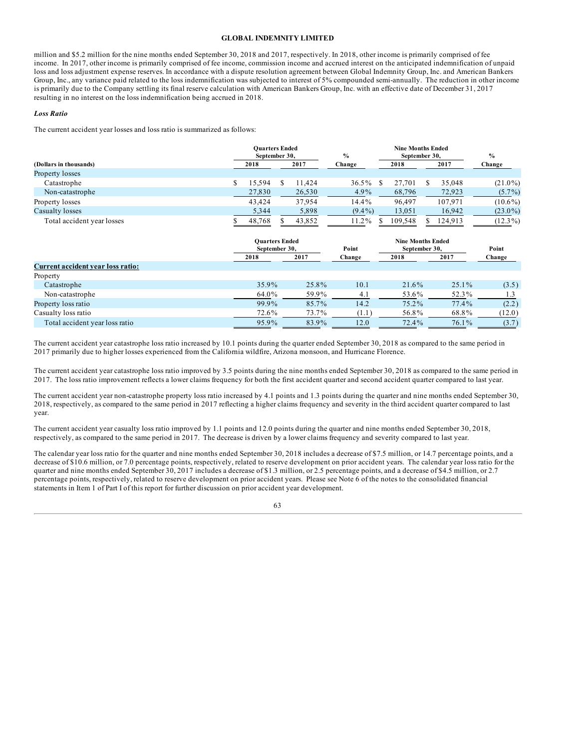million and $5.2 million for the nine months ended September 30, 2018 and 2017, respectively. In 2018, other income is primarily comprised of fee income. In 2017, other income is primarily comprised of fee income, commission income and accrued interest on the anticipated indemnification of unpaid loss and loss adjustment expense reserves. In accordance with a dispute resolution agreement between Global Indemnity Group, Inc. and American Bankers Group, Inc., any variance paid related to the loss indemnification was subjected to interest of 5% compounded semi-annually. The reduction in other income is primarily due to the Company settling its final reserve calculation with American Bankers Group, Inc. with an effective date of December 31, 2017 resulting in no interest on the loss indemnification being accrued in 2018.

*Loss Ratio*

The current accident year losses and loss ratio is summarized as follows:

| (Dollars in thousands) | Quarters Ended September 30, 2018 | Quarters Ended September 30, 2017 | % Change | Nine Months Ended September 30, 2018 | Nine Months Ended September 30, 2017 | % Change |
|---|---|---|---|---|---|---|
| Property losses | | | | | | |
| Catastrophe | $ 15,594 | $ 11,424 | 36.5% | $ 27,701 | $ 35,048 | (21.0%) |
| Non-catastrophe | 27,830 | 26,530 | 4.9% | 68,796 | 72,923 | (5.7%) |
| Property losses | 43,424 | 37,954 | 14.4% | 96,497 | 107,971 | (10.6%) |
| Casualty losses | 5,344 | 5,898 | (9.4%) | 13,051 | 16,942 | (23.0%) |
| Total accident year losses | $ 48,768 | $ 43,852 | 11.2% | $ 109,548 | $ 124,913 | (12.3%) |

| | Quarters Ended September 30, 2018 | Quarters Ended September 30, 2017 | Point Change | Nine Months Ended September 30, 2018 | Nine Months Ended September 30, 2017 | Point Change |
|---|---|---|---|---|---|---|
| **Current accident year loss ratio:** | | | | | | |
| Property | | | | | | |
| Catastrophe | 35.9% | 25.8% | 10.1 | 21.6% | 25.1% | (3.5) |
| Non-catastrophe | 64.0% | 59.9% | 4.1 | 53.6% | 52.3% | 1.3 |
| Property loss ratio | 99.9% | 85.7% | 14.2 | 75.2% | 77.4% | (2.2) |
| Casualty loss ratio | 72.6% | 73.7% | (1.1) | 56.8% | 68.8% | (12.0) |
| Total accident year loss ratio | 95.9% | 83.9% | 12.0 | 72.4% | 76.1% | (3.7) |

The current accident year catastrophe loss ratio increased by 10.1 points during the quarter ended September 30, 2018 as compared to the same period in 2017 primarily due to higher losses experienced from the California wildfire, Arizona monsoon, and Hurricane Florence.

The current accident year catastrophe loss ratio improved by 3.5 points during the nine months ended September 30, 2018 as compared to the same period in 2017. The loss ratio improvement reflects a lower claims frequency for both the first accident quarter and second accident quarter compared to last year.

The current accident year non-catastrophe property loss ratio increased by 4.1 points and 1.3 points during the quarter and nine months ended September 30, 2018, respectively, as compared to the same period in 2017 reflecting a higher claims frequency and severity in the third accident quarter compared to last year.

The current accident year casualty loss ratio improved by 1.1 points and 12.0 points during the quarter and nine months ended September 30, 2018, respectively, as compared to the same period in 2017. The decrease is driven by a lower claims frequency and severity compared to last year.

The calendar year loss ratio for the quarter and nine months ended September 30, 2018 includes a decrease of $7.5 million, or 14.7 percentage points, and a decrease of $10.6 million, or 7.0 percentage points, respectively, related to reserve development on prior accident years. The calendar year loss ratio for the quarter and nine months ended September 30, 2017 includes a decrease of $1.3 million, or 2.5 percentage points, and a decrease of $4.5 million, or 2.7 percentage points, respectively, related to reserve development on prior accident years. Please see Note 6 of the notes to the consolidated financial statements in Item 1 of Part I of this report for further discussion on prior accident year development.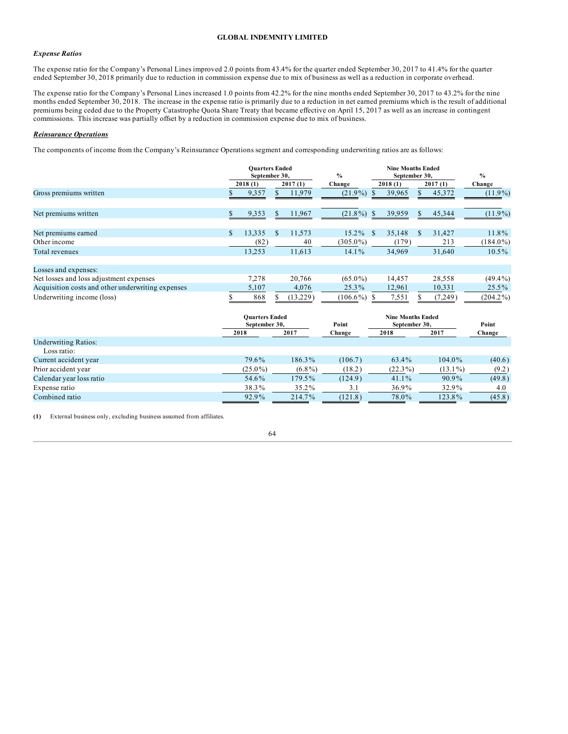**GLOBAL INDEMNITY LIMITED**

### *Expense Ratios*

The expense ratio for the Company's Personal Lines improved 2.0 points from 43.4% for the quarter ended September 30, 2017 to 41.4% for the quarter ended September 30, 2018 primarily due to reduction in commission expense due to mix of business as well as a reduction in corporate overhead.

The expense ratio for the Company's Personal Lines increased 1.0 points from 42.2% for the nine months ended September 30, 2017 to 43.2% for the nine months ended September 30, 2018. The increase in the expense ratio is primarily due to a reduction in net earned premiums which is the result of additional premiums being ceded due to the Property Catastrophe Quota Share Treaty that became effective on April 15, 2017 as well as an increase in contingent commissions. This increase was partially offset by a reduction in commission expense due to mix of business.

### ***Reinsurance Operations***

The components of income from the Company's Reinsurance Operations segment and corresponding underwriting ratios are as follows:

| | Quarters Ended September 30, | | % | Nine Months Ended September 30, | | % |
|---|---|---|---|---|---|---|
| | 2018 (1) | 2017 (1) | Change | 2018 (1) | 2017 (1) | Change |
| Gross premiums written | $ 9,357 | $ 11,979 | (21.9%) | $ 39,965 | $ 45,372 | (11.9%) |
| Net premiums written | $ 9,353 | $ 11,967 | (21.8%) | $ 39,959 | $ 45,344 | (11.9%) |
| Net premiums earned | $ 13,335 | $ 11,573 | 15.2% | $ 35,148 | $ 31,427 | 11.8% |
| Other income | (82) | 40 | (305.0%) | (179) | 213 | (184.0%) |
| Total revenues | 13,253 | 11,613 | 14.1% | 34,969 | 31,640 | 10.5% |
| Losses and expenses: | | | | | | |
| Net losses and loss adjustment expenses | 7,278 | 20,766 | (65.0%) | 14,457 | 28,558 | (49.4%) |
| Acquisition costs and other underwriting expenses | 5,107 | 4,076 | 25.3% | 12,961 | 10,331 | 25.5% |
| Underwriting income (loss) | $ 868 | $ (13,229) | (106.6%) | $ 7,551 | $ (7,249) | (204.2%) |

| | Quarters Ended September 30, | | Point | Nine Months Ended September 30, | | Point |
|---|---|---|---|---|---|---|
| | 2018 | 2017 | Change | 2018 | 2017 | Change |
| Underwriting Ratios: | | | | | | |
| Loss ratio: | | | | | | |
| Current accident year | 79.6% | 186.3% | (106.7) | 63.4% | 104.0% | (40.6) |
| Prior accident year | (25.0%) | (6.8%) | (18.2) | (22.3%) | (13.1%) | (9.2) |
| Calendar year loss ratio | 54.6% | 179.5% | (124.9) | 41.1% | 90.9% | (49.8) |
| Expense ratio | 38.3% | 35.2% | 3.1 | 36.9% | 32.9% | 4.0 |
| Combined ratio | 92.9% | 214.7% | (121.8) | 78.0% | 123.8% | (45.8) |

**(1)** External business only, excluding business assumed from affiliates.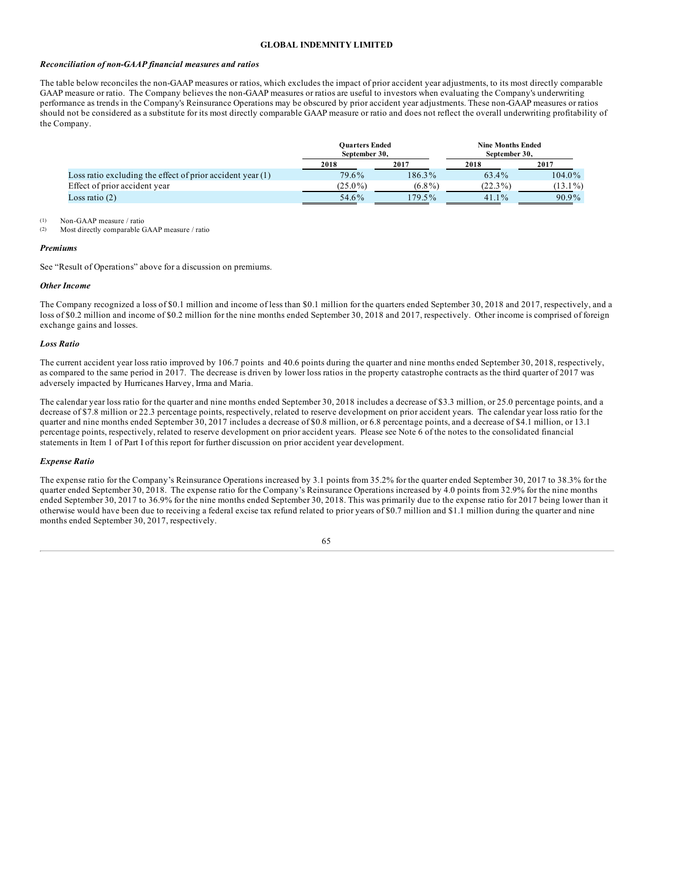## GLOBAL INDEMNITY LIMITED

***Reconciliation of non-GAAP financial measures and ratios***

The table below reconciles the non-GAAP measures or ratios, which excludes the impact of prior accident year adjustments, to its most directly comparable GAAP measure or ratio. The Company believes the non-GAAP measures or ratios are useful to investors when evaluating the Company's underwriting performance as trends in the Company's Reinsurance Operations may be obscured by prior accident year adjustments. These non-GAAP measures or ratios should not be considered as a substitute for its most directly comparable GAAP measure or ratio and does not reflect the overall underwriting profitability of the Company.

| | Quarters Ended September 30, | | Nine Months Ended September 30, | |
|---|---|---|---|---|
| | 2018 | 2017 | 2018 | 2017 |
| Loss ratio excluding the effect of prior accident year (1) | 79.6% | 186.3% | 63.4% | 104.0% |
| Effect of prior accident year | (25.0%) | (6.8%) | (22.3%) | (13.1%) |
| Loss ratio (2) | 54.6% | 179.5% | 41.1% | 90.9% |

(1) Non-GAAP measure / ratio
(2) Most directly comparable GAAP measure / ratio

***Premiums***

See "Result of Operations" above for a discussion on premiums.

***Other Income***

The Company recognized a loss of $0.1 million and income of less than $0.1 million for the quarters ended September 30, 2018 and 2017, respectively, and a loss of $0.2 million and income of $0.2 million for the nine months ended September 30, 2018 and 2017, respectively. Other income is comprised of foreign exchange gains and losses.

***Loss Ratio***

The current accident year loss ratio improved by 106.7 points and 40.6 points during the quarter and nine months ended September 30, 2018, respectively, as compared to the same period in 2017. The decrease is driven by lower loss ratios in the property catastrophe contracts as the third quarter of 2017 was adversely impacted by Hurricanes Harvey, Irma and Maria.

The calendar year loss ratio for the quarter and nine months ended September 30, 2018 includes a decrease of $3.3 million, or 25.0 percentage points, and a decrease of $7.8 million or 22.3 percentage points, respectively, related to reserve development on prior accident years. The calendar year loss ratio for the quarter and nine months ended September 30, 2017 includes a decrease of $0.8 million, or 6.8 percentage points, and a decrease of $4.1 million, or 13.1 percentage points, respectively, related to reserve development on prior accident years. Please see Note 6 of the notes to the consolidated financial statements in Item 1 of Part I of this report for further discussion on prior accident year development.

***Expense Ratio***

The expense ratio for the Company's Reinsurance Operations increased by 3.1 points from 35.2% for the quarter ended September 30, 2017 to 38.3% for the quarter ended September 30, 2018. The expense ratio for the Company's Reinsurance Operations increased by 4.0 points from 32.9% for the nine months ended September 30, 2017 to 36.9% for the nine months ended September 30, 2018. This was primarily due to the expense ratio for 2017 being lower than it otherwise would have been due to receiving a federal excise tax refund related to prior years of $0.7 million and $1.1 million during the quarter and nine months ended September 30, 2017, respectively.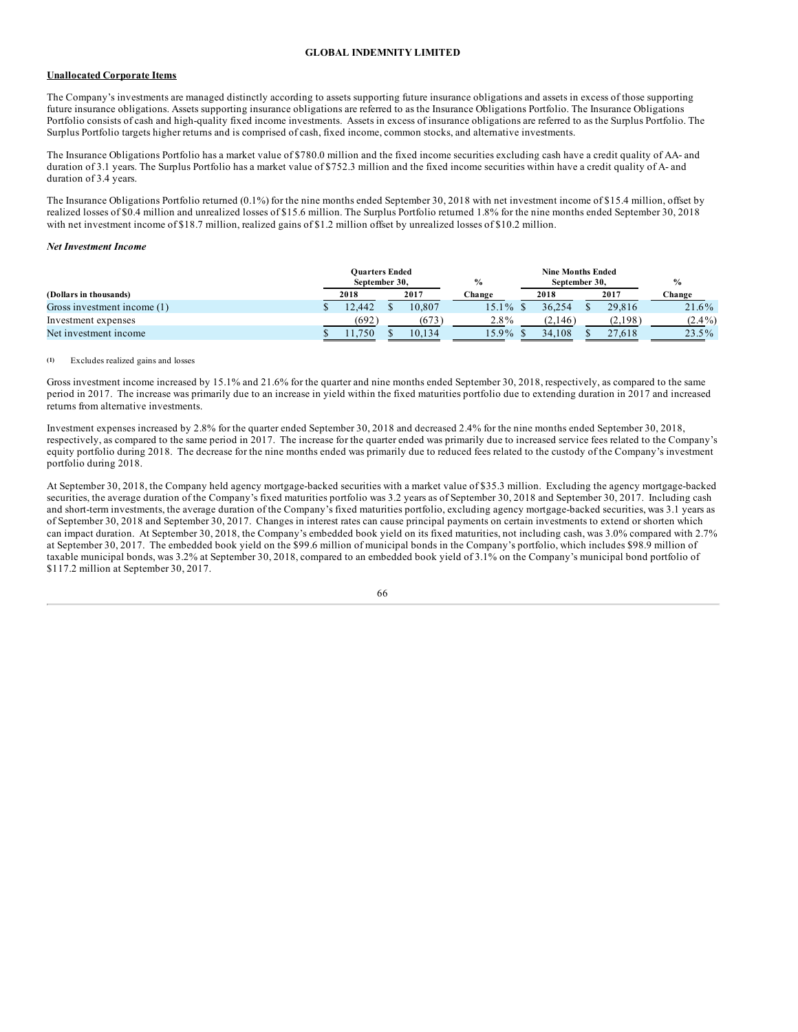**Unallocated Corporate Items**

The Company's investments are managed distinctly according to assets supporting future insurance obligations and assets in excess of those supporting future insurance obligations. Assets supporting insurance obligations are referred to as the Insurance Obligations Portfolio. The Insurance Obligations Portfolio consists of cash and high-quality fixed income investments. Assets in excess of insurance obligations are referred to as the Surplus Portfolio. The Surplus Portfolio targets higher returns and is comprised of cash, fixed income, common stocks, and alternative investments.

The Insurance Obligations Portfolio has a market value of $780.0 million and the fixed income securities excluding cash have a credit quality of AA- and duration of 3.1 years. The Surplus Portfolio has a market value of $752.3 million and the fixed income securities within have a credit quality of A- and duration of 3.4 years.

The Insurance Obligations Portfolio returned (0.1%) for the nine months ended September 30, 2018 with net investment income of $15.4 million, offset by realized losses of $0.4 million and unrealized losses of $15.6 million. The Surplus Portfolio returned 1.8% for the nine months ended September 30, 2018 with net investment income of $18.7 million, realized gains of $1.2 million offset by unrealized losses of $10.2 million.

***Net Investment Income***

| (Dollars in thousands) | Quarters Ended September 30, 2018 | Quarters Ended September 30, 2017 | % Change | Nine Months Ended September 30, 2018 | Nine Months Ended September 30, 2017 | % Change |
|---|---|---|---|---|---|---|
| Gross investment income (1) | $ 12,442 | $ 10,807 | 15.1% | $ 36,254 | $ 29,816 | 21.6% |
| Investment expenses | (692) | (673) | 2.8% | (2,146) | (2,198) | (2.4%) |
| Net investment income | $ 11,750 | $ 10,134 | 15.9% | $ 34,108 | $ 27,618 | 23.5% |

(1) Excludes realized gains and losses

Gross investment income increased by 15.1% and 21.6% for the quarter and nine months ended September 30, 2018, respectively, as compared to the same period in 2017. The increase was primarily due to an increase in yield within the fixed maturities portfolio due to extending duration in 2017 and increased returns from alternative investments.

Investment expenses increased by 2.8% for the quarter ended September 30, 2018 and decreased 2.4% for the nine months ended September 30, 2018, respectively, as compared to the same period in 2017. The increase for the quarter ended was primarily due to increased service fees related to the Company's equity portfolio during 2018. The decrease for the nine months ended was primarily due to reduced fees related to the custody of the Company's investment portfolio during 2018.

At September 30, 2018, the Company held agency mortgage-backed securities with a market value of $35.3 million. Excluding the agency mortgage-backed securities, the average duration of the Company's fixed maturities portfolio was 3.2 years as of September 30, 2018 and September 30, 2017. Including cash and short-term investments, the average duration of the Company's fixed maturities portfolio, excluding agency mortgage-backed securities, was 3.1 years as of September 30, 2018 and September 30, 2017. Changes in interest rates can cause principal payments on certain investments to extend or shorten which can impact duration. At September 30, 2018, the Company's embedded book yield on its fixed maturities, not including cash, was 3.0% compared with 2.7% at September 30, 2017. The embedded book yield on the $99.6 million of municipal bonds in the Company's portfolio, which includes $98.9 million of taxable municipal bonds, was 3.2% at September 30, 2018, compared to an embedded book yield of 3.1% on the Company's municipal bond portfolio of $117.2 million at September 30, 2017.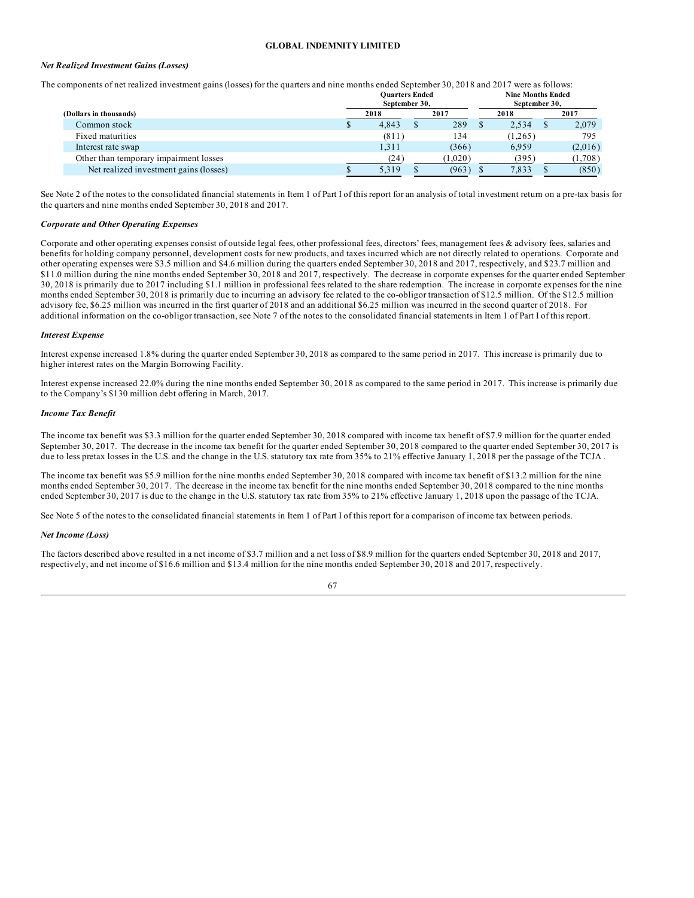**GLOBAL INDEMNITY LIMITED**

***Net Realized Investment Gains (Losses)***

The components of net realized investment gains (losses) for the quarters and nine months ended September 30, 2018 and 2017 were as follows:

| (Dollars in thousands) | Quarters Ended September 30, | | Nine Months Ended September 30, | |
|---|---|---|---|---|
| | 2018 | 2017 | 2018 | 2017 |
| Common stock | $ 4,843 | $ 289 | $ 2,534 | $ 2,079 |
| Fixed maturities | (811) | 134 | (1,265) | 795 |
| Interest rate swap | 1,311 | (366) | 6,959 | (2,016) |
| Other than temporary impairment losses | (24) | (1,020) | (395) | (1,708) |
| Net realized investment gains (losses) | $ 5,319 | $ (963) | $ 7,833 | $ (850) |

See Note 2 of the notes to the consolidated financial statements in Item 1 of Part I of this report for an analysis of total investment return on a pre-tax basis for the quarters and nine months ended September 30, 2018 and 2017.

***Corporate and Other Operating Expenses***

Corporate and other operating expenses consist of outside legal fees, other professional fees, directors' fees, management fees & advisory fees, salaries and benefits for holding company personnel, development costs for new products, and taxes incurred which are not directly related to operations. Corporate and other operating expenses were $3.5 million and $4.6 million during the quarters ended September 30, 2018 and 2017, respectively, and $23.7 million and $11.0 million during the nine months ended September 30, 2018 and 2017, respectively. The decrease in corporate expenses for the quarter ended September 30, 2018 is primarily due to 2017 including $1.1 million in professional fees related to the share redemption. The increase in corporate expenses for the nine months ended September 30, 2018 is primarily due to incurring an advisory fee related to the co-obligor transaction of $12.5 million. Of the $12.5 million advisory fee, $6.25 million was incurred in the first quarter of 2018 and an additional $6.25 million was incurred in the second quarter of 2018. For additional information on the co-obligor transaction, see Note 7 of the notes to the consolidated financial statements in Item 1 of Part I of this report.

***Interest Expense***

Interest expense increased 1.8% during the quarter ended September 30, 2018 as compared to the same period in 2017. This increase is primarily due to higher interest rates on the Margin Borrowing Facility.

Interest expense increased 22.0% during the nine months ended September 30, 2018 as compared to the same period in 2017. This increase is primarily due to the Company's $130 million debt offering in March, 2017.

***Income Tax Benefit***

The income tax benefit was $3.3 million for the quarter ended September 30, 2018 compared with income tax benefit of $7.9 million for the quarter ended September 30, 2017. The decrease in the income tax benefit for the quarter ended September 30, 2018 compared to the quarter ended September 30, 2017 is due to less pretax losses in the U.S. and the change in the U.S. statutory tax rate from 35% to 21% effective January 1, 2018 per the passage of the TCJA .

The income tax benefit was $5.9 million for the nine months ended September 30, 2018 compared with income tax benefit of $13.2 million for the nine months ended September 30, 2017. The decrease in the income tax benefit for the nine months ended September 30, 2018 compared to the nine months ended September 30, 2017 is due to the change in the U.S. statutory tax rate from 35% to 21% effective January 1, 2018 upon the passage of the TCJA.

See Note 5 of the notes to the consolidated financial statements in Item 1 of Part I of this report for a comparison of income tax between periods.

***Net Income (Loss)***

The factors described above resulted in a net income of $3.7 million and a net loss of $8.9 million for the quarters ended September 30, 2018 and 2017, respectively, and net income of $16.6 million and $13.4 million for the nine months ended September 30, 2018 and 2017, respectively.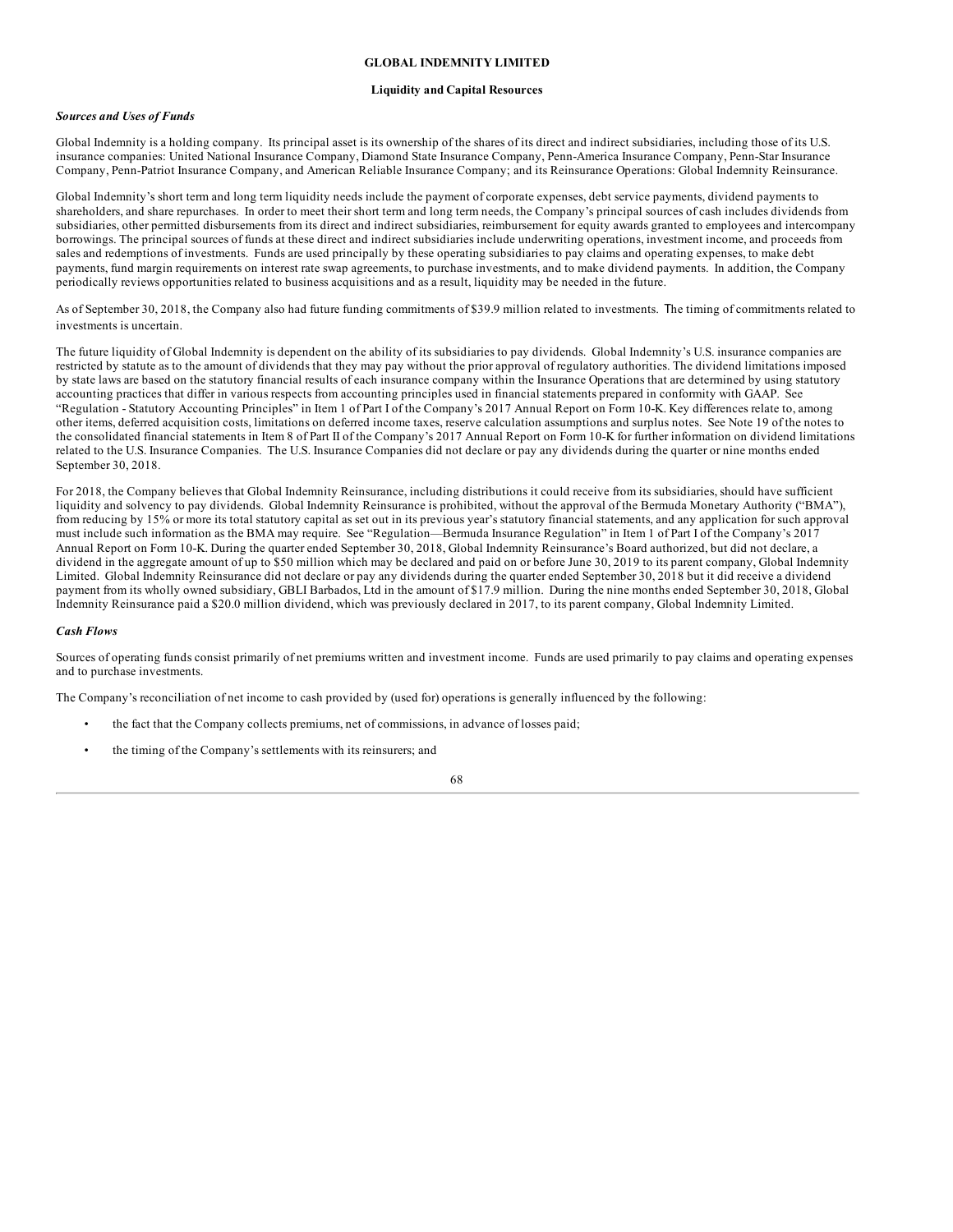**GLOBAL INDEMNITY LIMITED**

**Liquidity and Capital Resources**

***Sources and Uses of Funds***

Global Indemnity is a holding company. Its principal asset is its ownership of the shares of its direct and indirect subsidiaries, including those of its U.S. insurance companies: United National Insurance Company, Diamond State Insurance Company, Penn-America Insurance Company, Penn-Star Insurance Company, Penn-Patriot Insurance Company, and American Reliable Insurance Company; and its Reinsurance Operations: Global Indemnity Reinsurance.

Global Indemnity's short term and long term liquidity needs include the payment of corporate expenses, debt service payments, dividend payments to shareholders, and share repurchases. In order to meet their short term and long term needs, the Company's principal sources of cash includes dividends from subsidiaries, other permitted disbursements from its direct and indirect subsidiaries, reimbursement for equity awards granted to employees and intercompany borrowings. The principal sources of funds at these direct and indirect subsidiaries include underwriting operations, investment income, and proceeds from sales and redemptions of investments. Funds are used principally by these operating subsidiaries to pay claims and operating expenses, to make debt payments, fund margin requirements on interest rate swap agreements, to purchase investments, and to make dividend payments. In addition, the Company periodically reviews opportunities related to business acquisitions and as a result, liquidity may be needed in the future.

As of September 30, 2018, the Company also had future funding commitments of $39.9 million related to investments. The timing of commitments related to investments is uncertain.

The future liquidity of Global Indemnity is dependent on the ability of its subsidiaries to pay dividends. Global Indemnity's U.S. insurance companies are restricted by statute as to the amount of dividends that they may pay without the prior approval of regulatory authorities. The dividend limitations imposed by state laws are based on the statutory financial results of each insurance company within the Insurance Operations that are determined by using statutory accounting practices that differ in various respects from accounting principles used in financial statements prepared in conformity with GAAP. See "Regulation - Statutory Accounting Principles" in Item 1 of Part I of the Company's 2017 Annual Report on Form 10-K. Key differences relate to, among other items, deferred acquisition costs, limitations on deferred income taxes, reserve calculation assumptions and surplus notes. See Note 19 of the notes to the consolidated financial statements in Item 8 of Part II of the Company's 2017 Annual Report on Form 10-K for further information on dividend limitations related to the U.S. Insurance Companies. The U.S. Insurance Companies did not declare or pay any dividends during the quarter or nine months ended September 30, 2018.

For 2018, the Company believes that Global Indemnity Reinsurance, including distributions it could receive from its subsidiaries, should have sufficient liquidity and solvency to pay dividends. Global Indemnity Reinsurance is prohibited, without the approval of the Bermuda Monetary Authority ("BMA"), from reducing by 15% or more its total statutory capital as set out in its previous year's statutory financial statements, and any application for such approval must include such information as the BMA may require. See "Regulation—Bermuda Insurance Regulation" in Item 1 of Part I of the Company's 2017 Annual Report on Form 10-K. During the quarter ended September 30, 2018, Global Indemnity Reinsurance's Board authorized, but did not declare, a dividend in the aggregate amount of up to $50 million which may be declared and paid on or before June 30, 2019 to its parent company, Global Indemnity Limited. Global Indemnity Reinsurance did not declare or pay any dividends during the quarter ended September 30, 2018 but it did receive a dividend payment from its wholly owned subsidiary, GBLI Barbados, Ltd in the amount of $17.9 million. During the nine months ended September 30, 2018, Global Indemnity Reinsurance paid a $20.0 million dividend, which was previously declared in 2017, to its parent company, Global Indemnity Limited.

***Cash Flows***

Sources of operating funds consist primarily of net premiums written and investment income. Funds are used primarily to pay claims and operating expenses and to purchase investments.

The Company's reconciliation of net income to cash provided by (used for) operations is generally influenced by the following:

- the fact that the Company collects premiums, net of commissions, in advance of losses paid;
- the timing of the Company's settlements with its reinsurers; and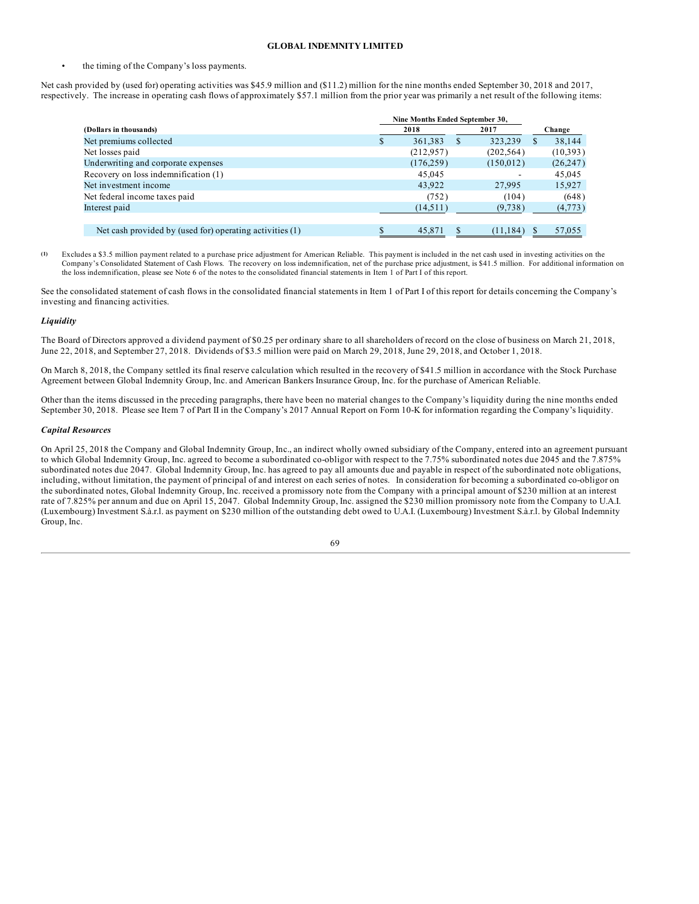- the timing of the Company's loss payments.

Net cash provided by (used for) operating activities was $45.9 million and ($11.2) million for the nine months ended September 30, 2018 and 2017, respectively. The increase in operating cash flows of approximately $57.1 million from the prior year was primarily a net result of the following items:

| (Dollars in thousands) | Nine Months Ended September 30, 2018 | 2017 | Change |
|---|---|---|---|
| Net premiums collected | $ 361,383 | $ 323,239 | $ 38,144 |
| Net losses paid | (212,957) | (202,564) | (10,393) |
| Underwriting and corporate expenses | (176,259) | (150,012) | (26,247) |
| Recovery on loss indemnification (1) | 45,045 | - | 45,045 |
| Net investment income | 43,922 | 27,995 | 15,927 |
| Net federal income taxes paid | (752) | (104) | (648) |
| Interest paid | (14,511) | (9,738) | (4,773) |
| Net cash provided by (used for) operating activities (1) | $ 45,871 | $ (11,184) | $ 57,055 |

(1) Excludes a $3.5 million payment related to a purchase price adjustment for American Reliable. This payment is included in the net cash used in investing activities on the Company's Consolidated Statement of Cash Flows. The recovery on loss indemnification, net of the purchase price adjustment, is $41.5 million. For additional information on the loss indemnification, please see Note 6 of the notes to the consolidated financial statements in Item 1 of Part I of this report.

See the consolidated statement of cash flows in the consolidated financial statements in Item 1 of Part I of this report for details concerning the Company's investing and financing activities.

***Liquidity***

The Board of Directors approved a dividend payment of $0.25 per ordinary share to all shareholders of record on the close of business on March 21, 2018, June 22, 2018, and September 27, 2018. Dividends of $3.5 million were paid on March 29, 2018, June 29, 2018, and October 1, 2018.

On March 8, 2018, the Company settled its final reserve calculation which resulted in the recovery of $41.5 million in accordance with the Stock Purchase Agreement between Global Indemnity Group, Inc. and American Bankers Insurance Group, Inc. for the purchase of American Reliable.

Other than the items discussed in the preceding paragraphs, there have been no material changes to the Company's liquidity during the nine months ended September 30, 2018. Please see Item 7 of Part II in the Company's 2017 Annual Report on Form 10-K for information regarding the Company's liquidity.

***Capital Resources***

On April 25, 2018 the Company and Global Indemnity Group, Inc., an indirect wholly owned subsidiary of the Company, entered into an agreement pursuant to which Global Indemnity Group, Inc. agreed to become a subordinated co-obligor with respect to the 7.75% subordinated notes due 2045 and the 7.875% subordinated notes due 2047. Global Indemnity Group, Inc. has agreed to pay all amounts due and payable in respect of the subordinated note obligations, including, without limitation, the payment of principal of and interest on each series of notes. In consideration for becoming a subordinated co-obligor on the subordinated notes, Global Indemnity Group, Inc. received a promissory note from the Company with a principal amount of $230 million at an interest rate of 7.825% per annum and due on April 15, 2047. Global Indemnity Group, Inc. assigned the $230 million promissory note from the Company to U.A.I. (Luxembourg) Investment S.à.r.l. as payment on $230 million of the outstanding debt owed to U.A.I. (Luxembourg) Investment S.à.r.l. by Global Indemnity Group, Inc.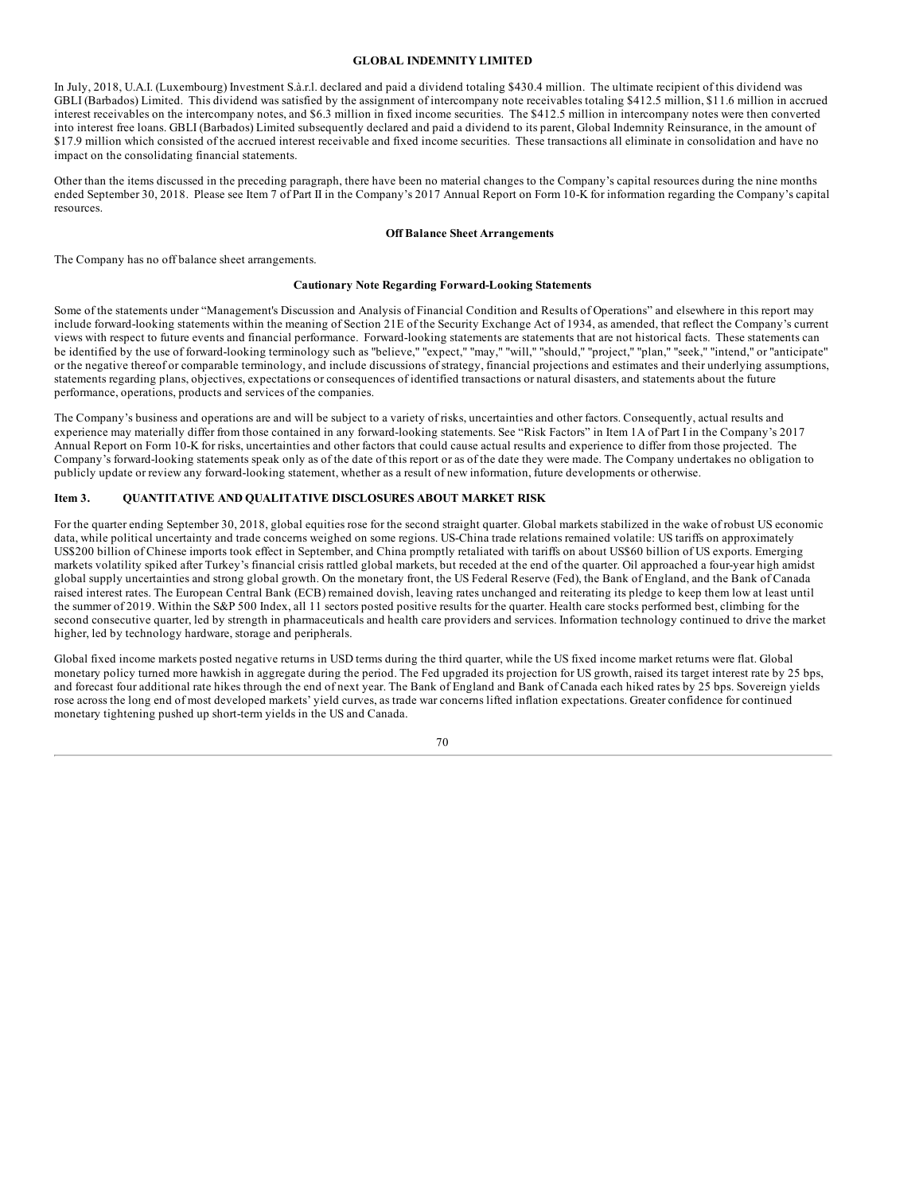In July, 2018, U.A.I. (Luxembourg) Investment S.à.r.l. declared and paid a dividend totaling $430.4 million. The ultimate recipient of this dividend was GBLI (Barbados) Limited. This dividend was satisfied by the assignment of intercompany note receivables totaling $412.5 million, $11.6 million in accrued interest receivables on the intercompany notes, and $6.3 million in fixed income securities. The $412.5 million in intercompany notes were then converted into interest free loans. GBLI (Barbados) Limited subsequently declared and paid a dividend to its parent, Global Indemnity Reinsurance, in the amount of $17.9 million which consisted of the accrued interest receivable and fixed income securities. These transactions all eliminate in consolidation and have no impact on the consolidating financial statements.

Other than the items discussed in the preceding paragraph, there have been no material changes to the Company's capital resources during the nine months ended September 30, 2018. Please see Item 7 of Part II in the Company's 2017 Annual Report on Form 10-K for information regarding the Company's capital resources.

### Off Balance Sheet Arrangements

The Company has no off balance sheet arrangements.

### Cautionary Note Regarding Forward-Looking Statements

Some of the statements under "Management's Discussion and Analysis of Financial Condition and Results of Operations" and elsewhere in this report may include forward-looking statements within the meaning of Section 21E of the Security Exchange Act of 1934, as amended, that reflect the Company's current views with respect to future events and financial performance. Forward-looking statements are statements that are not historical facts. These statements can be identified by the use of forward-looking terminology such as "believe," "expect," "may," "will," "should," "project," "plan," "seek," "intend," or "anticipate" or the negative thereof or comparable terminology, and include discussions of strategy, financial projections and estimates and their underlying assumptions, statements regarding plans, objectives, expectations or consequences of identified transactions or natural disasters, and statements about the future performance, operations, products and services of the companies.

The Company's business and operations are and will be subject to a variety of risks, uncertainties and other factors. Consequently, actual results and experience may materially differ from those contained in any forward-looking statements. See "Risk Factors" in Item 1A of Part I in the Company's 2017 Annual Report on Form 10-K for risks, uncertainties and other factors that could cause actual results and experience to differ from those projected. The Company's forward-looking statements speak only as of the date of this report or as of the date they were made. The Company undertakes no obligation to publicly update or review any forward-looking statement, whether as a result of new information, future developments or otherwise.

## Item 3. QUANTITATIVE AND QUALITATIVE DISCLOSURES ABOUT MARKET RISK

For the quarter ending September 30, 2018, global equities rose for the second straight quarter. Global markets stabilized in the wake of robust US economic data, while political uncertainty and trade concerns weighed on some regions. US-China trade relations remained volatile: US tariffs on approximately US$200 billion of Chinese imports took effect in September, and China promptly retaliated with tariffs on about US$60 billion of US exports. Emerging markets volatility spiked after Turkey's financial crisis rattled global markets, but receded at the end of the quarter. Oil approached a four-year high amidst global supply uncertainties and strong global growth. On the monetary front, the US Federal Reserve (Fed), the Bank of England, and the Bank of Canada raised interest rates. The European Central Bank (ECB) remained dovish, leaving rates unchanged and reiterating its pledge to keep them low at least until the summer of 2019. Within the S&P 500 Index, all 11 sectors posted positive results for the quarter. Health care stocks performed best, climbing for the second consecutive quarter, led by strength in pharmaceuticals and health care providers and services. Information technology continued to drive the market higher, led by technology hardware, storage and peripherals.

Global fixed income markets posted negative returns in USD terms during the third quarter, while the US fixed income market returns were flat. Global monetary policy turned more hawkish in aggregate during the period. The Fed upgraded its projection for US growth, raised its target interest rate by 25 bps, and forecast four additional rate hikes through the end of next year. The Bank of England and Bank of Canada each hiked rates by 25 bps. Sovereign yields rose across the long end of most developed markets' yield curves, as trade war concerns lifted inflation expectations. Greater confidence for continued monetary tightening pushed up short-term yields in the US and Canada.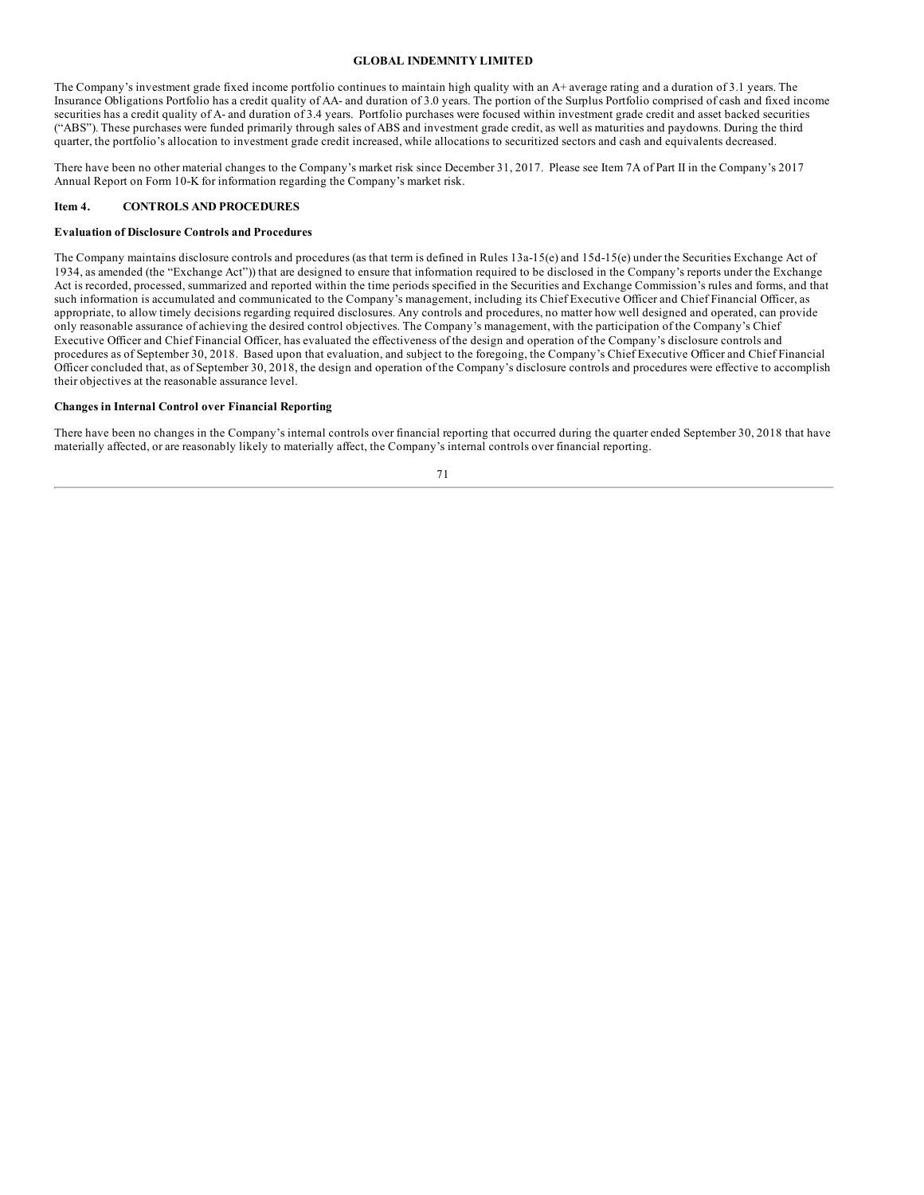The Company's investment grade fixed income portfolio continues to maintain high quality with an A+ average rating and a duration of 3.1 years. The Insurance Obligations Portfolio has a credit quality of AA- and duration of 3.0 years. The portion of the Surplus Portfolio comprised of cash and fixed income securities has a credit quality of A- and duration of 3.4 years. Portfolio purchases were focused within investment grade credit and asset backed securities ("ABS"). These purchases were funded primarily through sales of ABS and investment grade credit, as well as maturities and paydowns. During the third quarter, the portfolio's allocation to investment grade credit increased, while allocations to securitized sectors and cash and equivalents decreased.

There have been no other material changes to the Company's market risk since December 31, 2017. Please see Item 7A of Part II in the Company's 2017 Annual Report on Form 10-K for information regarding the Company's market risk.

## Item 4. CONTROLS AND PROCEDURES

**Evaluation of Disclosure Controls and Procedures**

The Company maintains disclosure controls and procedures (as that term is defined in Rules 13a-15(e) and 15d-15(e) under the Securities Exchange Act of 1934, as amended (the "Exchange Act")) that are designed to ensure that information required to be disclosed in the Company's reports under the Exchange Act is recorded, processed, summarized and reported within the time periods specified in the Securities and Exchange Commission's rules and forms, and that such information is accumulated and communicated to the Company's management, including its Chief Executive Officer and Chief Financial Officer, as appropriate, to allow timely decisions regarding required disclosures. Any controls and procedures, no matter how well designed and operated, can provide only reasonable assurance of achieving the desired control objectives. The Company's management, with the participation of the Company's Chief Executive Officer and Chief Financial Officer, has evaluated the effectiveness of the design and operation of the Company's disclosure controls and procedures as of September 30, 2018. Based upon that evaluation, and subject to the foregoing, the Company's Chief Executive Officer and Chief Financial Officer concluded that, as of September 30, 2018, the design and operation of the Company's disclosure controls and procedures were effective to accomplish their objectives at the reasonable assurance level.

**Changes in Internal Control over Financial Reporting**

There have been no changes in the Company's internal controls over financial reporting that occurred during the quarter ended September 30, 2018 that have materially affected, or are reasonably likely to materially affect, the Company's internal controls over financial reporting.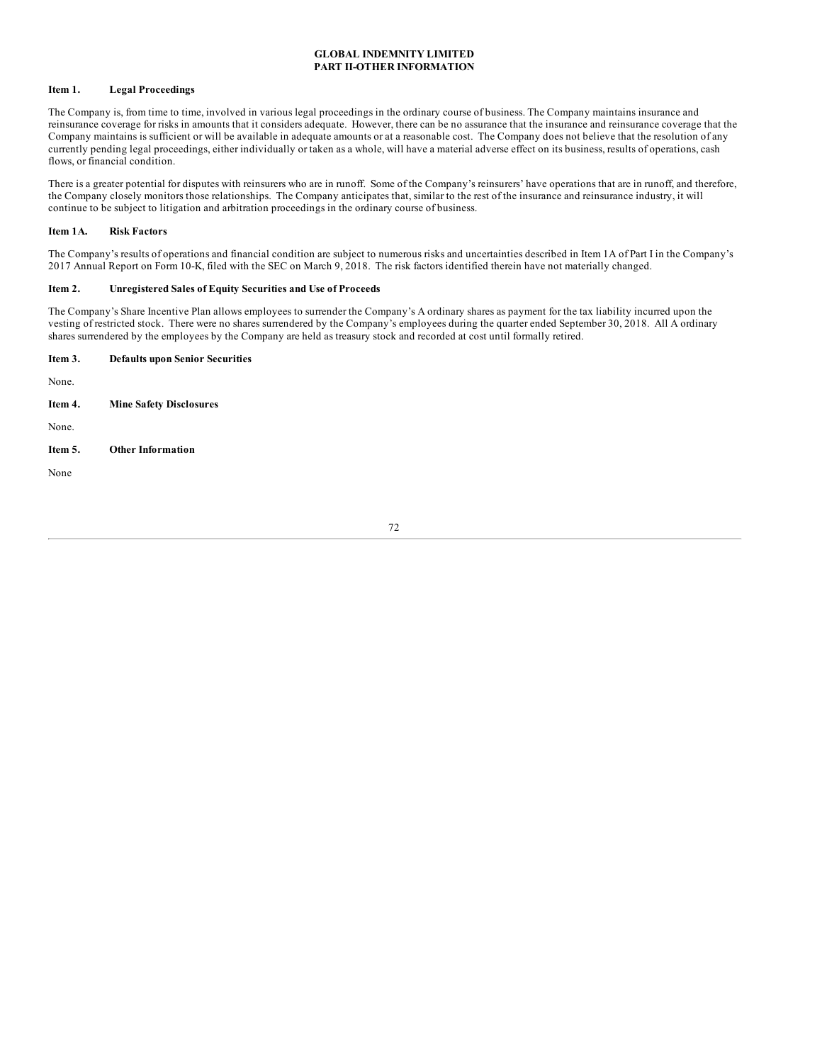**GLOBAL INDEMNITY LIMITED**
**PART II-OTHER INFORMATION**

### Item 1. Legal Proceedings

The Company is, from time to time, involved in various legal proceedings in the ordinary course of business. The Company maintains insurance and reinsurance coverage for risks in amounts that it considers adequate. However, there can be no assurance that the insurance and reinsurance coverage that the Company maintains is sufficient or will be available in adequate amounts or at a reasonable cost. The Company does not believe that the resolution of any currently pending legal proceedings, either individually or taken as a whole, will have a material adverse effect on its business, results of operations, cash flows, or financial condition.

There is a greater potential for disputes with reinsurers who are in runoff. Some of the Company's reinsurers' have operations that are in runoff, and therefore, the Company closely monitors those relationships. The Company anticipates that, similar to the rest of the insurance and reinsurance industry, it will continue to be subject to litigation and arbitration proceedings in the ordinary course of business.

### Item 1A. Risk Factors

The Company's results of operations and financial condition are subject to numerous risks and uncertainties described in Item 1A of Part I in the Company's 2017 Annual Report on Form 10-K, filed with the SEC on March 9, 2018. The risk factors identified therein have not materially changed.

### Item 2. Unregistered Sales of Equity Securities and Use of Proceeds

The Company's Share Incentive Plan allows employees to surrender the Company's A ordinary shares as payment for the tax liability incurred upon the vesting of restricted stock. There were no shares surrendered by the Company's employees during the quarter ended September 30, 2018. All A ordinary shares surrendered by the employees by the Company are held as treasury stock and recorded at cost until formally retired.

### Item 3. Defaults upon Senior Securities

None.

### Item 4. Mine Safety Disclosures

None.

### Item 5. Other Information

None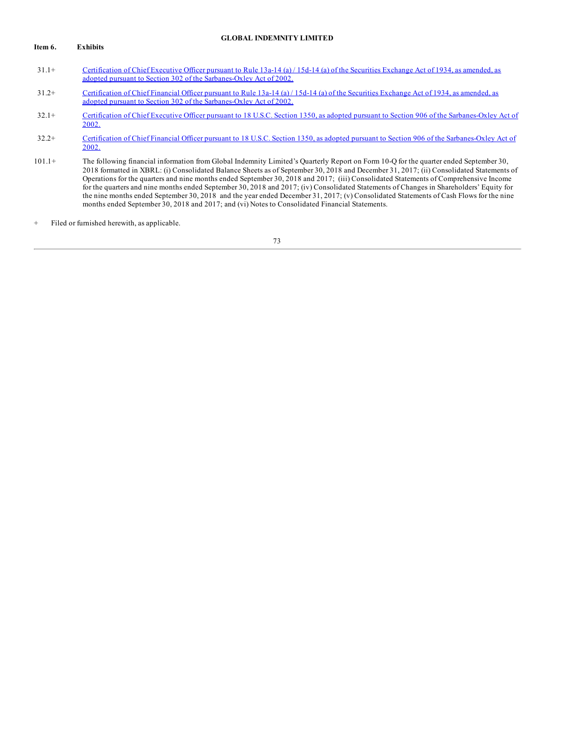**GLOBAL INDEMNITY LIMITED**

**Item 6. Exhibits**

| | |
|---|---|
| 31.1+ | Certification of Chief Executive Officer pursuant to Rule 13a-14 (a) / 15d-14 (a) of the Securities Exchange Act of 1934, as amended, as adopted pursuant to Section 302 of the Sarbanes-Oxley Act of 2002. |
| 31.2+ | Certification of Chief Financial Officer pursuant to Rule 13a-14 (a) / 15d-14 (a) of the Securities Exchange Act of 1934, as amended, as adopted pursuant to Section 302 of the Sarbanes-Oxley Act of 2002. |
| 32.1+ | Certification of Chief Executive Officer pursuant to 18 U.S.C. Section 1350, as adopted pursuant to Section 906 of the Sarbanes-Oxley Act of 2002. |
| 32.2+ | Certification of Chief Financial Officer pursuant to 18 U.S.C. Section 1350, as adopted pursuant to Section 906 of the Sarbanes-Oxley Act of 2002. |
| 101.1+ | The following financial information from Global Indemnity Limited's Quarterly Report on Form 10-Q for the quarter ended September 30, 2018 formatted in XBRL: (i) Consolidated Balance Sheets as of September 30, 2018 and December 31, 2017; (ii) Consolidated Statements of Operations for the quarters and nine months ended September 30, 2018 and 2017; (iii) Consolidated Statements of Comprehensive Income for the quarters and nine months ended September 30, 2018 and 2017; (iv) Consolidated Statements of Changes in Shareholders' Equity for the nine months ended September 30, 2018 and the year ended December 31, 2017; (v) Consolidated Statements of Cash Flows for the nine months ended September 30, 2018 and 2017; and (vi) Notes to Consolidated Financial Statements. |

\+ Filed or furnished herewith, as applicable.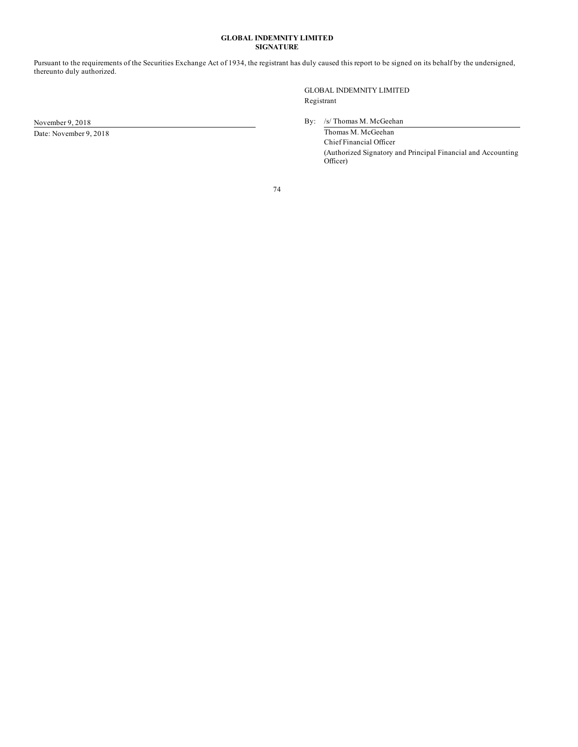**GLOBAL INDEMNITY LIMITED**
**SIGNATURE**

Pursuant to the requirements of the Securities Exchange Act of 1934, the registrant has duly caused this report to be signed on its behalf by the undersigned, thereunto duly authorized.

GLOBAL INDEMNITY LIMITED
Registrant

November 9, 2018

Date: November 9, 2018

By: /s/ Thomas M. McGeehan

Thomas M. McGeehan
Chief Financial Officer
(Authorized Signatory and Principal Financial and Accounting Officer)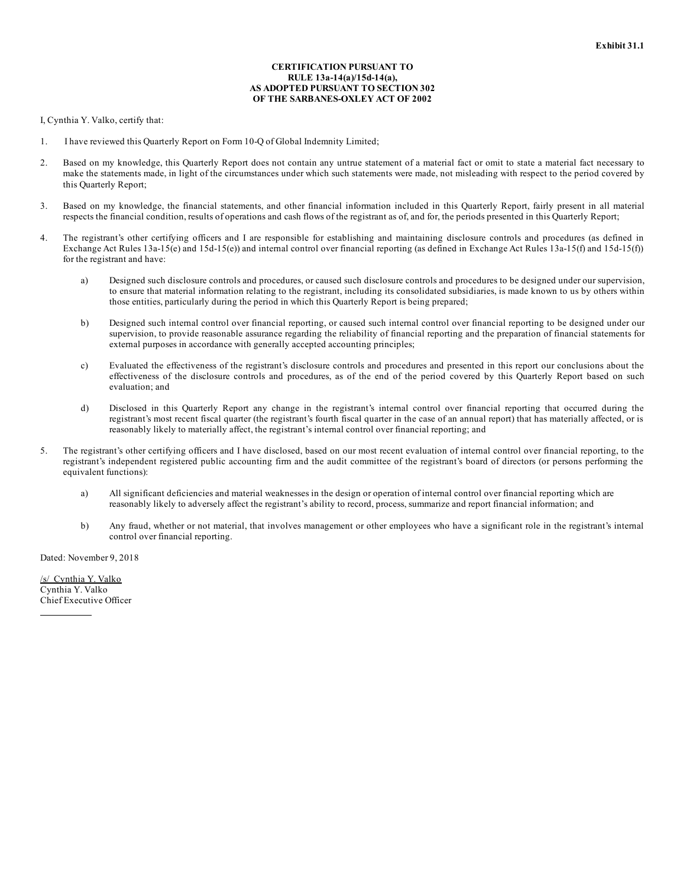**Exhibit 31.1**

**CERTIFICATION PURSUANT TO RULE 13a-14(a)/15d-14(a), AS ADOPTED PURSUANT TO SECTION 302 OF THE SARBANES-OXLEY ACT OF 2002**

I, Cynthia Y. Valko, certify that:

1. I have reviewed this Quarterly Report on Form 10-Q of Global Indemnity Limited;
2. Based on my knowledge, this Quarterly Report does not contain any untrue statement of a material fact or omit to state a material fact necessary to make the statements made, in light of the circumstances under which such statements were made, not misleading with respect to the period covered by this Quarterly Report;
3. Based on my knowledge, the financial statements, and other financial information included in this Quarterly Report, fairly present in all material respects the financial condition, results of operations and cash flows of the registrant as of, and for, the periods presented in this Quarterly Report;
4. The registrant's other certifying officers and I are responsible for establishing and maintaining disclosure controls and procedures (as defined in Exchange Act Rules 13a-15(e) and 15d-15(e)) and internal control over financial reporting (as defined in Exchange Act Rules 13a-15(f) and 15d-15(f)) for the registrant and have:
   - a) Designed such disclosure controls and procedures, or caused such disclosure controls and procedures to be designed under our supervision, to ensure that material information relating to the registrant, including its consolidated subsidiaries, is made known to us by others within those entities, particularly during the period in which this Quarterly Report is being prepared;
   - b) Designed such internal control over financial reporting, or caused such internal control over financial reporting to be designed under our supervision, to provide reasonable assurance regarding the reliability of financial reporting and the preparation of financial statements for external purposes in accordance with generally accepted accounting principles;
   - c) Evaluated the effectiveness of the registrant's disclosure controls and procedures and presented in this report our conclusions about the effectiveness of the disclosure controls and procedures, as of the end of the period covered by this Quarterly Report based on such evaluation; and
   - d) Disclosed in this Quarterly Report any change in the registrant's internal control over financial reporting that occurred during the registrant's most recent fiscal quarter (the registrant's fourth fiscal quarter in the case of an annual report) that has materially affected, or is reasonably likely to materially affect, the registrant's internal control over financial reporting; and
5. The registrant's other certifying officers and I have disclosed, based on our most recent evaluation of internal control over financial reporting, to the registrant's independent registered public accounting firm and the audit committee of the registrant's board of directors (or persons performing the equivalent functions):
   - a) All significant deficiencies and material weaknesses in the design or operation of internal control over financial reporting which are reasonably likely to adversely affect the registrant's ability to record, process, summarize and report financial information; and
   - b) Any fraud, whether or not material, that involves management or other employees who have a significant role in the registrant's internal control over financial reporting.

Dated: November 9, 2018

/s/ Cynthia Y. Valko
Cynthia Y. Valko
Chief Executive Officer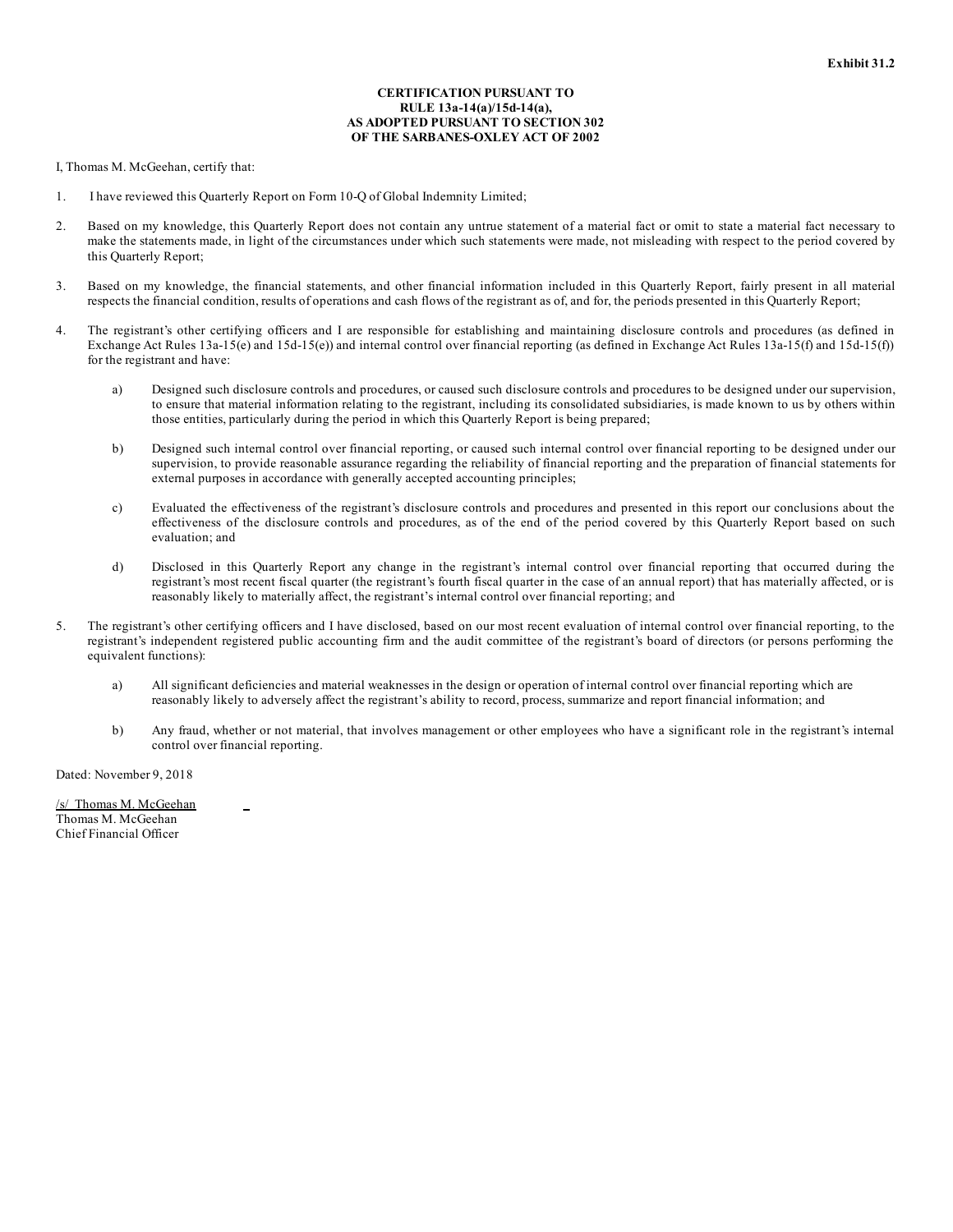**Exhibit 31.2**

**CERTIFICATION PURSUANT TO**
**RULE 13a-14(a)/15d-14(a),**
**AS ADOPTED PURSUANT TO SECTION 302**
**OF THE SARBANES-OXLEY ACT OF 2002**

I, Thomas M. McGeehan, certify that:

1. I have reviewed this Quarterly Report on Form 10-Q of Global Indemnity Limited;

2. Based on my knowledge, this Quarterly Report does not contain any untrue statement of a material fact or omit to state a material fact necessary to make the statements made, in light of the circumstances under which such statements were made, not misleading with respect to the period covered by this Quarterly Report;

3. Based on my knowledge, the financial statements, and other financial information included in this Quarterly Report, fairly present in all material respects the financial condition, results of operations and cash flows of the registrant as of, and for, the periods presented in this Quarterly Report;

4. The registrant's other certifying officers and I are responsible for establishing and maintaining disclosure controls and procedures (as defined in Exchange Act Rules 13a-15(e) and 15d-15(e)) and internal control over financial reporting (as defined in Exchange Act Rules 13a-15(f) and 15d-15(f)) for the registrant and have:

    a) Designed such disclosure controls and procedures, or caused such disclosure controls and procedures to be designed under our supervision, to ensure that material information relating to the registrant, including its consolidated subsidiaries, is made known to us by others within those entities, particularly during the period in which this Quarterly Report is being prepared;

    b) Designed such internal control over financial reporting, or caused such internal control over financial reporting to be designed under our supervision, to provide reasonable assurance regarding the reliability of financial reporting and the preparation of financial statements for external purposes in accordance with generally accepted accounting principles;

    c) Evaluated the effectiveness of the registrant's disclosure controls and procedures and presented in this report our conclusions about the effectiveness of the disclosure controls and procedures, as of the end of the period covered by this Quarterly Report based on such evaluation; and

    d) Disclosed in this Quarterly Report any change in the registrant's internal control over financial reporting that occurred during the registrant's most recent fiscal quarter (the registrant's fourth fiscal quarter in the case of an annual report) that has materially affected, or is reasonably likely to materially affect, the registrant's internal control over financial reporting; and

5. The registrant's other certifying officers and I have disclosed, based on our most recent evaluation of internal control over financial reporting, to the registrant's independent registered public accounting firm and the audit committee of the registrant's board of directors (or persons performing the equivalent functions):

    a) All significant deficiencies and material weaknesses in the design or operation of internal control over financial reporting which are reasonably likely to adversely affect the registrant's ability to record, process, summarize and report financial information; and

    b) Any fraud, whether or not material, that involves management or other employees who have a significant role in the registrant's internal control over financial reporting.

Dated: November 9, 2018

/s/ Thomas M. McGeehan
Thomas M. McGeehan
Chief Financial Officer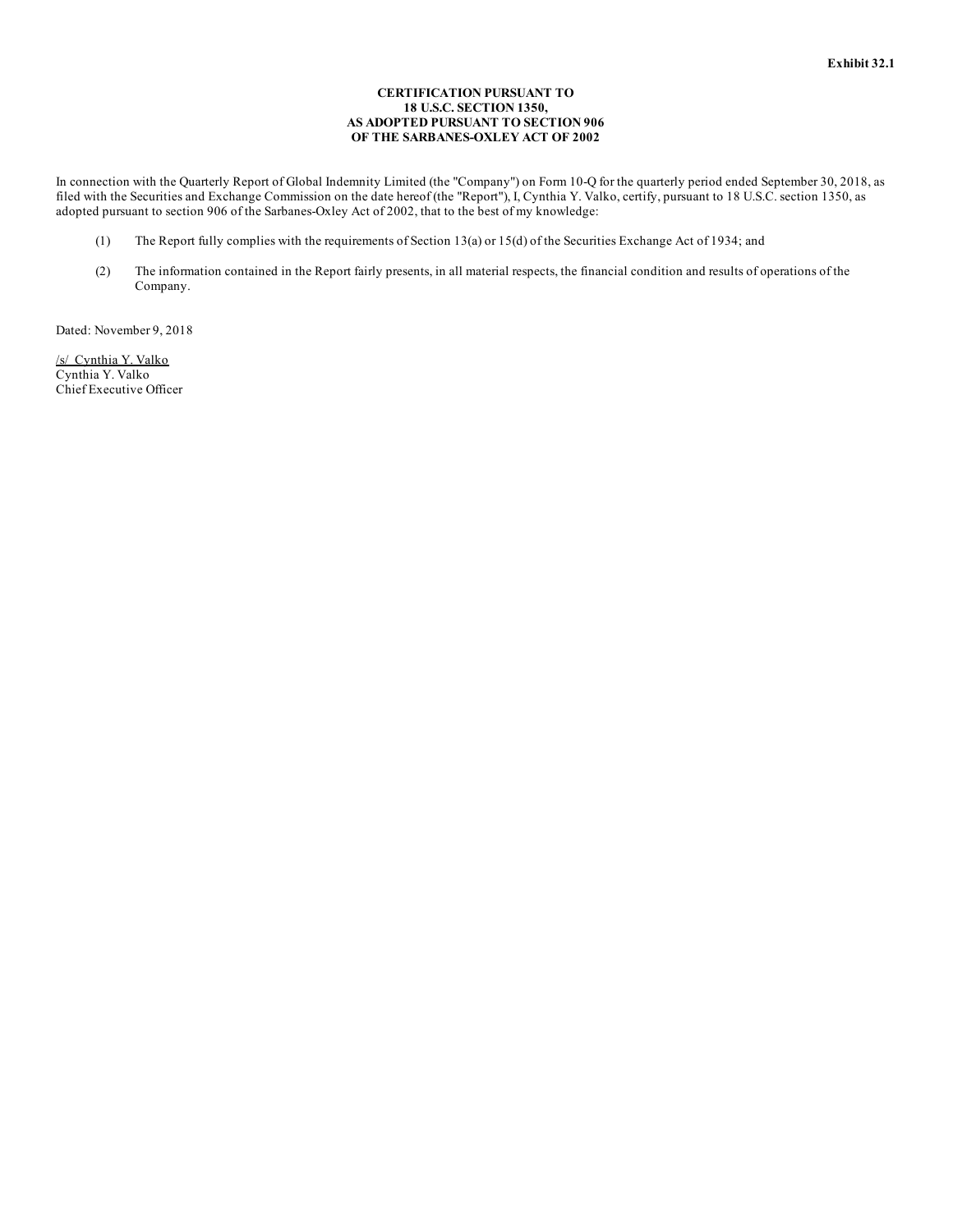**Exhibit 32.1**

**CERTIFICATION PURSUANT TO**
**18 U.S.C. SECTION 1350,**
**AS ADOPTED PURSUANT TO SECTION 906**
**OF THE SARBANES-OXLEY ACT OF 2002**

In connection with the Quarterly Report of Global Indemnity Limited (the "Company") on Form 10-Q for the quarterly period ended September 30, 2018, as filed with the Securities and Exchange Commission on the date hereof (the "Report"), I, Cynthia Y. Valko, certify, pursuant to 18 U.S.C. section 1350, as adopted pursuant to section 906 of the Sarbanes-Oxley Act of 2002, that to the best of my knowledge:

(1) The Report fully complies with the requirements of Section 13(a) or 15(d) of the Securities Exchange Act of 1934; and

(2) The information contained in the Report fairly presents, in all material respects, the financial condition and results of operations of the Company.

Dated: November 9, 2018

/s/ Cynthia Y. Valko
Cynthia Y. Valko
Chief Executive Officer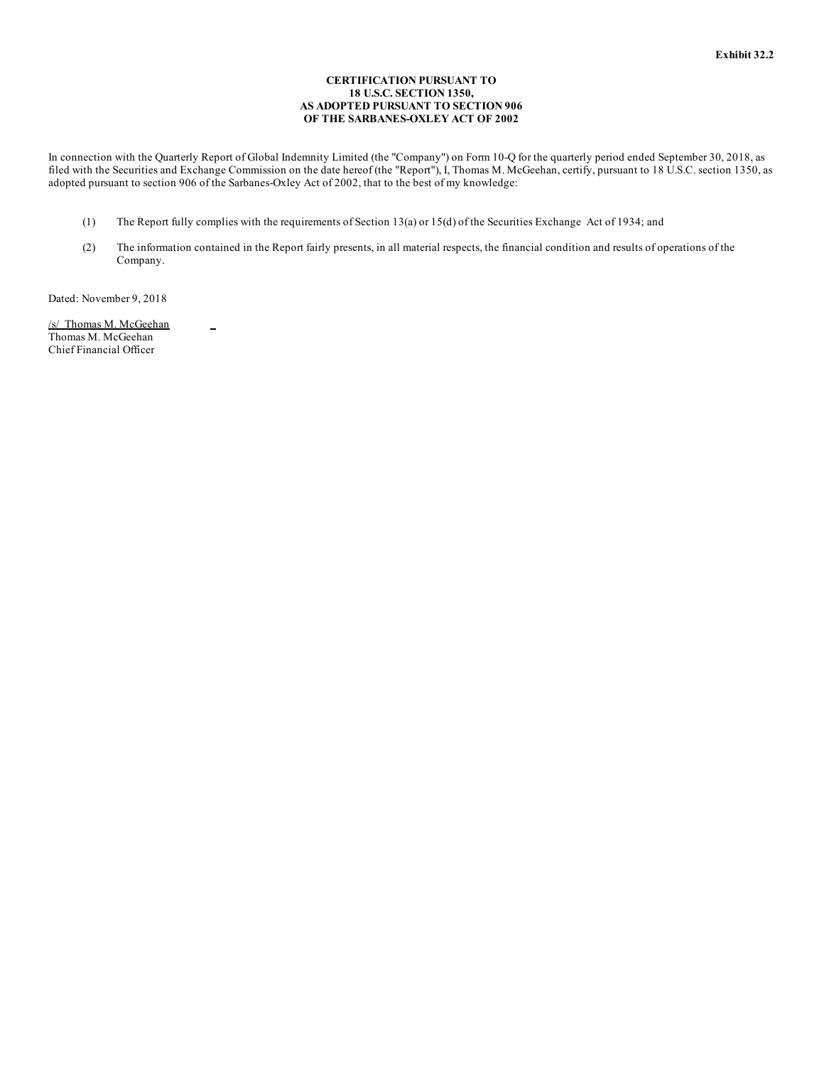**Exhibit 32.2**

**CERTIFICATION PURSUANT TO**
**18 U.S.C. SECTION 1350,**
**AS ADOPTED PURSUANT TO SECTION 906**
**OF THE SARBANES-OXLEY ACT OF 2002**

In connection with the Quarterly Report of Global Indemnity Limited (the "Company") on Form 10-Q for the quarterly period ended September 30, 2018, as filed with the Securities and Exchange Commission on the date hereof (the "Report"), I, Thomas M. McGeehan, certify, pursuant to 18 U.S.C. section 1350, as adopted pursuant to section 906 of the Sarbanes-Oxley Act of 2002, that to the best of my knowledge:

(1) The Report fully complies with the requirements of Section 13(a) or 15(d) of the Securities Exchange Act of 1934; and

(2) The information contained in the Report fairly presents, in all material respects, the financial condition and results of operations of the Company.

Dated: November 9, 2018

/s/ Thomas M. McGeehan
Thomas M. McGeehan
Chief Financial Officer